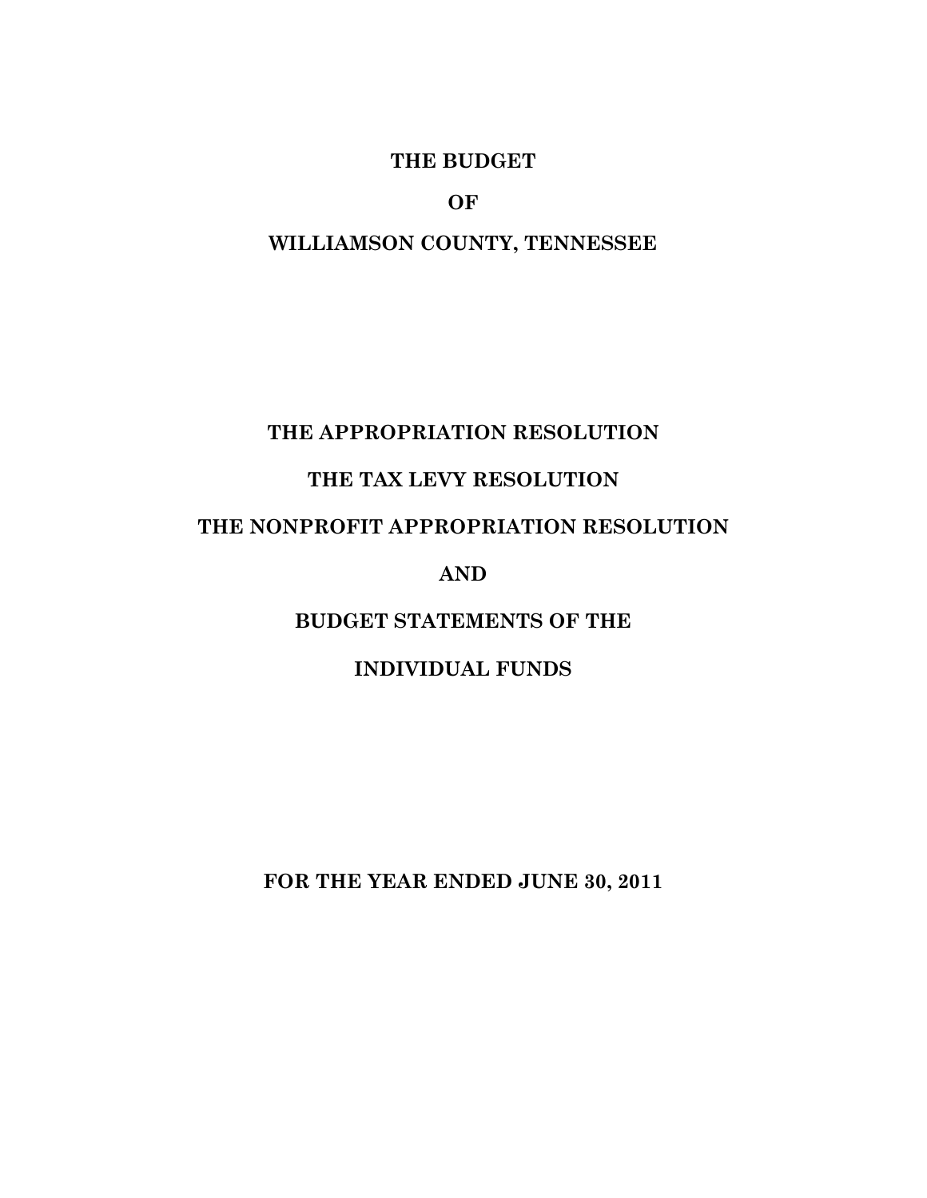# THE BUDGET

# OF

# WILLIAMSON COUNTY, TENNESSEE

## THE APPROPRIATION RESOLUTION

## THE TAX LEVY RESOLUTION

## THE NONPROFIT APPROPRIATION RESOLUTION

## AND

## BUDGET STATEMENTS OF THE

## INDIVIDUAL FUNDS

**FOR THE YEAR ENDED JUNE 30, 2011**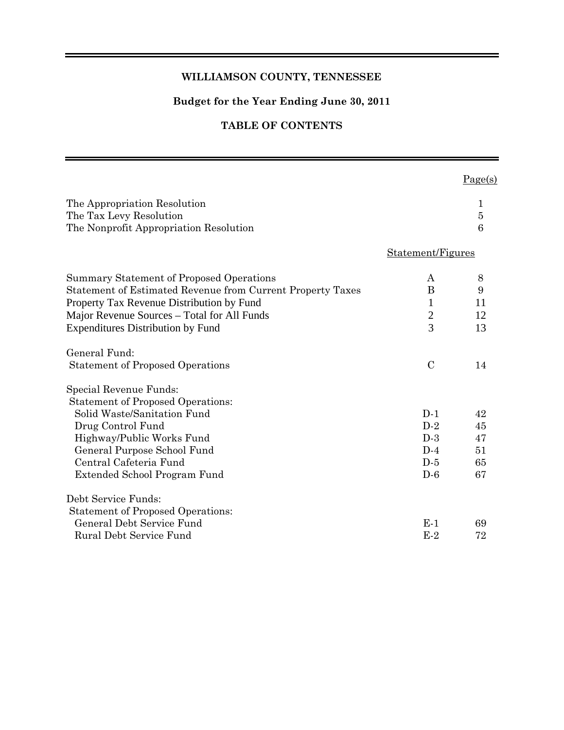# WILLIAMSON COUNTY, TENNESSEE

## Budget for the Year Ending June 30, 2011

## TABLE OF CONTENTS

| | Statement/Figures | Page(s) |
|---|---|---|
| The Appropriation Resolution | | 1 |
| The Tax Levy Resolution | | 5 |
| The Nonprofit Appropriation Resolution | | 6 |
| Summary Statement of Proposed Operations | A | 8 |
| Statement of Estimated Revenue from Current Property Taxes | B | 9 |
| Property Tax Revenue Distribution by Fund | 1 | 11 |
| Major Revenue Sources – Total for All Funds | 2 | 12 |
| Expenditures Distribution by Fund | 3 | 13 |
| General Fund: | | |
| Statement of Proposed Operations | C | 14 |
| Special Revenue Funds: | | |
| Statement of Proposed Operations: | | |
| Solid Waste/Sanitation Fund | D-1 | 42 |
| Drug Control Fund | D-2 | 45 |
| Highway/Public Works Fund | D-3 | 47 |
| General Purpose School Fund | D-4 | 51 |
| Central Cafeteria Fund | D-5 | 65 |
| Extended School Program Fund | D-6 | 67 |
| Debt Service Funds: | | |
| Statement of Proposed Operations: | | |
| General Debt Service Fund | E-1 | 69 |
| Rural Debt Service Fund | E-2 | 72 |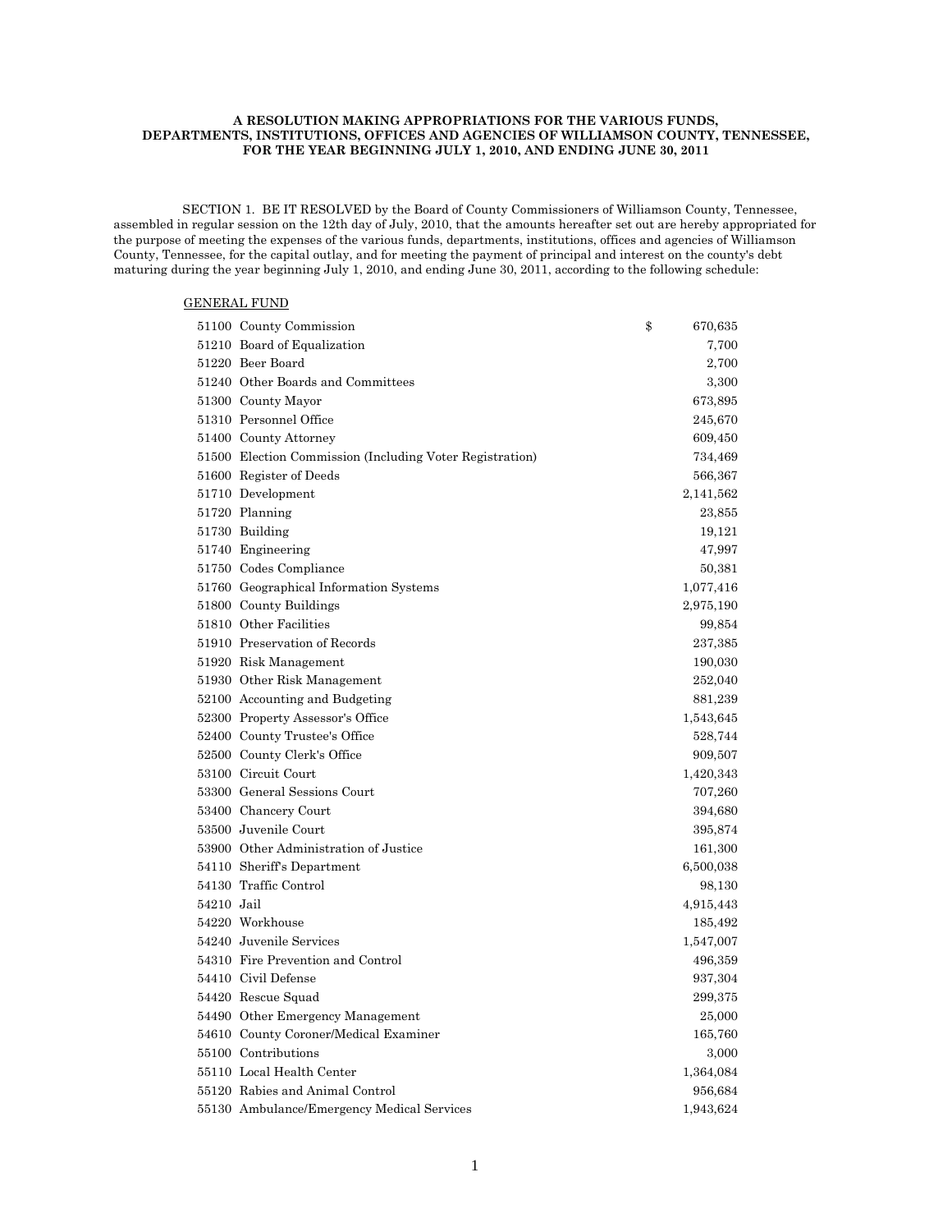**A RESOLUTION MAKING APPROPRIATIONS FOR THE VARIOUS FUNDS, DEPARTMENTS, INSTITUTIONS, OFFICES AND AGENCIES OF WILLIAMSON COUNTY, TENNESSEE, FOR THE YEAR BEGINNING JULY 1, 2010, AND ENDING JUNE 30, 2011**

SECTION 1. BE IT RESOLVED by the Board of County Commissioners of Williamson County, Tennessee, assembled in regular session on the 12th day of July, 2010, that the amounts hereafter set out are hereby appropriated for the purpose of meeting the expenses of the various funds, departments, institutions, offices and agencies of Williamson County, Tennessee, for the capital outlay, and for meeting the payment of principal and interest on the county's debt maturing during the year beginning July 1, 2010, and ending June 30, 2011, according to the following schedule:

GENERAL FUND

| Code | Description | Amount |
|---|---|---|
| 51100 | County Commission | $ 670,635 |
| 51210 | Board of Equalization | 7,700 |
| 51220 | Beer Board | 2,700 |
| 51240 | Other Boards and Committees | 3,300 |
| 51300 | County Mayor | 673,895 |
| 51310 | Personnel Office | 245,670 |
| 51400 | County Attorney | 609,450 |
| 51500 | Election Commission (Including Voter Registration) | 734,469 |
| 51600 | Register of Deeds | 566,367 |
| 51710 | Development | 2,141,562 |
| 51720 | Planning | 23,855 |
| 51730 | Building | 19,121 |
| 51740 | Engineering | 47,997 |
| 51750 | Codes Compliance | 50,381 |
| 51760 | Geographical Information Systems | 1,077,416 |
| 51800 | County Buildings | 2,975,190 |
| 51810 | Other Facilities | 99,854 |
| 51910 | Preservation of Records | 237,385 |
| 51920 | Risk Management | 190,030 |
| 51930 | Other Risk Management | 252,040 |
| 52100 | Accounting and Budgeting | 881,239 |
| 52300 | Property Assessor's Office | 1,543,645 |
| 52400 | County Trustee's Office | 528,744 |
| 52500 | County Clerk's Office | 909,507 |
| 53100 | Circuit Court | 1,420,343 |
| 53300 | General Sessions Court | 707,260 |
| 53400 | Chancery Court | 394,680 |
| 53500 | Juvenile Court | 395,874 |
| 53900 | Other Administration of Justice | 161,300 |
| 54110 | Sheriff's Department | 6,500,038 |
| 54130 | Traffic Control | 98,130 |
| 54210 | Jail | 4,915,443 |
| 54220 | Workhouse | 185,492 |
| 54240 | Juvenile Services | 1,547,007 |
| 54310 | Fire Prevention and Control | 496,359 |
| 54410 | Civil Defense | 937,304 |
| 54420 | Rescue Squad | 299,375 |
| 54490 | Other Emergency Management | 25,000 |
| 54610 | County Coroner/Medical Examiner | 165,760 |
| 55100 | Contributions | 3,000 |
| 55110 | Local Health Center | 1,364,084 |
| 55120 | Rabies and Animal Control | 956,684 |
| 55130 | Ambulance/Emergency Medical Services | 1,943,624 |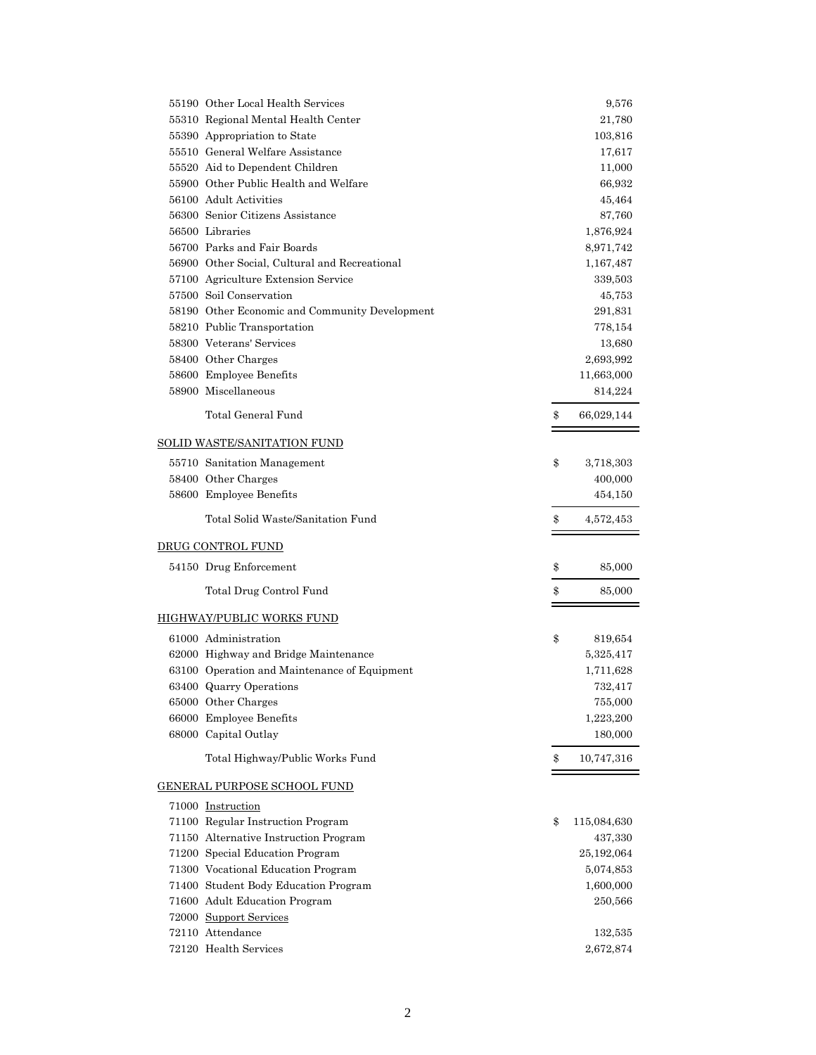| Code | Description | | Amount |
|---|---|---|---|
| 55190 | Other Local Health Services | | 9,576 |
| 55310 | Regional Mental Health Center | | 21,780 |
| 55390 | Appropriation to State | | 103,816 |
| 55510 | General Welfare Assistance | | 17,617 |
| 55520 | Aid to Dependent Children | | 11,000 |
| 55900 | Other Public Health and Welfare | | 66,932 |
| 56100 | Adult Activities | | 45,464 |
| 56300 | Senior Citizens Assistance | | 87,760 |
| 56500 | Libraries | | 1,876,924 |
| 56700 | Parks and Fair Boards | | 8,971,742 |
| 56900 | Other Social, Cultural and Recreational | | 1,167,487 |
| 57100 | Agriculture Extension Service | | 339,503 |
| 57500 | Soil Conservation | | 45,753 |
| 58190 | Other Economic and Community Development | | 291,831 |
| 58210 | Public Transportation | | 778,154 |
| 58300 | Veterans' Services | | 13,680 |
| 58400 | Other Charges | | 2,693,992 |
| 58600 | Employee Benefits | | 11,663,000 |
| 58900 | Miscellaneous | | 814,224 |
| | Total General Fund | $ | 66,029,144 |

SOLID WASTE/SANITATION FUND

| Code | Description | | Amount |
|---|---|---|---|
| 55710 | Sanitation Management | $ | 3,718,303 |
| 58400 | Other Charges | | 400,000 |
| 58600 | Employee Benefits | | 454,150 |
| | Total Solid Waste/Sanitation Fund | $ | 4,572,453 |

DRUG CONTROL FUND

| Code | Description | | Amount |
|---|---|---|---|
| 54150 | Drug Enforcement | $ | 85,000 |
| | Total Drug Control Fund | $ | 85,000 |

HIGHWAY/PUBLIC WORKS FUND

| Code | Description | | Amount |
|---|---|---|---|
| 61000 | Administration | $ | 819,654 |
| 62000 | Highway and Bridge Maintenance | | 5,325,417 |
| 63100 | Operation and Maintenance of Equipment | | 1,711,628 |
| 63400 | Quarry Operations | | 732,417 |
| 65000 | Other Charges | | 755,000 |
| 66000 | Employee Benefits | | 1,223,200 |
| 68000 | Capital Outlay | | 180,000 |
| | Total Highway/Public Works Fund | $ | 10,747,316 |

GENERAL PURPOSE SCHOOL FUND

| Code | Description | | Amount |
|---|---|---|---|
| 71000 | Instruction | | |
| 71100 | Regular Instruction Program | $ | 115,084,630 |
| 71150 | Alternative Instruction Program | | 437,330 |
| 71200 | Special Education Program | | 25,192,064 |
| 71300 | Vocational Education Program | | 5,074,853 |
| 71400 | Student Body Education Program | | 1,600,000 |
| 71600 | Adult Education Program | | 250,566 |
| 72000 | Support Services | | |
| 72110 | Attendance | | 132,535 |
| 72120 | Health Services | | 2,672,874 |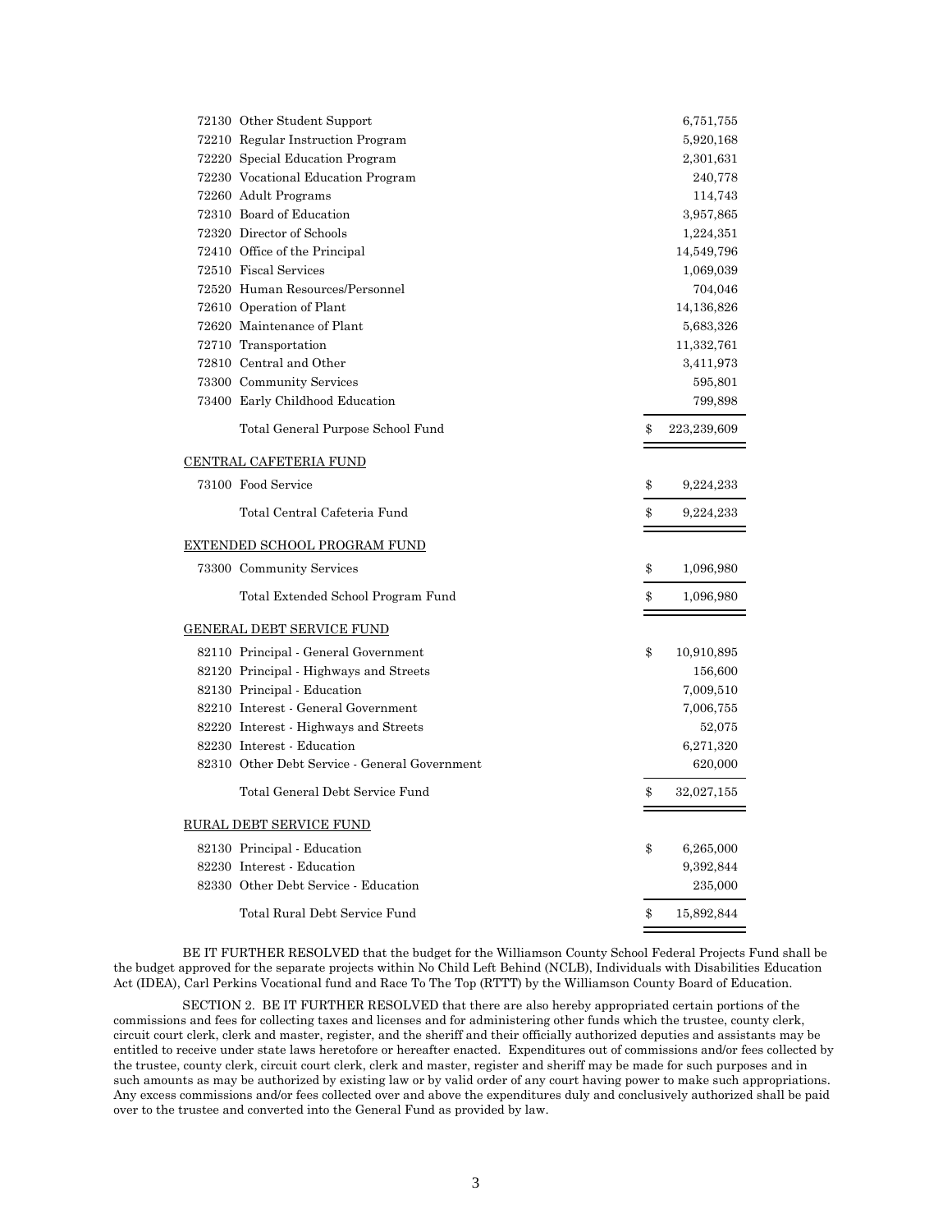| | |
|---|---|
| 72130 Other Student Support | 6,751,755 |
| 72210 Regular Instruction Program | 5,920,168 |
| 72220 Special Education Program | 2,301,631 |
| 72230 Vocational Education Program | 240,778 |
| 72260 Adult Programs | 114,743 |
| 72310 Board of Education | 3,957,865 |
| 72320 Director of Schools | 1,224,351 |
| 72410 Office of the Principal | 14,549,796 |
| 72510 Fiscal Services | 1,069,039 |
| 72520 Human Resources/Personnel | 704,046 |
| 72610 Operation of Plant | 14,136,826 |
| 72620 Maintenance of Plant | 5,683,326 |
| 72710 Transportation | 11,332,761 |
| 72810 Central and Other | 3,411,973 |
| 73300 Community Services | 595,801 |
| 73400 Early Childhood Education | 799,898 |
| Total General Purpose School Fund | $ 223,239,609 |

CENTRAL CAFETERIA FUND

| | |
|---|---|
| 73100 Food Service | $ 9,224,233 |
| Total Central Cafeteria Fund | $ 9,224,233 |

EXTENDED SCHOOL PROGRAM FUND

| | |
|---|---|
| 73300 Community Services | $ 1,096,980 |
| Total Extended School Program Fund | $ 1,096,980 |

GENERAL DEBT SERVICE FUND

| | |
|---|---|
| 82110 Principal - General Government | $ 10,910,895 |
| 82120 Principal - Highways and Streets | 156,600 |
| 82130 Principal - Education | 7,009,510 |
| 82210 Interest - General Government | 7,006,755 |
| 82220 Interest - Highways and Streets | 52,075 |
| 82230 Interest - Education | 6,271,320 |
| 82310 Other Debt Service - General Government | 620,000 |
| Total General Debt Service Fund | $ 32,027,155 |

RURAL DEBT SERVICE FUND

| | |
|---|---|
| 82130 Principal - Education | $ 6,265,000 |
| 82230 Interest - Education | 9,392,844 |
| 82330 Other Debt Service - Education | 235,000 |
| Total Rural Debt Service Fund | $ 15,892,844 |

BE IT FURTHER RESOLVED that the budget for the Williamson County School Federal Projects Fund shall be the budget approved for the separate projects within No Child Left Behind (NCLB), Individuals with Disabilities Education Act (IDEA), Carl Perkins Vocational fund and Race To The Top (RTTT) by the Williamson County Board of Education.

SECTION 2. BE IT FURTHER RESOLVED that there are also hereby appropriated certain portions of the commissions and fees for collecting taxes and licenses and for administering other funds which the trustee, county clerk, circuit court clerk, clerk and master, register, and the sheriff and their officially authorized deputies and assistants may be entitled to receive under state laws heretofore or hereafter enacted. Expenditures out of commissions and/or fees collected by the trustee, county clerk, circuit court clerk, clerk and master, register and sheriff may be made for such purposes and in such amounts as may be authorized by existing law or by valid order of any court having power to make such appropriations. Any excess commissions and/or fees collected over and above the expenditures duly and conclusively authorized shall be paid over to the trustee and converted into the General Fund as provided by law.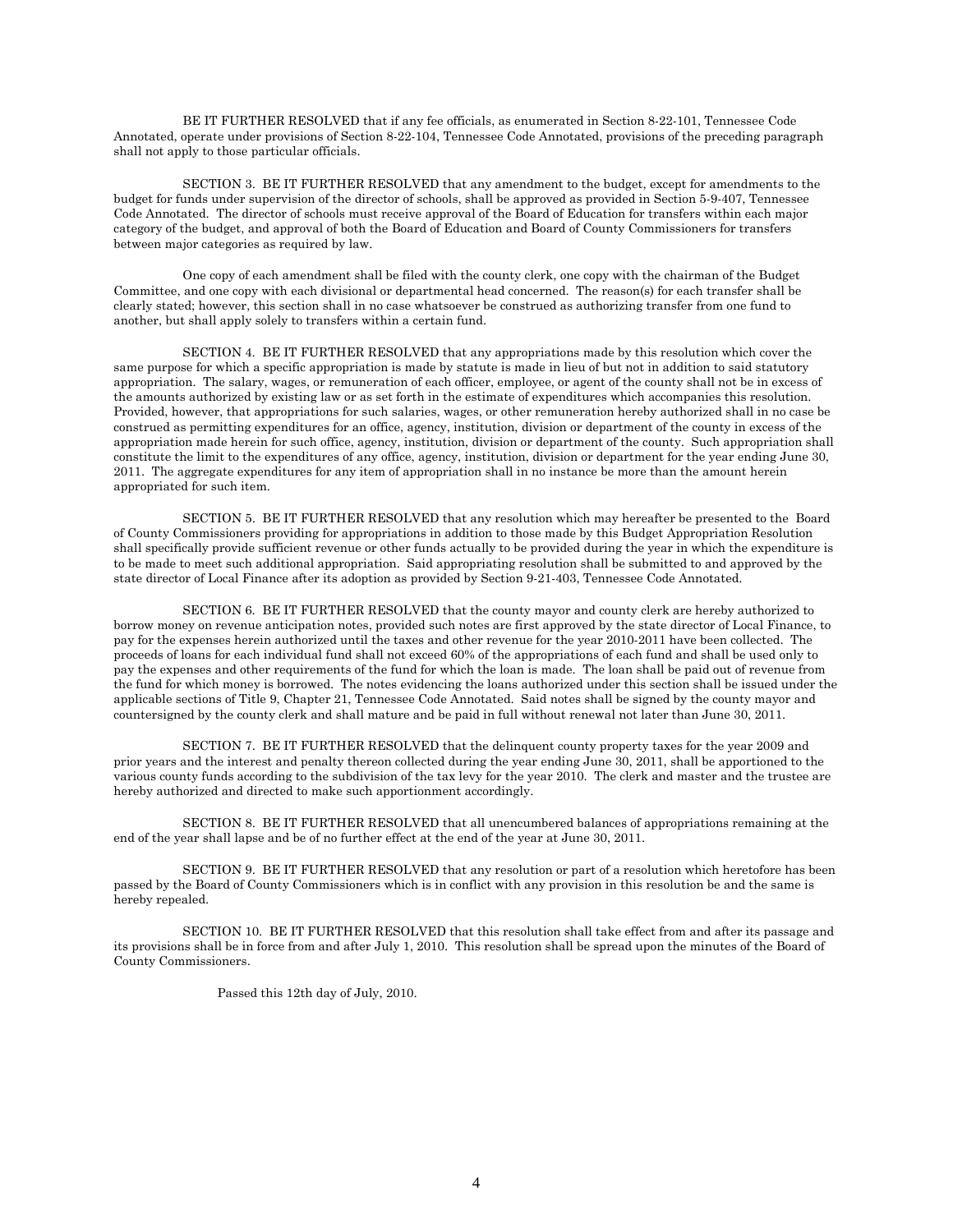BE IT FURTHER RESOLVED that if any fee officials, as enumerated in Section 8-22-101, Tennessee Code Annotated, operate under provisions of Section 8-22-104, Tennessee Code Annotated, provisions of the preceding paragraph shall not apply to those particular officials.

SECTION 3. BE IT FURTHER RESOLVED that any amendment to the budget, except for amendments to the budget for funds under supervision of the director of schools, shall be approved as provided in Section 5-9-407, Tennessee Code Annotated. The director of schools must receive approval of the Board of Education for transfers within each major category of the budget, and approval of both the Board of Education and Board of County Commissioners for transfers between major categories as required by law.

One copy of each amendment shall be filed with the county clerk, one copy with the chairman of the Budget Committee, and one copy with each divisional or departmental head concerned. The reason(s) for each transfer shall be clearly stated; however, this section shall in no case whatsoever be construed as authorizing transfer from one fund to another, but shall apply solely to transfers within a certain fund.

SECTION 4. BE IT FURTHER RESOLVED that any appropriations made by this resolution which cover the same purpose for which a specific appropriation is made by statute is made in lieu of but not in addition to said statutory appropriation. The salary, wages, or remuneration of each officer, employee, or agent of the county shall not be in excess of the amounts authorized by existing law or as set forth in the estimate of expenditures which accompanies this resolution. Provided, however, that appropriations for such salaries, wages, or other remuneration hereby authorized shall in no case be construed as permitting expenditures for an office, agency, institution, division or department of the county in excess of the appropriation made herein for such office, agency, institution, division or department of the county. Such appropriation shall constitute the limit to the expenditures of any office, agency, institution, division or department for the year ending June 30, 2011. The aggregate expenditures for any item of appropriation shall in no instance be more than the amount herein appropriated for such item.

SECTION 5. BE IT FURTHER RESOLVED that any resolution which may hereafter be presented to the Board of County Commissioners providing for appropriations in addition to those made by this Budget Appropriation Resolution shall specifically provide sufficient revenue or other funds actually to be provided during the year in which the expenditure is to be made to meet such additional appropriation. Said appropriating resolution shall be submitted to and approved by the state director of Local Finance after its adoption as provided by Section 9-21-403, Tennessee Code Annotated.

SECTION 6. BE IT FURTHER RESOLVED that the county mayor and county clerk are hereby authorized to borrow money on revenue anticipation notes, provided such notes are first approved by the state director of Local Finance, to pay for the expenses herein authorized until the taxes and other revenue for the year 2010-2011 have been collected. The proceeds of loans for each individual fund shall not exceed 60% of the appropriations of each fund and shall be used only to pay the expenses and other requirements of the fund for which the loan is made. The loan shall be paid out of revenue from the fund for which money is borrowed. The notes evidencing the loans authorized under this section shall be issued under the applicable sections of Title 9, Chapter 21, Tennessee Code Annotated. Said notes shall be signed by the county mayor and countersigned by the county clerk and shall mature and be paid in full without renewal not later than June 30, 2011.

SECTION 7. BE IT FURTHER RESOLVED that the delinquent county property taxes for the year 2009 and prior years and the interest and penalty thereon collected during the year ending June 30, 2011, shall be apportioned to the various county funds according to the subdivision of the tax levy for the year 2010. The clerk and master and the trustee are hereby authorized and directed to make such apportionment accordingly.

SECTION 8. BE IT FURTHER RESOLVED that all unencumbered balances of appropriations remaining at the end of the year shall lapse and be of no further effect at the end of the year at June 30, 2011.

SECTION 9. BE IT FURTHER RESOLVED that any resolution or part of a resolution which heretofore has been passed by the Board of County Commissioners which is in conflict with any provision in this resolution be and the same is hereby repealed.

SECTION 10. BE IT FURTHER RESOLVED that this resolution shall take effect from and after its passage and its provisions shall be in force from and after July 1, 2010. This resolution shall be spread upon the minutes of the Board of County Commissioners.

Passed this 12th day of July, 2010.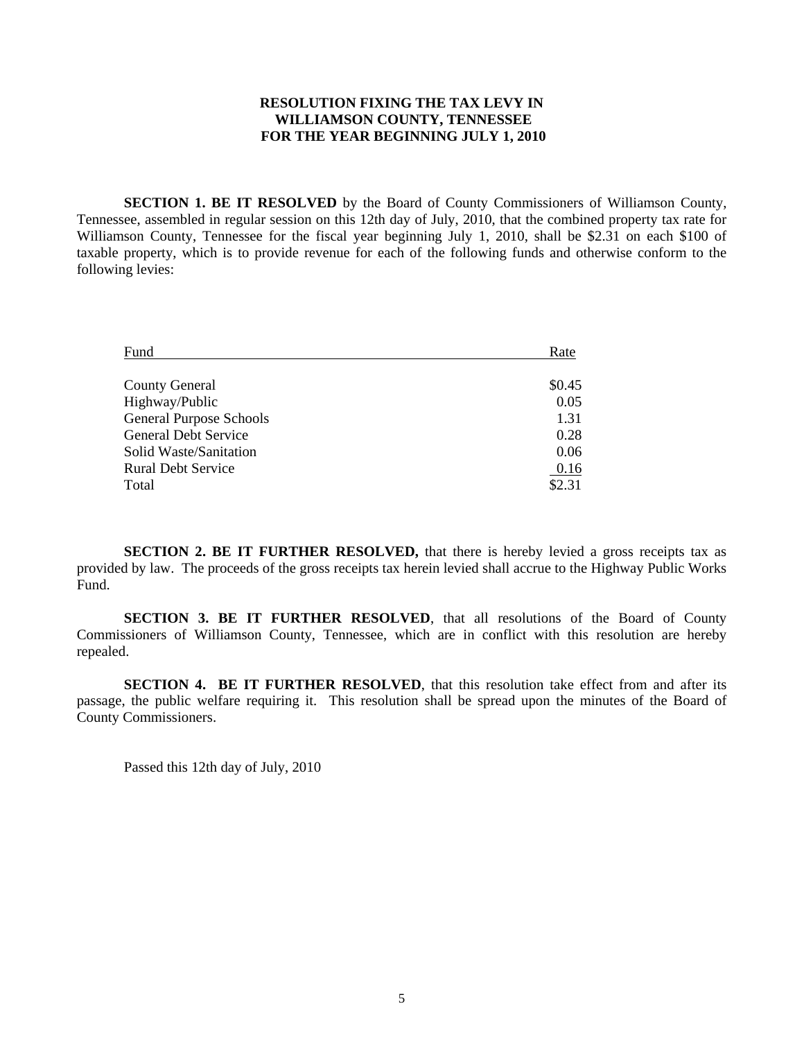# RESOLUTION FIXING THE TAX LEVY IN WILLIAMSON COUNTY, TENNESSEE FOR THE YEAR BEGINNING JULY 1, 2010

**SECTION 1. BE IT RESOLVED** by the Board of County Commissioners of Williamson County, Tennessee, assembled in regular session on this 12th day of July, 2010, that the combined property tax rate for Williamson County, Tennessee for the fiscal year beginning July 1, 2010, shall be $2.31 on each $100 of taxable property, which is to provide revenue for each of the following funds and otherwise conform to the following levies:

| Fund | Rate |
|---|---|
| County General | $0.45 |
| Highway/Public | 0.05 |
| General Purpose Schools | 1.31 |
| General Debt Service | 0.28 |
| Solid Waste/Sanitation | 0.06 |
| Rural Debt Service | 0.16 |
| Total | $2.31 |

**SECTION 2. BE IT FURTHER RESOLVED,** that there is hereby levied a gross receipts tax as provided by law. The proceeds of the gross receipts tax herein levied shall accrue to the Highway Public Works Fund.

**SECTION 3. BE IT FURTHER RESOLVED**, that all resolutions of the Board of County Commissioners of Williamson County, Tennessee, which are in conflict with this resolution are hereby repealed.

**SECTION 4. BE IT FURTHER RESOLVED**, that this resolution take effect from and after its passage, the public welfare requiring it. This resolution shall be spread upon the minutes of the Board of County Commissioners.

Passed this 12th day of July, 2010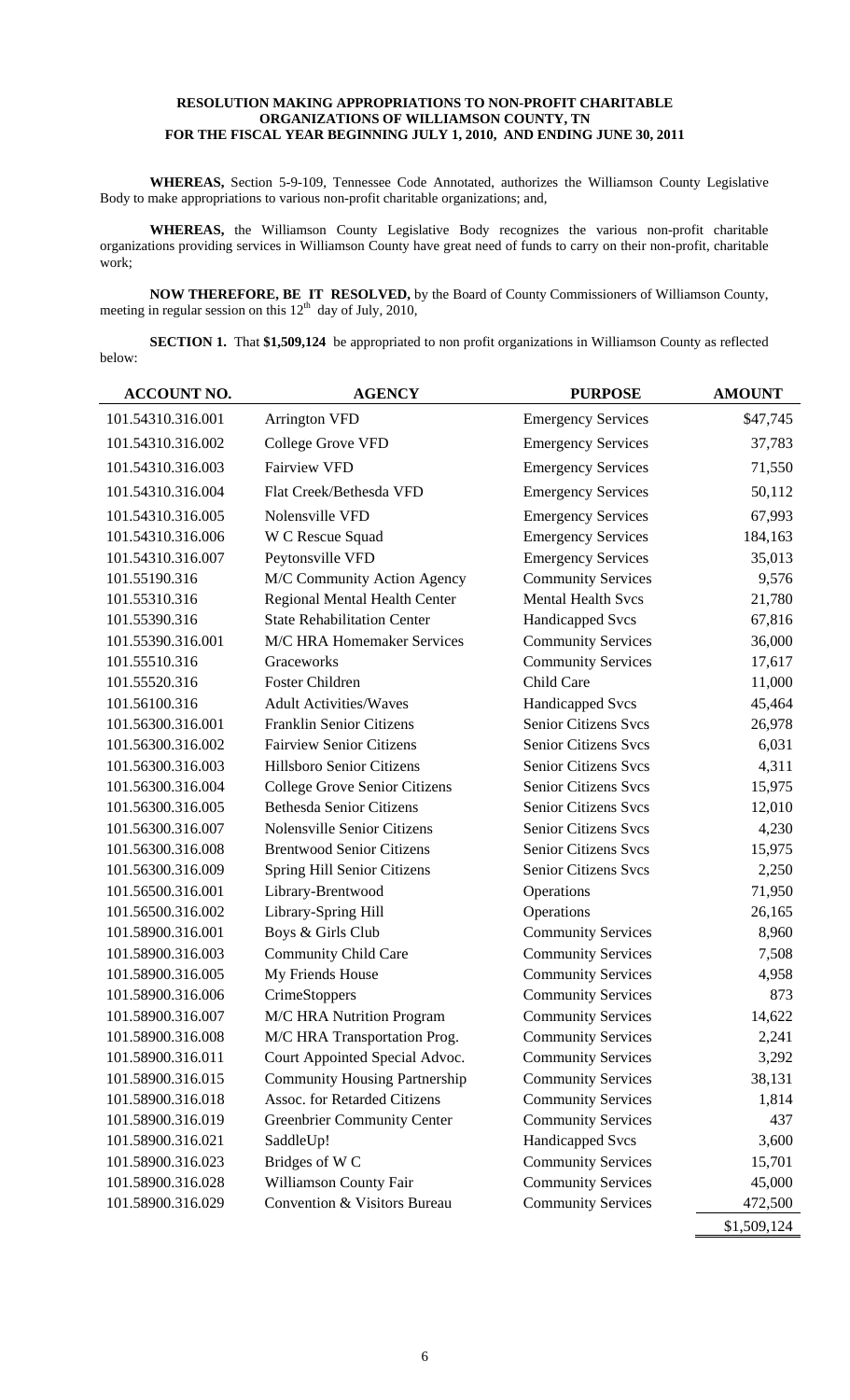**RESOLUTION MAKING APPROPRIATIONS TO NON-PROFIT CHARITABLE ORGANIZATIONS OF WILLIAMSON COUNTY, TN FOR THE FISCAL YEAR BEGINNING JULY 1, 2010, AND ENDING JUNE 30, 2011**

**WHEREAS,** Section 5-9-109, Tennessee Code Annotated, authorizes the Williamson County Legislative Body to make appropriations to various non-profit charitable organizations; and,

**WHEREAS,** the Williamson County Legislative Body recognizes the various non-profit charitable organizations providing services in Williamson County have great need of funds to carry on their non-profit, charitable work;

**NOW THEREFORE, BE IT RESOLVED,** by the Board of County Commissioners of Williamson County, meeting in regular session on this 12th day of July, 2010,

**SECTION 1.** That **$1,509,124** be appropriated to non profit organizations in Williamson County as reflected below:

| ACCOUNT NO. | AGENCY | PURPOSE | AMOUNT |
|---|---|---|---|
| 101.54310.316.001 | Arrington VFD | Emergency Services | $47,745 |
| 101.54310.316.002 | College Grove VFD | Emergency Services | 37,783 |
| 101.54310.316.003 | Fairview VFD | Emergency Services | 71,550 |
| 101.54310.316.004 | Flat Creek/Bethesda VFD | Emergency Services | 50,112 |
| 101.54310.316.005 | Nolensville VFD | Emergency Services | 67,993 |
| 101.54310.316.006 | W C Rescue Squad | Emergency Services | 184,163 |
| 101.54310.316.007 | Peytonsville VFD | Emergency Services | 35,013 |
| 101.55190.316 | M/C Community Action Agency | Community Services | 9,576 |
| 101.55310.316 | Regional Mental Health Center | Mental Health Svcs | 21,780 |
| 101.55390.316 | State Rehabilitation Center | Handicapped Svcs | 67,816 |
| 101.55390.316.001 | M/C HRA Homemaker Services | Community Services | 36,000 |
| 101.55510.316 | Graceworks | Community Services | 17,617 |
| 101.55520.316 | Foster Children | Child Care | 11,000 |
| 101.56100.316 | Adult Activities/Waves | Handicapped Svcs | 45,464 |
| 101.56300.316.001 | Franklin Senior Citizens | Senior Citizens Svcs | 26,978 |
| 101.56300.316.002 | Fairview Senior Citizens | Senior Citizens Svcs | 6,031 |
| 101.56300.316.003 | Hillsboro Senior Citizens | Senior Citizens Svcs | 4,311 |
| 101.56300.316.004 | College Grove Senior Citizens | Senior Citizens Svcs | 15,975 |
| 101.56300.316.005 | Bethesda Senior Citizens | Senior Citizens Svcs | 12,010 |
| 101.56300.316.007 | Nolensville Senior Citizens | Senior Citizens Svcs | 4,230 |
| 101.56300.316.008 | Brentwood Senior Citizens | Senior Citizens Svcs | 15,975 |
| 101.56300.316.009 | Spring Hill Senior Citizens | Senior Citizens Svcs | 2,250 |
| 101.56500.316.001 | Library-Brentwood | Operations | 71,950 |
| 101.56500.316.002 | Library-Spring Hill | Operations | 26,165 |
| 101.58900.316.001 | Boys & Girls Club | Community Services | 8,960 |
| 101.58900.316.003 | Community Child Care | Community Services | 7,508 |
| 101.58900.316.005 | My Friends House | Community Services | 4,958 |
| 101.58900.316.006 | CrimeStoppers | Community Services | 873 |
| 101.58900.316.007 | M/C HRA Nutrition Program | Community Services | 14,622 |
| 101.58900.316.008 | M/C HRA Transportation Prog. | Community Services | 2,241 |
| 101.58900.316.011 | Court Appointed Special Advoc. | Community Services | 3,292 |
| 101.58900.316.015 | Community Housing Partnership | Community Services | 38,131 |
| 101.58900.316.018 | Assoc. for Retarded Citizens | Community Services | 1,814 |
| 101.58900.316.019 | Greenbrier Community Center | Community Services | 437 |
| 101.58900.316.021 | SaddleUp! | Handicapped Svcs | 3,600 |
| 101.58900.316.023 | Bridges of W C | Community Services | 15,701 |
| 101.58900.316.028 | Williamson County Fair | Community Services | 45,000 |
| 101.58900.316.029 | Convention & Visitors Bureau | Community Services | 472,500 |
| | | | $1,509,124 |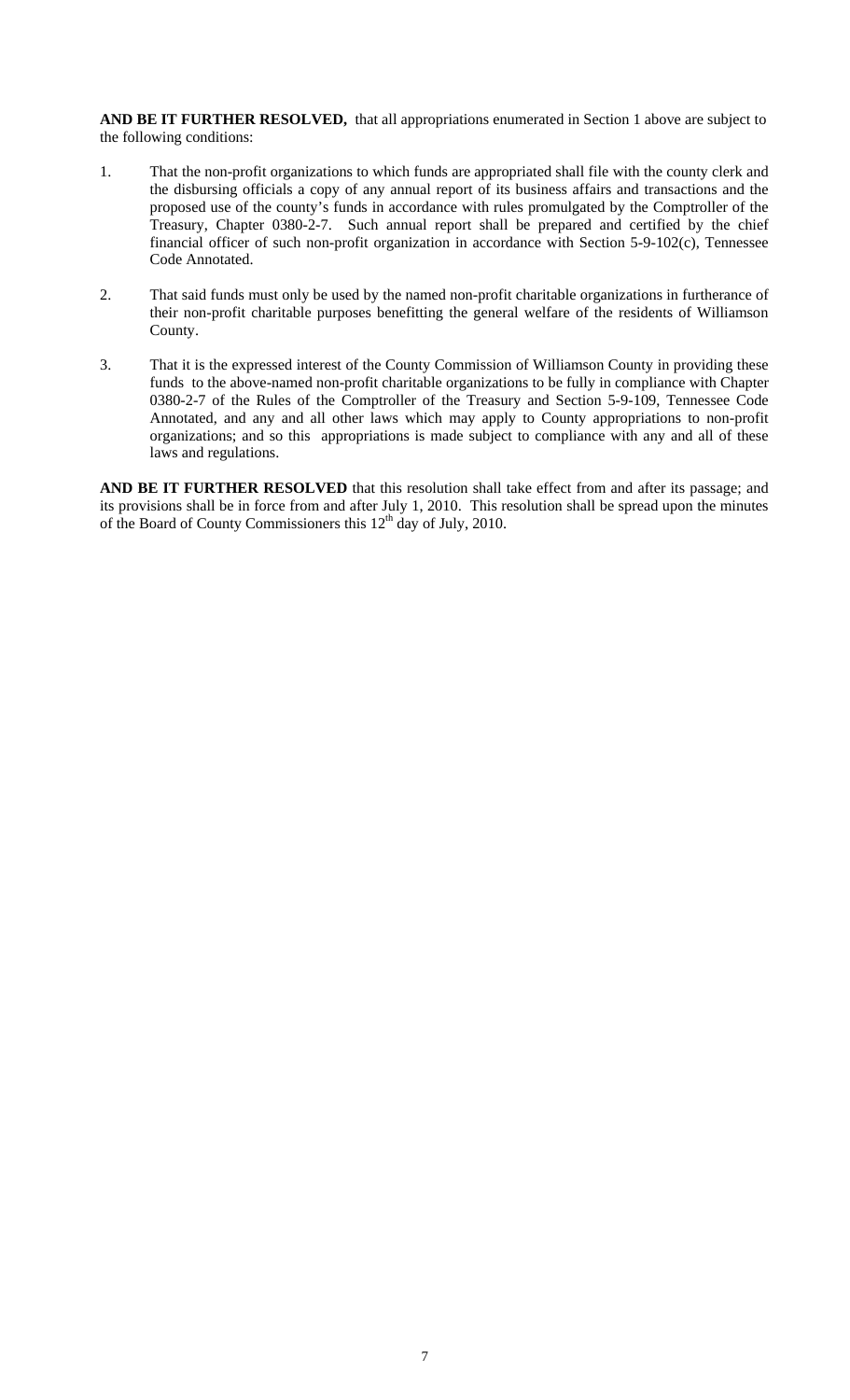**AND BE IT FURTHER RESOLVED,** that all appropriations enumerated in Section 1 above are subject to the following conditions:

1. That the non-profit organizations to which funds are appropriated shall file with the county clerk and the disbursing officials a copy of any annual report of its business affairs and transactions and the proposed use of the county's funds in accordance with rules promulgated by the Comptroller of the Treasury, Chapter 0380-2-7. Such annual report shall be prepared and certified by the chief financial officer of such non-profit organization in accordance with Section 5-9-102(c), Tennessee Code Annotated.

2. That said funds must only be used by the named non-profit charitable organizations in furtherance of their non-profit charitable purposes benefitting the general welfare of the residents of Williamson County.

3. That it is the expressed interest of the County Commission of Williamson County in providing these funds to the above-named non-profit charitable organizations to be fully in compliance with Chapter 0380-2-7 of the Rules of the Comptroller of the Treasury and Section 5-9-109, Tennessee Code Annotated, and any and all other laws which may apply to County appropriations to non-profit organizations; and so this appropriations is made subject to compliance with any and all of these laws and regulations.

**AND BE IT FURTHER RESOLVED** that this resolution shall take effect from and after its passage; and its provisions shall be in force from and after July 1, 2010. This resolution shall be spread upon the minutes of the Board of County Commissioners this 12th day of July, 2010.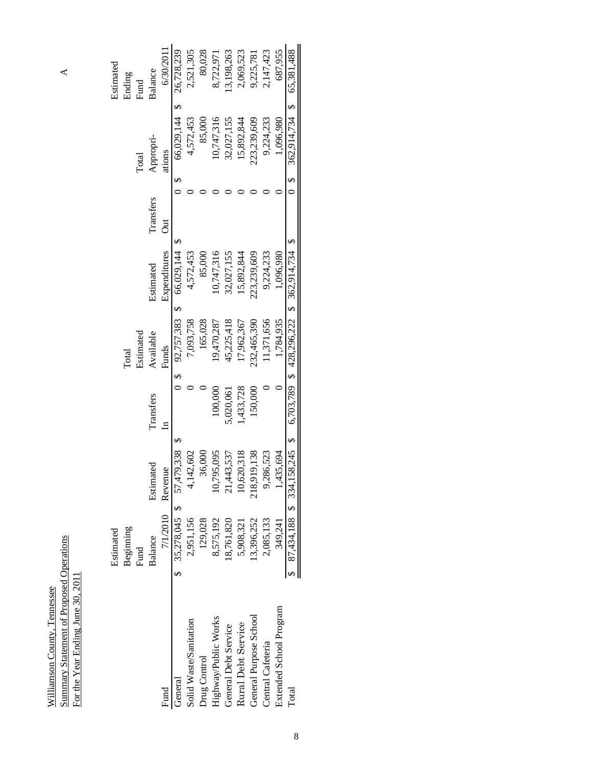Williamson County, Tennessee
Summary Statement of Proposed Operations
For the Year Ending June 30, 2011

A

| Fund | Estimated Beginning Fund Balance 7/1/2010 | Estimated Revenue | Transfers In | Total Estimated Available Funds | Estimated Expenditures | Transfers Out | Total Appropri-ations | Estimated Ending Fund Balance 6/30/2011 |
|---|---|---|---|---|---|---|---|---|
| General | $ 35,278,045 | $ 57,479,338 | $ 0 | $ 92,757,383 | $ 66,029,144 | $ 0 | $ 66,029,144 | $ 26,728,239 |
| Solid Waste/Sanitation | 2,951,156 | 4,142,602 | 0 | 7,093,758 | 4,572,453 | 0 | 4,572,453 | 2,521,305 |
| Drug Control | 129,028 | 36,000 | 0 | 165,028 | 85,000 | 0 | 85,000 | 80,028 |
| Highway/Public Works | 8,575,192 | 10,795,095 | 100,000 | 19,470,287 | 10,747,316 | 0 | 10,747,316 | 8,722,971 |
| General Debt Service | 18,761,820 | 21,443,537 | 5,020,061 | 45,225,418 | 32,027,155 | 0 | 32,027,155 | 13,198,263 |
| Rural Debt Service | 5,908,321 | 10,620,318 | 1,433,728 | 17,962,367 | 15,892,844 | 0 | 15,892,844 | 2,069,523 |
| General Purpose School | 13,396,252 | 218,919,138 | 150,000 | 232,465,390 | 223,239,609 | 0 | 223,239,609 | 9,225,781 |
| Central Cafeteria | 2,085,133 | 9,286,523 | 0 | 11,371,656 | 9,224,233 | 0 | 9,224,233 | 2,147,423 |
| Extended School Program | 349,241 | 1,435,694 | 0 | 1,784,935 | 1,096,980 | 0 | 1,096,980 | 687,955 |
| Total | $ 87,434,188 | $ 334,158,245 | $ 6,703,789 | $ 428,296,222 | $ 362,914,734 | $ 0 | $ 362,914,734 | $ 65,381,488 |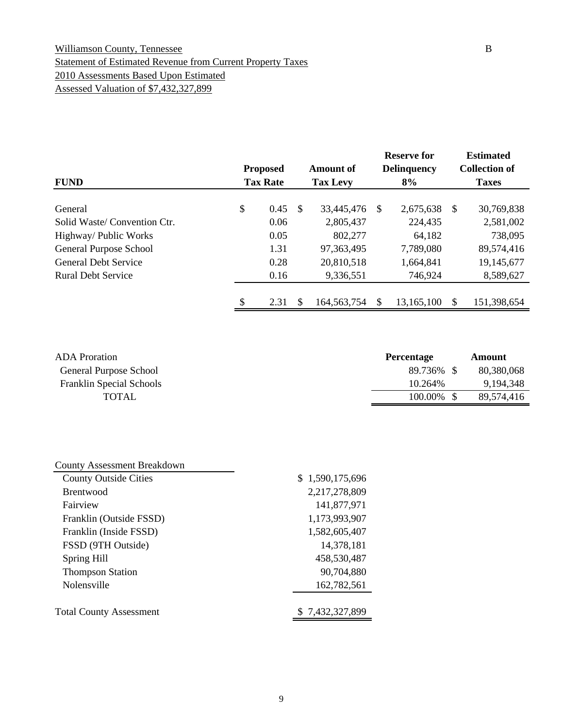Williamson County, Tennessee

B

Statement of Estimated Revenue from Current Property Taxes

2010 Assessments Based Upon Estimated

Assessed Valuation of $7,432,327,899

| FUND | Proposed Tax Rate | Amount of Tax Levy | Reserve for Delinquency 8% | Estimated Collection of Taxes |
|---|---|---|---|---|
| General | $ 0.45 | $ 33,445,476 | $ 2,675,638 | $ 30,769,838 |
| Solid Waste/ Convention Ctr. | 0.06 | 2,805,437 | 224,435 | 2,581,002 |
| Highway/ Public Works | 0.05 | 802,277 | 64,182 | 738,095 |
| General Purpose School | 1.31 | 97,363,495 | 7,789,080 | 89,574,416 |
| General Debt Service | 0.28 | 20,810,518 | 1,664,841 | 19,145,677 |
| Rural Debt Service | 0.16 | 9,336,551 | 746,924 | 8,589,627 |
| | $ 2.31 | $ 164,563,754 | $ 13,165,100 | $ 151,398,654 |

| ADA Proration | Percentage | Amount |
|---|---|---|
| General Purpose School | 89.736% | $ 80,380,068 |
| Franklin Special Schools | 10.264% | 9,194,348 |
| TOTAL | 100.00% | $ 89,574,416 |

| County Assessment Breakdown | |
|---|---|
| County Outside Cities | $ 1,590,175,696 |
| Brentwood | 2,217,278,809 |
| Fairview | 141,877,971 |
| Franklin (Outside FSSD) | 1,173,993,907 |
| Franklin (Inside FSSD) | 1,582,605,407 |
| FSSD (9TH Outside) | 14,378,181 |
| Spring Hill | 458,530,487 |
| Thompson Station | 90,704,880 |
| Nolensville | 162,782,561 |
| Total County Assessment | $ 7,432,327,899 |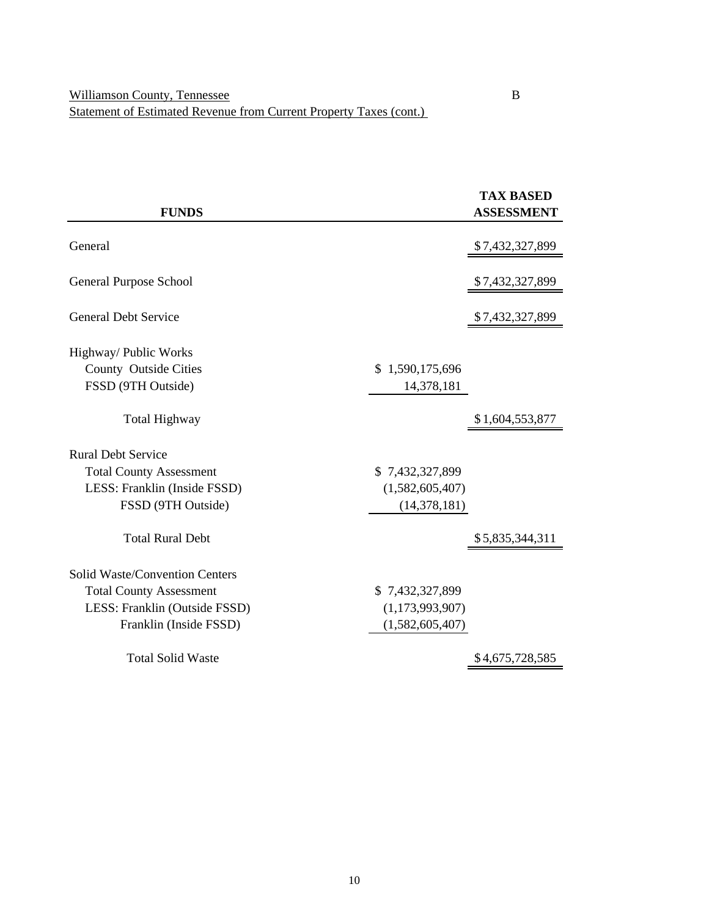Williamson County, Tennessee

Statement of Estimated Revenue from Current Property Taxes (cont.)

B

| FUNDS | | TAX BASED ASSESSMENT |
|---|---|---|
| General | | $7,432,327,899 |
| General Purpose School | | $7,432,327,899 |
| General Debt Service | | $7,432,327,899 |
| Highway/ Public Works | | |
| County Outside Cities | $ 1,590,175,696 | |
| FSSD (9TH Outside) | 14,378,181 | |
| Total Highway | | $1,604,553,877 |
| Rural Debt Service | | |
| Total County Assessment | $ 7,432,327,899 | |
| LESS: Franklin (Inside FSSD) | (1,582,605,407) | |
| FSSD (9TH Outside) | (14,378,181) | |
| Total Rural Debt | | $5,835,344,311 |
| Solid Waste/Convention Centers | | |
| Total County Assessment | $ 7,432,327,899 | |
| LESS: Franklin (Outside FSSD) | (1,173,993,907) | |
| Franklin (Inside FSSD) | (1,582,605,407) | |
| Total Solid Waste | | $4,675,728,585 |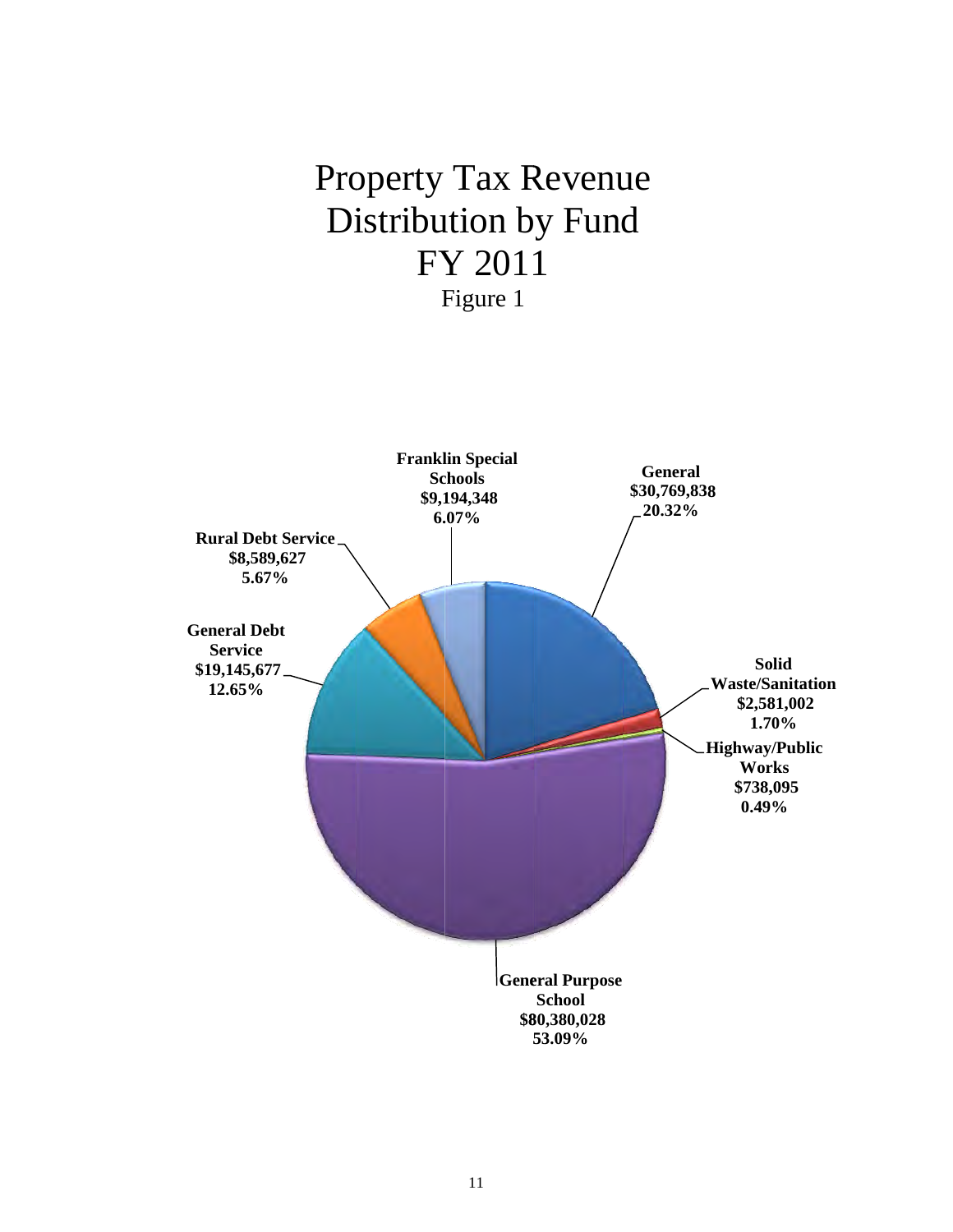# Property Tax Revenue Distribution by Fund FY 2011

Figure 1

| Fund | Amount | Percent |
|---|---|---|
| General | $30,769,838 | 20.32% |
| Solid Waste/Sanitation | $2,581,002 | 1.70% |
| Highway/Public Works | $738,095 | 0.49% |
| General Purpose School | $80,380,028 | 53.09% |
| General Debt Service | $19,145,677 | 12.65% |
| Rural Debt Service | $8,589,627 | 5.67% |
| Franklin Special Schools | $9,194,348 | 6.07% |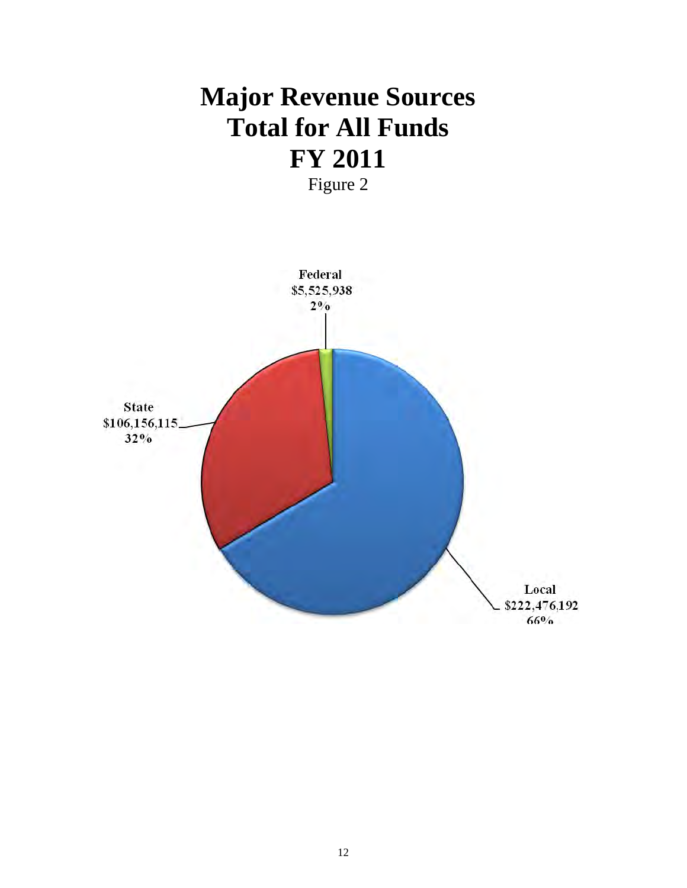# Major Revenue Sources Total for All Funds FY 2011

Figure 2

Federal
$5,525,938
2%

State
$106,156,115
32%

Local
$222,476,192
66%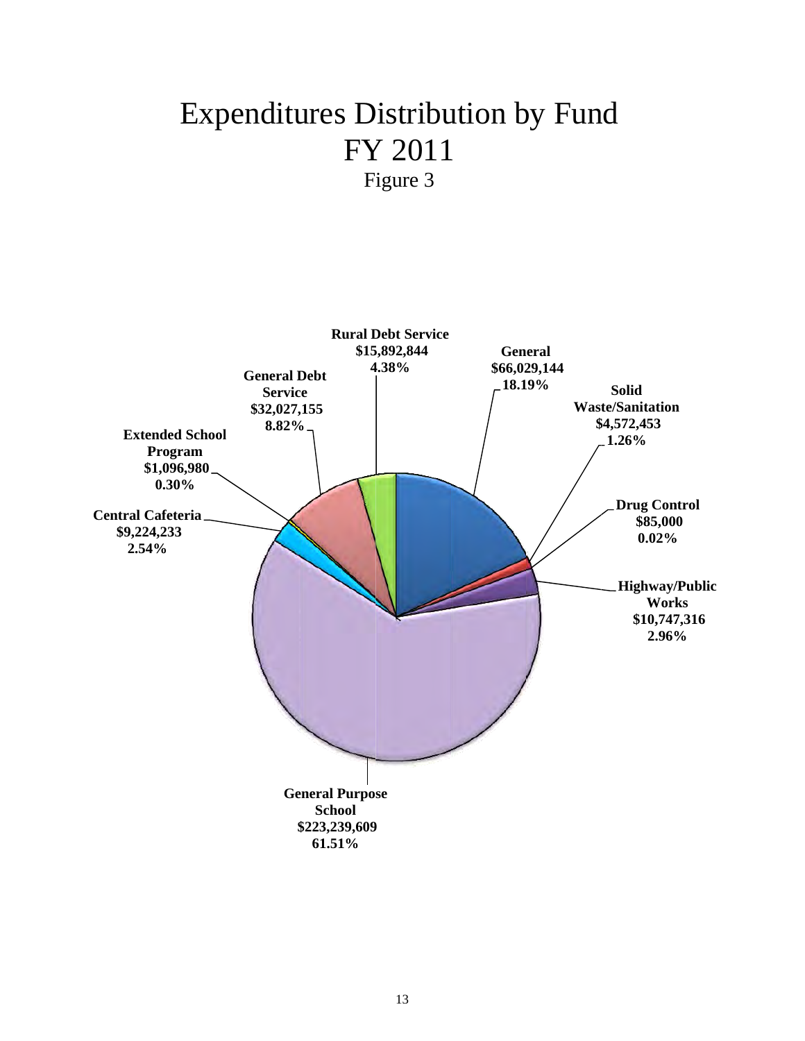# Expenditures Distribution by Fund
# FY 2011
Figure 3

Rural Debt Service
$15,892,844
4.38%

General
$66,029,144
18.19%

Solid Waste/Sanitation
$4,572,453
1.26%

Drug Control
$85,000
0.02%

Highway/Public Works
$10,747,316
2.96%

General Purpose School
$223,239,609
61.51%

Central Cafeteria
$9,224,233
2.54%

Extended School Program
$1,096,980
0.30%

General Debt Service
$32,027,155
8.82%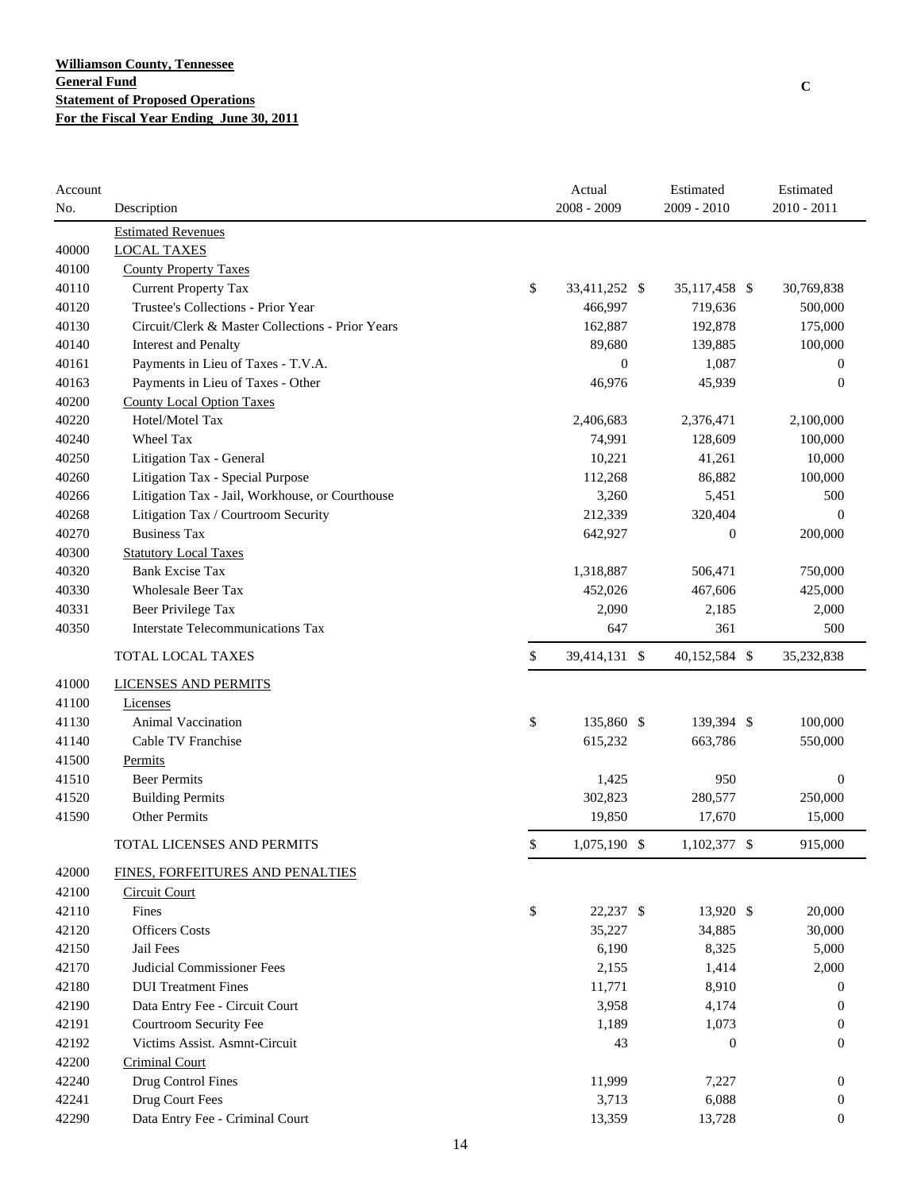**Williamson County, Tennessee**
**General Fund**
**Statement of Proposed Operations**
**For the Fiscal Year Ending June 30, 2011**

**C**

| Account No. | Description | Actual 2008 - 2009 | Estimated 2009 - 2010 | Estimated 2010 - 2011 |
|---|---|---|---|---|
| | Estimated Revenues | | | |
| 40000 | LOCAL TAXES | | | |
| 40100 | County Property Taxes | | | |
| 40110 | Current Property Tax | $ 33,411,252 | $ 35,117,458 | $ 30,769,838 |
| 40120 | Trustee's Collections - Prior Year | 466,997 | 719,636 | 500,000 |
| 40130 | Circuit/Clerk & Master Collections - Prior Years | 162,887 | 192,878 | 175,000 |
| 40140 | Interest and Penalty | 89,680 | 139,885 | 100,000 |
| 40161 | Payments in Lieu of Taxes - T.V.A. | 0 | 1,087 | 0 |
| 40163 | Payments in Lieu of Taxes - Other | 46,976 | 45,939 | 0 |
| 40200 | County Local Option Taxes | | | |
| 40220 | Hotel/Motel Tax | 2,406,683 | 2,376,471 | 2,100,000 |
| 40240 | Wheel Tax | 74,991 | 128,609 | 100,000 |
| 40250 | Litigation Tax - General | 10,221 | 41,261 | 10,000 |
| 40260 | Litigation Tax - Special Purpose | 112,268 | 86,882 | 100,000 |
| 40266 | Litigation Tax - Jail, Workhouse, or Courthouse | 3,260 | 5,451 | 500 |
| 40268 | Litigation Tax / Courtroom Security | 212,339 | 320,404 | 0 |
| 40270 | Business Tax | 642,927 | 0 | 200,000 |
| 40300 | Statutory Local Taxes | | | |
| 40320 | Bank Excise Tax | 1,318,887 | 506,471 | 750,000 |
| 40330 | Wholesale Beer Tax | 452,026 | 467,606 | 425,000 |
| 40331 | Beer Privilege Tax | 2,090 | 2,185 | 2,000 |
| 40350 | Interstate Telecommunications Tax | 647 | 361 | 500 |
| | TOTAL LOCAL TAXES | $ 39,414,131 | $ 40,152,584 | $ 35,232,838 |
| 41000 | LICENSES AND PERMITS | | | |
| 41100 | Licenses | | | |
| 41130 | Animal Vaccination | $ 135,860 | $ 139,394 | $ 100,000 |
| 41140 | Cable TV Franchise | 615,232 | 663,786 | 550,000 |
| 41500 | Permits | | | |
| 41510 | Beer Permits | 1,425 | 950 | 0 |
| 41520 | Building Permits | 302,823 | 280,577 | 250,000 |
| 41590 | Other Permits | 19,850 | 17,670 | 15,000 |
| | TOTAL LICENSES AND PERMITS | $ 1,075,190 | $ 1,102,377 | $ 915,000 |
| 42000 | FINES, FORFEITURES AND PENALTIES | | | |
| 42100 | Circuit Court | | | |
| 42110 | Fines | $ 22,237 | $ 13,920 | $ 20,000 |
| 42120 | Officers Costs | 35,227 | 34,885 | 30,000 |
| 42150 | Jail Fees | 6,190 | 8,325 | 5,000 |
| 42170 | Judicial Commissioner Fees | 2,155 | 1,414 | 2,000 |
| 42180 | DUI Treatment Fines | 11,771 | 8,910 | 0 |
| 42190 | Data Entry Fee - Circuit Court | 3,958 | 4,174 | 0 |
| 42191 | Courtroom Security Fee | 1,189 | 1,073 | 0 |
| 42192 | Victims Assist. Asmnt-Circuit | 43 | 0 | 0 |
| 42200 | Criminal Court | | | |
| 42240 | Drug Control Fines | 11,999 | 7,227 | 0 |
| 42241 | Drug Court Fees | 3,713 | 6,088 | 0 |
| 42290 | Data Entry Fee - Criminal Court | 13,359 | 13,728 | 0 |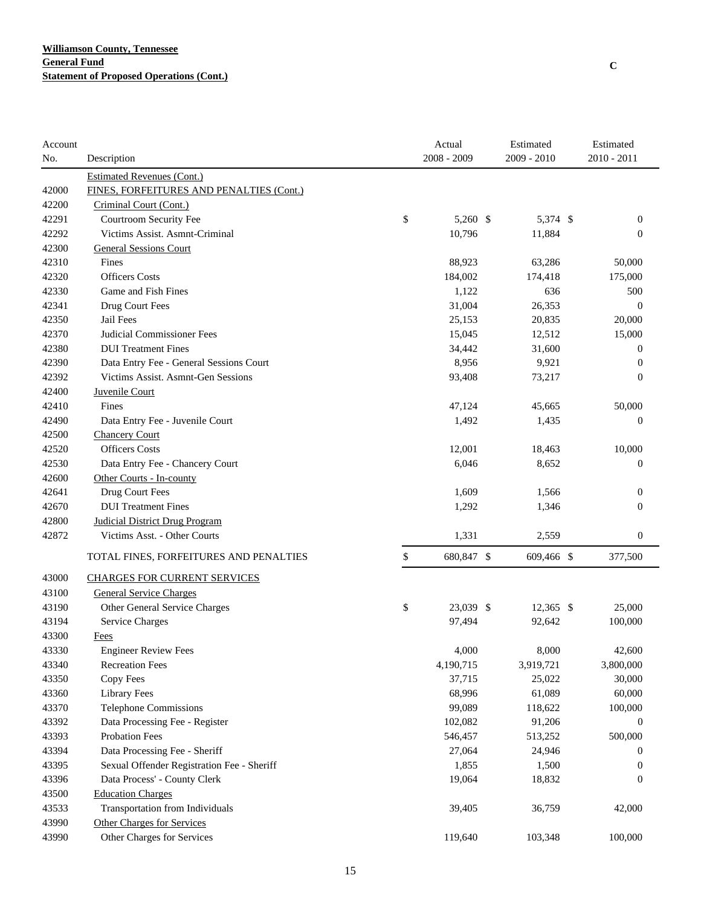**Williamson County, Tennessee**
**General Fund**
**Statement of Proposed Operations (Cont.)**

C

| Account No. | Description | Actual 2008 - 2009 | Estimated 2009 - 2010 | Estimated 2010 - 2011 |
|---|---|---|---|---|
| | Estimated Revenues (Cont.) | | | |
| 42000 | FINES, FORFEITURES AND PENALTIES (Cont.) | | | |
| 42200 | Criminal Court (Cont.) | | | |
| 42291 | Courtroom Security Fee | $ 5,260 | $ 5,374 | $ 0 |
| 42292 | Victims Assist. Asmnt-Criminal | 10,796 | 11,884 | 0 |
| 42300 | General Sessions Court | | | |
| 42310 | Fines | 88,923 | 63,286 | 50,000 |
| 42320 | Officers Costs | 184,002 | 174,418 | 175,000 |
| 42330 | Game and Fish Fines | 1,122 | 636 | 500 |
| 42341 | Drug Court Fees | 31,004 | 26,353 | 0 |
| 42350 | Jail Fees | 25,153 | 20,835 | 20,000 |
| 42370 | Judicial Commissioner Fees | 15,045 | 12,512 | 15,000 |
| 42380 | DUI Treatment Fines | 34,442 | 31,600 | 0 |
| 42390 | Data Entry Fee - General Sessions Court | 8,956 | 9,921 | 0 |
| 42392 | Victims Assist. Asmnt-Gen Sessions | 93,408 | 73,217 | 0 |
| 42400 | Juvenile Court | | | |
| 42410 | Fines | 47,124 | 45,665 | 50,000 |
| 42490 | Data Entry Fee - Juvenile Court | 1,492 | 1,435 | 0 |
| 42500 | Chancery Court | | | |
| 42520 | Officers Costs | 12,001 | 18,463 | 10,000 |
| 42530 | Data Entry Fee - Chancery Court | 6,046 | 8,652 | 0 |
| 42600 | Other Courts - In-county | | | |
| 42641 | Drug Court Fees | 1,609 | 1,566 | 0 |
| 42670 | DUI Treatment Fines | 1,292 | 1,346 | 0 |
| 42800 | Judicial District Drug Program | | | |
| 42872 | Victims Asst. - Other Courts | 1,331 | 2,559 | 0 |
| | TOTAL FINES, FORFEITURES AND PENALTIES | $ 680,847 | $ 609,466 | $ 377,500 |
| 43000 | CHARGES FOR CURRENT SERVICES | | | |
| 43100 | General Service Charges | | | |
| 43190 | Other General Service Charges | $ 23,039 | $ 12,365 | $ 25,000 |
| 43194 | Service Charges | 97,494 | 92,642 | 100,000 |
| 43300 | Fees | | | |
| 43330 | Engineer Review Fees | 4,000 | 8,000 | 42,600 |
| 43340 | Recreation Fees | 4,190,715 | 3,919,721 | 3,800,000 |
| 43350 | Copy Fees | 37,715 | 25,022 | 30,000 |
| 43360 | Library Fees | 68,996 | 61,089 | 60,000 |
| 43370 | Telephone Commissions | 99,089 | 118,622 | 100,000 |
| 43392 | Data Processing Fee - Register | 102,082 | 91,206 | 0 |
| 43393 | Probation Fees | 546,457 | 513,252 | 500,000 |
| 43394 | Data Processing Fee - Sheriff | 27,064 | 24,946 | 0 |
| 43395 | Sexual Offender Registration Fee - Sheriff | 1,855 | 1,500 | 0 |
| 43396 | Data Process' - County Clerk | 19,064 | 18,832 | 0 |
| 43500 | Education Charges | | | |
| 43533 | Transportation from Individuals | 39,405 | 36,759 | 42,000 |
| 43990 | Other Charges for Services | | | |
| 43990 | Other Charges for Services | 119,640 | 103,348 | 100,000 |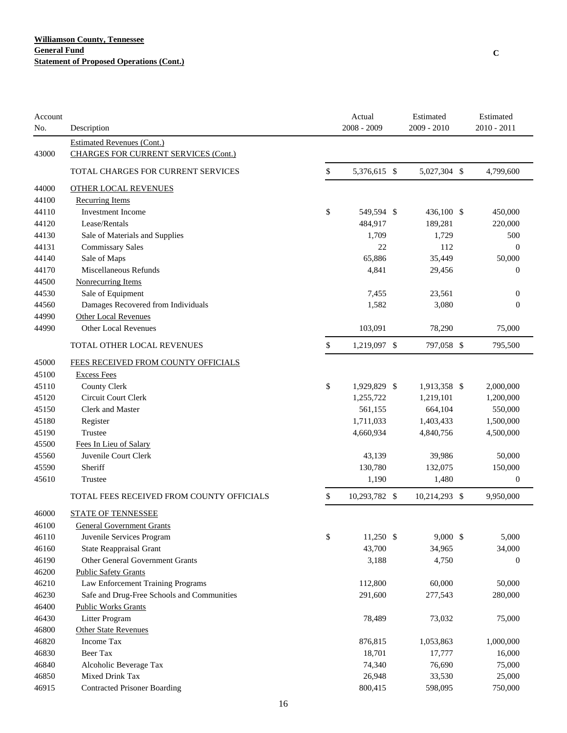**Williamson County, Tennessee**
**General Fund**
**Statement of Proposed Operations (Cont.)**

C

| Account No. | Description | Actual 2008 - 2009 | Estimated 2009 - 2010 | Estimated 2010 - 2011 |
|---|---|---|---|---|
| | Estimated Revenues (Cont.) | | | |
| 43000 | CHARGES FOR CURRENT SERVICES (Cont.) | | | |
| | TOTAL CHARGES FOR CURRENT SERVICES | $ 5,376,615 | $ 5,027,304 | $ 4,799,600 |
| 44000 | OTHER LOCAL REVENUES | | | |
| 44100 | Recurring Items | | | |
| 44110 | Investment Income | $ 549,594 | $ 436,100 | $ 450,000 |
| 44120 | Lease/Rentals | 484,917 | 189,281 | 220,000 |
| 44130 | Sale of Materials and Supplies | 1,709 | 1,729 | 500 |
| 44131 | Commissary Sales | 22 | 112 | 0 |
| 44140 | Sale of Maps | 65,886 | 35,449 | 50,000 |
| 44170 | Miscellaneous Refunds | 4,841 | 29,456 | 0 |
| 44500 | Nonrecurring Items | | | |
| 44530 | Sale of Equipment | 7,455 | 23,561 | 0 |
| 44560 | Damages Recovered from Individuals | 1,582 | 3,080 | 0 |
| 44990 | Other Local Revenues | | | |
| 44990 | Other Local Revenues | 103,091 | 78,290 | 75,000 |
| | TOTAL OTHER LOCAL REVENUES | $ 1,219,097 | $ 797,058 | $ 795,500 |
| 45000 | FEES RECEIVED FROM COUNTY OFFICIALS | | | |
| 45100 | Excess Fees | | | |
| 45110 | County Clerk | $ 1,929,829 | $ 1,913,358 | $ 2,000,000 |
| 45120 | Circuit Court Clerk | 1,255,722 | 1,219,101 | 1,200,000 |
| 45150 | Clerk and Master | 561,155 | 664,104 | 550,000 |
| 45180 | Register | 1,711,033 | 1,403,433 | 1,500,000 |
| 45190 | Trustee | 4,660,934 | 4,840,756 | 4,500,000 |
| 45500 | Fees In Lieu of Salary | | | |
| 45560 | Juvenile Court Clerk | 43,139 | 39,986 | 50,000 |
| 45590 | Sheriff | 130,780 | 132,075 | 150,000 |
| 45610 | Trustee | 1,190 | 1,480 | 0 |
| | TOTAL FEES RECEIVED FROM COUNTY OFFICIALS | $ 10,293,782 | $ 10,214,293 | $ 9,950,000 |
| 46000 | STATE OF TENNESSEE | | | |
| 46100 | General Government Grants | | | |
| 46110 | Juvenile Services Program | $ 11,250 | $ 9,000 | $ 5,000 |
| 46160 | State Reappraisal Grant | 43,700 | 34,965 | 34,000 |
| 46190 | Other General Government Grants | 3,188 | 4,750 | 0 |
| 46200 | Public Safety Grants | | | |
| 46210 | Law Enforcement Training Programs | 112,800 | 60,000 | 50,000 |
| 46230 | Safe and Drug-Free Schools and Communities | 291,600 | 277,543 | 280,000 |
| 46400 | Public Works Grants | | | |
| 46430 | Litter Program | 78,489 | 73,032 | 75,000 |
| 46800 | Other State Revenues | | | |
| 46820 | Income Tax | 876,815 | 1,053,863 | 1,000,000 |
| 46830 | Beer Tax | 18,701 | 17,777 | 16,000 |
| 46840 | Alcoholic Beverage Tax | 74,340 | 76,690 | 75,000 |
| 46850 | Mixed Drink Tax | 26,948 | 33,530 | 25,000 |
| 46915 | Contracted Prisoner Boarding | 800,415 | 598,095 | 750,000 |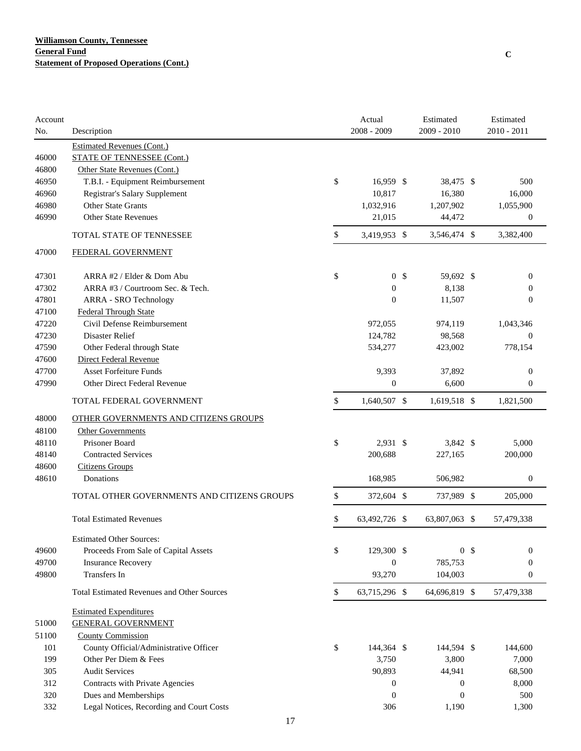**Williamson County, Tennessee**
**General Fund**
**Statement of Proposed Operations (Cont.)**

C

| Account No. | Description | Actual 2008 - 2009 | Estimated 2009 - 2010 | Estimated 2010 - 2011 |
|---|---|---|---|---|
| | Estimated Revenues (Cont.) | | | |
| 46000 | STATE OF TENNESSEE (Cont.) | | | |
| 46800 | Other State Revenues (Cont.) | | | |
| 46950 | T.B.I. - Equipment Reimbursement | $ 16,959 | $ 38,475 | $ 500 |
| 46960 | Registrar's Salary Supplement | 10,817 | 16,380 | 16,000 |
| 46980 | Other State Grants | 1,032,916 | 1,207,902 | 1,055,900 |
| 46990 | Other State Revenues | 21,015 | 44,472 | 0 |
| | TOTAL STATE OF TENNESSEE | $ 3,419,953 | $ 3,546,474 | $ 3,382,400 |
| 47000 | FEDERAL GOVERNMENT | | | |
| 47301 | ARRA #2 / Elder & Dom Abu | $ 0 | $ 59,692 | $ 0 |
| 47302 | ARRA #3 / Courtroom Sec. & Tech. | 0 | 8,138 | 0 |
| 47801 | ARRA - SRO Technology | 0 | 11,507 | 0 |
| 47100 | Federal Through State | | | |
| 47220 | Civil Defense Reimbursement | 972,055 | 974,119 | 1,043,346 |
| 47230 | Disaster Relief | 124,782 | 98,568 | 0 |
| 47590 | Other Federal through State | 534,277 | 423,002 | 778,154 |
| 47600 | Direct Federal Revenue | | | |
| 47700 | Asset Forfeiture Funds | 9,393 | 37,892 | 0 |
| 47990 | Other Direct Federal Revenue | 0 | 6,600 | 0 |
| | TOTAL FEDERAL GOVERNMENT | $ 1,640,507 | $ 1,619,518 | $ 1,821,500 |
| 48000 | OTHER GOVERNMENTS AND CITIZENS GROUPS | | | |
| 48100 | Other Governments | | | |
| 48110 | Prisoner Board | $ 2,931 | $ 3,842 | $ 5,000 |
| 48140 | Contracted Services | 200,688 | 227,165 | 200,000 |
| 48600 | Citizens Groups | | | |
| 48610 | Donations | 168,985 | 506,982 | 0 |
| | TOTAL OTHER GOVERNMENTS AND CITIZENS GROUPS | $ 372,604 | $ 737,989 | $ 205,000 |
| | Total Estimated Revenues | $ 63,492,726 | $ 63,807,063 | $ 57,479,338 |
| | Estimated Other Sources: | | | |
| 49600 | Proceeds From Sale of Capital Assets | $ 129,300 | $ 0 | $ 0 |
| 49700 | Insurance Recovery | 0 | 785,753 | 0 |
| 49800 | Transfers In | 93,270 | 104,003 | 0 |
| | Total Estimated Revenues and Other Sources | $ 63,715,296 | $ 64,696,819 | $ 57,479,338 |
| | Estimated Expenditures | | | |
| 51000 | GENERAL GOVERNMENT | | | |
| 51100 | County Commission | | | |
| 101 | County Official/Administrative Officer | $ 144,364 | $ 144,594 | $ 144,600 |
| 199 | Other Per Diem & Fees | 3,750 | 3,800 | 7,000 |
| 305 | Audit Services | 90,893 | 44,941 | 68,500 |
| 312 | Contracts with Private Agencies | 0 | 0 | 8,000 |
| 320 | Dues and Memberships | 0 | 0 | 500 |
| 332 | Legal Notices, Recording and Court Costs | 306 | 1,190 | 1,300 |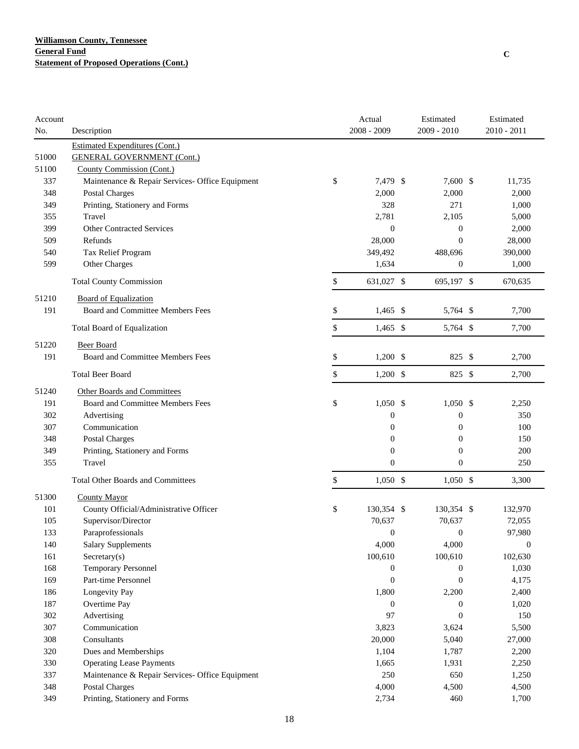**Williamson County, Tennessee**
**General Fund**
**Statement of Proposed Operations (Cont.)**

C

| Account No. | Description | Actual 2008 - 2009 | Estimated 2009 - 2010 | Estimated 2010 - 2011 |
|---|---|---|---|---|
| | Estimated Expenditures (Cont.) | | | |
| 51000 | GENERAL GOVERNMENT (Cont.) | | | |
| 51100 | County Commission (Cont.) | | | |
| 337 | Maintenance & Repair Services- Office Equipment | $ 7,479 | $ 7,600 | $ 11,735 |
| 348 | Postal Charges | 2,000 | 2,000 | 2,000 |
| 349 | Printing, Stationery and Forms | 328 | 271 | 1,000 |
| 355 | Travel | 2,781 | 2,105 | 5,000 |
| 399 | Other Contracted Services | 0 | 0 | 2,000 |
| 509 | Refunds | 28,000 | 0 | 28,000 |
| 540 | Tax Relief Program | 349,492 | 488,696 | 390,000 |
| 599 | Other Charges | 1,634 | 0 | 1,000 |
| | Total County Commission | $ 631,027 | $ 695,197 | $ 670,635 |
| 51210 | Board of Equalization | | | |
| 191 | Board and Committee Members Fees | $ 1,465 | $ 5,764 | $ 7,700 |
| | Total Board of Equalization | $ 1,465 | $ 5,764 | $ 7,700 |
| 51220 | Beer Board | | | |
| 191 | Board and Committee Members Fees | $ 1,200 | $ 825 | $ 2,700 |
| | Total Beer Board | $ 1,200 | $ 825 | $ 2,700 |
| 51240 | Other Boards and Committees | | | |
| 191 | Board and Committee Members Fees | $ 1,050 | $ 1,050 | $ 2,250 |
| 302 | Advertising | 0 | 0 | 350 |
| 307 | Communication | 0 | 0 | 100 |
| 348 | Postal Charges | 0 | 0 | 150 |
| 349 | Printing, Stationery and Forms | 0 | 0 | 200 |
| 355 | Travel | 0 | 0 | 250 |
| | Total Other Boards and Committees | $ 1,050 | $ 1,050 | $ 3,300 |
| 51300 | County Mayor | | | |
| 101 | County Official/Administrative Officer | $ 130,354 | $ 130,354 | $ 132,970 |
| 105 | Supervisor/Director | 70,637 | 70,637 | 72,055 |
| 133 | Paraprofessionals | 0 | 0 | 97,980 |
| 140 | Salary Supplements | 4,000 | 4,000 | 0 |
| 161 | Secretary(s) | 100,610 | 100,610 | 102,630 |
| 168 | Temporary Personnel | 0 | 0 | 1,030 |
| 169 | Part-time Personnel | 0 | 0 | 4,175 |
| 186 | Longevity Pay | 1,800 | 2,200 | 2,400 |
| 187 | Overtime Pay | 0 | 0 | 1,020 |
| 302 | Advertising | 97 | 0 | 150 |
| 307 | Communication | 3,823 | 3,624 | 5,500 |
| 308 | Consultants | 20,000 | 5,040 | 27,000 |
| 320 | Dues and Memberships | 1,104 | 1,787 | 2,200 |
| 330 | Operating Lease Payments | 1,665 | 1,931 | 2,250 |
| 337 | Maintenance & Repair Services- Office Equipment | 250 | 650 | 1,250 |
| 348 | Postal Charges | 4,000 | 4,500 | 4,500 |
| 349 | Printing, Stationery and Forms | 2,734 | 460 | 1,700 |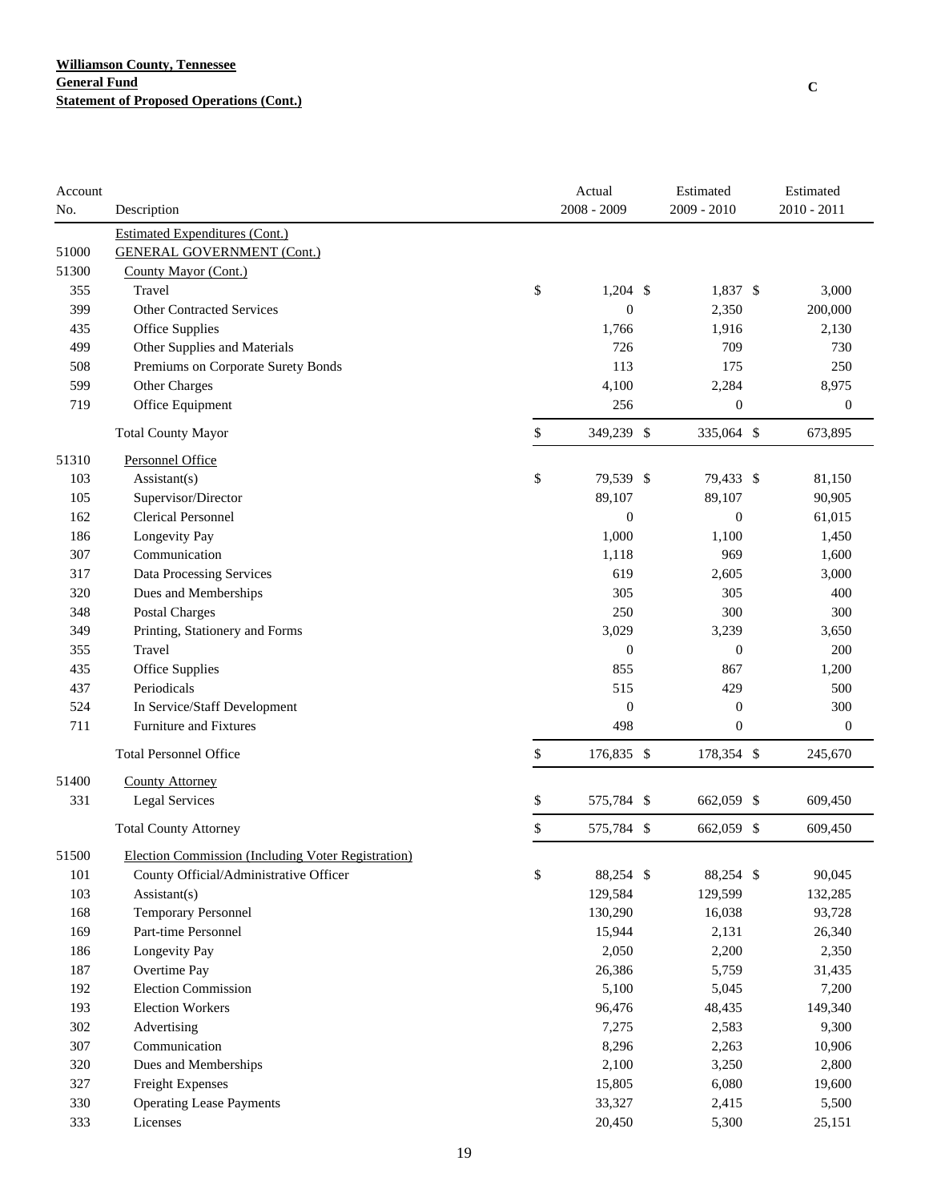**Williamson County, Tennessee**
**General Fund**
**Statement of Proposed Operations (Cont.)**

C

| Account No. | Description | Actual 2008 - 2009 | Estimated 2009 - 2010 | Estimated 2010 - 2011 |
|---|---|---|---|---|
| | Estimated Expenditures (Cont.) | | | |
| 51000 | GENERAL GOVERNMENT (Cont.) | | | |
| 51300 | County Mayor (Cont.) | | | |
| 355 | Travel | $ 1,204 | $ 1,837 | $ 3,000 |
| 399 | Other Contracted Services | 0 | 2,350 | 200,000 |
| 435 | Office Supplies | 1,766 | 1,916 | 2,130 |
| 499 | Other Supplies and Materials | 726 | 709 | 730 |
| 508 | Premiums on Corporate Surety Bonds | 113 | 175 | 250 |
| 599 | Other Charges | 4,100 | 2,284 | 8,975 |
| 719 | Office Equipment | 256 | 0 | 0 |
| | Total County Mayor | $ 349,239 | $ 335,064 | $ 673,895 |
| 51310 | Personnel Office | | | |
| 103 | Assistant(s) | $ 79,539 | $ 79,433 | $ 81,150 |
| 105 | Supervisor/Director | 89,107 | 89,107 | 90,905 |
| 162 | Clerical Personnel | 0 | 0 | 61,015 |
| 186 | Longevity Pay | 1,000 | 1,100 | 1,450 |
| 307 | Communication | 1,118 | 969 | 1,600 |
| 317 | Data Processing Services | 619 | 2,605 | 3,000 |
| 320 | Dues and Memberships | 305 | 305 | 400 |
| 348 | Postal Charges | 250 | 300 | 300 |
| 349 | Printing, Stationery and Forms | 3,029 | 3,239 | 3,650 |
| 355 | Travel | 0 | 0 | 200 |
| 435 | Office Supplies | 855 | 867 | 1,200 |
| 437 | Periodicals | 515 | 429 | 500 |
| 524 | In Service/Staff Development | 0 | 0 | 300 |
| 711 | Furniture and Fixtures | 498 | 0 | 0 |
| | Total Personnel Office | $ 176,835 | $ 178,354 | $ 245,670 |
| 51400 | County Attorney | | | |
| 331 | Legal Services | $ 575,784 | $ 662,059 | $ 609,450 |
| | Total County Attorney | $ 575,784 | $ 662,059 | $ 609,450 |
| 51500 | Election Commission (Including Voter Registration) | | | |
| 101 | County Official/Administrative Officer | $ 88,254 | $ 88,254 | $ 90,045 |
| 103 | Assistant(s) | 129,584 | 129,599 | 132,285 |
| 168 | Temporary Personnel | 130,290 | 16,038 | 93,728 |
| 169 | Part-time Personnel | 15,944 | 2,131 | 26,340 |
| 186 | Longevity Pay | 2,050 | 2,200 | 2,350 |
| 187 | Overtime Pay | 26,386 | 5,759 | 31,435 |
| 192 | Election Commission | 5,100 | 5,045 | 7,200 |
| 193 | Election Workers | 96,476 | 48,435 | 149,340 |
| 302 | Advertising | 7,275 | 2,583 | 9,300 |
| 307 | Communication | 8,296 | 2,263 | 10,906 |
| 320 | Dues and Memberships | 2,100 | 3,250 | 2,800 |
| 327 | Freight Expenses | 15,805 | 6,080 | 19,600 |
| 330 | Operating Lease Payments | 33,327 | 2,415 | 5,500 |
| 333 | Licenses | 20,450 | 5,300 | 25,151 |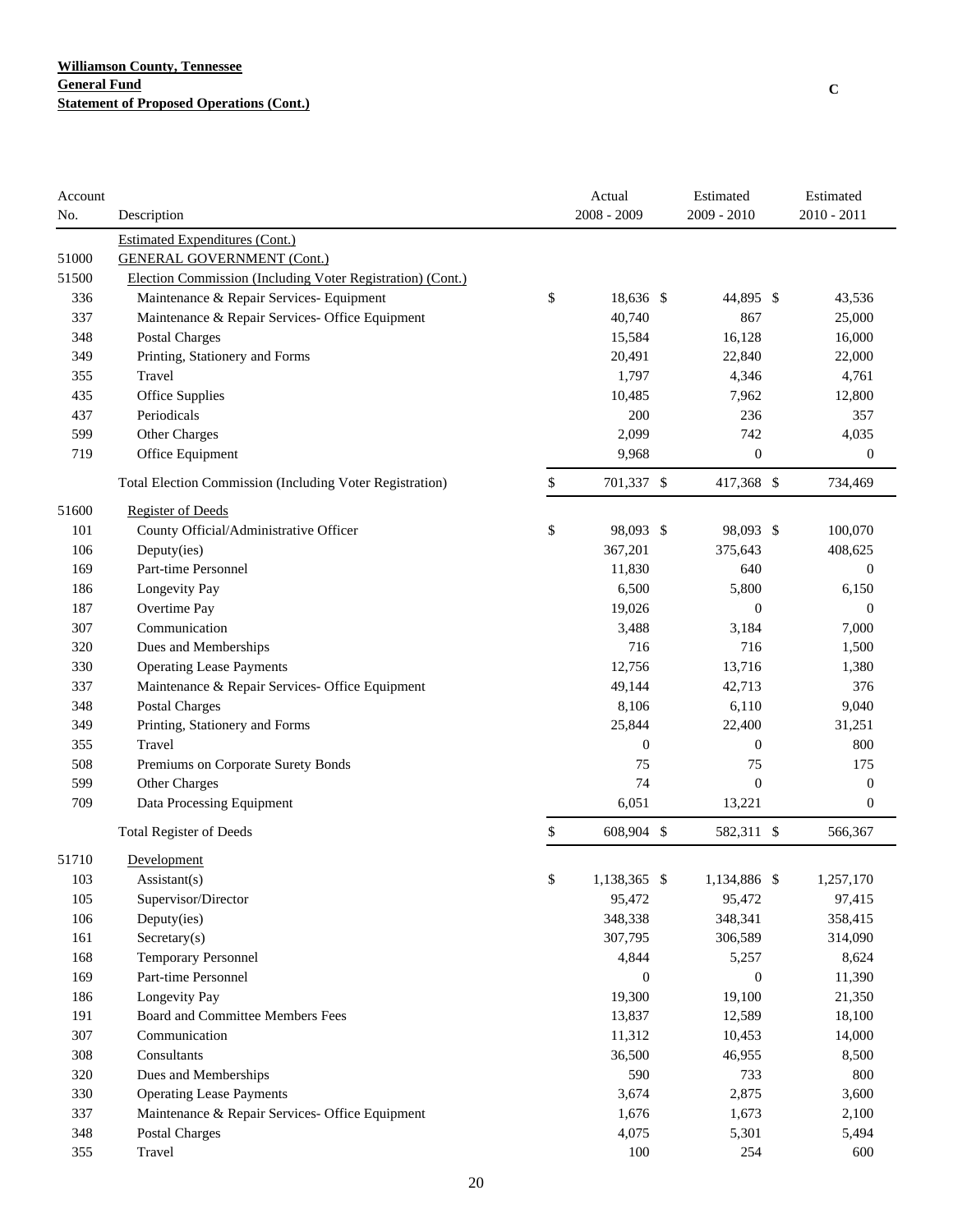**Williamson County, Tennessee**
**General Fund**
**Statement of Proposed Operations (Cont.)**

C

| Account No. | Description | Actual 2008 - 2009 | Estimated 2009 - 2010 | Estimated 2010 - 2011 |
|---|---|---|---|---|
| | Estimated Expenditures (Cont.) | | | |
| 51000 | GENERAL GOVERNMENT (Cont.) | | | |
| 51500 | Election Commission (Including Voter Registration) (Cont.) | | | |
| 336 | Maintenance & Repair Services- Equipment | $ 18,636 | $ 44,895 | $ 43,536 |
| 337 | Maintenance & Repair Services- Office Equipment | 40,740 | 867 | 25,000 |
| 348 | Postal Charges | 15,584 | 16,128 | 16,000 |
| 349 | Printing, Stationery and Forms | 20,491 | 22,840 | 22,000 |
| 355 | Travel | 1,797 | 4,346 | 4,761 |
| 435 | Office Supplies | 10,485 | 7,962 | 12,800 |
| 437 | Periodicals | 200 | 236 | 357 |
| 599 | Other Charges | 2,099 | 742 | 4,035 |
| 719 | Office Equipment | 9,968 | 0 | 0 |
| | Total Election Commission (Including Voter Registration) | $ 701,337 | $ 417,368 | $ 734,469 |
| 51600 | Register of Deeds | | | |
| 101 | County Official/Administrative Officer | $ 98,093 | $ 98,093 | $ 100,070 |
| 106 | Deputy(ies) | 367,201 | 375,643 | 408,625 |
| 169 | Part-time Personnel | 11,830 | 640 | 0 |
| 186 | Longevity Pay | 6,500 | 5,800 | 6,150 |
| 187 | Overtime Pay | 19,026 | 0 | 0 |
| 307 | Communication | 3,488 | 3,184 | 7,000 |
| 320 | Dues and Memberships | 716 | 716 | 1,500 |
| 330 | Operating Lease Payments | 12,756 | 13,716 | 1,380 |
| 337 | Maintenance & Repair Services- Office Equipment | 49,144 | 42,713 | 376 |
| 348 | Postal Charges | 8,106 | 6,110 | 9,040 |
| 349 | Printing, Stationery and Forms | 25,844 | 22,400 | 31,251 |
| 355 | Travel | 0 | 0 | 800 |
| 508 | Premiums on Corporate Surety Bonds | 75 | 75 | 175 |
| 599 | Other Charges | 74 | 0 | 0 |
| 709 | Data Processing Equipment | 6,051 | 13,221 | 0 |
| | Total Register of Deeds | $ 608,904 | $ 582,311 | $ 566,367 |
| 51710 | Development | | | |
| 103 | Assistant(s) | $ 1,138,365 | $ 1,134,886 | $ 1,257,170 |
| 105 | Supervisor/Director | 95,472 | 95,472 | 97,415 |
| 106 | Deputy(ies) | 348,338 | 348,341 | 358,415 |
| 161 | Secretary(s) | 307,795 | 306,589 | 314,090 |
| 168 | Temporary Personnel | 4,844 | 5,257 | 8,624 |
| 169 | Part-time Personnel | 0 | 0 | 11,390 |
| 186 | Longevity Pay | 19,300 | 19,100 | 21,350 |
| 191 | Board and Committee Members Fees | 13,837 | 12,589 | 18,100 |
| 307 | Communication | 11,312 | 10,453 | 14,000 |
| 308 | Consultants | 36,500 | 46,955 | 8,500 |
| 320 | Dues and Memberships | 590 | 733 | 800 |
| 330 | Operating Lease Payments | 3,674 | 2,875 | 3,600 |
| 337 | Maintenance & Repair Services- Office Equipment | 1,676 | 1,673 | 2,100 |
| 348 | Postal Charges | 4,075 | 5,301 | 5,494 |
| 355 | Travel | 100 | 254 | 600 |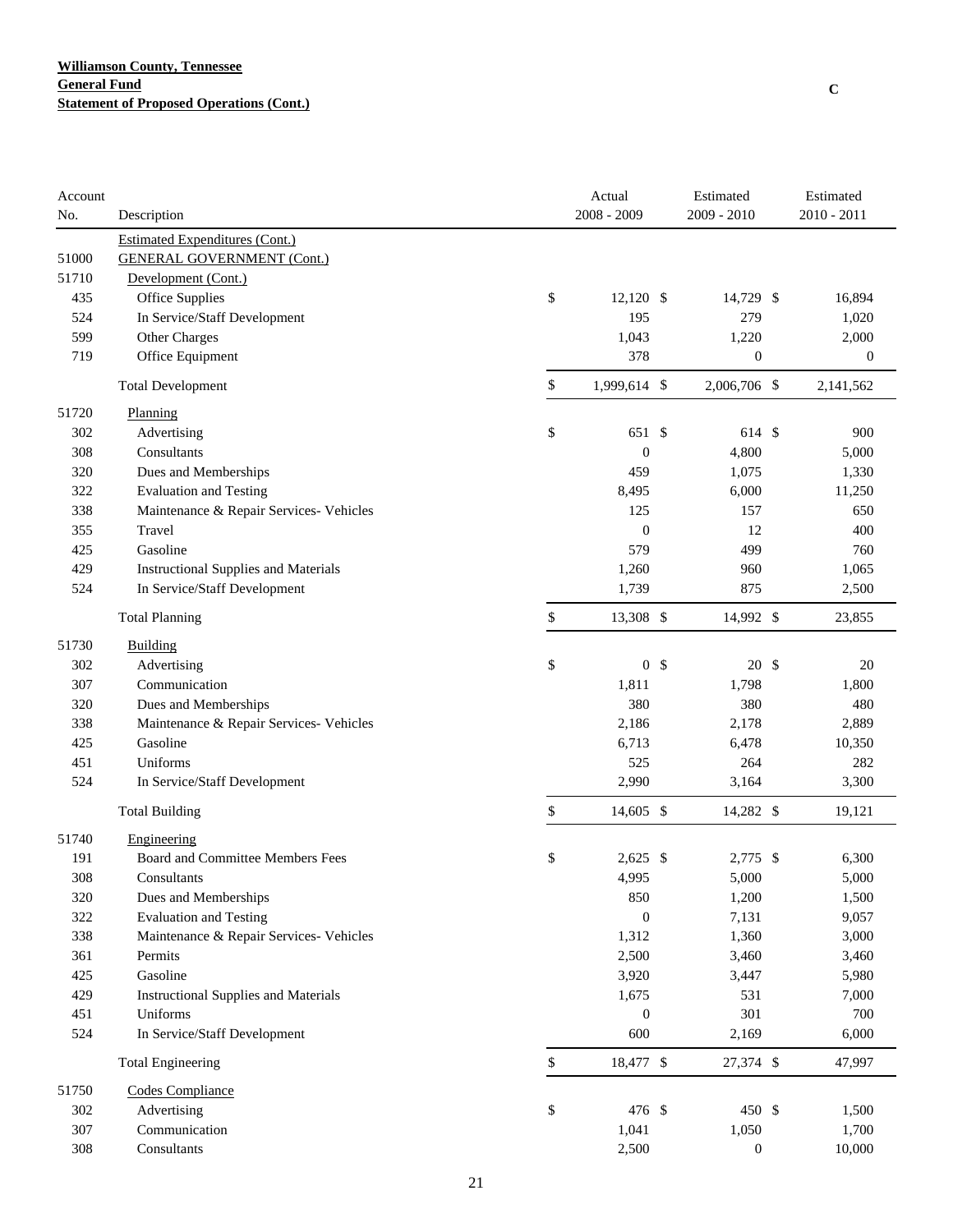**Williamson County, Tennessee**
**General Fund**
**Statement of Proposed Operations (Cont.)**

C

| Account No. | Description | Actual 2008 - 2009 | Estimated 2009 - 2010 | Estimated 2010 - 2011 |
|---|---|---|---|---|
| | Estimated Expenditures (Cont.) | | | |
| 51000 | GENERAL GOVERNMENT (Cont.) | | | |
| 51710 | Development (Cont.) | | | |
| 435 | Office Supplies | $ 12,120 | $ 14,729 | $ 16,894 |
| 524 | In Service/Staff Development | 195 | 279 | 1,020 |
| 599 | Other Charges | 1,043 | 1,220 | 2,000 |
| 719 | Office Equipment | 378 | 0 | 0 |
| | Total Development | $ 1,999,614 | $ 2,006,706 | $ 2,141,562 |
| 51720 | Planning | | | |
| 302 | Advertising | $ 651 | $ 614 | $ 900 |
| 308 | Consultants | 0 | 4,800 | 5,000 |
| 320 | Dues and Memberships | 459 | 1,075 | 1,330 |
| 322 | Evaluation and Testing | 8,495 | 6,000 | 11,250 |
| 338 | Maintenance & Repair Services- Vehicles | 125 | 157 | 650 |
| 355 | Travel | 0 | 12 | 400 |
| 425 | Gasoline | 579 | 499 | 760 |
| 429 | Instructional Supplies and Materials | 1,260 | 960 | 1,065 |
| 524 | In Service/Staff Development | 1,739 | 875 | 2,500 |
| | Total Planning | $ 13,308 | $ 14,992 | $ 23,855 |
| 51730 | Building | | | |
| 302 | Advertising | $ 0 | $ 20 | $ 20 |
| 307 | Communication | 1,811 | 1,798 | 1,800 |
| 320 | Dues and Memberships | 380 | 380 | 480 |
| 338 | Maintenance & Repair Services- Vehicles | 2,186 | 2,178 | 2,889 |
| 425 | Gasoline | 6,713 | 6,478 | 10,350 |
| 451 | Uniforms | 525 | 264 | 282 |
| 524 | In Service/Staff Development | 2,990 | 3,164 | 3,300 |
| | Total Building | $ 14,605 | $ 14,282 | $ 19,121 |
| 51740 | Engineering | | | |
| 191 | Board and Committee Members Fees | $ 2,625 | $ 2,775 | $ 6,300 |
| 308 | Consultants | 4,995 | 5,000 | 5,000 |
| 320 | Dues and Memberships | 850 | 1,200 | 1,500 |
| 322 | Evaluation and Testing | 0 | 7,131 | 9,057 |
| 338 | Maintenance & Repair Services- Vehicles | 1,312 | 1,360 | 3,000 |
| 361 | Permits | 2,500 | 3,460 | 3,460 |
| 425 | Gasoline | 3,920 | 3,447 | 5,980 |
| 429 | Instructional Supplies and Materials | 1,675 | 531 | 7,000 |
| 451 | Uniforms | 0 | 301 | 700 |
| 524 | In Service/Staff Development | 600 | 2,169 | 6,000 |
| | Total Engineering | $ 18,477 | $ 27,374 | $ 47,997 |
| 51750 | Codes Compliance | | | |
| 302 | Advertising | $ 476 | $ 450 | $ 1,500 |
| 307 | Communication | 1,041 | 1,050 | 1,700 |
| 308 | Consultants | 2,500 | 0 | 10,000 |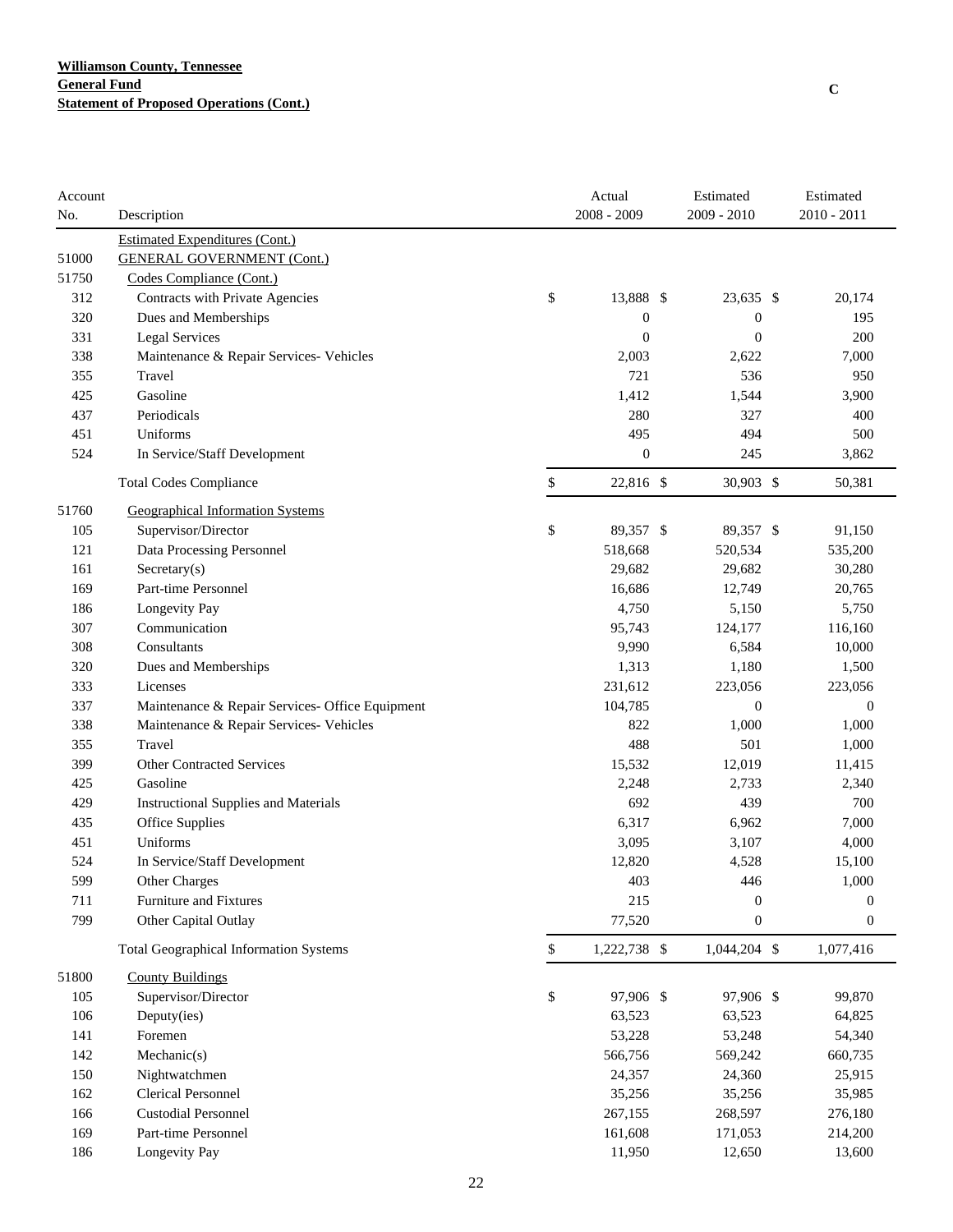**Williamson County, Tennessee**
**General Fund**
**Statement of Proposed Operations (Cont.)**

C

| Account No. | Description | Actual 2008 - 2009 | Estimated 2009 - 2010 | Estimated 2010 - 2011 |
|---|---|---|---|---|
| | Estimated Expenditures (Cont.) | | | |
| 51000 | GENERAL GOVERNMENT (Cont.) | | | |
| 51750 | Codes Compliance (Cont.) | | | |
| 312 | Contracts with Private Agencies | $ 13,888 | $ 23,635 | $ 20,174 |
| 320 | Dues and Memberships | 0 | 0 | 195 |
| 331 | Legal Services | 0 | 0 | 200 |
| 338 | Maintenance & Repair Services- Vehicles | 2,003 | 2,622 | 7,000 |
| 355 | Travel | 721 | 536 | 950 |
| 425 | Gasoline | 1,412 | 1,544 | 3,900 |
| 437 | Periodicals | 280 | 327 | 400 |
| 451 | Uniforms | 495 | 494 | 500 |
| 524 | In Service/Staff Development | 0 | 245 | 3,862 |
| | Total Codes Compliance | $ 22,816 | $ 30,903 | $ 50,381 |
| 51760 | Geographical Information Systems | | | |
| 105 | Supervisor/Director | $ 89,357 | $ 89,357 | $ 91,150 |
| 121 | Data Processing Personnel | 518,668 | 520,534 | 535,200 |
| 161 | Secretary(s) | 29,682 | 29,682 | 30,280 |
| 169 | Part-time Personnel | 16,686 | 12,749 | 20,765 |
| 186 | Longevity Pay | 4,750 | 5,150 | 5,750 |
| 307 | Communication | 95,743 | 124,177 | 116,160 |
| 308 | Consultants | 9,990 | 6,584 | 10,000 |
| 320 | Dues and Memberships | 1,313 | 1,180 | 1,500 |
| 333 | Licenses | 231,612 | 223,056 | 223,056 |
| 337 | Maintenance & Repair Services- Office Equipment | 104,785 | 0 | 0 |
| 338 | Maintenance & Repair Services- Vehicles | 822 | 1,000 | 1,000 |
| 355 | Travel | 488 | 501 | 1,000 |
| 399 | Other Contracted Services | 15,532 | 12,019 | 11,415 |
| 425 | Gasoline | 2,248 | 2,733 | 2,340 |
| 429 | Instructional Supplies and Materials | 692 | 439 | 700 |
| 435 | Office Supplies | 6,317 | 6,962 | 7,000 |
| 451 | Uniforms | 3,095 | 3,107 | 4,000 |
| 524 | In Service/Staff Development | 12,820 | 4,528 | 15,100 |
| 599 | Other Charges | 403 | 446 | 1,000 |
| 711 | Furniture and Fixtures | 215 | 0 | 0 |
| 799 | Other Capital Outlay | 77,520 | 0 | 0 |
| | Total Geographical Information Systems | $ 1,222,738 | $ 1,044,204 | $ 1,077,416 |
| 51800 | County Buildings | | | |
| 105 | Supervisor/Director | $ 97,906 | $ 97,906 | $ 99,870 |
| 106 | Deputy(ies) | 63,523 | 63,523 | 64,825 |
| 141 | Foremen | 53,228 | 53,248 | 54,340 |
| 142 | Mechanic(s) | 566,756 | 569,242 | 660,735 |
| 150 | Nightwatchmen | 24,357 | 24,360 | 25,915 |
| 162 | Clerical Personnel | 35,256 | 35,256 | 35,985 |
| 166 | Custodial Personnel | 267,155 | 268,597 | 276,180 |
| 169 | Part-time Personnel | 161,608 | 171,053 | 214,200 |
| 186 | Longevity Pay | 11,950 | 12,650 | 13,600 |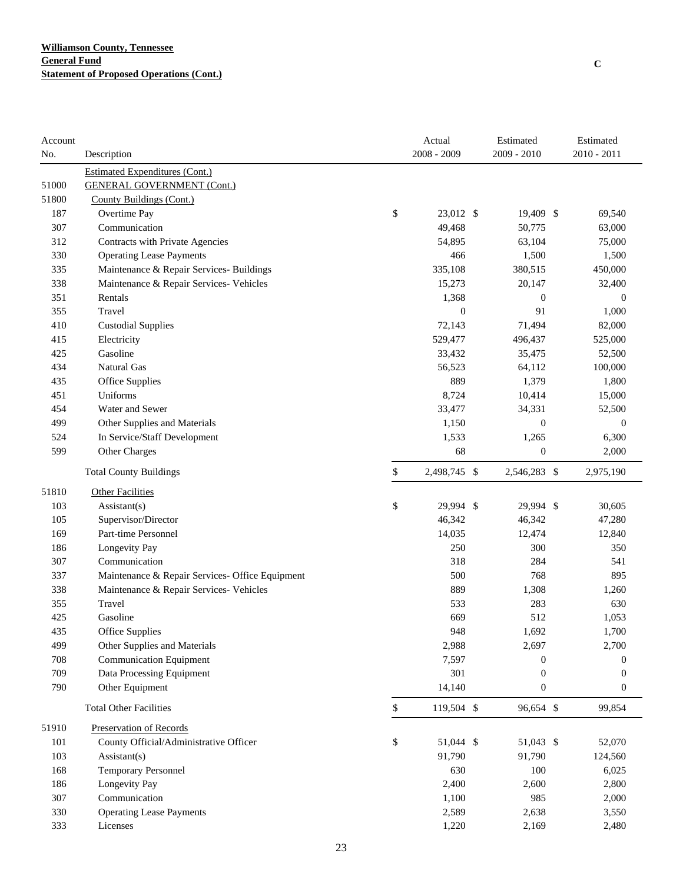**Williamson County, Tennessee**
**General Fund**
**Statement of Proposed Operations (Cont.)**

C

| Account No. | Description | Actual 2008 - 2009 | Estimated 2009 - 2010 | Estimated 2010 - 2011 |
|---|---|---|---|---|
| | Estimated Expenditures (Cont.) | | | |
| 51000 | GENERAL GOVERNMENT (Cont.) | | | |
| 51800 | County Buildings (Cont.) | | | |
| 187 | Overtime Pay | $ 23,012 | $ 19,409 | $ 69,540 |
| 307 | Communication | 49,468 | 50,775 | 63,000 |
| 312 | Contracts with Private Agencies | 54,895 | 63,104 | 75,000 |
| 330 | Operating Lease Payments | 466 | 1,500 | 1,500 |
| 335 | Maintenance & Repair Services- Buildings | 335,108 | 380,515 | 450,000 |
| 338 | Maintenance & Repair Services- Vehicles | 15,273 | 20,147 | 32,400 |
| 351 | Rentals | 1,368 | 0 | 0 |
| 355 | Travel | 0 | 91 | 1,000 |
| 410 | Custodial Supplies | 72,143 | 71,494 | 82,000 |
| 415 | Electricity | 529,477 | 496,437 | 525,000 |
| 425 | Gasoline | 33,432 | 35,475 | 52,500 |
| 434 | Natural Gas | 56,523 | 64,112 | 100,000 |
| 435 | Office Supplies | 889 | 1,379 | 1,800 |
| 451 | Uniforms | 8,724 | 10,414 | 15,000 |
| 454 | Water and Sewer | 33,477 | 34,331 | 52,500 |
| 499 | Other Supplies and Materials | 1,150 | 0 | 0 |
| 524 | In Service/Staff Development | 1,533 | 1,265 | 6,300 |
| 599 | Other Charges | 68 | 0 | 2,000 |
| | Total County Buildings | $ 2,498,745 | $ 2,546,283 | $ 2,975,190 |
| 51810 | Other Facilities | | | |
| 103 | Assistant(s) | $ 29,994 | $ 29,994 | $ 30,605 |
| 105 | Supervisor/Director | 46,342 | 46,342 | 47,280 |
| 169 | Part-time Personnel | 14,035 | 12,474 | 12,840 |
| 186 | Longevity Pay | 250 | 300 | 350 |
| 307 | Communication | 318 | 284 | 541 |
| 337 | Maintenance & Repair Services- Office Equipment | 500 | 768 | 895 |
| 338 | Maintenance & Repair Services- Vehicles | 889 | 1,308 | 1,260 |
| 355 | Travel | 533 | 283 | 630 |
| 425 | Gasoline | 669 | 512 | 1,053 |
| 435 | Office Supplies | 948 | 1,692 | 1,700 |
| 499 | Other Supplies and Materials | 2,988 | 2,697 | 2,700 |
| 708 | Communication Equipment | 7,597 | 0 | 0 |
| 709 | Data Processing Equipment | 301 | 0 | 0 |
| 790 | Other Equipment | 14,140 | 0 | 0 |
| | Total Other Facilities | $ 119,504 | $ 96,654 | $ 99,854 |
| 51910 | Preservation of Records | | | |
| 101 | County Official/Administrative Officer | $ 51,044 | $ 51,043 | $ 52,070 |
| 103 | Assistant(s) | 91,790 | 91,790 | 124,560 |
| 168 | Temporary Personnel | 630 | 100 | 6,025 |
| 186 | Longevity Pay | 2,400 | 2,600 | 2,800 |
| 307 | Communication | 1,100 | 985 | 2,000 |
| 330 | Operating Lease Payments | 2,589 | 2,638 | 3,550 |
| 333 | Licenses | 1,220 | 2,169 | 2,480 |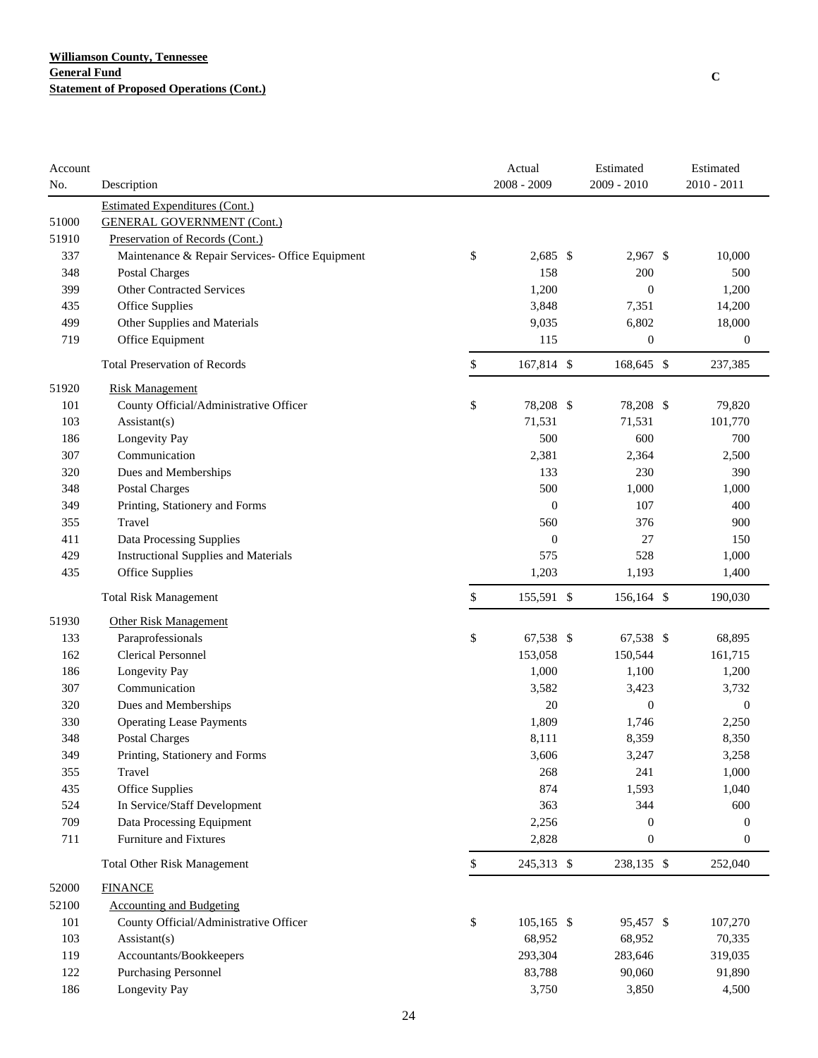**Williamson County, Tennessee**
**General Fund**
**Statement of Proposed Operations (Cont.)**

C

| Account No. | Description | Actual 2008 - 2009 | Estimated 2009 - 2010 | Estimated 2010 - 2011 |
|---|---|---|---|---|
| | Estimated Expenditures (Cont.) | | | |
| 51000 | GENERAL GOVERNMENT (Cont.) | | | |
| 51910 | Preservation of Records (Cont.) | | | |
| 337 | Maintenance & Repair Services- Office Equipment | $ 2,685 | $ 2,967 | $ 10,000 |
| 348 | Postal Charges | 158 | 200 | 500 |
| 399 | Other Contracted Services | 1,200 | 0 | 1,200 |
| 435 | Office Supplies | 3,848 | 7,351 | 14,200 |
| 499 | Other Supplies and Materials | 9,035 | 6,802 | 18,000 |
| 719 | Office Equipment | 115 | 0 | 0 |
| | Total Preservation of Records | $ 167,814 | $ 168,645 | $ 237,385 |
| 51920 | Risk Management | | | |
| 101 | County Official/Administrative Officer | $ 78,208 | $ 78,208 | $ 79,820 |
| 103 | Assistant(s) | 71,531 | 71,531 | 101,770 |
| 186 | Longevity Pay | 500 | 600 | 700 |
| 307 | Communication | 2,381 | 2,364 | 2,500 |
| 320 | Dues and Memberships | 133 | 230 | 390 |
| 348 | Postal Charges | 500 | 1,000 | 1,000 |
| 349 | Printing, Stationery and Forms | 0 | 107 | 400 |
| 355 | Travel | 560 | 376 | 900 |
| 411 | Data Processing Supplies | 0 | 27 | 150 |
| 429 | Instructional Supplies and Materials | 575 | 528 | 1,000 |
| 435 | Office Supplies | 1,203 | 1,193 | 1,400 |
| | Total Risk Management | $ 155,591 | $ 156,164 | $ 190,030 |
| 51930 | Other Risk Management | | | |
| 133 | Paraprofessionals | $ 67,538 | $ 67,538 | $ 68,895 |
| 162 | Clerical Personnel | 153,058 | 150,544 | 161,715 |
| 186 | Longevity Pay | 1,000 | 1,100 | 1,200 |
| 307 | Communication | 3,582 | 3,423 | 3,732 |
| 320 | Dues and Memberships | 20 | 0 | 0 |
| 330 | Operating Lease Payments | 1,809 | 1,746 | 2,250 |
| 348 | Postal Charges | 8,111 | 8,359 | 8,350 |
| 349 | Printing, Stationery and Forms | 3,606 | 3,247 | 3,258 |
| 355 | Travel | 268 | 241 | 1,000 |
| 435 | Office Supplies | 874 | 1,593 | 1,040 |
| 524 | In Service/Staff Development | 363 | 344 | 600 |
| 709 | Data Processing Equipment | 2,256 | 0 | 0 |
| 711 | Furniture and Fixtures | 2,828 | 0 | 0 |
| | Total Other Risk Management | $ 245,313 | $ 238,135 | $ 252,040 |
| 52000 | FINANCE | | | |
| 52100 | Accounting and Budgeting | | | |
| 101 | County Official/Administrative Officer | $ 105,165 | $ 95,457 | $ 107,270 |
| 103 | Assistant(s) | 68,952 | 68,952 | 70,335 |
| 119 | Accountants/Bookkeepers | 293,304 | 283,646 | 319,035 |
| 122 | Purchasing Personnel | 83,788 | 90,060 | 91,890 |
| 186 | Longevity Pay | 3,750 | 3,850 | 4,500 |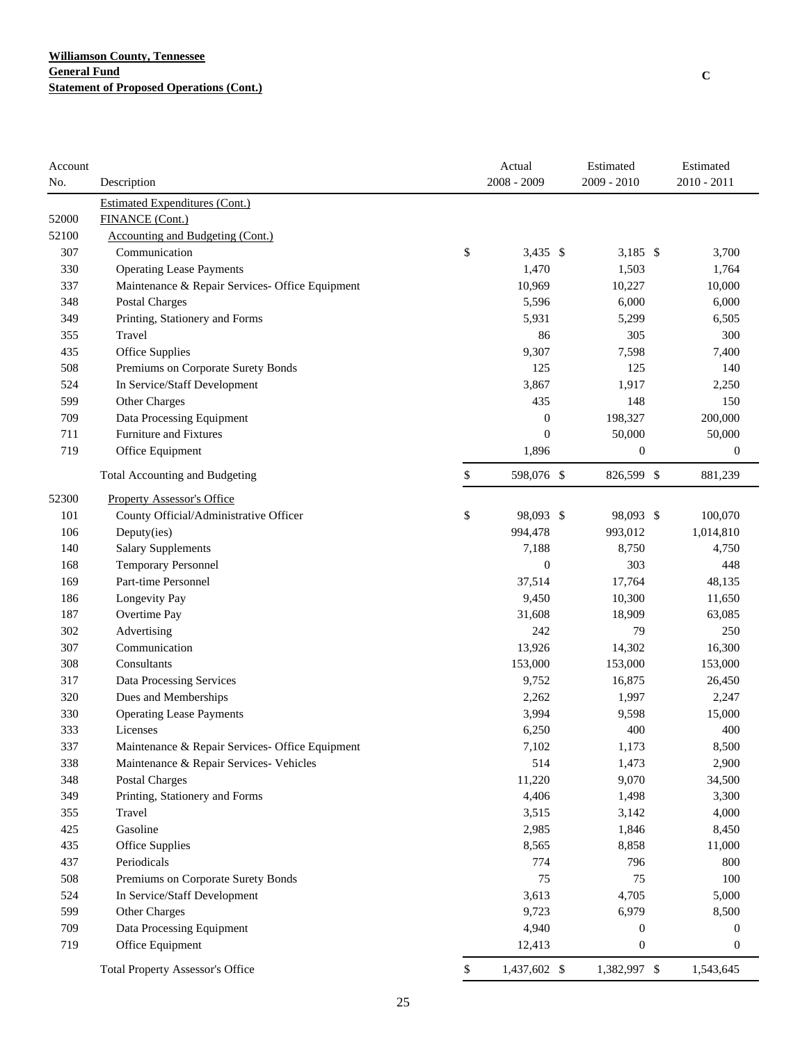**Williamson County, Tennessee**
**General Fund**
**Statement of Proposed Operations (Cont.)**

C

| Account No. | Description | Actual 2008 - 2009 | Estimated 2009 - 2010 | Estimated 2010 - 2011 |
|---|---|---|---|---|
| | Estimated Expenditures (Cont.) | | | |
| 52000 | FINANCE (Cont.) | | | |
| 52100 | Accounting and Budgeting (Cont.) | | | |
| 307 | Communication | $ 3,435 | $ 3,185 | $ 3,700 |
| 330 | Operating Lease Payments | 1,470 | 1,503 | 1,764 |
| 337 | Maintenance & Repair Services- Office Equipment | 10,969 | 10,227 | 10,000 |
| 348 | Postal Charges | 5,596 | 6,000 | 6,000 |
| 349 | Printing, Stationery and Forms | 5,931 | 5,299 | 6,505 |
| 355 | Travel | 86 | 305 | 300 |
| 435 | Office Supplies | 9,307 | 7,598 | 7,400 |
| 508 | Premiums on Corporate Surety Bonds | 125 | 125 | 140 |
| 524 | In Service/Staff Development | 3,867 | 1,917 | 2,250 |
| 599 | Other Charges | 435 | 148 | 150 |
| 709 | Data Processing Equipment | 0 | 198,327 | 200,000 |
| 711 | Furniture and Fixtures | 0 | 50,000 | 50,000 |
| 719 | Office Equipment | 1,896 | 0 | 0 |
| | Total Accounting and Budgeting | $ 598,076 | $ 826,599 | $ 881,239 |
| 52300 | Property Assessor's Office | | | |
| 101 | County Official/Administrative Officer | $ 98,093 | $ 98,093 | $ 100,070 |
| 106 | Deputy(ies) | 994,478 | 993,012 | 1,014,810 |
| 140 | Salary Supplements | 7,188 | 8,750 | 4,750 |
| 168 | Temporary Personnel | 0 | 303 | 448 |
| 169 | Part-time Personnel | 37,514 | 17,764 | 48,135 |
| 186 | Longevity Pay | 9,450 | 10,300 | 11,650 |
| 187 | Overtime Pay | 31,608 | 18,909 | 63,085 |
| 302 | Advertising | 242 | 79 | 250 |
| 307 | Communication | 13,926 | 14,302 | 16,300 |
| 308 | Consultants | 153,000 | 153,000 | 153,000 |
| 317 | Data Processing Services | 9,752 | 16,875 | 26,450 |
| 320 | Dues and Memberships | 2,262 | 1,997 | 2,247 |
| 330 | Operating Lease Payments | 3,994 | 9,598 | 15,000 |
| 333 | Licenses | 6,250 | 400 | 400 |
| 337 | Maintenance & Repair Services- Office Equipment | 7,102 | 1,173 | 8,500 |
| 338 | Maintenance & Repair Services- Vehicles | 514 | 1,473 | 2,900 |
| 348 | Postal Charges | 11,220 | 9,070 | 34,500 |
| 349 | Printing, Stationery and Forms | 4,406 | 1,498 | 3,300 |
| 355 | Travel | 3,515 | 3,142 | 4,000 |
| 425 | Gasoline | 2,985 | 1,846 | 8,450 |
| 435 | Office Supplies | 8,565 | 8,858 | 11,000 |
| 437 | Periodicals | 774 | 796 | 800 |
| 508 | Premiums on Corporate Surety Bonds | 75 | 75 | 100 |
| 524 | In Service/Staff Development | 3,613 | 4,705 | 5,000 |
| 599 | Other Charges | 9,723 | 6,979 | 8,500 |
| 709 | Data Processing Equipment | 4,940 | 0 | 0 |
| 719 | Office Equipment | 12,413 | 0 | 0 |
| | Total Property Assessor's Office | $ 1,437,602 | $ 1,382,997 | $ 1,543,645 |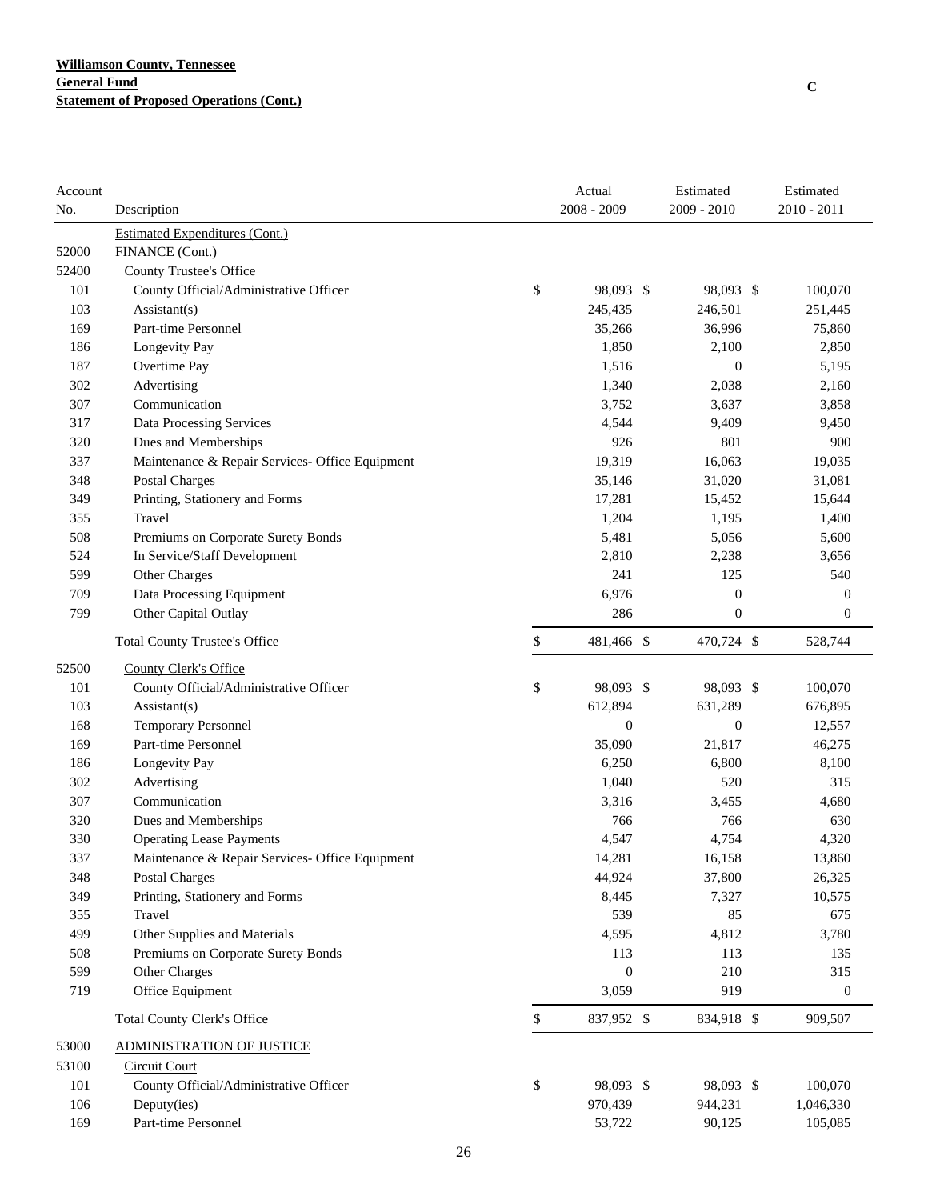**Williamson County, Tennessee**
**General Fund**
**Statement of Proposed Operations (Cont.)**

C

| Account No. | Description | Actual 2008 - 2009 | Estimated 2009 - 2010 | Estimated 2010 - 2011 |
|---|---|---|---|---|
| | Estimated Expenditures (Cont.) | | | |
| 52000 | FINANCE (Cont.) | | | |
| 52400 | County Trustee's Office | | | |
| 101 | County Official/Administrative Officer | $ 98,093 | $ 98,093 | $ 100,070 |
| 103 | Assistant(s) | 245,435 | 246,501 | 251,445 |
| 169 | Part-time Personnel | 35,266 | 36,996 | 75,860 |
| 186 | Longevity Pay | 1,850 | 2,100 | 2,850 |
| 187 | Overtime Pay | 1,516 | 0 | 5,195 |
| 302 | Advertising | 1,340 | 2,038 | 2,160 |
| 307 | Communication | 3,752 | 3,637 | 3,858 |
| 317 | Data Processing Services | 4,544 | 9,409 | 9,450 |
| 320 | Dues and Memberships | 926 | 801 | 900 |
| 337 | Maintenance & Repair Services- Office Equipment | 19,319 | 16,063 | 19,035 |
| 348 | Postal Charges | 35,146 | 31,020 | 31,081 |
| 349 | Printing, Stationery and Forms | 17,281 | 15,452 | 15,644 |
| 355 | Travel | 1,204 | 1,195 | 1,400 |
| 508 | Premiums on Corporate Surety Bonds | 5,481 | 5,056 | 5,600 |
| 524 | In Service/Staff Development | 2,810 | 2,238 | 3,656 |
| 599 | Other Charges | 241 | 125 | 540 |
| 709 | Data Processing Equipment | 6,976 | 0 | 0 |
| 799 | Other Capital Outlay | 286 | 0 | 0 |
| | Total County Trustee's Office | $ 481,466 | $ 470,724 | $ 528,744 |
| 52500 | County Clerk's Office | | | |
| 101 | County Official/Administrative Officer | $ 98,093 | $ 98,093 | $ 100,070 |
| 103 | Assistant(s) | 612,894 | 631,289 | 676,895 |
| 168 | Temporary Personnel | 0 | 0 | 12,557 |
| 169 | Part-time Personnel | 35,090 | 21,817 | 46,275 |
| 186 | Longevity Pay | 6,250 | 6,800 | 8,100 |
| 302 | Advertising | 1,040 | 520 | 315 |
| 307 | Communication | 3,316 | 3,455 | 4,680 |
| 320 | Dues and Memberships | 766 | 766 | 630 |
| 330 | Operating Lease Payments | 4,547 | 4,754 | 4,320 |
| 337 | Maintenance & Repair Services- Office Equipment | 14,281 | 16,158 | 13,860 |
| 348 | Postal Charges | 44,924 | 37,800 | 26,325 |
| 349 | Printing, Stationery and Forms | 8,445 | 7,327 | 10,575 |
| 355 | Travel | 539 | 85 | 675 |
| 499 | Other Supplies and Materials | 4,595 | 4,812 | 3,780 |
| 508 | Premiums on Corporate Surety Bonds | 113 | 113 | 135 |
| 599 | Other Charges | 0 | 210 | 315 |
| 719 | Office Equipment | 3,059 | 919 | 0 |
| | Total County Clerk's Office | $ 837,952 | $ 834,918 | $ 909,507 |
| 53000 | ADMINISTRATION OF JUSTICE | | | |
| 53100 | Circuit Court | | | |
| 101 | County Official/Administrative Officer | $ 98,093 | $ 98,093 | $ 100,070 |
| 106 | Deputy(ies) | 970,439 | 944,231 | 1,046,330 |
| 169 | Part-time Personnel | 53,722 | 90,125 | 105,085 |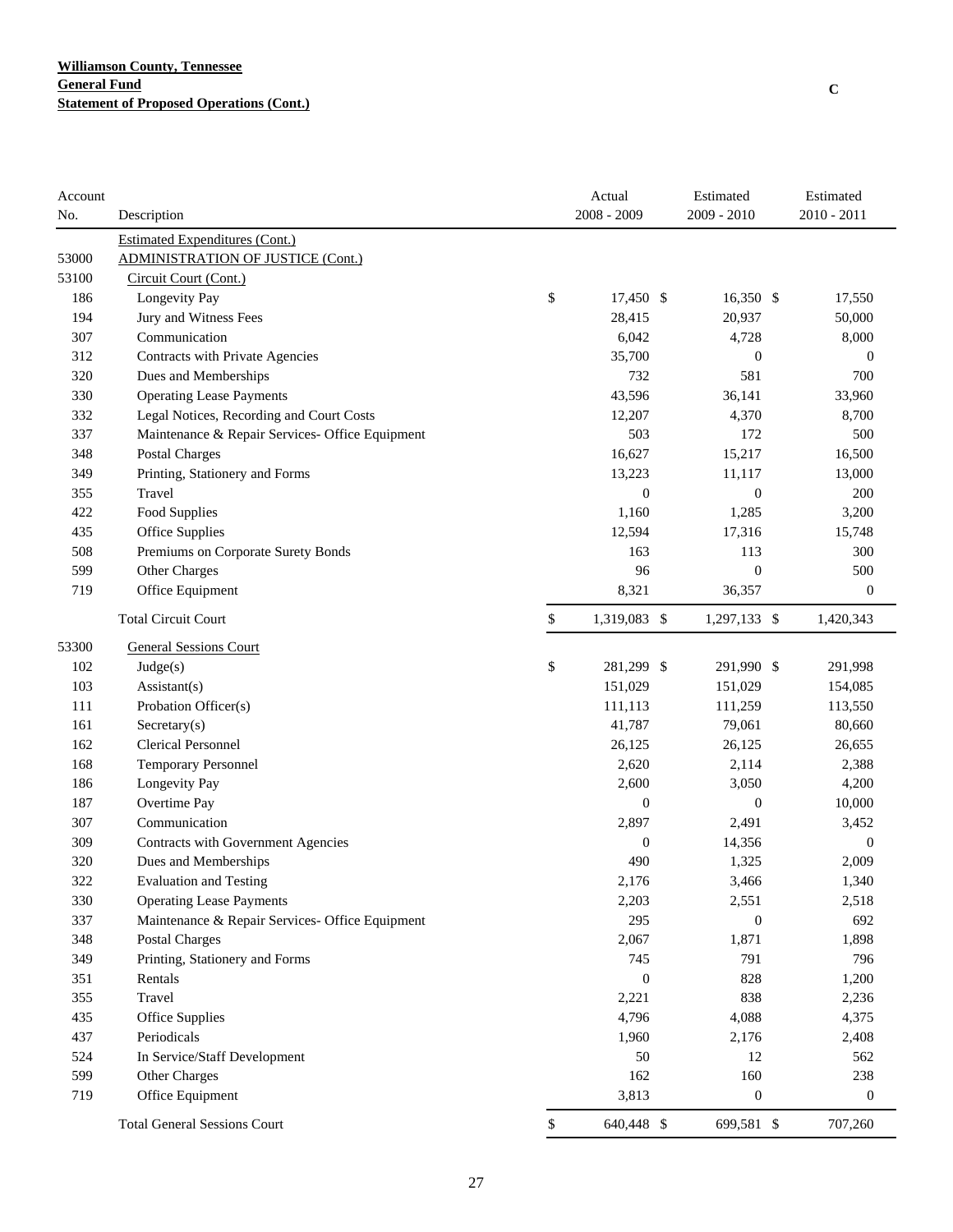**Williamson County, Tennessee**
**General Fund**
**Statement of Proposed Operations (Cont.)**

C

| Account No. | Description | Actual 2008 - 2009 | Estimated 2009 - 2010 | Estimated 2010 - 2011 |
|---|---|---|---|---|
| | Estimated Expenditures (Cont.) | | | |
| 53000 | ADMINISTRATION OF JUSTICE (Cont.) | | | |
| 53100 | Circuit Court (Cont.) | | | |
| 186 | Longevity Pay | $ 17,450 | $ 16,350 | $ 17,550 |
| 194 | Jury and Witness Fees | 28,415 | 20,937 | 50,000 |
| 307 | Communication | 6,042 | 4,728 | 8,000 |
| 312 | Contracts with Private Agencies | 35,700 | 0 | 0 |
| 320 | Dues and Memberships | 732 | 581 | 700 |
| 330 | Operating Lease Payments | 43,596 | 36,141 | 33,960 |
| 332 | Legal Notices, Recording and Court Costs | 12,207 | 4,370 | 8,700 |
| 337 | Maintenance & Repair Services- Office Equipment | 503 | 172 | 500 |
| 348 | Postal Charges | 16,627 | 15,217 | 16,500 |
| 349 | Printing, Stationery and Forms | 13,223 | 11,117 | 13,000 |
| 355 | Travel | 0 | 0 | 200 |
| 422 | Food Supplies | 1,160 | 1,285 | 3,200 |
| 435 | Office Supplies | 12,594 | 17,316 | 15,748 |
| 508 | Premiums on Corporate Surety Bonds | 163 | 113 | 300 |
| 599 | Other Charges | 96 | 0 | 500 |
| 719 | Office Equipment | 8,321 | 36,357 | 0 |
| | Total Circuit Court | $ 1,319,083 | $ 1,297,133 | $ 1,420,343 |
| 53300 | General Sessions Court | | | |
| 102 | Judge(s) | $ 281,299 | $ 291,990 | $ 291,998 |
| 103 | Assistant(s) | 151,029 | 151,029 | 154,085 |
| 111 | Probation Officer(s) | 111,113 | 111,259 | 113,550 |
| 161 | Secretary(s) | 41,787 | 79,061 | 80,660 |
| 162 | Clerical Personnel | 26,125 | 26,125 | 26,655 |
| 168 | Temporary Personnel | 2,620 | 2,114 | 2,388 |
| 186 | Longevity Pay | 2,600 | 3,050 | 4,200 |
| 187 | Overtime Pay | 0 | 0 | 10,000 |
| 307 | Communication | 2,897 | 2,491 | 3,452 |
| 309 | Contracts with Government Agencies | 0 | 14,356 | 0 |
| 320 | Dues and Memberships | 490 | 1,325 | 2,009 |
| 322 | Evaluation and Testing | 2,176 | 3,466 | 1,340 |
| 330 | Operating Lease Payments | 2,203 | 2,551 | 2,518 |
| 337 | Maintenance & Repair Services- Office Equipment | 295 | 0 | 692 |
| 348 | Postal Charges | 2,067 | 1,871 | 1,898 |
| 349 | Printing, Stationery and Forms | 745 | 791 | 796 |
| 351 | Rentals | 0 | 828 | 1,200 |
| 355 | Travel | 2,221 | 838 | 2,236 |
| 435 | Office Supplies | 4,796 | 4,088 | 4,375 |
| 437 | Periodicals | 1,960 | 2,176 | 2,408 |
| 524 | In Service/Staff Development | 50 | 12 | 562 |
| 599 | Other Charges | 162 | 160 | 238 |
| 719 | Office Equipment | 3,813 | 0 | 0 |
| | Total General Sessions Court | $ 640,448 | $ 699,581 | $ 707,260 |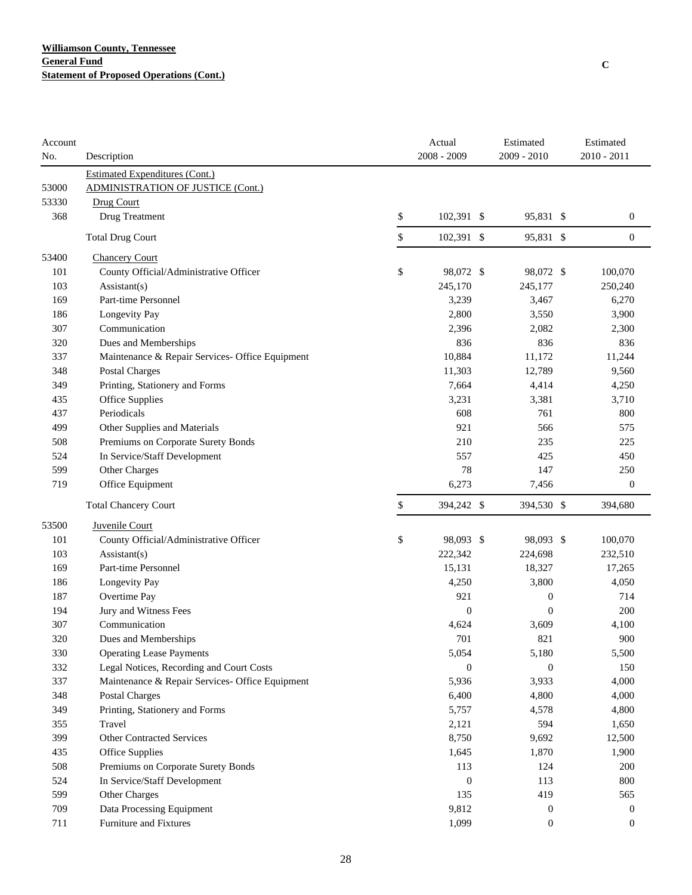**Williamson County, Tennessee**
**General Fund**
**Statement of Proposed Operations (Cont.)**

C

| Account No. | Description | Actual 2008 - 2009 | Estimated 2009 - 2010 | Estimated 2010 - 2011 |
|---|---|---|---|---|
| | Estimated Expenditures (Cont.) | | | |
| 53000 | ADMINISTRATION OF JUSTICE (Cont.) | | | |
| 53330 | Drug Court | | | |
| 368 | Drug Treatment | $ 102,391 | $ 95,831 | $ 0 |
| | Total Drug Court | $ 102,391 | $ 95,831 | $ 0 |
| 53400 | Chancery Court | | | |
| 101 | County Official/Administrative Officer | $ 98,072 | $ 98,072 | $ 100,070 |
| 103 | Assistant(s) | 245,170 | 245,177 | 250,240 |
| 169 | Part-time Personnel | 3,239 | 3,467 | 6,270 |
| 186 | Longevity Pay | 2,800 | 3,550 | 3,900 |
| 307 | Communication | 2,396 | 2,082 | 2,300 |
| 320 | Dues and Memberships | 836 | 836 | 836 |
| 337 | Maintenance & Repair Services- Office Equipment | 10,884 | 11,172 | 11,244 |
| 348 | Postal Charges | 11,303 | 12,789 | 9,560 |
| 349 | Printing, Stationery and Forms | 7,664 | 4,414 | 4,250 |
| 435 | Office Supplies | 3,231 | 3,381 | 3,710 |
| 437 | Periodicals | 608 | 761 | 800 |
| 499 | Other Supplies and Materials | 921 | 566 | 575 |
| 508 | Premiums on Corporate Surety Bonds | 210 | 235 | 225 |
| 524 | In Service/Staff Development | 557 | 425 | 450 |
| 599 | Other Charges | 78 | 147 | 250 |
| 719 | Office Equipment | 6,273 | 7,456 | 0 |
| | Total Chancery Court | $ 394,242 | $ 394,530 | $ 394,680 |
| 53500 | Juvenile Court | | | |
| 101 | County Official/Administrative Officer | $ 98,093 | $ 98,093 | $ 100,070 |
| 103 | Assistant(s) | 222,342 | 224,698 | 232,510 |
| 169 | Part-time Personnel | 15,131 | 18,327 | 17,265 |
| 186 | Longevity Pay | 4,250 | 3,800 | 4,050 |
| 187 | Overtime Pay | 921 | 0 | 714 |
| 194 | Jury and Witness Fees | 0 | 0 | 200 |
| 307 | Communication | 4,624 | 3,609 | 4,100 |
| 320 | Dues and Memberships | 701 | 821 | 900 |
| 330 | Operating Lease Payments | 5,054 | 5,180 | 5,500 |
| 332 | Legal Notices, Recording and Court Costs | 0 | 0 | 150 |
| 337 | Maintenance & Repair Services- Office Equipment | 5,936 | 3,933 | 4,000 |
| 348 | Postal Charges | 6,400 | 4,800 | 4,000 |
| 349 | Printing, Stationery and Forms | 5,757 | 4,578 | 4,800 |
| 355 | Travel | 2,121 | 594 | 1,650 |
| 399 | Other Contracted Services | 8,750 | 9,692 | 12,500 |
| 435 | Office Supplies | 1,645 | 1,870 | 1,900 |
| 508 | Premiums on Corporate Surety Bonds | 113 | 124 | 200 |
| 524 | In Service/Staff Development | 0 | 113 | 800 |
| 599 | Other Charges | 135 | 419 | 565 |
| 709 | Data Processing Equipment | 9,812 | 0 | 0 |
| 711 | Furniture and Fixtures | 1,099 | 0 | 0 |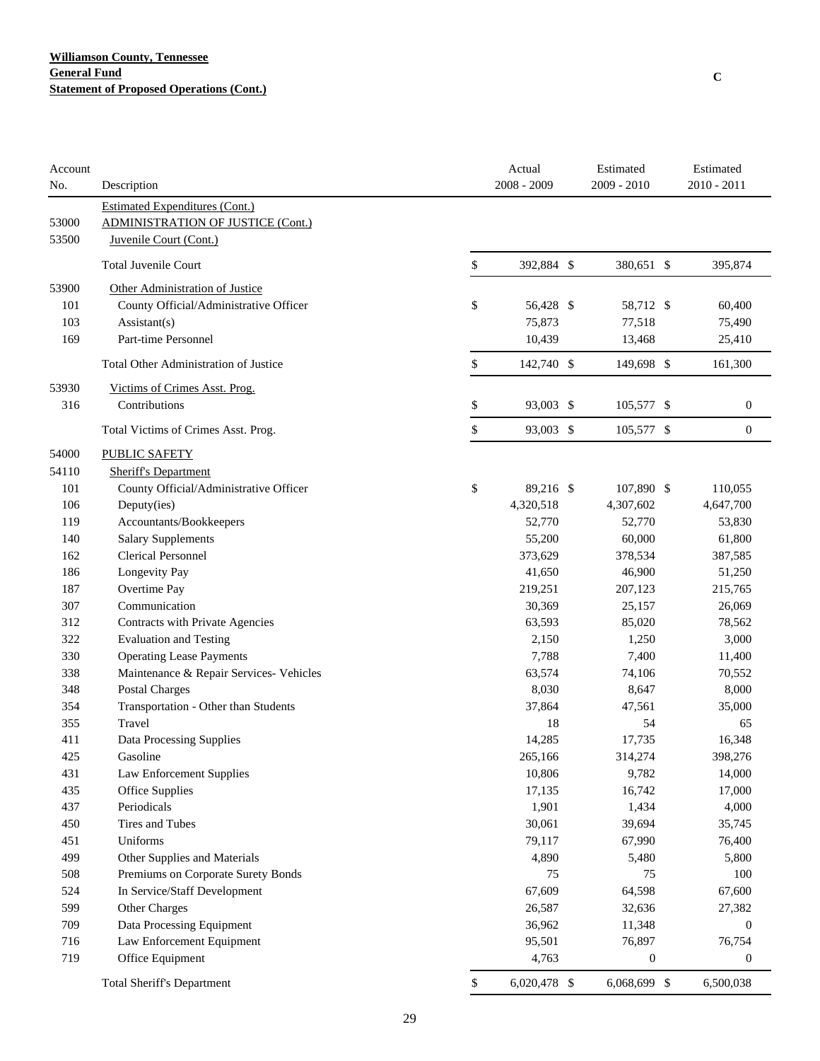**Williamson County, Tennessee**
**General Fund**
**Statement of Proposed Operations (Cont.)**

C

| Account No. | Description | Actual 2008 - 2009 | Estimated 2009 - 2010 | Estimated 2010 - 2011 |
|---|---|---|---|---|
| | Estimated Expenditures (Cont.) | | | |
| 53000 | ADMINISTRATION OF JUSTICE (Cont.) | | | |
| 53500 | Juvenile Court (Cont.) | | | |
| | Total Juvenile Court | $ 392,884 | $ 380,651 | $ 395,874 |
| 53900 | Other Administration of Justice | | | |
| 101 | County Official/Administrative Officer | $ 56,428 | $ 58,712 | $ 60,400 |
| 103 | Assistant(s) | 75,873 | 77,518 | 75,490 |
| 169 | Part-time Personnel | 10,439 | 13,468 | 25,410 |
| | Total Other Administration of Justice | $ 142,740 | $ 149,698 | $ 161,300 |
| 53930 | Victims of Crimes Asst. Prog. | | | |
| 316 | Contributions | $ 93,003 | $ 105,577 | $ 0 |
| | Total Victims of Crimes Asst. Prog. | $ 93,003 | $ 105,577 | $ 0 |
| 54000 | PUBLIC SAFETY | | | |
| 54110 | Sheriff's Department | | | |
| 101 | County Official/Administrative Officer | $ 89,216 | $ 107,890 | $ 110,055 |
| 106 | Deputy(ies) | 4,320,518 | 4,307,602 | 4,647,700 |
| 119 | Accountants/Bookkeepers | 52,770 | 52,770 | 53,830 |
| 140 | Salary Supplements | 55,200 | 60,000 | 61,800 |
| 162 | Clerical Personnel | 373,629 | 378,534 | 387,585 |
| 186 | Longevity Pay | 41,650 | 46,900 | 51,250 |
| 187 | Overtime Pay | 219,251 | 207,123 | 215,765 |
| 307 | Communication | 30,369 | 25,157 | 26,069 |
| 312 | Contracts with Private Agencies | 63,593 | 85,020 | 78,562 |
| 322 | Evaluation and Testing | 2,150 | 1,250 | 3,000 |
| 330 | Operating Lease Payments | 7,788 | 7,400 | 11,400 |
| 338 | Maintenance & Repair Services- Vehicles | 63,574 | 74,106 | 70,552 |
| 348 | Postal Charges | 8,030 | 8,647 | 8,000 |
| 354 | Transportation - Other than Students | 37,864 | 47,561 | 35,000 |
| 355 | Travel | 18 | 54 | 65 |
| 411 | Data Processing Supplies | 14,285 | 17,735 | 16,348 |
| 425 | Gasoline | 265,166 | 314,274 | 398,276 |
| 431 | Law Enforcement Supplies | 10,806 | 9,782 | 14,000 |
| 435 | Office Supplies | 17,135 | 16,742 | 17,000 |
| 437 | Periodicals | 1,901 | 1,434 | 4,000 |
| 450 | Tires and Tubes | 30,061 | 39,694 | 35,745 |
| 451 | Uniforms | 79,117 | 67,990 | 76,400 |
| 499 | Other Supplies and Materials | 4,890 | 5,480 | 5,800 |
| 508 | Premiums on Corporate Surety Bonds | 75 | 75 | 100 |
| 524 | In Service/Staff Development | 67,609 | 64,598 | 67,600 |
| 599 | Other Charges | 26,587 | 32,636 | 27,382 |
| 709 | Data Processing Equipment | 36,962 | 11,348 | 0 |
| 716 | Law Enforcement Equipment | 95,501 | 76,897 | 76,754 |
| 719 | Office Equipment | 4,763 | 0 | 0 |
| | Total Sheriff's Department | $ 6,020,478 | $ 6,068,699 | $ 6,500,038 |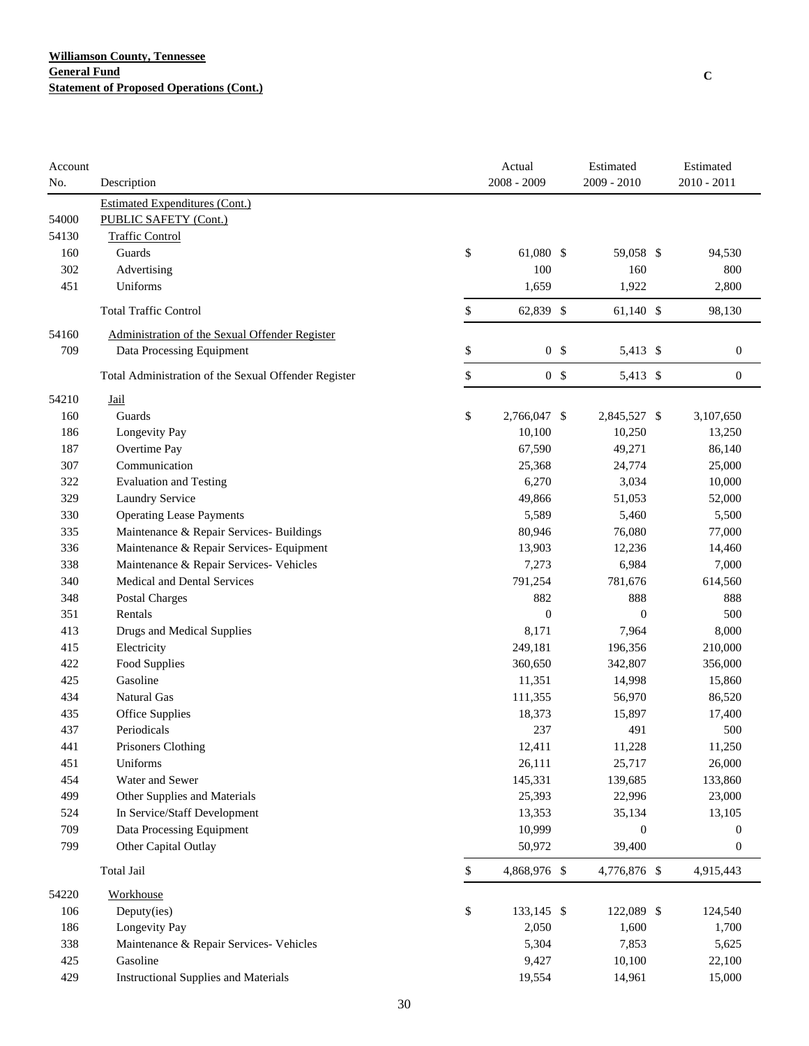**Williamson County, Tennessee**
**General Fund**
**Statement of Proposed Operations (Cont.)**

C

| Account No. | Description | Actual 2008 - 2009 | Estimated 2009 - 2010 | Estimated 2010 - 2011 |
|---|---|---|---|---|
| | Estimated Expenditures (Cont.) | | | |
| 54000 | PUBLIC SAFETY (Cont.) | | | |
| 54130 | Traffic Control | | | |
| 160 | Guards | $ 61,080 | $ 59,058 | $ 94,530 |
| 302 | Advertising | 100 | 160 | 800 |
| 451 | Uniforms | 1,659 | 1,922 | 2,800 |
| | Total Traffic Control | $ 62,839 | $ 61,140 | $ 98,130 |
| 54160 | Administration of the Sexual Offender Register | | | |
| 709 | Data Processing Equipment | $ 0 | $ 5,413 | $ 0 |
| | Total Administration of the Sexual Offender Register | $ 0 | $ 5,413 | $ 0 |
| 54210 | Jail | | | |
| 160 | Guards | $ 2,766,047 | $ 2,845,527 | $ 3,107,650 |
| 186 | Longevity Pay | 10,100 | 10,250 | 13,250 |
| 187 | Overtime Pay | 67,590 | 49,271 | 86,140 |
| 307 | Communication | 25,368 | 24,774 | 25,000 |
| 322 | Evaluation and Testing | 6,270 | 3,034 | 10,000 |
| 329 | Laundry Service | 49,866 | 51,053 | 52,000 |
| 330 | Operating Lease Payments | 5,589 | 5,460 | 5,500 |
| 335 | Maintenance & Repair Services- Buildings | 80,946 | 76,080 | 77,000 |
| 336 | Maintenance & Repair Services- Equipment | 13,903 | 12,236 | 14,460 |
| 338 | Maintenance & Repair Services- Vehicles | 7,273 | 6,984 | 7,000 |
| 340 | Medical and Dental Services | 791,254 | 781,676 | 614,560 |
| 348 | Postal Charges | 882 | 888 | 888 |
| 351 | Rentals | 0 | 0 | 500 |
| 413 | Drugs and Medical Supplies | 8,171 | 7,964 | 8,000 |
| 415 | Electricity | 249,181 | 196,356 | 210,000 |
| 422 | Food Supplies | 360,650 | 342,807 | 356,000 |
| 425 | Gasoline | 11,351 | 14,998 | 15,860 |
| 434 | Natural Gas | 111,355 | 56,970 | 86,520 |
| 435 | Office Supplies | 18,373 | 15,897 | 17,400 |
| 437 | Periodicals | 237 | 491 | 500 |
| 441 | Prisoners Clothing | 12,411 | 11,228 | 11,250 |
| 451 | Uniforms | 26,111 | 25,717 | 26,000 |
| 454 | Water and Sewer | 145,331 | 139,685 | 133,860 |
| 499 | Other Supplies and Materials | 25,393 | 22,996 | 23,000 |
| 524 | In Service/Staff Development | 13,353 | 35,134 | 13,105 |
| 709 | Data Processing Equipment | 10,999 | 0 | 0 |
| 799 | Other Capital Outlay | 50,972 | 39,400 | 0 |
| | Total Jail | $ 4,868,976 | $ 4,776,876 | $ 4,915,443 |
| 54220 | Workhouse | | | |
| 106 | Deputy(ies) | $ 133,145 | $ 122,089 | $ 124,540 |
| 186 | Longevity Pay | 2,050 | 1,600 | 1,700 |
| 338 | Maintenance & Repair Services- Vehicles | 5,304 | 7,853 | 5,625 |
| 425 | Gasoline | 9,427 | 10,100 | 22,100 |
| 429 | Instructional Supplies and Materials | 19,554 | 14,961 | 15,000 |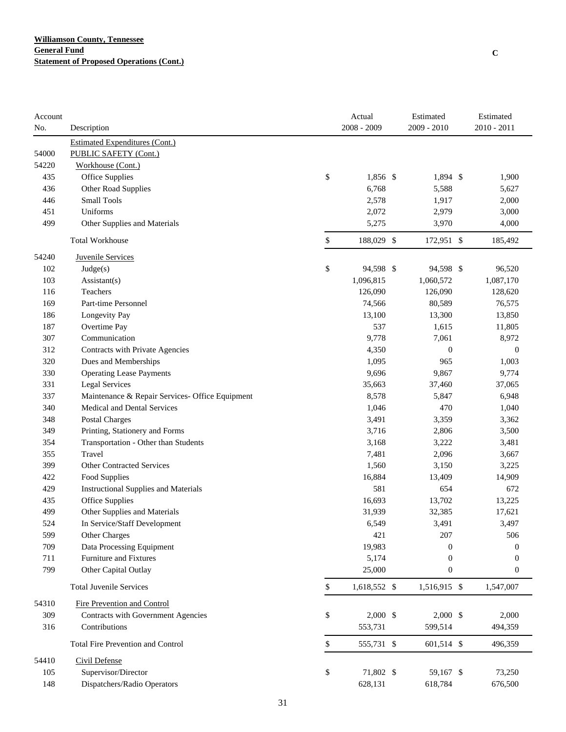**Williamson County, Tennessee**
**General Fund**
**Statement of Proposed Operations (Cont.)**

C

| Account No. | Description | Actual 2008 - 2009 | Estimated 2009 - 2010 | Estimated 2010 - 2011 |
|---|---|---|---|---|
| | Estimated Expenditures (Cont.) | | | |
| 54000 | PUBLIC SAFETY (Cont.) | | | |
| 54220 | Workhouse (Cont.) | | | |
| 435 | Office Supplies | $ 1,856 | $ 1,894 | $ 1,900 |
| 436 | Other Road Supplies | 6,768 | 5,588 | 5,627 |
| 446 | Small Tools | 2,578 | 1,917 | 2,000 |
| 451 | Uniforms | 2,072 | 2,979 | 3,000 |
| 499 | Other Supplies and Materials | 5,275 | 3,970 | 4,000 |
| | Total Workhouse | $ 188,029 | $ 172,951 | $ 185,492 |
| 54240 | Juvenile Services | | | |
| 102 | Judge(s) | $ 94,598 | $ 94,598 | $ 96,520 |
| 103 | Assistant(s) | 1,096,815 | 1,060,572 | 1,087,170 |
| 116 | Teachers | 126,090 | 126,090 | 128,620 |
| 169 | Part-time Personnel | 74,566 | 80,589 | 76,575 |
| 186 | Longevity Pay | 13,100 | 13,300 | 13,850 |
| 187 | Overtime Pay | 537 | 1,615 | 11,805 |
| 307 | Communication | 9,778 | 7,061 | 8,972 |
| 312 | Contracts with Private Agencies | 4,350 | 0 | 0 |
| 320 | Dues and Memberships | 1,095 | 965 | 1,003 |
| 330 | Operating Lease Payments | 9,696 | 9,867 | 9,774 |
| 331 | Legal Services | 35,663 | 37,460 | 37,065 |
| 337 | Maintenance & Repair Services- Office Equipment | 8,578 | 5,847 | 6,948 |
| 340 | Medical and Dental Services | 1,046 | 470 | 1,040 |
| 348 | Postal Charges | 3,491 | 3,359 | 3,362 |
| 349 | Printing, Stationery and Forms | 3,716 | 2,806 | 3,500 |
| 354 | Transportation - Other than Students | 3,168 | 3,222 | 3,481 |
| 355 | Travel | 7,481 | 2,096 | 3,667 |
| 399 | Other Contracted Services | 1,560 | 3,150 | 3,225 |
| 422 | Food Supplies | 16,884 | 13,409 | 14,909 |
| 429 | Instructional Supplies and Materials | 581 | 654 | 672 |
| 435 | Office Supplies | 16,693 | 13,702 | 13,225 |
| 499 | Other Supplies and Materials | 31,939 | 32,385 | 17,621 |
| 524 | In Service/Staff Development | 6,549 | 3,491 | 3,497 |
| 599 | Other Charges | 421 | 207 | 506 |
| 709 | Data Processing Equipment | 19,983 | 0 | 0 |
| 711 | Furniture and Fixtures | 5,174 | 0 | 0 |
| 799 | Other Capital Outlay | 25,000 | 0 | 0 |
| | Total Juvenile Services | $ 1,618,552 | $ 1,516,915 | $ 1,547,007 |
| 54310 | Fire Prevention and Control | | | |
| 309 | Contracts with Government Agencies | $ 2,000 | $ 2,000 | $ 2,000 |
| 316 | Contributions | 553,731 | 599,514 | 494,359 |
| | Total Fire Prevention and Control | $ 555,731 | $ 601,514 | $ 496,359 |
| 54410 | Civil Defense | | | |
| 105 | Supervisor/Director | $ 71,802 | $ 59,167 | $ 73,250 |
| 148 | Dispatchers/Radio Operators | 628,131 | 618,784 | 676,500 |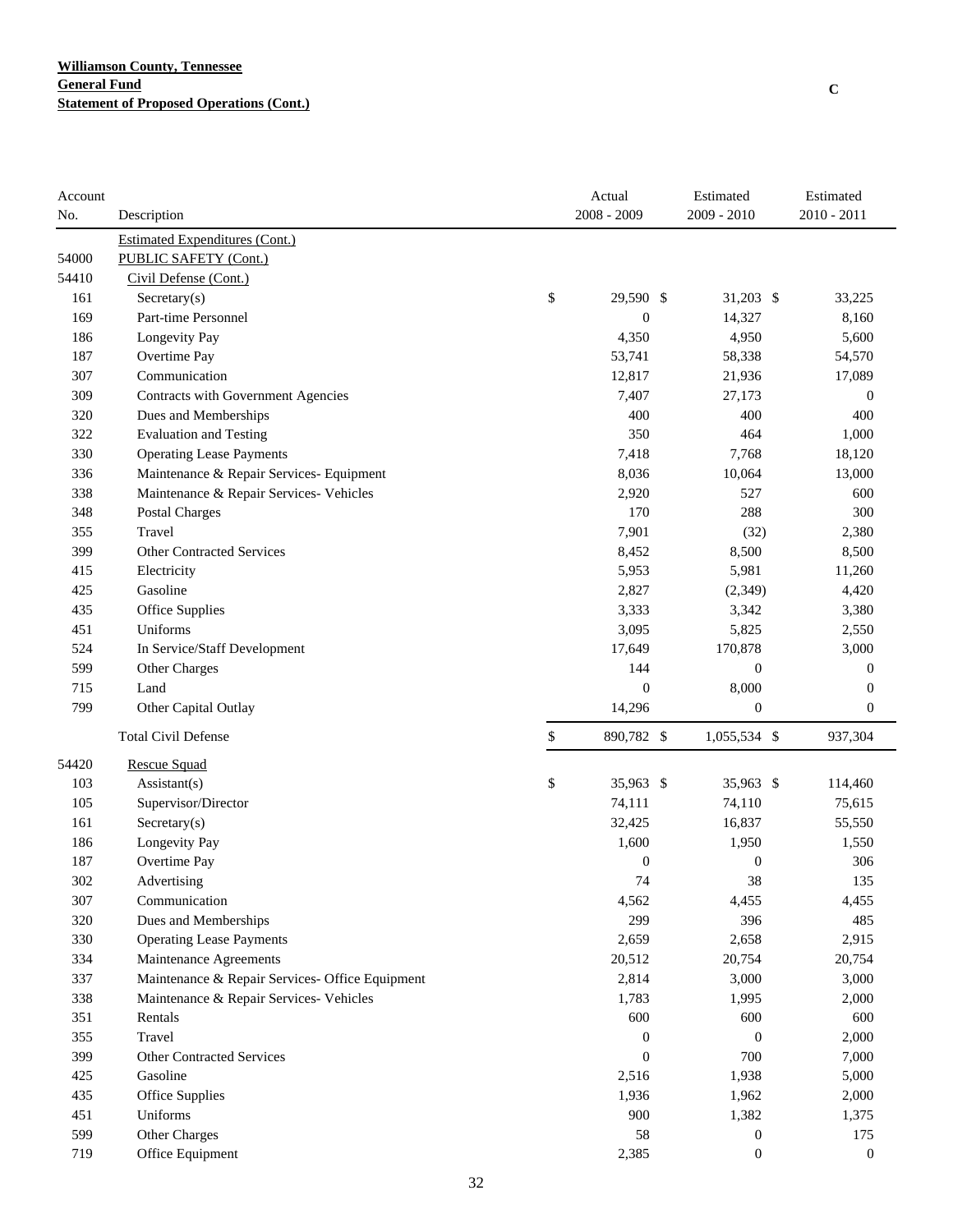**Williamson County, Tennessee**
**General Fund**
**Statement of Proposed Operations (Cont.)**

C

| Account No. | Description | Actual 2008 - 2009 | Estimated 2009 - 2010 | Estimated 2010 - 2011 |
|---|---|---|---|---|
| | Estimated Expenditures (Cont.) | | | |
| 54000 | PUBLIC SAFETY (Cont.) | | | |
| 54410 | Civil Defense (Cont.) | | | |
| 161 | Secretary(s) | $ 29,590 | $ 31,203 | $ 33,225 |
| 169 | Part-time Personnel | 0 | 14,327 | 8,160 |
| 186 | Longevity Pay | 4,350 | 4,950 | 5,600 |
| 187 | Overtime Pay | 53,741 | 58,338 | 54,570 |
| 307 | Communication | 12,817 | 21,936 | 17,089 |
| 309 | Contracts with Government Agencies | 7,407 | 27,173 | 0 |
| 320 | Dues and Memberships | 400 | 400 | 400 |
| 322 | Evaluation and Testing | 350 | 464 | 1,000 |
| 330 | Operating Lease Payments | 7,418 | 7,768 | 18,120 |
| 336 | Maintenance & Repair Services- Equipment | 8,036 | 10,064 | 13,000 |
| 338 | Maintenance & Repair Services- Vehicles | 2,920 | 527 | 600 |
| 348 | Postal Charges | 170 | 288 | 300 |
| 355 | Travel | 7,901 | (32) | 2,380 |
| 399 | Other Contracted Services | 8,452 | 8,500 | 8,500 |
| 415 | Electricity | 5,953 | 5,981 | 11,260 |
| 425 | Gasoline | 2,827 | (2,349) | 4,420 |
| 435 | Office Supplies | 3,333 | 3,342 | 3,380 |
| 451 | Uniforms | 3,095 | 5,825 | 2,550 |
| 524 | In Service/Staff Development | 17,649 | 170,878 | 3,000 |
| 599 | Other Charges | 144 | 0 | 0 |
| 715 | Land | 0 | 8,000 | 0 |
| 799 | Other Capital Outlay | 14,296 | 0 | 0 |
| | Total Civil Defense | $ 890,782 | $ 1,055,534 | $ 937,304 |
| 54420 | Rescue Squad | | | |
| 103 | Assistant(s) | $ 35,963 | $ 35,963 | $ 114,460 |
| 105 | Supervisor/Director | 74,111 | 74,110 | 75,615 |
| 161 | Secretary(s) | 32,425 | 16,837 | 55,550 |
| 186 | Longevity Pay | 1,600 | 1,950 | 1,550 |
| 187 | Overtime Pay | 0 | 0 | 306 |
| 302 | Advertising | 74 | 38 | 135 |
| 307 | Communication | 4,562 | 4,455 | 4,455 |
| 320 | Dues and Memberships | 299 | 396 | 485 |
| 330 | Operating Lease Payments | 2,659 | 2,658 | 2,915 |
| 334 | Maintenance Agreements | 20,512 | 20,754 | 20,754 |
| 337 | Maintenance & Repair Services- Office Equipment | 2,814 | 3,000 | 3,000 |
| 338 | Maintenance & Repair Services- Vehicles | 1,783 | 1,995 | 2,000 |
| 351 | Rentals | 600 | 600 | 600 |
| 355 | Travel | 0 | 0 | 2,000 |
| 399 | Other Contracted Services | 0 | 700 | 7,000 |
| 425 | Gasoline | 2,516 | 1,938 | 5,000 |
| 435 | Office Supplies | 1,936 | 1,962 | 2,000 |
| 451 | Uniforms | 900 | 1,382 | 1,375 |
| 599 | Other Charges | 58 | 0 | 175 |
| 719 | Office Equipment | 2,385 | 0 | 0 |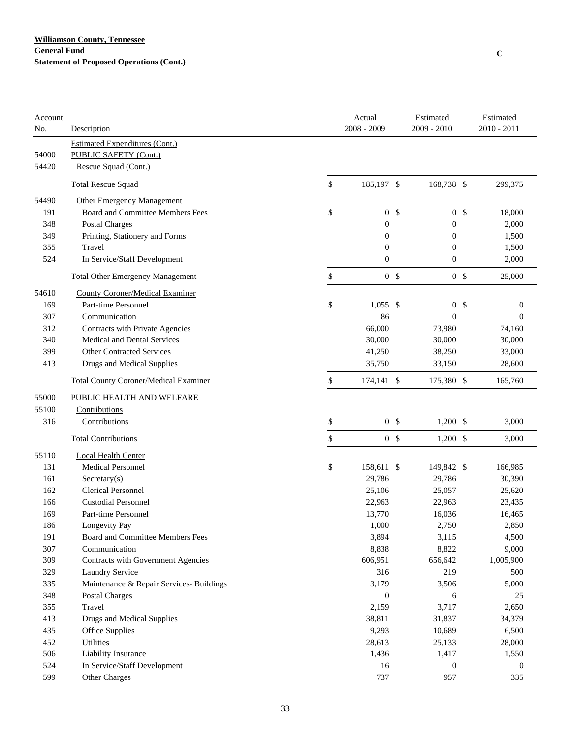**Williamson County, Tennessee**
**General Fund**
**Statement of Proposed Operations (Cont.)**

C

| Account No. | Description | Actual 2008 - 2009 | Estimated 2009 - 2010 | Estimated 2010 - 2011 |
|---|---|---|---|---|
| | Estimated Expenditures (Cont.) | | | |
| 54000 | PUBLIC SAFETY (Cont.) | | | |
| 54420 | Rescue Squad (Cont.) | | | |
| | Total Rescue Squad | $ 185,197 | $ 168,738 | $ 299,375 |
| 54490 | Other Emergency Management | | | |
| 191 | Board and Committee Members Fees | $ 0 | $ 0 | $ 18,000 |
| 348 | Postal Charges | 0 | 0 | 2,000 |
| 349 | Printing, Stationery and Forms | 0 | 0 | 1,500 |
| 355 | Travel | 0 | 0 | 1,500 |
| 524 | In Service/Staff Development | 0 | 0 | 2,000 |
| | Total Other Emergency Management | $ 0 | $ 0 | $ 25,000 |
| 54610 | County Coroner/Medical Examiner | | | |
| 169 | Part-time Personnel | $ 1,055 | $ 0 | $ 0 |
| 307 | Communication | 86 | 0 | 0 |
| 312 | Contracts with Private Agencies | 66,000 | 73,980 | 74,160 |
| 340 | Medical and Dental Services | 30,000 | 30,000 | 30,000 |
| 399 | Other Contracted Services | 41,250 | 38,250 | 33,000 |
| 413 | Drugs and Medical Supplies | 35,750 | 33,150 | 28,600 |
| | Total County Coroner/Medical Examiner | $ 174,141 | $ 175,380 | $ 165,760 |
| 55000 | PUBLIC HEALTH AND WELFARE | | | |
| 55100 | Contributions | | | |
| 316 | Contributions | $ 0 | $ 1,200 | $ 3,000 |
| | Total Contributions | $ 0 | $ 1,200 | $ 3,000 |
| 55110 | Local Health Center | | | |
| 131 | Medical Personnel | $ 158,611 | $ 149,842 | $ 166,985 |
| 161 | Secretary(s) | 29,786 | 29,786 | 30,390 |
| 162 | Clerical Personnel | 25,106 | 25,057 | 25,620 |
| 166 | Custodial Personnel | 22,963 | 22,963 | 23,435 |
| 169 | Part-time Personnel | 13,770 | 16,036 | 16,465 |
| 186 | Longevity Pay | 1,000 | 2,750 | 2,850 |
| 191 | Board and Committee Members Fees | 3,894 | 3,115 | 4,500 |
| 307 | Communication | 8,838 | 8,822 | 9,000 |
| 309 | Contracts with Government Agencies | 606,951 | 656,642 | 1,005,900 |
| 329 | Laundry Service | 316 | 219 | 500 |
| 335 | Maintenance & Repair Services- Buildings | 3,179 | 3,506 | 5,000 |
| 348 | Postal Charges | 0 | 6 | 25 |
| 355 | Travel | 2,159 | 3,717 | 2,650 |
| 413 | Drugs and Medical Supplies | 38,811 | 31,837 | 34,379 |
| 435 | Office Supplies | 9,293 | 10,689 | 6,500 |
| 452 | Utilities | 28,613 | 25,133 | 28,000 |
| 506 | Liability Insurance | 1,436 | 1,417 | 1,550 |
| 524 | In Service/Staff Development | 16 | 0 | 0 |
| 599 | Other Charges | 737 | 957 | 335 |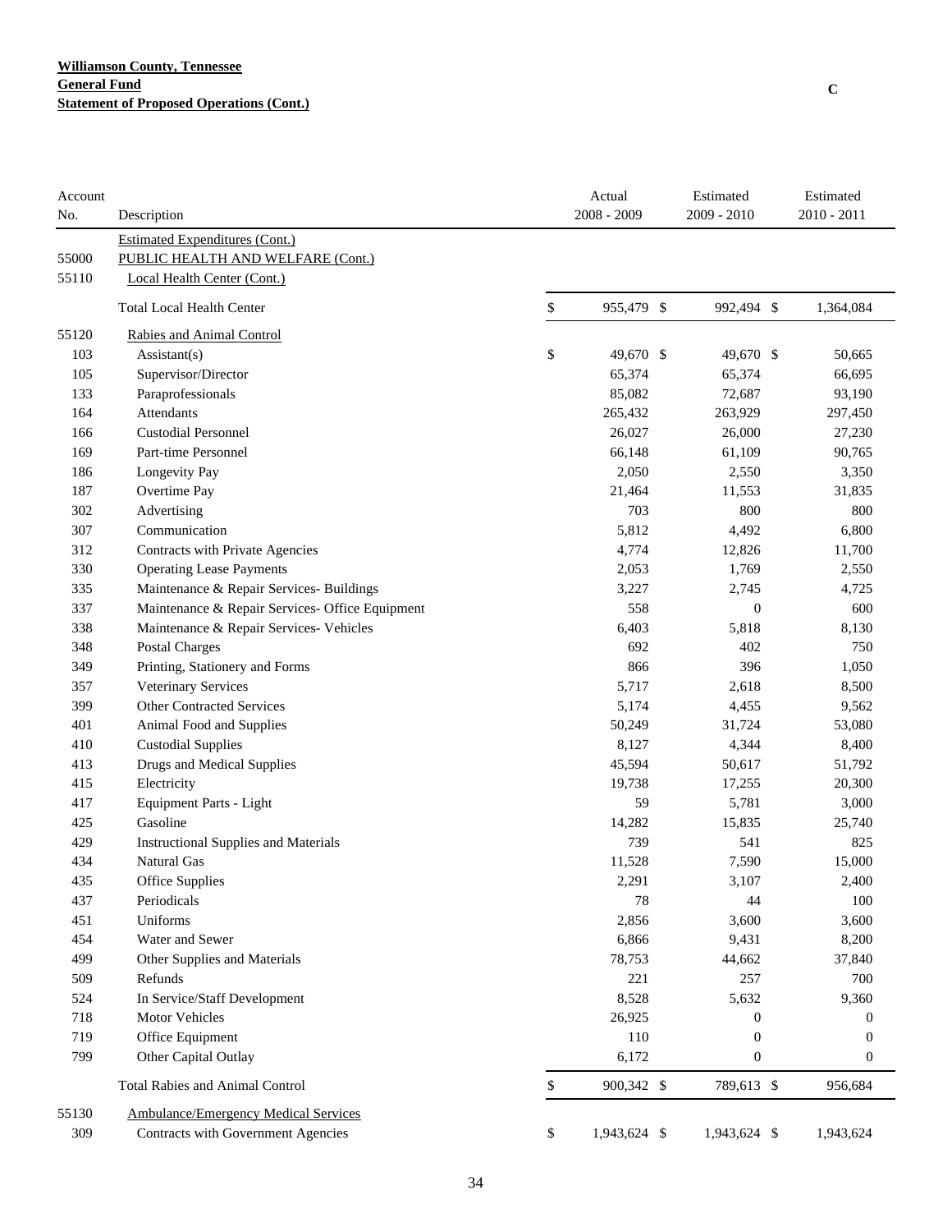**Williamson County, Tennessee**
**General Fund**
**Statement of Proposed Operations (Cont.)**

C

| Account No. | Description | Actual 2008 - 2009 | Estimated 2009 - 2010 | Estimated 2010 - 2011 |
|---|---|---|---|---|
| | Estimated Expenditures (Cont.) | | | |
| 55000 | PUBLIC HEALTH AND WELFARE (Cont.) | | | |
| 55110 | Local Health Center (Cont.) | | | |
| | Total Local Health Center | $ 955,479 | $ 992,494 | $ 1,364,084 |
| 55120 | Rabies and Animal Control | | | |
| 103 | Assistant(s) | $ 49,670 | $ 49,670 | $ 50,665 |
| 105 | Supervisor/Director | 65,374 | 65,374 | 66,695 |
| 133 | Paraprofessionals | 85,082 | 72,687 | 93,190 |
| 164 | Attendants | 265,432 | 263,929 | 297,450 |
| 166 | Custodial Personnel | 26,027 | 26,000 | 27,230 |
| 169 | Part-time Personnel | 66,148 | 61,109 | 90,765 |
| 186 | Longevity Pay | 2,050 | 2,550 | 3,350 |
| 187 | Overtime Pay | 21,464 | 11,553 | 31,835 |
| 302 | Advertising | 703 | 800 | 800 |
| 307 | Communication | 5,812 | 4,492 | 6,800 |
| 312 | Contracts with Private Agencies | 4,774 | 12,826 | 11,700 |
| 330 | Operating Lease Payments | 2,053 | 1,769 | 2,550 |
| 335 | Maintenance & Repair Services- Buildings | 3,227 | 2,745 | 4,725 |
| 337 | Maintenance & Repair Services- Office Equipment | 558 | 0 | 600 |
| 338 | Maintenance & Repair Services- Vehicles | 6,403 | 5,818 | 8,130 |
| 348 | Postal Charges | 692 | 402 | 750 |
| 349 | Printing, Stationery and Forms | 866 | 396 | 1,050 |
| 357 | Veterinary Services | 5,717 | 2,618 | 8,500 |
| 399 | Other Contracted Services | 5,174 | 4,455 | 9,562 |
| 401 | Animal Food and Supplies | 50,249 | 31,724 | 53,080 |
| 410 | Custodial Supplies | 8,127 | 4,344 | 8,400 |
| 413 | Drugs and Medical Supplies | 45,594 | 50,617 | 51,792 |
| 415 | Electricity | 19,738 | 17,255 | 20,300 |
| 417 | Equipment Parts - Light | 59 | 5,781 | 3,000 |
| 425 | Gasoline | 14,282 | 15,835 | 25,740 |
| 429 | Instructional Supplies and Materials | 739 | 541 | 825 |
| 434 | Natural Gas | 11,528 | 7,590 | 15,000 |
| 435 | Office Supplies | 2,291 | 3,107 | 2,400 |
| 437 | Periodicals | 78 | 44 | 100 |
| 451 | Uniforms | 2,856 | 3,600 | 3,600 |
| 454 | Water and Sewer | 6,866 | 9,431 | 8,200 |
| 499 | Other Supplies and Materials | 78,753 | 44,662 | 37,840 |
| 509 | Refunds | 221 | 257 | 700 |
| 524 | In Service/Staff Development | 8,528 | 5,632 | 9,360 |
| 718 | Motor Vehicles | 26,925 | 0 | 0 |
| 719 | Office Equipment | 110 | 0 | 0 |
| 799 | Other Capital Outlay | 6,172 | 0 | 0 |
| | Total Rabies and Animal Control | $ 900,342 | $ 789,613 | $ 956,684 |
| 55130 | Ambulance/Emergency Medical Services | | | |
| 309 | Contracts with Government Agencies | $ 1,943,624 | $ 1,943,624 | $ 1,943,624 |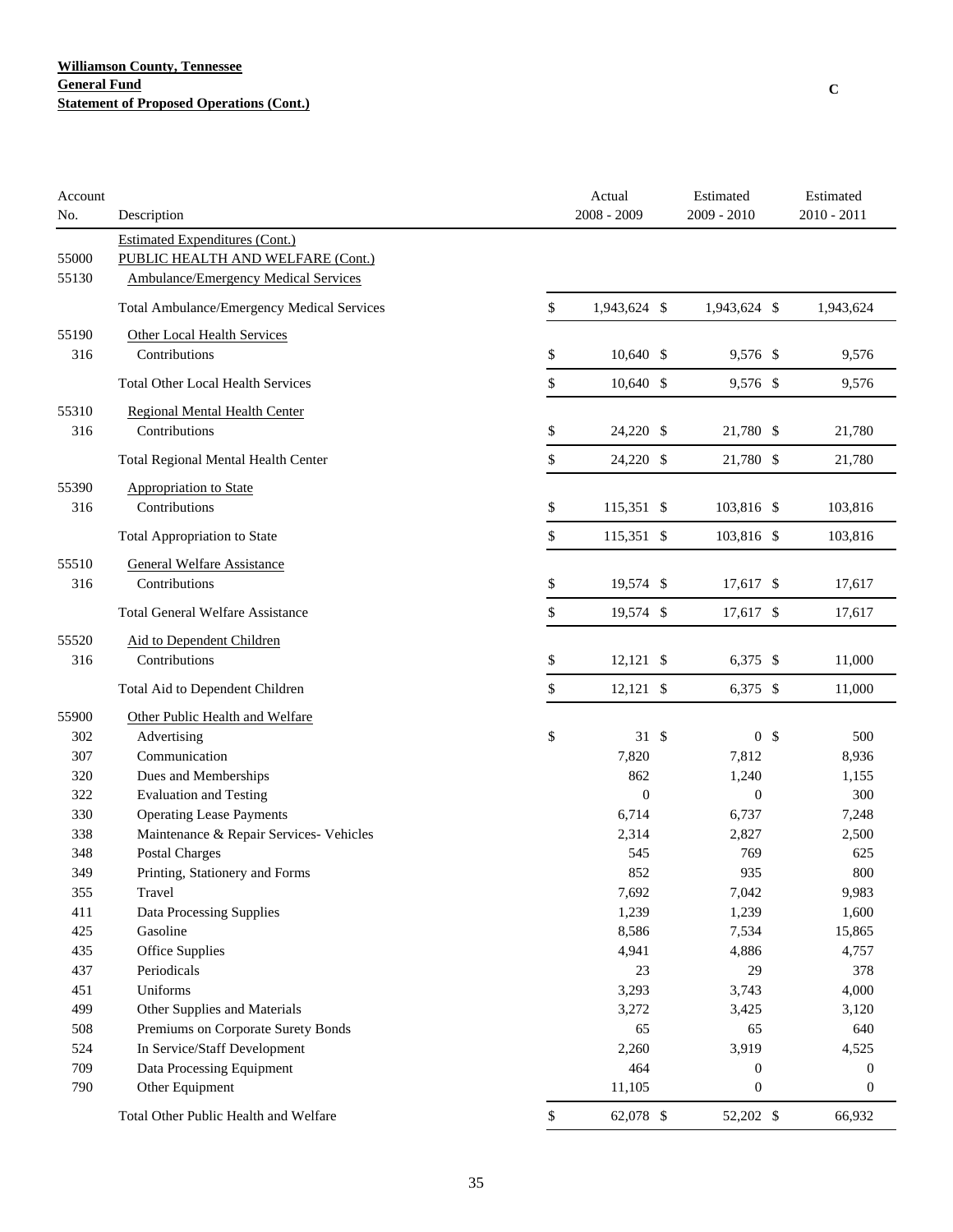**Williamson County, Tennessee**
**General Fund**
**Statement of Proposed Operations (Cont.)**

C

| Account No. | Description | Actual 2008 - 2009 | Estimated 2009 - 2010 | Estimated 2010 - 2011 |
|---|---|---|---|---|
| | Estimated Expenditures (Cont.) | | | |
| 55000 | PUBLIC HEALTH AND WELFARE (Cont.) | | | |
| 55130 | Ambulance/Emergency Medical Services | | | |
| | Total Ambulance/Emergency Medical Services | $ 1,943,624 | $ 1,943,624 | $ 1,943,624 |
| 55190 | Other Local Health Services | | | |
| 316 | Contributions | $ 10,640 | $ 9,576 | $ 9,576 |
| | Total Other Local Health Services | $ 10,640 | $ 9,576 | $ 9,576 |
| 55310 | Regional Mental Health Center | | | |
| 316 | Contributions | $ 24,220 | $ 21,780 | $ 21,780 |
| | Total Regional Mental Health Center | $ 24,220 | $ 21,780 | $ 21,780 |
| 55390 | Appropriation to State | | | |
| 316 | Contributions | $ 115,351 | $ 103,816 | $ 103,816 |
| | Total Appropriation to State | $ 115,351 | $ 103,816 | $ 103,816 |
| 55510 | General Welfare Assistance | | | |
| 316 | Contributions | $ 19,574 | $ 17,617 | $ 17,617 |
| | Total General Welfare Assistance | $ 19,574 | $ 17,617 | $ 17,617 |
| 55520 | Aid to Dependent Children | | | |
| 316 | Contributions | $ 12,121 | $ 6,375 | $ 11,000 |
| | Total Aid to Dependent Children | $ 12,121 | $ 6,375 | $ 11,000 |
| 55900 | Other Public Health and Welfare | | | |
| 302 | Advertising | $ 31 | $ 0 | $ 500 |
| 307 | Communication | 7,820 | 7,812 | 8,936 |
| 320 | Dues and Memberships | 862 | 1,240 | 1,155 |
| 322 | Evaluation and Testing | 0 | 0 | 300 |
| 330 | Operating Lease Payments | 6,714 | 6,737 | 7,248 |
| 338 | Maintenance & Repair Services- Vehicles | 2,314 | 2,827 | 2,500 |
| 348 | Postal Charges | 545 | 769 | 625 |
| 349 | Printing, Stationery and Forms | 852 | 935 | 800 |
| 355 | Travel | 7,692 | 7,042 | 9,983 |
| 411 | Data Processing Supplies | 1,239 | 1,239 | 1,600 |
| 425 | Gasoline | 8,586 | 7,534 | 15,865 |
| 435 | Office Supplies | 4,941 | 4,886 | 4,757 |
| 437 | Periodicals | 23 | 29 | 378 |
| 451 | Uniforms | 3,293 | 3,743 | 4,000 |
| 499 | Other Supplies and Materials | 3,272 | 3,425 | 3,120 |
| 508 | Premiums on Corporate Surety Bonds | 65 | 65 | 640 |
| 524 | In Service/Staff Development | 2,260 | 3,919 | 4,525 |
| 709 | Data Processing Equipment | 464 | 0 | 0 |
| 790 | Other Equipment | 11,105 | 0 | 0 |
| | Total Other Public Health and Welfare | $ 62,078 | $ 52,202 | $ 66,932 |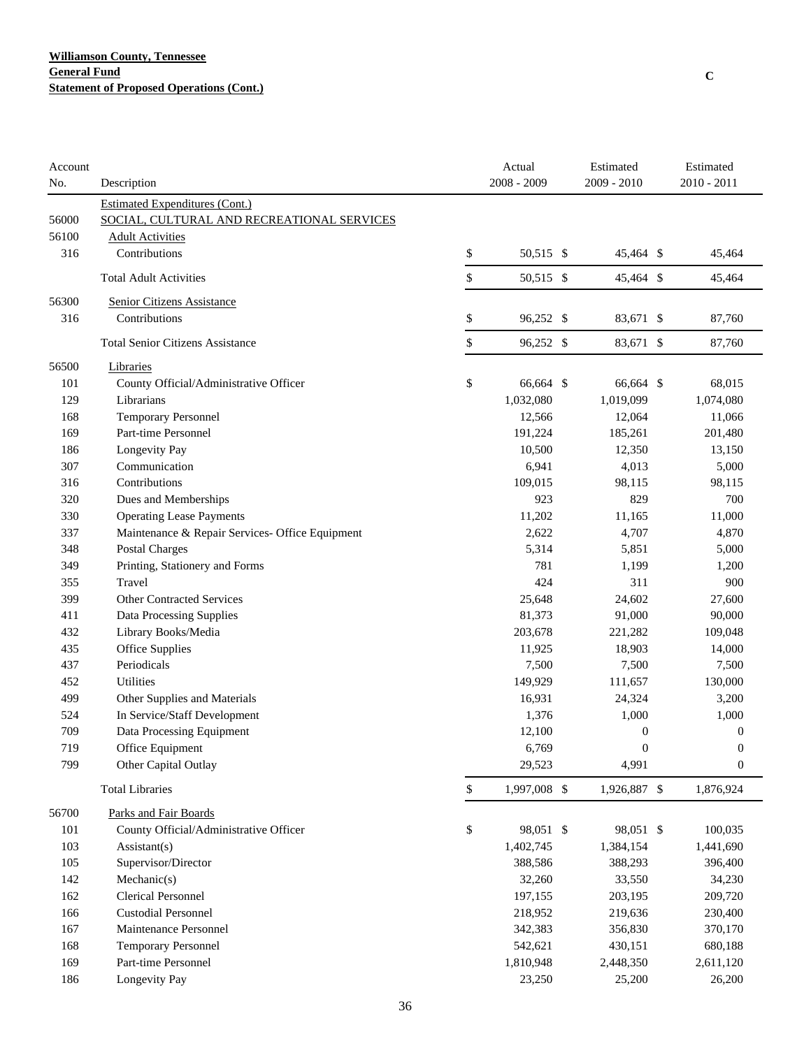**Williamson County, Tennessee**
**General Fund**
**Statement of Proposed Operations (Cont.)**

C

| Account No. | Description | Actual 2008 - 2009 | Estimated 2009 - 2010 | Estimated 2010 - 2011 |
|---|---|---|---|---|
| | Estimated Expenditures (Cont.) | | | |
| 56000 | SOCIAL, CULTURAL AND RECREATIONAL SERVICES | | | |
| 56100 | Adult Activities | | | |
| 316 | Contributions | $ 50,515 | $ 45,464 | $ 45,464 |
| | Total Adult Activities | $ 50,515 | $ 45,464 | $ 45,464 |
| 56300 | Senior Citizens Assistance | | | |
| 316 | Contributions | $ 96,252 | $ 83,671 | $ 87,760 |
| | Total Senior Citizens Assistance | $ 96,252 | $ 83,671 | $ 87,760 |
| 56500 | Libraries | | | |
| 101 | County Official/Administrative Officer | $ 66,664 | $ 66,664 | $ 68,015 |
| 129 | Librarians | 1,032,080 | 1,019,099 | 1,074,080 |
| 168 | Temporary Personnel | 12,566 | 12,064 | 11,066 |
| 169 | Part-time Personnel | 191,224 | 185,261 | 201,480 |
| 186 | Longevity Pay | 10,500 | 12,350 | 13,150 |
| 307 | Communication | 6,941 | 4,013 | 5,000 |
| 316 | Contributions | 109,015 | 98,115 | 98,115 |
| 320 | Dues and Memberships | 923 | 829 | 700 |
| 330 | Operating Lease Payments | 11,202 | 11,165 | 11,000 |
| 337 | Maintenance & Repair Services- Office Equipment | 2,622 | 4,707 | 4,870 |
| 348 | Postal Charges | 5,314 | 5,851 | 5,000 |
| 349 | Printing, Stationery and Forms | 781 | 1,199 | 1,200 |
| 355 | Travel | 424 | 311 | 900 |
| 399 | Other Contracted Services | 25,648 | 24,602 | 27,600 |
| 411 | Data Processing Supplies | 81,373 | 91,000 | 90,000 |
| 432 | Library Books/Media | 203,678 | 221,282 | 109,048 |
| 435 | Office Supplies | 11,925 | 18,903 | 14,000 |
| 437 | Periodicals | 7,500 | 7,500 | 7,500 |
| 452 | Utilities | 149,929 | 111,657 | 130,000 |
| 499 | Other Supplies and Materials | 16,931 | 24,324 | 3,200 |
| 524 | In Service/Staff Development | 1,376 | 1,000 | 1,000 |
| 709 | Data Processing Equipment | 12,100 | 0 | 0 |
| 719 | Office Equipment | 6,769 | 0 | 0 |
| 799 | Other Capital Outlay | 29,523 | 4,991 | 0 |
| | Total Libraries | $ 1,997,008 | $ 1,926,887 | $ 1,876,924 |
| 56700 | Parks and Fair Boards | | | |
| 101 | County Official/Administrative Officer | $ 98,051 | $ 98,051 | $ 100,035 |
| 103 | Assistant(s) | 1,402,745 | 1,384,154 | 1,441,690 |
| 105 | Supervisor/Director | 388,586 | 388,293 | 396,400 |
| 142 | Mechanic(s) | 32,260 | 33,550 | 34,230 |
| 162 | Clerical Personnel | 197,155 | 203,195 | 209,720 |
| 166 | Custodial Personnel | 218,952 | 219,636 | 230,400 |
| 167 | Maintenance Personnel | 342,383 | 356,830 | 370,170 |
| 168 | Temporary Personnel | 542,621 | 430,151 | 680,188 |
| 169 | Part-time Personnel | 1,810,948 | 2,448,350 | 2,611,120 |
| 186 | Longevity Pay | 23,250 | 25,200 | 26,200 |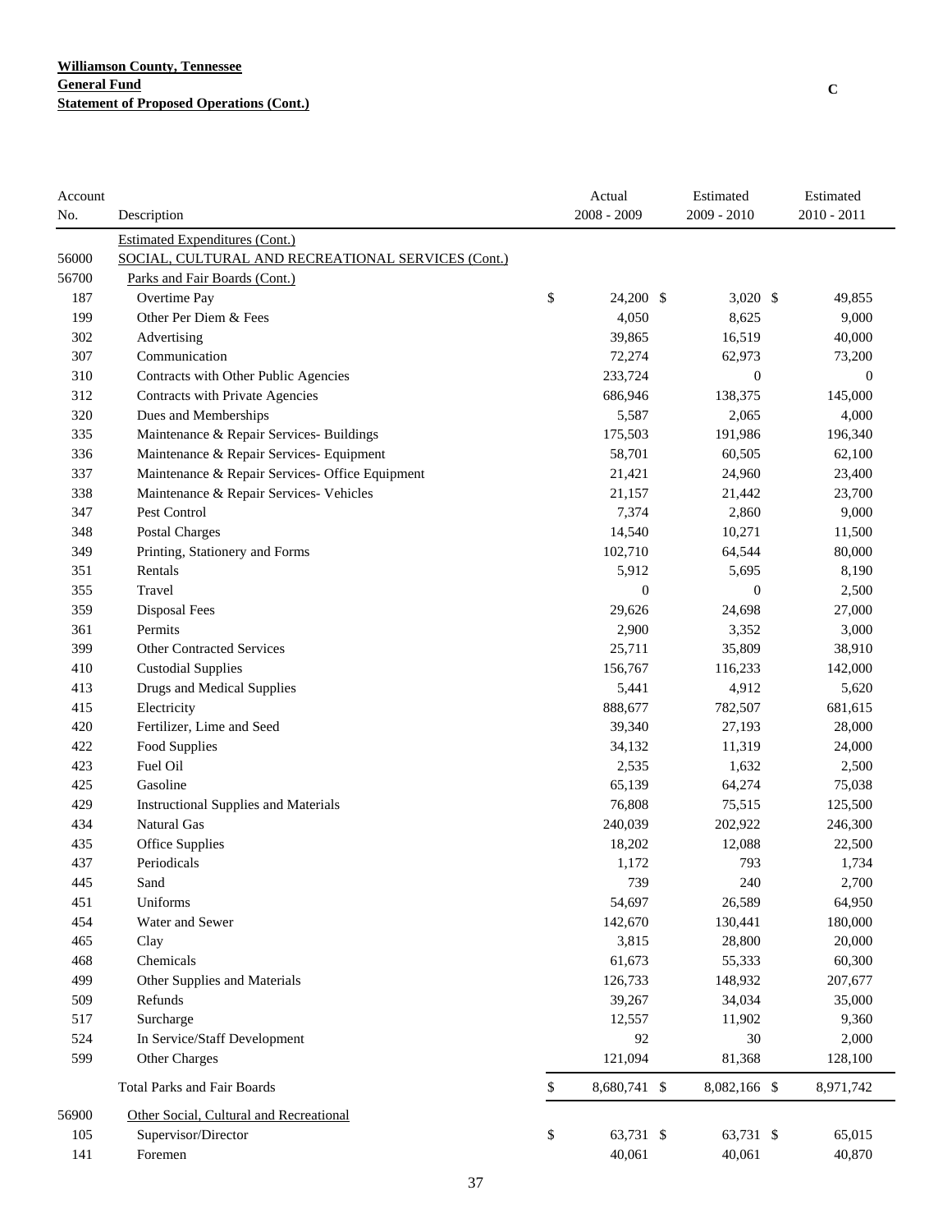**Williamson County, Tennessee**
**General Fund**
**Statement of Proposed Operations (Cont.)**

C

| Account No. | Description | Actual 2008 - 2009 | Estimated 2009 - 2010 | Estimated 2010 - 2011 |
|---|---|---|---|---|
| | Estimated Expenditures (Cont.) | | | |
| 56000 | SOCIAL, CULTURAL AND RECREATIONAL SERVICES (Cont.) | | | |
| 56700 | Parks and Fair Boards (Cont.) | | | |
| 187 | Overtime Pay | $ 24,200 | $ 3,020 | $ 49,855 |
| 199 | Other Per Diem & Fees | 4,050 | 8,625 | 9,000 |
| 302 | Advertising | 39,865 | 16,519 | 40,000 |
| 307 | Communication | 72,274 | 62,973 | 73,200 |
| 310 | Contracts with Other Public Agencies | 233,724 | 0 | 0 |
| 312 | Contracts with Private Agencies | 686,946 | 138,375 | 145,000 |
| 320 | Dues and Memberships | 5,587 | 2,065 | 4,000 |
| 335 | Maintenance & Repair Services- Buildings | 175,503 | 191,986 | 196,340 |
| 336 | Maintenance & Repair Services- Equipment | 58,701 | 60,505 | 62,100 |
| 337 | Maintenance & Repair Services- Office Equipment | 21,421 | 24,960 | 23,400 |
| 338 | Maintenance & Repair Services- Vehicles | 21,157 | 21,442 | 23,700 |
| 347 | Pest Control | 7,374 | 2,860 | 9,000 |
| 348 | Postal Charges | 14,540 | 10,271 | 11,500 |
| 349 | Printing, Stationery and Forms | 102,710 | 64,544 | 80,000 |
| 351 | Rentals | 5,912 | 5,695 | 8,190 |
| 355 | Travel | 0 | 0 | 2,500 |
| 359 | Disposal Fees | 29,626 | 24,698 | 27,000 |
| 361 | Permits | 2,900 | 3,352 | 3,000 |
| 399 | Other Contracted Services | 25,711 | 35,809 | 38,910 |
| 410 | Custodial Supplies | 156,767 | 116,233 | 142,000 |
| 413 | Drugs and Medical Supplies | 5,441 | 4,912 | 5,620 |
| 415 | Electricity | 888,677 | 782,507 | 681,615 |
| 420 | Fertilizer, Lime and Seed | 39,340 | 27,193 | 28,000 |
| 422 | Food Supplies | 34,132 | 11,319 | 24,000 |
| 423 | Fuel Oil | 2,535 | 1,632 | 2,500 |
| 425 | Gasoline | 65,139 | 64,274 | 75,038 |
| 429 | Instructional Supplies and Materials | 76,808 | 75,515 | 125,500 |
| 434 | Natural Gas | 240,039 | 202,922 | 246,300 |
| 435 | Office Supplies | 18,202 | 12,088 | 22,500 |
| 437 | Periodicals | 1,172 | 793 | 1,734 |
| 445 | Sand | 739 | 240 | 2,700 |
| 451 | Uniforms | 54,697 | 26,589 | 64,950 |
| 454 | Water and Sewer | 142,670 | 130,441 | 180,000 |
| 465 | Clay | 3,815 | 28,800 | 20,000 |
| 468 | Chemicals | 61,673 | 55,333 | 60,300 |
| 499 | Other Supplies and Materials | 126,733 | 148,932 | 207,677 |
| 509 | Refunds | 39,267 | 34,034 | 35,000 |
| 517 | Surcharge | 12,557 | 11,902 | 9,360 |
| 524 | In Service/Staff Development | 92 | 30 | 2,000 |
| 599 | Other Charges | 121,094 | 81,368 | 128,100 |
| | Total Parks and Fair Boards | $ 8,680,741 | $ 8,082,166 | $ 8,971,742 |
| 56900 | Other Social, Cultural and Recreational | | | |
| 105 | Supervisor/Director | $ 63,731 | $ 63,731 | $ 65,015 |
| 141 | Foremen | 40,061 | 40,061 | 40,870 |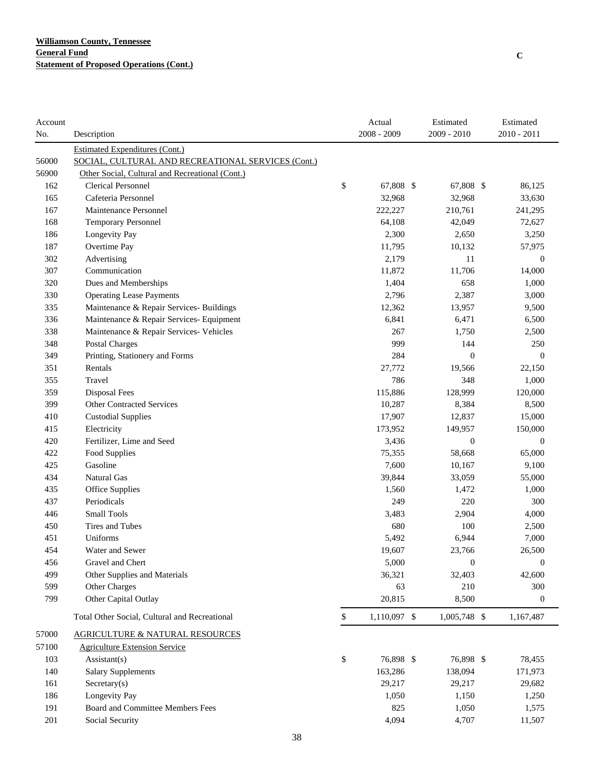**Williamson County, Tennessee**
**General Fund**
**Statement of Proposed Operations (Cont.)**

C

| Account No. | Description | Actual 2008 - 2009 | Estimated 2009 - 2010 | Estimated 2010 - 2011 |
|---|---|---|---|---|
| | Estimated Expenditures (Cont.) | | | |
| 56000 | SOCIAL, CULTURAL AND RECREATIONAL SERVICES (Cont.) | | | |
| 56900 | Other Social, Cultural and Recreational (Cont.) | | | |
| 162 | Clerical Personnel | $ 67,808 | $ 67,808 | $ 86,125 |
| 165 | Cafeteria Personnel | 32,968 | 32,968 | 33,630 |
| 167 | Maintenance Personnel | 222,227 | 210,761 | 241,295 |
| 168 | Temporary Personnel | 64,108 | 42,049 | 72,627 |
| 186 | Longevity Pay | 2,300 | 2,650 | 3,250 |
| 187 | Overtime Pay | 11,795 | 10,132 | 57,975 |
| 302 | Advertising | 2,179 | 11 | 0 |
| 307 | Communication | 11,872 | 11,706 | 14,000 |
| 320 | Dues and Memberships | 1,404 | 658 | 1,000 |
| 330 | Operating Lease Payments | 2,796 | 2,387 | 3,000 |
| 335 | Maintenance & Repair Services- Buildings | 12,362 | 13,957 | 9,500 |
| 336 | Maintenance & Repair Services- Equipment | 6,841 | 6,471 | 6,500 |
| 338 | Maintenance & Repair Services- Vehicles | 267 | 1,750 | 2,500 |
| 348 | Postal Charges | 999 | 144 | 250 |
| 349 | Printing, Stationery and Forms | 284 | 0 | 0 |
| 351 | Rentals | 27,772 | 19,566 | 22,150 |
| 355 | Travel | 786 | 348 | 1,000 |
| 359 | Disposal Fees | 115,886 | 128,999 | 120,000 |
| 399 | Other Contracted Services | 10,287 | 8,384 | 8,500 |
| 410 | Custodial Supplies | 17,907 | 12,837 | 15,000 |
| 415 | Electricity | 173,952 | 149,957 | 150,000 |
| 420 | Fertilizer, Lime and Seed | 3,436 | 0 | 0 |
| 422 | Food Supplies | 75,355 | 58,668 | 65,000 |
| 425 | Gasoline | 7,600 | 10,167 | 9,100 |
| 434 | Natural Gas | 39,844 | 33,059 | 55,000 |
| 435 | Office Supplies | 1,560 | 1,472 | 1,000 |
| 437 | Periodicals | 249 | 220 | 300 |
| 446 | Small Tools | 3,483 | 2,904 | 4,000 |
| 450 | Tires and Tubes | 680 | 100 | 2,500 |
| 451 | Uniforms | 5,492 | 6,944 | 7,000 |
| 454 | Water and Sewer | 19,607 | 23,766 | 26,500 |
| 456 | Gravel and Chert | 5,000 | 0 | 0 |
| 499 | Other Supplies and Materials | 36,321 | 32,403 | 42,600 |
| 599 | Other Charges | 63 | 210 | 300 |
| 799 | Other Capital Outlay | 20,815 | 8,500 | 0 |
| | Total Other Social, Cultural and Recreational | $ 1,110,097 | $ 1,005,748 | $ 1,167,487 |
| 57000 | AGRICULTURE & NATURAL RESOURCES | | | |
| 57100 | Agriculture Extension Service | | | |
| 103 | Assistant(s) | $ 76,898 | $ 76,898 | $ 78,455 |
| 140 | Salary Supplements | 163,286 | 138,094 | 171,973 |
| 161 | Secretary(s) | 29,217 | 29,217 | 29,682 |
| 186 | Longevity Pay | 1,050 | 1,150 | 1,250 |
| 191 | Board and Committee Members Fees | 825 | 1,050 | 1,575 |
| 201 | Social Security | 4,094 | 4,707 | 11,507 |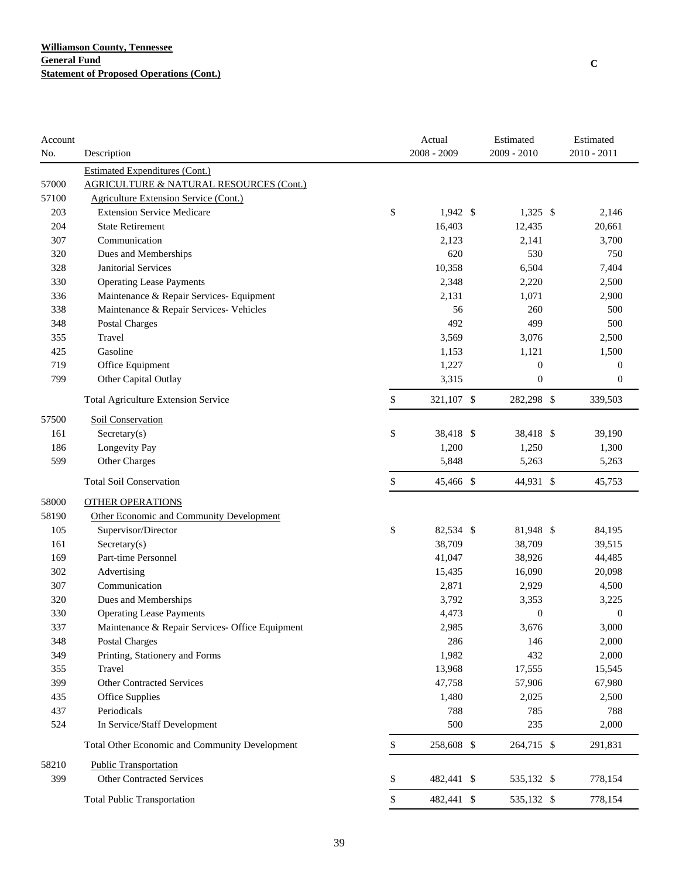**Williamson County, Tennessee**
**General Fund**
**Statement of Proposed Operations (Cont.)**

C

| Account No. | Description | Actual 2008 - 2009 | Estimated 2009 - 2010 | Estimated 2010 - 2011 |
|---|---|---|---|---|
| | Estimated Expenditures (Cont.) | | | |
| 57000 | AGRICULTURE & NATURAL RESOURCES (Cont.) | | | |
| 57100 | Agriculture Extension Service (Cont.) | | | |
| 203 | Extension Service Medicare | $ 1,942 | $ 1,325 | $ 2,146 |
| 204 | State Retirement | 16,403 | 12,435 | 20,661 |
| 307 | Communication | 2,123 | 2,141 | 3,700 |
| 320 | Dues and Memberships | 620 | 530 | 750 |
| 328 | Janitorial Services | 10,358 | 6,504 | 7,404 |
| 330 | Operating Lease Payments | 2,348 | 2,220 | 2,500 |
| 336 | Maintenance & Repair Services- Equipment | 2,131 | 1,071 | 2,900 |
| 338 | Maintenance & Repair Services- Vehicles | 56 | 260 | 500 |
| 348 | Postal Charges | 492 | 499 | 500 |
| 355 | Travel | 3,569 | 3,076 | 2,500 |
| 425 | Gasoline | 1,153 | 1,121 | 1,500 |
| 719 | Office Equipment | 1,227 | 0 | 0 |
| 799 | Other Capital Outlay | 3,315 | 0 | 0 |
| | Total Agriculture Extension Service | $ 321,107 | $ 282,298 | $ 339,503 |
| 57500 | Soil Conservation | | | |
| 161 | Secretary(s) | $ 38,418 | $ 38,418 | $ 39,190 |
| 186 | Longevity Pay | 1,200 | 1,250 | 1,300 |
| 599 | Other Charges | 5,848 | 5,263 | 5,263 |
| | Total Soil Conservation | $ 45,466 | $ 44,931 | $ 45,753 |
| 58000 | OTHER OPERATIONS | | | |
| 58190 | Other Economic and Community Development | | | |
| 105 | Supervisor/Director | $ 82,534 | $ 81,948 | $ 84,195 |
| 161 | Secretary(s) | 38,709 | 38,709 | 39,515 |
| 169 | Part-time Personnel | 41,047 | 38,926 | 44,485 |
| 302 | Advertising | 15,435 | 16,090 | 20,098 |
| 307 | Communication | 2,871 | 2,929 | 4,500 |
| 320 | Dues and Memberships | 3,792 | 3,353 | 3,225 |
| 330 | Operating Lease Payments | 4,473 | 0 | 0 |
| 337 | Maintenance & Repair Services- Office Equipment | 2,985 | 3,676 | 3,000 |
| 348 | Postal Charges | 286 | 146 | 2,000 |
| 349 | Printing, Stationery and Forms | 1,982 | 432 | 2,000 |
| 355 | Travel | 13,968 | 17,555 | 15,545 |
| 399 | Other Contracted Services | 47,758 | 57,906 | 67,980 |
| 435 | Office Supplies | 1,480 | 2,025 | 2,500 |
| 437 | Periodicals | 788 | 785 | 788 |
| 524 | In Service/Staff Development | 500 | 235 | 2,000 |
| | Total Other Economic and Community Development | $ 258,608 | $ 264,715 | $ 291,831 |
| 58210 | Public Transportation | | | |
| 399 | Other Contracted Services | $ 482,441 | $ 535,132 | $ 778,154 |
| | Total Public Transportation | $ 482,441 | $ 535,132 | $ 778,154 |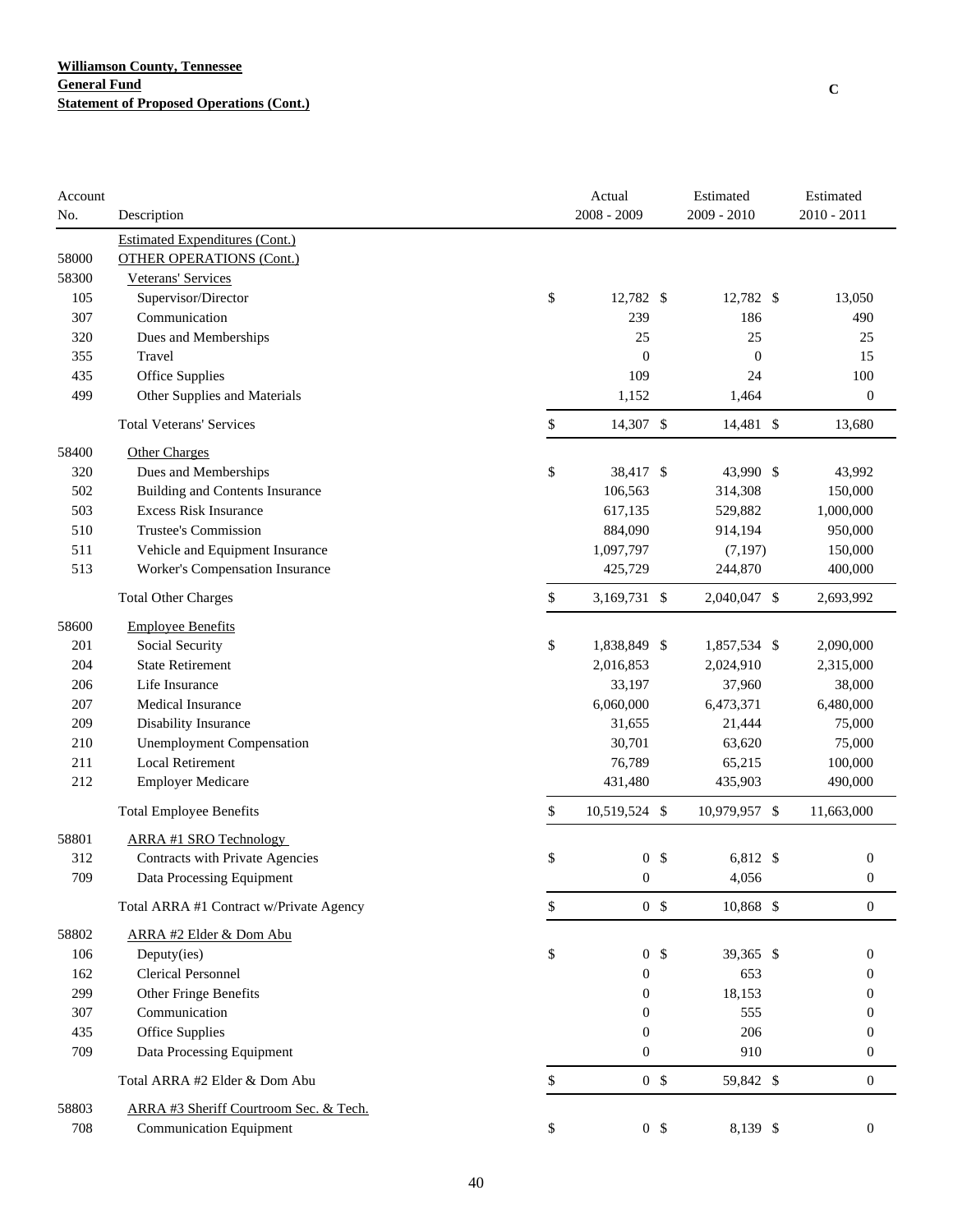**Williamson County, Tennessee**
**General Fund**
**Statement of Proposed Operations (Cont.)**

C

| Account No. | Description | Actual 2008 - 2009 | Estimated 2009 - 2010 | Estimated 2010 - 2011 |
|---|---|---|---|---|
| | Estimated Expenditures (Cont.) | | | |
| 58000 | OTHER OPERATIONS (Cont.) | | | |
| 58300 | Veterans' Services | | | |
| 105 | Supervisor/Director | $ 12,782 | $ 12,782 | $ 13,050 |
| 307 | Communication | 239 | 186 | 490 |
| 320 | Dues and Memberships | 25 | 25 | 25 |
| 355 | Travel | 0 | 0 | 15 |
| 435 | Office Supplies | 109 | 24 | 100 |
| 499 | Other Supplies and Materials | 1,152 | 1,464 | 0 |
| | Total Veterans' Services | $ 14,307 | $ 14,481 | $ 13,680 |
| 58400 | Other Charges | | | |
| 320 | Dues and Memberships | $ 38,417 | $ 43,990 | $ 43,992 |
| 502 | Building and Contents Insurance | 106,563 | 314,308 | 150,000 |
| 503 | Excess Risk Insurance | 617,135 | 529,882 | 1,000,000 |
| 510 | Trustee's Commission | 884,090 | 914,194 | 950,000 |
| 511 | Vehicle and Equipment Insurance | 1,097,797 | (7,197) | 150,000 |
| 513 | Worker's Compensation Insurance | 425,729 | 244,870 | 400,000 |
| | Total Other Charges | $ 3,169,731 | $ 2,040,047 | $ 2,693,992 |
| 58600 | Employee Benefits | | | |
| 201 | Social Security | $ 1,838,849 | $ 1,857,534 | $ 2,090,000 |
| 204 | State Retirement | 2,016,853 | 2,024,910 | 2,315,000 |
| 206 | Life Insurance | 33,197 | 37,960 | 38,000 |
| 207 | Medical Insurance | 6,060,000 | 6,473,371 | 6,480,000 |
| 209 | Disability Insurance | 31,655 | 21,444 | 75,000 |
| 210 | Unemployment Compensation | 30,701 | 63,620 | 75,000 |
| 211 | Local Retirement | 76,789 | 65,215 | 100,000 |
| 212 | Employer Medicare | 431,480 | 435,903 | 490,000 |
| | Total Employee Benefits | $ 10,519,524 | $ 10,979,957 | $ 11,663,000 |
| 58801 | ARRA #1 SRO Technology | | | |
| 312 | Contracts with Private Agencies | $ 0 | $ 6,812 | $ 0 |
| 709 | Data Processing Equipment | 0 | 4,056 | 0 |
| | Total ARRA #1 Contract w/Private Agency | $ 0 | $ 10,868 | $ 0 |
| 58802 | ARRA #2 Elder & Dom Abu | | | |
| 106 | Deputy(ies) | $ 0 | $ 39,365 | $ 0 |
| 162 | Clerical Personnel | 0 | 653 | 0 |
| 299 | Other Fringe Benefits | 0 | 18,153 | 0 |
| 307 | Communication | 0 | 555 | 0 |
| 435 | Office Supplies | 0 | 206 | 0 |
| 709 | Data Processing Equipment | 0 | 910 | 0 |
| | Total ARRA #2 Elder & Dom Abu | $ 0 | $ 59,842 | $ 0 |
| 58803 | ARRA #3 Sheriff Courtroom Sec. & Tech. | | | |
| 708 | Communication Equipment | $ 0 | $ 8,139 | $ 0 |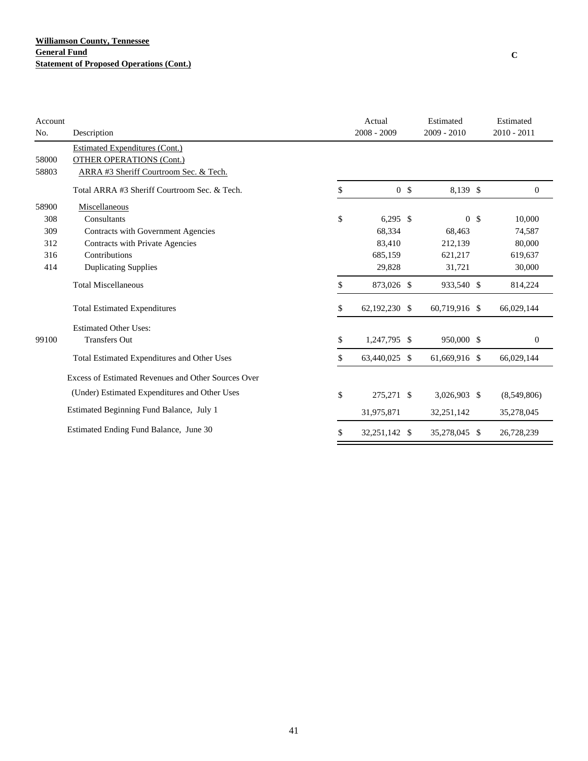**Williamson County, Tennessee**
**General Fund**
**Statement of Proposed Operations (Cont.)**

C

| Account No. | Description | Actual 2008 - 2009 | Estimated 2009 - 2010 | Estimated 2010 - 2011 |
|---|---|---|---|---|
| | Estimated Expenditures (Cont.) | | | |
| 58000 | OTHER OPERATIONS (Cont.) | | | |
| 58803 | ARRA #3 Sheriff Courtroom Sec. & Tech. | | | |
| | Total ARRA #3 Sheriff Courtroom Sec. & Tech. | $ 0 | $ 8,139 | $ 0 |
| 58900 | Miscellaneous | | | |
| 308 | Consultants | $ 6,295 | $ 0 | $ 10,000 |
| 309 | Contracts with Government Agencies | 68,334 | 68,463 | 74,587 |
| 312 | Contracts with Private Agencies | 83,410 | 212,139 | 80,000 |
| 316 | Contributions | 685,159 | 621,217 | 619,637 |
| 414 | Duplicating Supplies | 29,828 | 31,721 | 30,000 |
| | Total Miscellaneous | $ 873,026 | $ 933,540 | $ 814,224 |
| | Total Estimated Expenditures | $ 62,192,230 | $ 60,719,916 | $ 66,029,144 |
| | Estimated Other Uses: | | | |
| 99100 | Transfers Out | $ 1,247,795 | $ 950,000 | $ 0 |
| | Total Estimated Expenditures and Other Uses | $ 63,440,025 | $ 61,669,916 | $ 66,029,144 |
| | Excess of Estimated Revenues and Other Sources Over (Under) Estimated Expenditures and Other Uses | $ 275,271 | $ 3,026,903 | $ (8,549,806) |
| | Estimated Beginning Fund Balance, July 1 | 31,975,871 | 32,251,142 | 35,278,045 |
| | Estimated Ending Fund Balance, June 30 | $ 32,251,142 | $ 35,278,045 | $ 26,728,239 |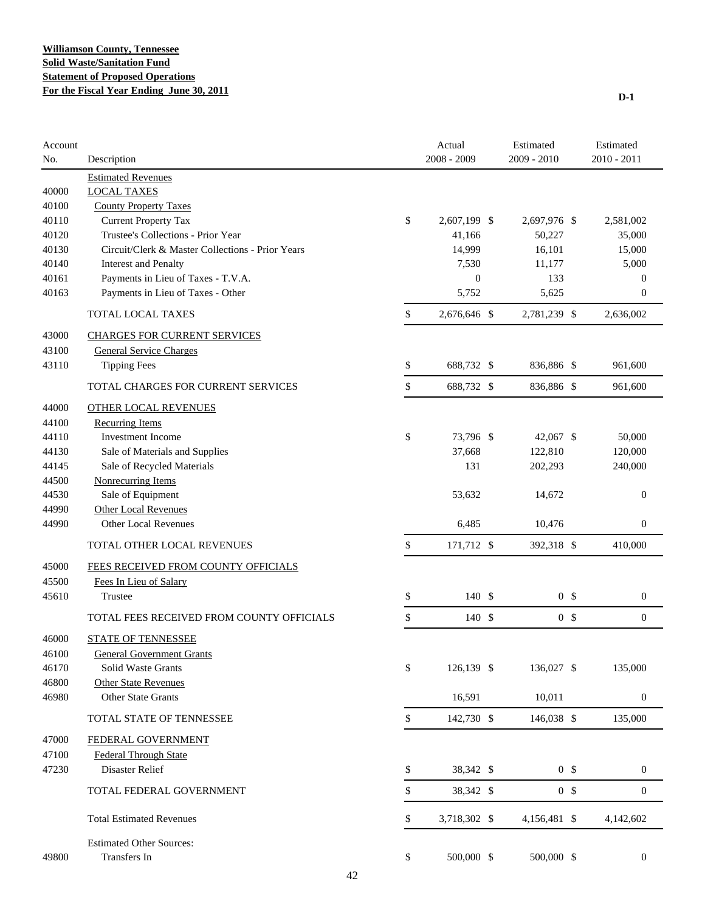**Williamson County, Tennessee**
**Solid Waste/Sanitation Fund**
**Statement of Proposed Operations**
**For the Fiscal Year Ending June 30, 2011**

D-1

| Account No. | Description | Actual 2008 - 2009 | Estimated 2009 - 2010 | Estimated 2010 - 2011 |
|---|---|---|---|---|
| | Estimated Revenues | | | |
| 40000 | LOCAL TAXES | | | |
| 40100 | County Property Taxes | | | |
| 40110 | Current Property Tax | $ 2,607,199 | $ 2,697,976 | $ 2,581,002 |
| 40120 | Trustee's Collections - Prior Year | 41,166 | 50,227 | 35,000 |
| 40130 | Circuit/Clerk & Master Collections - Prior Years | 14,999 | 16,101 | 15,000 |
| 40140 | Interest and Penalty | 7,530 | 11,177 | 5,000 |
| 40161 | Payments in Lieu of Taxes - T.V.A. | 0 | 133 | 0 |
| 40163 | Payments in Lieu of Taxes - Other | 5,752 | 5,625 | 0 |
| | TOTAL LOCAL TAXES | $ 2,676,646 | $ 2,781,239 | $ 2,636,002 |
| 43000 | CHARGES FOR CURRENT SERVICES | | | |
| 43100 | General Service Charges | | | |
| 43110 | Tipping Fees | $ 688,732 | $ 836,886 | $ 961,600 |
| | TOTAL CHARGES FOR CURRENT SERVICES | $ 688,732 | $ 836,886 | $ 961,600 |
| 44000 | OTHER LOCAL REVENUES | | | |
| 44100 | Recurring Items | | | |
| 44110 | Investment Income | $ 73,796 | $ 42,067 | $ 50,000 |
| 44130 | Sale of Materials and Supplies | 37,668 | 122,810 | 120,000 |
| 44145 | Sale of Recycled Materials | 131 | 202,293 | 240,000 |
| 44500 | Nonrecurring Items | | | |
| 44530 | Sale of Equipment | 53,632 | 14,672 | 0 |
| 44990 | Other Local Revenues | | | |
| 44990 | Other Local Revenues | 6,485 | 10,476 | 0 |
| | TOTAL OTHER LOCAL REVENUES | $ 171,712 | $ 392,318 | $ 410,000 |
| 45000 | FEES RECEIVED FROM COUNTY OFFICIALS | | | |
| 45500 | Fees In Lieu of Salary | | | |
| 45610 | Trustee | $ 140 | $ 0 | $ 0 |
| | TOTAL FEES RECEIVED FROM COUNTY OFFICIALS | $ 140 | $ 0 | $ 0 |
| 46000 | STATE OF TENNESSEE | | | |
| 46100 | General Government Grants | | | |
| 46170 | Solid Waste Grants | $ 126,139 | $ 136,027 | $ 135,000 |
| 46800 | Other State Revenues | | | |
| 46980 | Other State Grants | 16,591 | 10,011 | 0 |
| | TOTAL STATE OF TENNESSEE | $ 142,730 | $ 146,038 | $ 135,000 |
| 47000 | FEDERAL GOVERNMENT | | | |
| 47100 | Federal Through State | | | |
| 47230 | Disaster Relief | $ 38,342 | $ 0 | $ 0 |
| | TOTAL FEDERAL GOVERNMENT | $ 38,342 | $ 0 | $ 0 |
| | Total Estimated Revenues | $ 3,718,302 | $ 4,156,481 | $ 4,142,602 |
| | Estimated Other Sources: | | | |
| 49800 | Transfers In | $ 500,000 | $ 500,000 | $ 0 |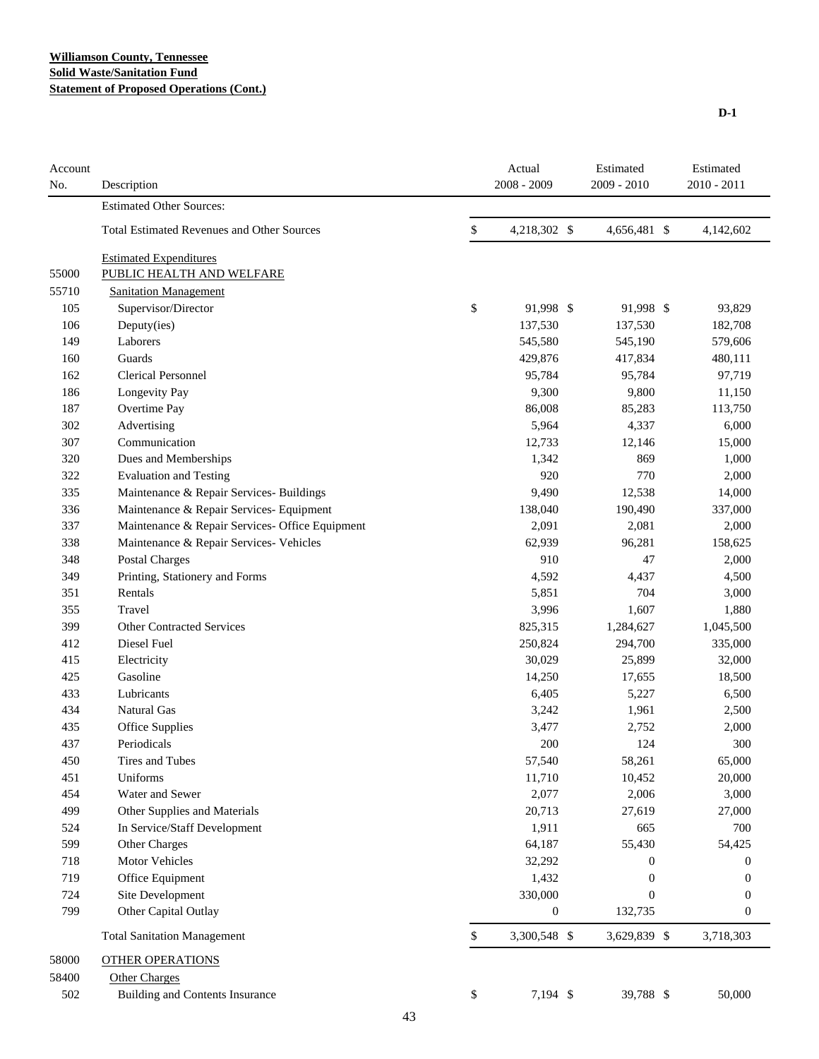**Williamson County, Tennessee**
**Solid Waste/Sanitation Fund**
**Statement of Proposed Operations (Cont.)**

D-1

| Account No. | Description | Actual 2008 - 2009 | Estimated 2009 - 2010 | Estimated 2010 - 2011 |
|---|---|---|---|---|
| | Estimated Other Sources: | | | |
| | Total Estimated Revenues and Other Sources | $ 4,218,302 | $ 4,656,481 | $ 4,142,602 |
| | Estimated Expenditures | | | |
| 55000 | PUBLIC HEALTH AND WELFARE | | | |
| 55710 | Sanitation Management | | | |
| 105 | Supervisor/Director | $ 91,998 | $ 91,998 | $ 93,829 |
| 106 | Deputy(ies) | 137,530 | 137,530 | 182,708 |
| 149 | Laborers | 545,580 | 545,190 | 579,606 |
| 160 | Guards | 429,876 | 417,834 | 480,111 |
| 162 | Clerical Personnel | 95,784 | 95,784 | 97,719 |
| 186 | Longevity Pay | 9,300 | 9,800 | 11,150 |
| 187 | Overtime Pay | 86,008 | 85,283 | 113,750 |
| 302 | Advertising | 5,964 | 4,337 | 6,000 |
| 307 | Communication | 12,733 | 12,146 | 15,000 |
| 320 | Dues and Memberships | 1,342 | 869 | 1,000 |
| 322 | Evaluation and Testing | 920 | 770 | 2,000 |
| 335 | Maintenance & Repair Services- Buildings | 9,490 | 12,538 | 14,000 |
| 336 | Maintenance & Repair Services- Equipment | 138,040 | 190,490 | 337,000 |
| 337 | Maintenance & Repair Services- Office Equipment | 2,091 | 2,081 | 2,000 |
| 338 | Maintenance & Repair Services- Vehicles | 62,939 | 96,281 | 158,625 |
| 348 | Postal Charges | 910 | 47 | 2,000 |
| 349 | Printing, Stationery and Forms | 4,592 | 4,437 | 4,500 |
| 351 | Rentals | 5,851 | 704 | 3,000 |
| 355 | Travel | 3,996 | 1,607 | 1,880 |
| 399 | Other Contracted Services | 825,315 | 1,284,627 | 1,045,500 |
| 412 | Diesel Fuel | 250,824 | 294,700 | 335,000 |
| 415 | Electricity | 30,029 | 25,899 | 32,000 |
| 425 | Gasoline | 14,250 | 17,655 | 18,500 |
| 433 | Lubricants | 6,405 | 5,227 | 6,500 |
| 434 | Natural Gas | 3,242 | 1,961 | 2,500 |
| 435 | Office Supplies | 3,477 | 2,752 | 2,000 |
| 437 | Periodicals | 200 | 124 | 300 |
| 450 | Tires and Tubes | 57,540 | 58,261 | 65,000 |
| 451 | Uniforms | 11,710 | 10,452 | 20,000 |
| 454 | Water and Sewer | 2,077 | 2,006 | 3,000 |
| 499 | Other Supplies and Materials | 20,713 | 27,619 | 27,000 |
| 524 | In Service/Staff Development | 1,911 | 665 | 700 |
| 599 | Other Charges | 64,187 | 55,430 | 54,425 |
| 718 | Motor Vehicles | 32,292 | 0 | 0 |
| 719 | Office Equipment | 1,432 | 0 | 0 |
| 724 | Site Development | 330,000 | 0 | 0 |
| 799 | Other Capital Outlay | 0 | 132,735 | 0 |
| | Total Sanitation Management | $ 3,300,548 | $ 3,629,839 | $ 3,718,303 |
| 58000 | OTHER OPERATIONS | | | |
| 58400 | Other Charges | | | |
| 502 | Building and Contents Insurance | $ 7,194 | $ 39,788 | $ 50,000 |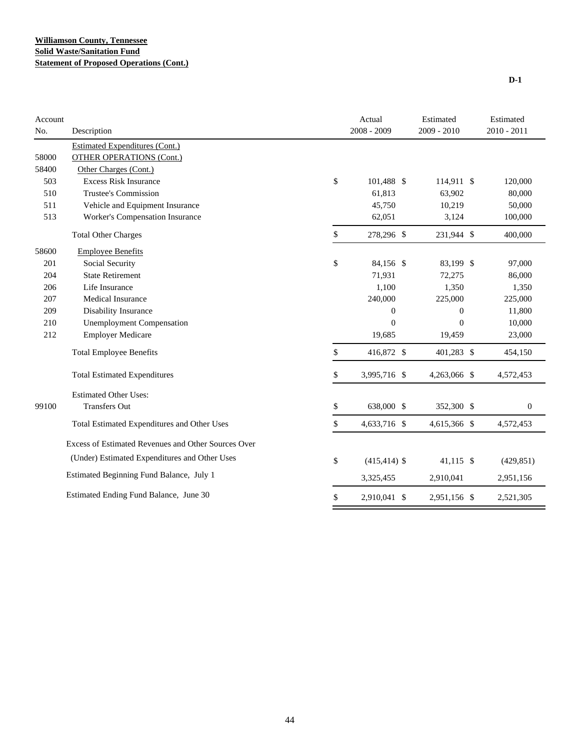**Williamson County, Tennessee**
**Solid Waste/Sanitation Fund**
**Statement of Proposed Operations (Cont.)**

**D-1**

| Account No. | Description | Actual 2008 - 2009 | Estimated 2009 - 2010 | Estimated 2010 - 2011 |
|---|---|---|---|---|
| | Estimated Expenditures (Cont.) | | | |
| 58000 | OTHER OPERATIONS (Cont.) | | | |
| 58400 | Other Charges (Cont.) | | | |
| 503 | Excess Risk Insurance | $ 101,488 | $ 114,911 | $ 120,000 |
| 510 | Trustee's Commission | 61,813 | 63,902 | 80,000 |
| 511 | Vehicle and Equipment Insurance | 45,750 | 10,219 | 50,000 |
| 513 | Worker's Compensation Insurance | 62,051 | 3,124 | 100,000 |
| | Total Other Charges | $ 278,296 | $ 231,944 | $ 400,000 |
| 58600 | Employee Benefits | | | |
| 201 | Social Security | $ 84,156 | $ 83,199 | $ 97,000 |
| 204 | State Retirement | 71,931 | 72,275 | 86,000 |
| 206 | Life Insurance | 1,100 | 1,350 | 1,350 |
| 207 | Medical Insurance | 240,000 | 225,000 | 225,000 |
| 209 | Disability Insurance | 0 | 0 | 11,800 |
| 210 | Unemployment Compensation | 0 | 0 | 10,000 |
| 212 | Employer Medicare | 19,685 | 19,459 | 23,000 |
| | Total Employee Benefits | $ 416,872 | $ 401,283 | $ 454,150 |
| | Total Estimated Expenditures | $ 3,995,716 | $ 4,263,066 | $ 4,572,453 |
| | Estimated Other Uses: | | | |
| 99100 | Transfers Out | $ 638,000 | $ 352,300 | $ 0 |
| | Total Estimated Expenditures and Other Uses | $ 4,633,716 | $ 4,615,366 | $ 4,572,453 |
| | Excess of Estimated Revenues and Other Sources Over (Under) Estimated Expenditures and Other Uses | $ (415,414) | $ 41,115 | $ (429,851) |
| | Estimated Beginning Fund Balance, July 1 | 3,325,455 | 2,910,041 | 2,951,156 |
| | Estimated Ending Fund Balance, June 30 | $ 2,910,041 | $ 2,951,156 | $ 2,521,305 |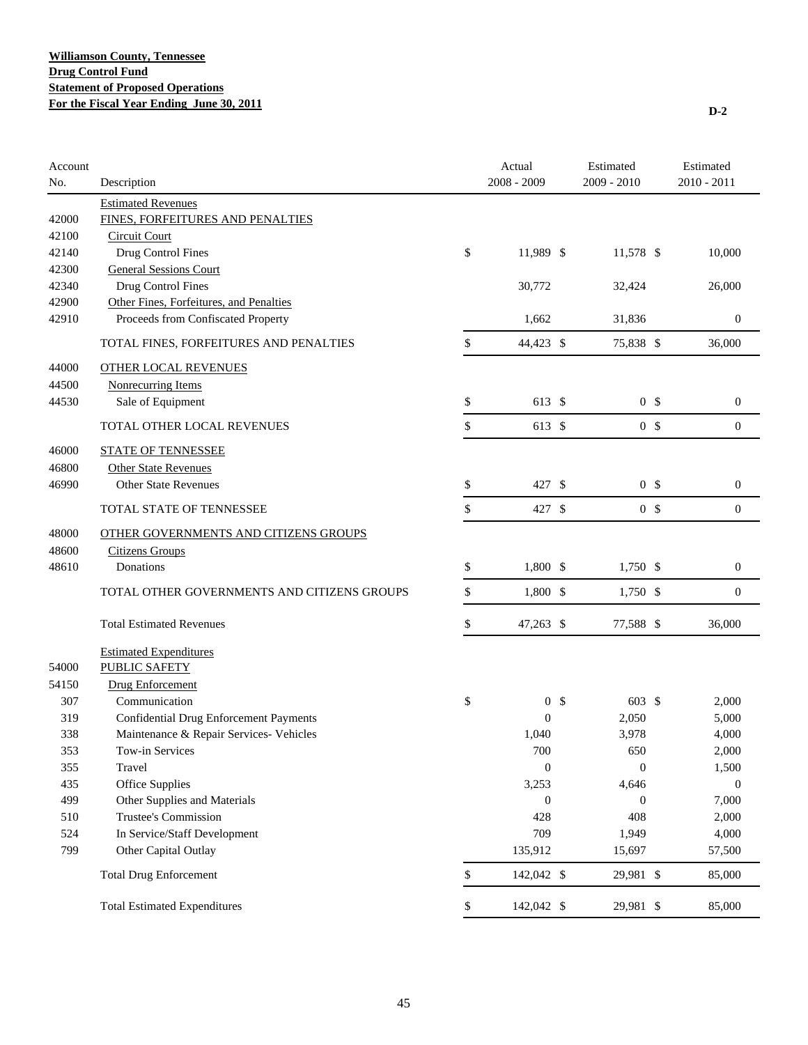**Williamson County, Tennessee**
**Drug Control Fund**
**Statement of Proposed Operations**
**For the Fiscal Year Ending June 30, 2011**

D-2

| Account No. | Description | Actual 2008 - 2009 | Estimated 2009 - 2010 | Estimated 2010 - 2011 |
|---|---|---|---|---|
| | Estimated Revenues | | | |
| 42000 | FINES, FORFEITURES AND PENALTIES | | | |
| 42100 | Circuit Court | | | |
| 42140 | Drug Control Fines | $ 11,989 | $ 11,578 | $ 10,000 |
| 42300 | General Sessions Court | | | |
| 42340 | Drug Control Fines | 30,772 | 32,424 | 26,000 |
| 42900 | Other Fines, Forfeitures, and Penalties | | | |
| 42910 | Proceeds from Confiscated Property | 1,662 | 31,836 | 0 |
| | TOTAL FINES, FORFEITURES AND PENALTIES | $ 44,423 | $ 75,838 | $ 36,000 |
| 44000 | OTHER LOCAL REVENUES | | | |
| 44500 | Nonrecurring Items | | | |
| 44530 | Sale of Equipment | $ 613 | $ 0 | $ 0 |
| | TOTAL OTHER LOCAL REVENUES | $ 613 | $ 0 | $ 0 |
| 46000 | STATE OF TENNESSEE | | | |
| 46800 | Other State Revenues | | | |
| 46990 | Other State Revenues | $ 427 | $ 0 | $ 0 |
| | TOTAL STATE OF TENNESSEE | $ 427 | $ 0 | $ 0 |
| 48000 | OTHER GOVERNMENTS AND CITIZENS GROUPS | | | |
| 48600 | Citizens Groups | | | |
| 48610 | Donations | $ 1,800 | $ 1,750 | $ 0 |
| | TOTAL OTHER GOVERNMENTS AND CITIZENS GROUPS | $ 1,800 | $ 1,750 | $ 0 |
| | Total Estimated Revenues | $ 47,263 | $ 77,588 | $ 36,000 |
| | Estimated Expenditures | | | |
| 54000 | PUBLIC SAFETY | | | |
| 54150 | Drug Enforcement | | | |
| 307 | Communication | $ 0 | $ 603 | $ 2,000 |
| 319 | Confidential Drug Enforcement Payments | 0 | 2,050 | 5,000 |
| 338 | Maintenance & Repair Services- Vehicles | 1,040 | 3,978 | 4,000 |
| 353 | Tow-in Services | 700 | 650 | 2,000 |
| 355 | Travel | 0 | 0 | 1,500 |
| 435 | Office Supplies | 3,253 | 4,646 | 0 |
| 499 | Other Supplies and Materials | 0 | 0 | 7,000 |
| 510 | Trustee's Commission | 428 | 408 | 2,000 |
| 524 | In Service/Staff Development | 709 | 1,949 | 4,000 |
| 799 | Other Capital Outlay | 135,912 | 15,697 | 57,500 |
| | Total Drug Enforcement | $ 142,042 | $ 29,981 | $ 85,000 |
| | Total Estimated Expenditures | $ 142,042 | $ 29,981 | $ 85,000 |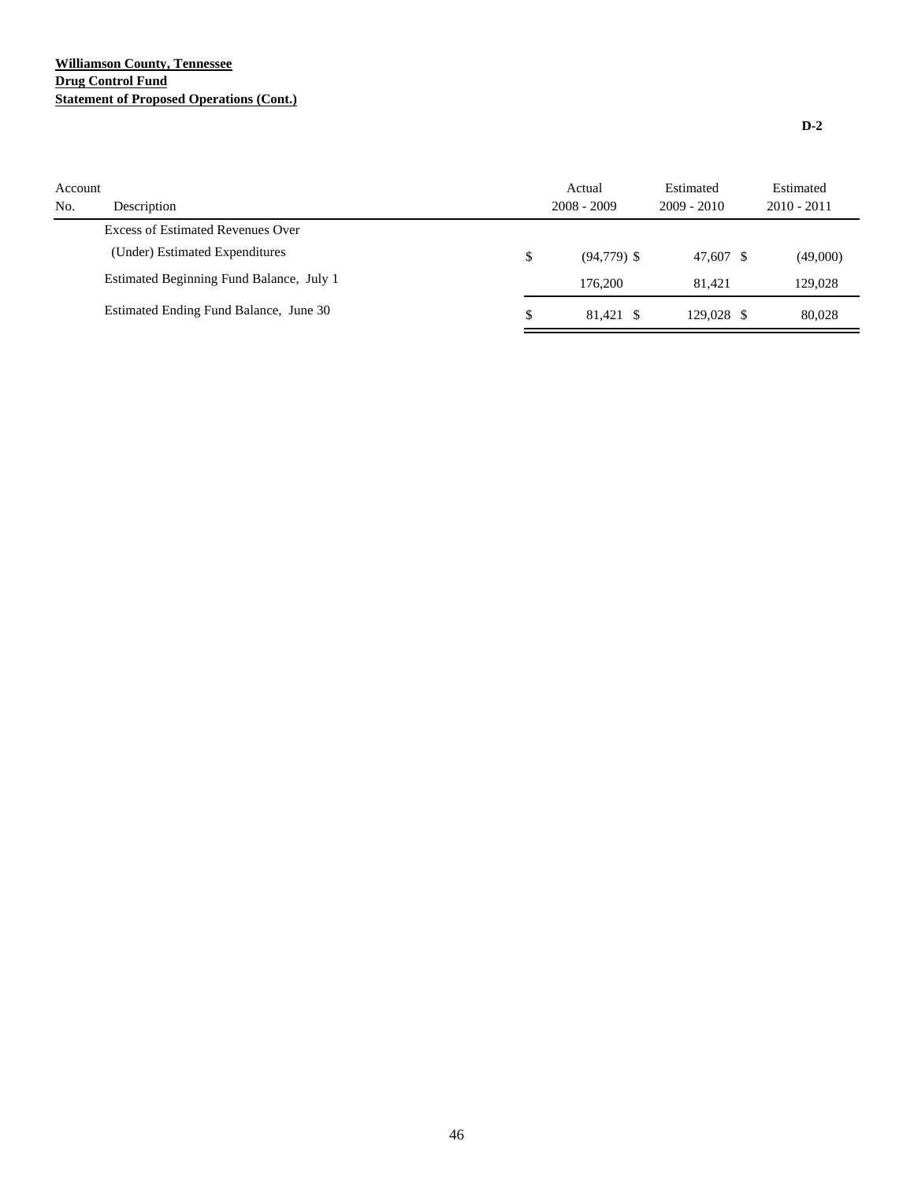**Williamson County, Tennessee**
**Drug Control Fund**
**Statement of Proposed Operations (Cont.)**

**D-2**

| Account No. | Description | Actual 2008 - 2009 | Estimated 2009 - 2010 | Estimated 2010 - 2011 |
|---|---|---|---|---|
| | Excess of Estimated Revenues Over (Under) Estimated Expenditures | $ (94,779) | $ 47,607 | $ (49,000) |
| | Estimated Beginning Fund Balance, July 1 | 176,200 | 81,421 | 129,028 |
| | Estimated Ending Fund Balance, June 30 | $ 81,421 | $ 129,028 | $ 80,028 |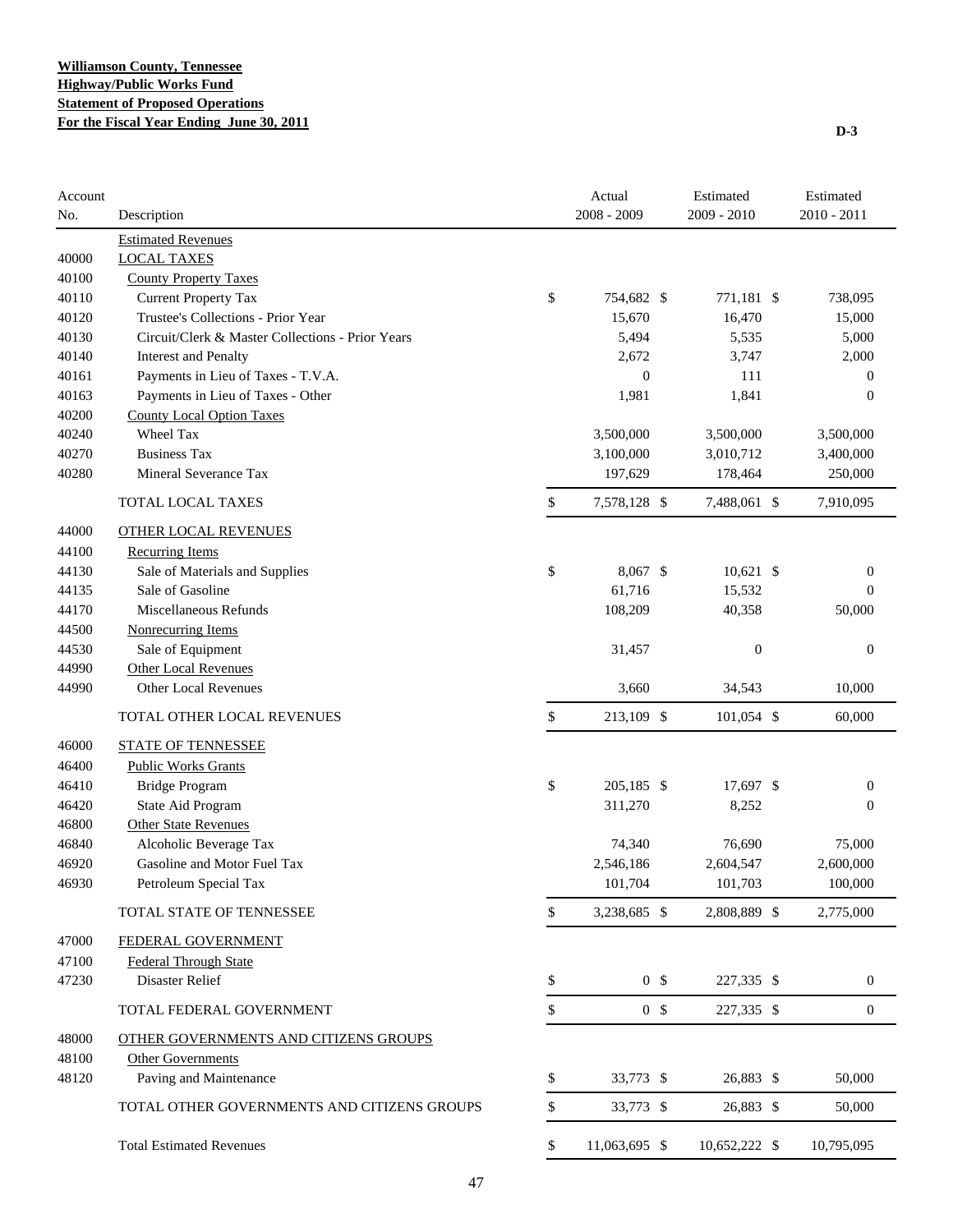**Williamson County, Tennessee**
**Highway/Public Works Fund**
**Statement of Proposed Operations**
**For the Fiscal Year Ending June 30, 2011**

**D-3**

| Account No. | Description | Actual 2008 - 2009 | Estimated 2009 - 2010 | Estimated 2010 - 2011 |
|---|---|---|---|---|
| | Estimated Revenues | | | |
| 40000 | LOCAL TAXES | | | |
| 40100 | County Property Taxes | | | |
| 40110 | Current Property Tax | $ 754,682 | $ 771,181 | $ 738,095 |
| 40120 | Trustee's Collections - Prior Year | 15,670 | 16,470 | 15,000 |
| 40130 | Circuit/Clerk & Master Collections - Prior Years | 5,494 | 5,535 | 5,000 |
| 40140 | Interest and Penalty | 2,672 | 3,747 | 2,000 |
| 40161 | Payments in Lieu of Taxes - T.V.A. | 0 | 111 | 0 |
| 40163 | Payments in Lieu of Taxes - Other | 1,981 | 1,841 | 0 |
| 40200 | County Local Option Taxes | | | |
| 40240 | Wheel Tax | 3,500,000 | 3,500,000 | 3,500,000 |
| 40270 | Business Tax | 3,100,000 | 3,010,712 | 3,400,000 |
| 40280 | Mineral Severance Tax | 197,629 | 178,464 | 250,000 |
| | TOTAL LOCAL TAXES | $ 7,578,128 | $ 7,488,061 | $ 7,910,095 |
| 44000 | OTHER LOCAL REVENUES | | | |
| 44100 | Recurring Items | | | |
| 44130 | Sale of Materials and Supplies | $ 8,067 | $ 10,621 | $ 0 |
| 44135 | Sale of Gasoline | 61,716 | 15,532 | 0 |
| 44170 | Miscellaneous Refunds | 108,209 | 40,358 | 50,000 |
| 44500 | Nonrecurring Items | | | |
| 44530 | Sale of Equipment | 31,457 | 0 | 0 |
| 44990 | Other Local Revenues | | | |
| 44990 | Other Local Revenues | 3,660 | 34,543 | 10,000 |
| | TOTAL OTHER LOCAL REVENUES | $ 213,109 | $ 101,054 | $ 60,000 |
| 46000 | STATE OF TENNESSEE | | | |
| 46400 | Public Works Grants | | | |
| 46410 | Bridge Program | $ 205,185 | $ 17,697 | $ 0 |
| 46420 | State Aid Program | 311,270 | 8,252 | 0 |
| 46800 | Other State Revenues | | | |
| 46840 | Alcoholic Beverage Tax | 74,340 | 76,690 | 75,000 |
| 46920 | Gasoline and Motor Fuel Tax | 2,546,186 | 2,604,547 | 2,600,000 |
| 46930 | Petroleum Special Tax | 101,704 | 101,703 | 100,000 |
| | TOTAL STATE OF TENNESSEE | $ 3,238,685 | $ 2,808,889 | $ 2,775,000 |
| 47000 | FEDERAL GOVERNMENT | | | |
| 47100 | Federal Through State | | | |
| 47230 | Disaster Relief | $ 0 | $ 227,335 | $ 0 |
| | TOTAL FEDERAL GOVERNMENT | $ 0 | $ 227,335 | $ 0 |
| 48000 | OTHER GOVERNMENTS AND CITIZENS GROUPS | | | |
| 48100 | Other Governments | | | |
| 48120 | Paving and Maintenance | $ 33,773 | $ 26,883 | $ 50,000 |
| | TOTAL OTHER GOVERNMENTS AND CITIZENS GROUPS | $ 33,773 | $ 26,883 | $ 50,000 |
| | Total Estimated Revenues | $ 11,063,695 | $ 10,652,222 | $ 10,795,095 |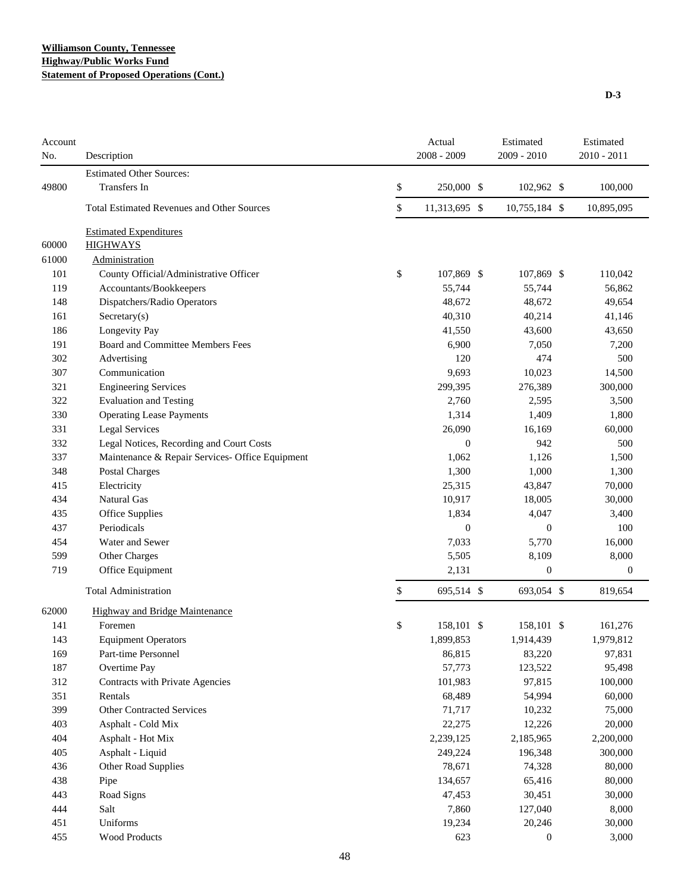**Williamson County, Tennessee**
**Highway/Public Works Fund**
**Statement of Proposed Operations (Cont.)**

**D-3**

| Account No. | Description | Actual 2008 - 2009 | Estimated 2009 - 2010 | Estimated 2010 - 2011 |
|---|---|---|---|---|
| | Estimated Other Sources: | | | |
| 49800 | Transfers In | $ 250,000 | $ 102,962 | $ 100,000 |
| | Total Estimated Revenues and Other Sources | $ 11,313,695 | $ 10,755,184 | $ 10,895,095 |
| | Estimated Expenditures | | | |
| 60000 | HIGHWAYS | | | |
| 61000 | Administration | | | |
| 101 | County Official/Administrative Officer | $ 107,869 | $ 107,869 | $ 110,042 |
| 119 | Accountants/Bookkeepers | 55,744 | 55,744 | 56,862 |
| 148 | Dispatchers/Radio Operators | 48,672 | 48,672 | 49,654 |
| 161 | Secretary(s) | 40,310 | 40,214 | 41,146 |
| 186 | Longevity Pay | 41,550 | 43,600 | 43,650 |
| 191 | Board and Committee Members Fees | 6,900 | 7,050 | 7,200 |
| 302 | Advertising | 120 | 474 | 500 |
| 307 | Communication | 9,693 | 10,023 | 14,500 |
| 321 | Engineering Services | 299,395 | 276,389 | 300,000 |
| 322 | Evaluation and Testing | 2,760 | 2,595 | 3,500 |
| 330 | Operating Lease Payments | 1,314 | 1,409 | 1,800 |
| 331 | Legal Services | 26,090 | 16,169 | 60,000 |
| 332 | Legal Notices, Recording and Court Costs | 0 | 942 | 500 |
| 337 | Maintenance & Repair Services- Office Equipment | 1,062 | 1,126 | 1,500 |
| 348 | Postal Charges | 1,300 | 1,000 | 1,300 |
| 415 | Electricity | 25,315 | 43,847 | 70,000 |
| 434 | Natural Gas | 10,917 | 18,005 | 30,000 |
| 435 | Office Supplies | 1,834 | 4,047 | 3,400 |
| 437 | Periodicals | 0 | 0 | 100 |
| 454 | Water and Sewer | 7,033 | 5,770 | 16,000 |
| 599 | Other Charges | 5,505 | 8,109 | 8,000 |
| 719 | Office Equipment | 2,131 | 0 | 0 |
| | Total Administration | $ 695,514 | $ 693,054 | $ 819,654 |
| 62000 | Highway and Bridge Maintenance | | | |
| 141 | Foremen | $ 158,101 | $ 158,101 | $ 161,276 |
| 143 | Equipment Operators | 1,899,853 | 1,914,439 | 1,979,812 |
| 169 | Part-time Personnel | 86,815 | 83,220 | 97,831 |
| 187 | Overtime Pay | 57,773 | 123,522 | 95,498 |
| 312 | Contracts with Private Agencies | 101,983 | 97,815 | 100,000 |
| 351 | Rentals | 68,489 | 54,994 | 60,000 |
| 399 | Other Contracted Services | 71,717 | 10,232 | 75,000 |
| 403 | Asphalt - Cold Mix | 22,275 | 12,226 | 20,000 |
| 404 | Asphalt - Hot Mix | 2,239,125 | 2,185,965 | 2,200,000 |
| 405 | Asphalt - Liquid | 249,224 | 196,348 | 300,000 |
| 436 | Other Road Supplies | 78,671 | 74,328 | 80,000 |
| 438 | Pipe | 134,657 | 65,416 | 80,000 |
| 443 | Road Signs | 47,453 | 30,451 | 30,000 |
| 444 | Salt | 7,860 | 127,040 | 8,000 |
| 451 | Uniforms | 19,234 | 20,246 | 30,000 |
| 455 | Wood Products | 623 | 0 | 3,000 |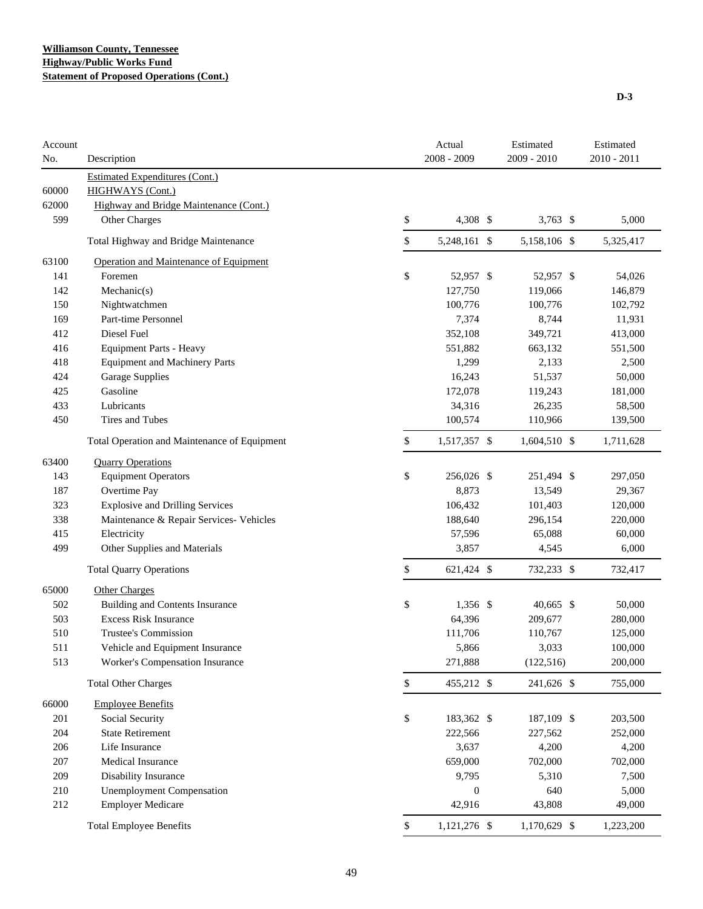**Williamson County, Tennessee**
**Highway/Public Works Fund**
**Statement of Proposed Operations (Cont.)**

D-3

| Account No. | Description | Actual 2008 - 2009 | Estimated 2009 - 2010 | Estimated 2010 - 2011 |
|---|---|---|---|---|
| | Estimated Expenditures (Cont.) | | | |
| 60000 | HIGHWAYS (Cont.) | | | |
| 62000 | Highway and Bridge Maintenance (Cont.) | | | |
| 599 | Other Charges | $ 4,308 | $ 3,763 | $ 5,000 |
| | Total Highway and Bridge Maintenance | $ 5,248,161 | $ 5,158,106 | $ 5,325,417 |
| 63100 | Operation and Maintenance of Equipment | | | |
| 141 | Foremen | $ 52,957 | $ 52,957 | $ 54,026 |
| 142 | Mechanic(s) | 127,750 | 119,066 | 146,879 |
| 150 | Nightwatchmen | 100,776 | 100,776 | 102,792 |
| 169 | Part-time Personnel | 7,374 | 8,744 | 11,931 |
| 412 | Diesel Fuel | 352,108 | 349,721 | 413,000 |
| 416 | Equipment Parts - Heavy | 551,882 | 663,132 | 551,500 |
| 418 | Equipment and Machinery Parts | 1,299 | 2,133 | 2,500 |
| 424 | Garage Supplies | 16,243 | 51,537 | 50,000 |
| 425 | Gasoline | 172,078 | 119,243 | 181,000 |
| 433 | Lubricants | 34,316 | 26,235 | 58,500 |
| 450 | Tires and Tubes | 100,574 | 110,966 | 139,500 |
| | Total Operation and Maintenance of Equipment | $ 1,517,357 | $ 1,604,510 | $ 1,711,628 |
| 63400 | Quarry Operations | | | |
| 143 | Equipment Operators | $ 256,026 | $ 251,494 | $ 297,050 |
| 187 | Overtime Pay | 8,873 | 13,549 | 29,367 |
| 323 | Explosive and Drilling Services | 106,432 | 101,403 | 120,000 |
| 338 | Maintenance & Repair Services- Vehicles | 188,640 | 296,154 | 220,000 |
| 415 | Electricity | 57,596 | 65,088 | 60,000 |
| 499 | Other Supplies and Materials | 3,857 | 4,545 | 6,000 |
| | Total Quarry Operations | $ 621,424 | $ 732,233 | $ 732,417 |
| 65000 | Other Charges | | | |
| 502 | Building and Contents Insurance | $ 1,356 | $ 40,665 | $ 50,000 |
| 503 | Excess Risk Insurance | 64,396 | 209,677 | 280,000 |
| 510 | Trustee's Commission | 111,706 | 110,767 | 125,000 |
| 511 | Vehicle and Equipment Insurance | 5,866 | 3,033 | 100,000 |
| 513 | Worker's Compensation Insurance | 271,888 | (122,516) | 200,000 |
| | Total Other Charges | $ 455,212 | $ 241,626 | $ 755,000 |
| 66000 | Employee Benefits | | | |
| 201 | Social Security | $ 183,362 | $ 187,109 | $ 203,500 |
| 204 | State Retirement | 222,566 | 227,562 | 252,000 |
| 206 | Life Insurance | 3,637 | 4,200 | 4,200 |
| 207 | Medical Insurance | 659,000 | 702,000 | 702,000 |
| 209 | Disability Insurance | 9,795 | 5,310 | 7,500 |
| 210 | Unemployment Compensation | 0 | 640 | 5,000 |
| 212 | Employer Medicare | 42,916 | 43,808 | 49,000 |
| | Total Employee Benefits | $ 1,121,276 | $ 1,170,629 | $ 1,223,200 |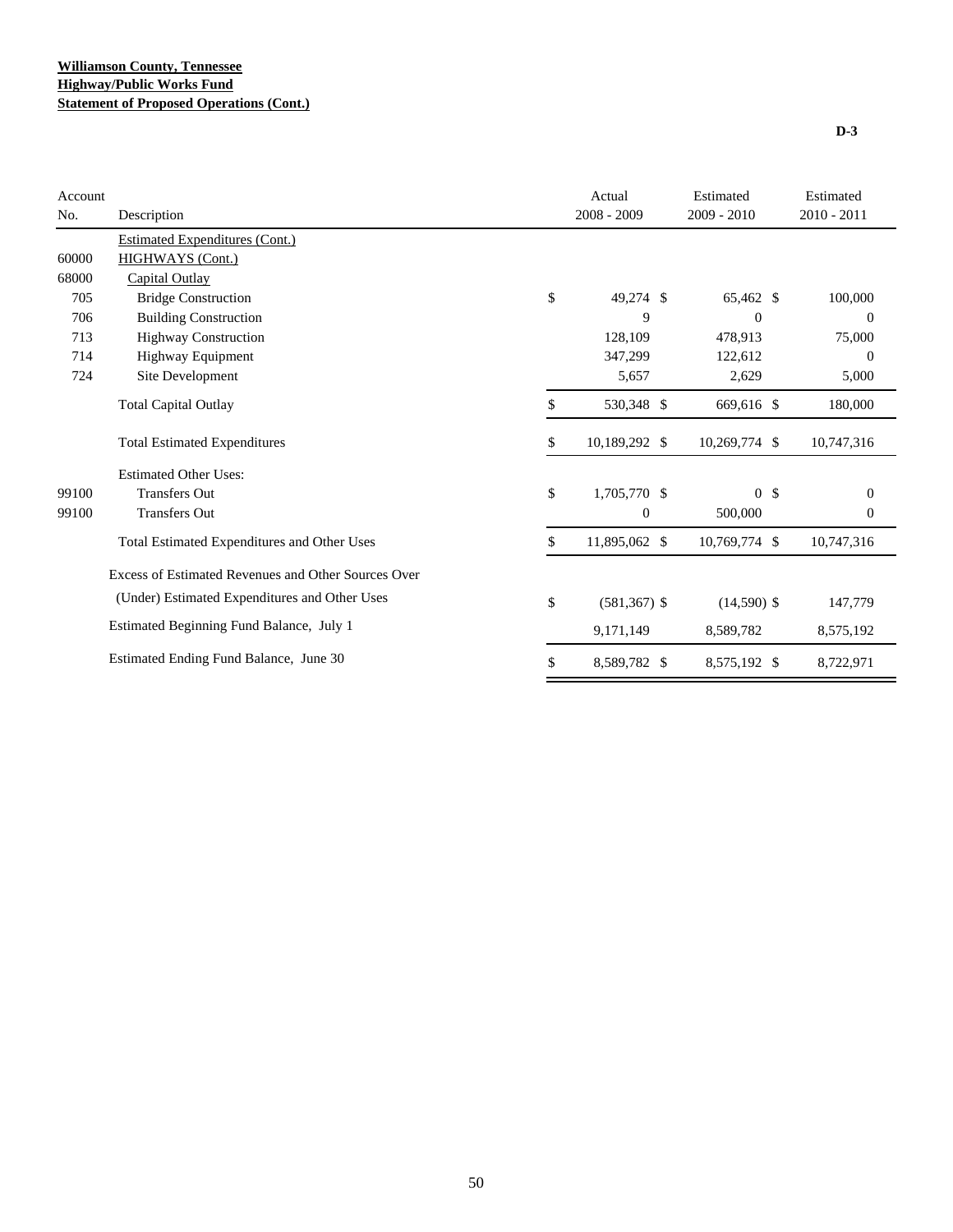**Williamson County, Tennessee**
**Highway/Public Works Fund**
**Statement of Proposed Operations (Cont.)**

**D-3**

| Account No. | Description | Actual 2008 - 2009 | Estimated 2009 - 2010 | Estimated 2010 - 2011 |
|---|---|---|---|---|
| | Estimated Expenditures (Cont.) | | | |
| 60000 | HIGHWAYS (Cont.) | | | |
| 68000 | Capital Outlay | | | |
| 705 | Bridge Construction | $ 49,274 | $ 65,462 | $ 100,000 |
| 706 | Building Construction | 9 | 0 | 0 |
| 713 | Highway Construction | 128,109 | 478,913 | 75,000 |
| 714 | Highway Equipment | 347,299 | 122,612 | 0 |
| 724 | Site Development | 5,657 | 2,629 | 5,000 |
| | Total Capital Outlay | $ 530,348 | $ 669,616 | $ 180,000 |
| | Total Estimated Expenditures | $ 10,189,292 | $ 10,269,774 | $ 10,747,316 |
| | Estimated Other Uses: | | | |
| 99100 | Transfers Out | $ 1,705,770 | $ 0 | $ 0 |
| 99100 | Transfers Out | 0 | 500,000 | 0 |
| | Total Estimated Expenditures and Other Uses | $ 11,895,062 | $ 10,769,774 | $ 10,747,316 |
| | Excess of Estimated Revenues and Other Sources Over (Under) Estimated Expenditures and Other Uses | $ (581,367) | $ (14,590) | $ 147,779 |
| | Estimated Beginning Fund Balance, July 1 | 9,171,149 | 8,589,782 | 8,575,192 |
| | Estimated Ending Fund Balance, June 30 | $ 8,589,782 | $ 8,575,192 | $ 8,722,971 |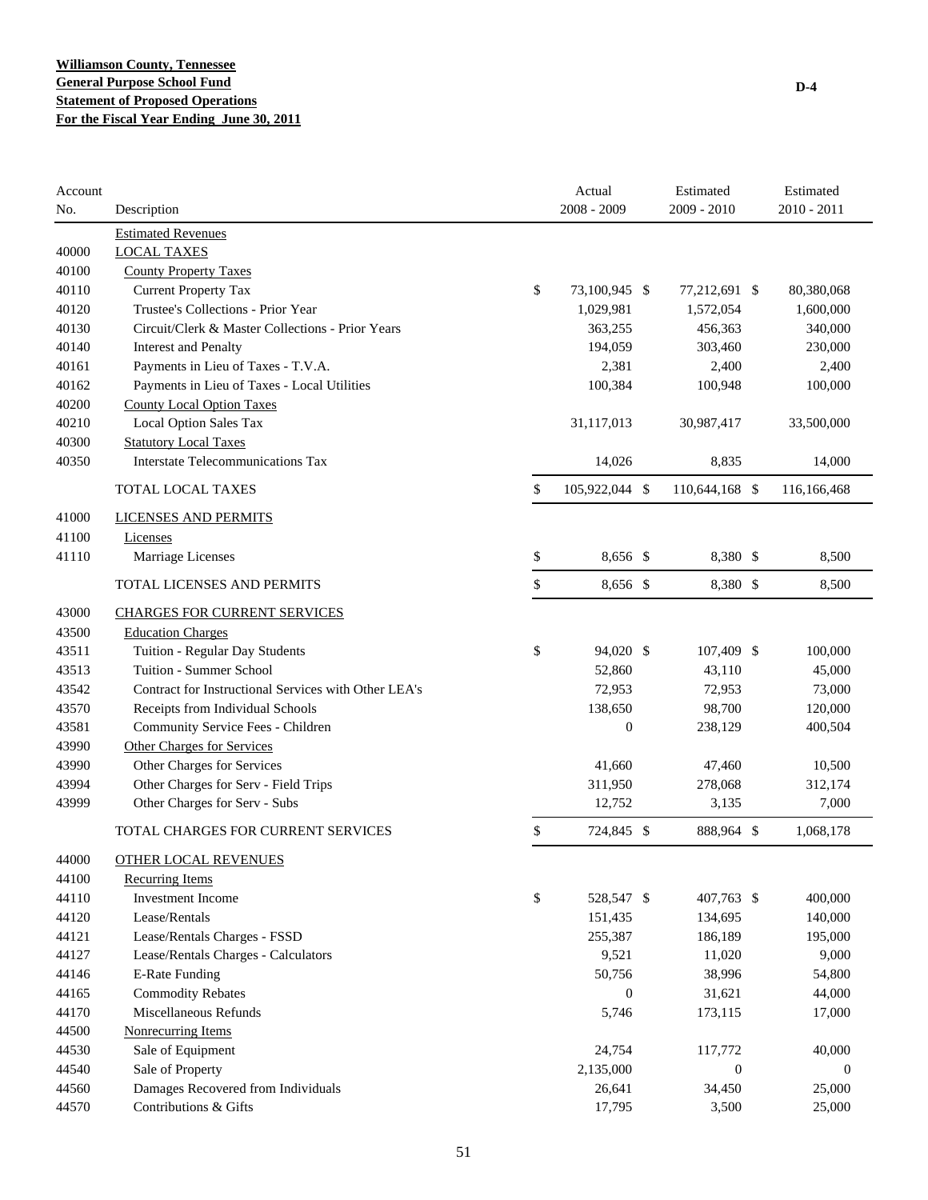**Williamson County, Tennessee**
**General Purpose School Fund**
**Statement of Proposed Operations**
**For the Fiscal Year Ending June 30, 2011**

D-4

| Account No. | Description | Actual 2008 - 2009 | Estimated 2009 - 2010 | Estimated 2010 - 2011 |
|---|---|---|---|---|
| | Estimated Revenues | | | |
| 40000 | LOCAL TAXES | | | |
| 40100 | County Property Taxes | | | |
| 40110 | Current Property Tax | $ 73,100,945 | $ 77,212,691 | $ 80,380,068 |
| 40120 | Trustee's Collections - Prior Year | 1,029,981 | 1,572,054 | 1,600,000 |
| 40130 | Circuit/Clerk & Master Collections - Prior Years | 363,255 | 456,363 | 340,000 |
| 40140 | Interest and Penalty | 194,059 | 303,460 | 230,000 |
| 40161 | Payments in Lieu of Taxes - T.V.A. | 2,381 | 2,400 | 2,400 |
| 40162 | Payments in Lieu of Taxes - Local Utilities | 100,384 | 100,948 | 100,000 |
| 40200 | County Local Option Taxes | | | |
| 40210 | Local Option Sales Tax | 31,117,013 | 30,987,417 | 33,500,000 |
| 40300 | Statutory Local Taxes | | | |
| 40350 | Interstate Telecommunications Tax | 14,026 | 8,835 | 14,000 |
| | TOTAL LOCAL TAXES | $ 105,922,044 | $ 110,644,168 | $ 116,166,468 |
| 41000 | LICENSES AND PERMITS | | | |
| 41100 | Licenses | | | |
| 41110 | Marriage Licenses | $ 8,656 | $ 8,380 | $ 8,500 |
| | TOTAL LICENSES AND PERMITS | $ 8,656 | $ 8,380 | $ 8,500 |
| 43000 | CHARGES FOR CURRENT SERVICES | | | |
| 43500 | Education Charges | | | |
| 43511 | Tuition - Regular Day Students | $ 94,020 | $ 107,409 | $ 100,000 |
| 43513 | Tuition - Summer School | 52,860 | 43,110 | 45,000 |
| 43542 | Contract for Instructional Services with Other LEA's | 72,953 | 72,953 | 73,000 |
| 43570 | Receipts from Individual Schools | 138,650 | 98,700 | 120,000 |
| 43581 | Community Service Fees - Children | 0 | 238,129 | 400,504 |
| 43990 | Other Charges for Services | | | |
| 43990 | Other Charges for Services | 41,660 | 47,460 | 10,500 |
| 43994 | Other Charges for Serv - Field Trips | 311,950 | 278,068 | 312,174 |
| 43999 | Other Charges for Serv - Subs | 12,752 | 3,135 | 7,000 |
| | TOTAL CHARGES FOR CURRENT SERVICES | $ 724,845 | $ 888,964 | $ 1,068,178 |
| 44000 | OTHER LOCAL REVENUES | | | |
| 44100 | Recurring Items | | | |
| 44110 | Investment Income | $ 528,547 | $ 407,763 | $ 400,000 |
| 44120 | Lease/Rentals | 151,435 | 134,695 | 140,000 |
| 44121 | Lease/Rentals Charges - FSSD | 255,387 | 186,189 | 195,000 |
| 44127 | Lease/Rentals Charges - Calculators | 9,521 | 11,020 | 9,000 |
| 44146 | E-Rate Funding | 50,756 | 38,996 | 54,800 |
| 44165 | Commodity Rebates | 0 | 31,621 | 44,000 |
| 44170 | Miscellaneous Refunds | 5,746 | 173,115 | 17,000 |
| 44500 | Nonrecurring Items | | | |
| 44530 | Sale of Equipment | 24,754 | 117,772 | 40,000 |
| 44540 | Sale of Property | 2,135,000 | 0 | 0 |
| 44560 | Damages Recovered from Individuals | 26,641 | 34,450 | 25,000 |
| 44570 | Contributions & Gifts | 17,795 | 3,500 | 25,000 |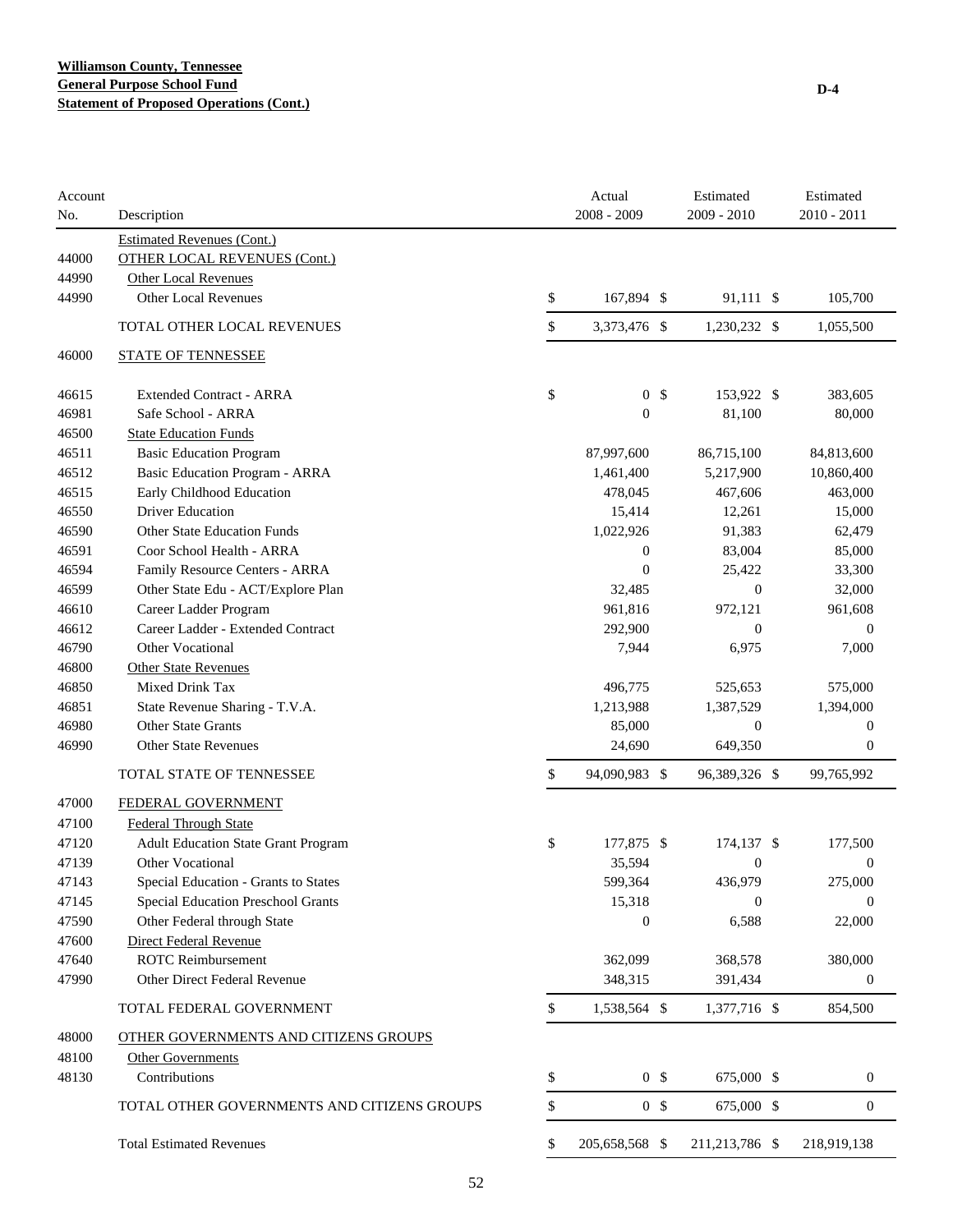**Williamson County, Tennessee**
**General Purpose School Fund**
**Statement of Proposed Operations (Cont.)**

D-4

| Account No. | Description | Actual 2008 - 2009 | Estimated 2009 - 2010 | Estimated 2010 - 2011 |
|---|---|---|---|---|
| | Estimated Revenues (Cont.) | | | |
| 44000 | OTHER LOCAL REVENUES (Cont.) | | | |
| 44990 | Other Local Revenues | | | |
| 44990 | Other Local Revenues | $ 167,894 | $ 91,111 | $ 105,700 |
| | TOTAL OTHER LOCAL REVENUES | $ 3,373,476 | $ 1,230,232 | $ 1,055,500 |
| 46000 | STATE OF TENNESSEE | | | |
| 46615 | Extended Contract - ARRA | $ 0 | $ 153,922 | $ 383,605 |
| 46981 | Safe School - ARRA | 0 | 81,100 | 80,000 |
| 46500 | State Education Funds | | | |
| 46511 | Basic Education Program | 87,997,600 | 86,715,100 | 84,813,600 |
| 46512 | Basic Education Program - ARRA | 1,461,400 | 5,217,900 | 10,860,400 |
| 46515 | Early Childhood Education | 478,045 | 467,606 | 463,000 |
| 46550 | Driver Education | 15,414 | 12,261 | 15,000 |
| 46590 | Other State Education Funds | 1,022,926 | 91,383 | 62,479 |
| 46591 | Coor School Health - ARRA | 0 | 83,004 | 85,000 |
| 46594 | Family Resource Centers - ARRA | 0 | 25,422 | 33,300 |
| 46599 | Other State Edu - ACT/Explore Plan | 32,485 | 0 | 32,000 |
| 46610 | Career Ladder Program | 961,816 | 972,121 | 961,608 |
| 46612 | Career Ladder - Extended Contract | 292,900 | 0 | 0 |
| 46790 | Other Vocational | 7,944 | 6,975 | 7,000 |
| 46800 | Other State Revenues | | | |
| 46850 | Mixed Drink Tax | 496,775 | 525,653 | 575,000 |
| 46851 | State Revenue Sharing - T.V.A. | 1,213,988 | 1,387,529 | 1,394,000 |
| 46980 | Other State Grants | 85,000 | 0 | 0 |
| 46990 | Other State Revenues | 24,690 | 649,350 | 0 |
| | TOTAL STATE OF TENNESSEE | $ 94,090,983 | $ 96,389,326 | $ 99,765,992 |
| 47000 | FEDERAL GOVERNMENT | | | |
| 47100 | Federal Through State | | | |
| 47120 | Adult Education State Grant Program | $ 177,875 | $ 174,137 | $ 177,500 |
| 47139 | Other Vocational | 35,594 | 0 | 0 |
| 47143 | Special Education - Grants to States | 599,364 | 436,979 | 275,000 |
| 47145 | Special Education Preschool Grants | 15,318 | 0 | 0 |
| 47590 | Other Federal through State | 0 | 6,588 | 22,000 |
| 47600 | Direct Federal Revenue | | | |
| 47640 | ROTC Reimbursement | 362,099 | 368,578 | 380,000 |
| 47990 | Other Direct Federal Revenue | 348,315 | 391,434 | 0 |
| | TOTAL FEDERAL GOVERNMENT | $ 1,538,564 | $ 1,377,716 | $ 854,500 |
| 48000 | OTHER GOVERNMENTS AND CITIZENS GROUPS | | | |
| 48100 | Other Governments | | | |
| 48130 | Contributions | $ 0 | $ 675,000 | $ 0 |
| | TOTAL OTHER GOVERNMENTS AND CITIZENS GROUPS | $ 0 | $ 675,000 | $ 0 |
| | Total Estimated Revenues | $ 205,658,568 | $ 211,213,786 | $ 218,919,138 |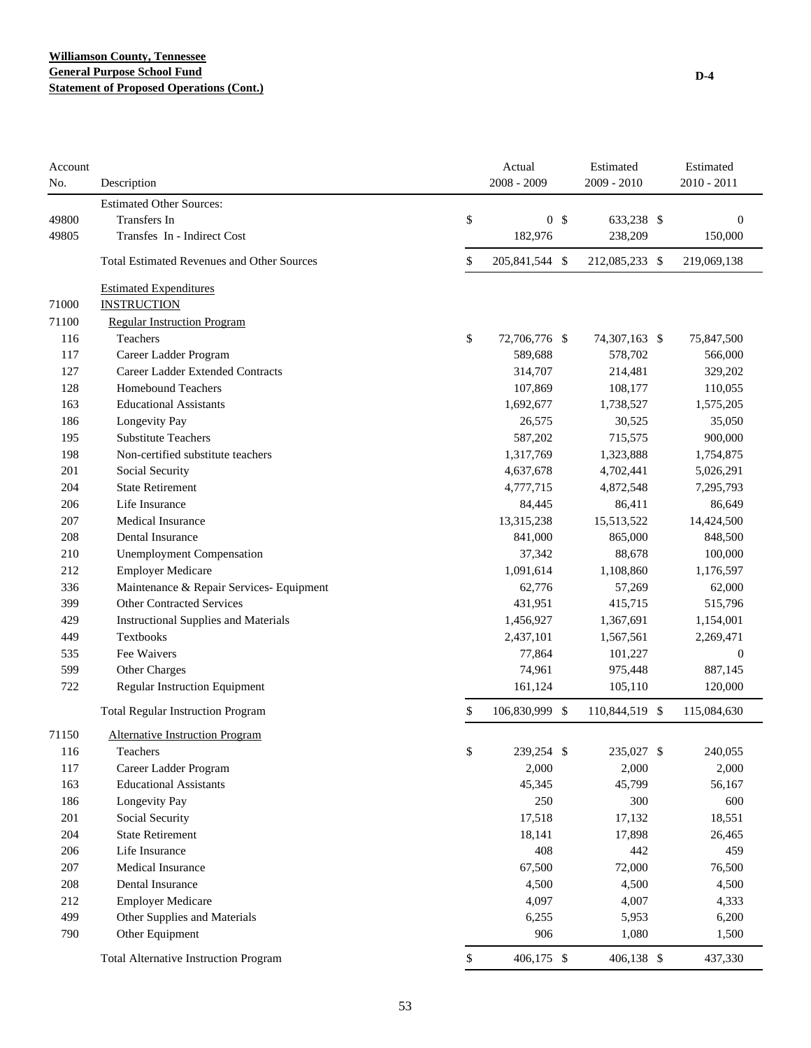**Williamson County, Tennessee**
**General Purpose School Fund**
**Statement of Proposed Operations (Cont.)**

D-4

| Account No. | Description | Actual 2008 - 2009 | Estimated 2009 - 2010 | Estimated 2010 - 2011 |
|---|---|---|---|---|
| | Estimated Other Sources: | | | |
| 49800 | Transfers In | $ 0 | $ 633,238 | $ 0 |
| 49805 | Transfes In - Indirect Cost | 182,976 | 238,209 | 150,000 |
| | Total Estimated Revenues and Other Sources | $ 205,841,544 | $ 212,085,233 | $ 219,069,138 |
| | Estimated Expenditures | | | |
| 71000 | INSTRUCTION | | | |
| 71100 | Regular Instruction Program | | | |
| 116 | Teachers | $ 72,706,776 | $ 74,307,163 | $ 75,847,500 |
| 117 | Career Ladder Program | 589,688 | 578,702 | 566,000 |
| 127 | Career Ladder Extended Contracts | 314,707 | 214,481 | 329,202 |
| 128 | Homebound Teachers | 107,869 | 108,177 | 110,055 |
| 163 | Educational Assistants | 1,692,677 | 1,738,527 | 1,575,205 |
| 186 | Longevity Pay | 26,575 | 30,525 | 35,050 |
| 195 | Substitute Teachers | 587,202 | 715,575 | 900,000 |
| 198 | Non-certified substitute teachers | 1,317,769 | 1,323,888 | 1,754,875 |
| 201 | Social Security | 4,637,678 | 4,702,441 | 5,026,291 |
| 204 | State Retirement | 4,777,715 | 4,872,548 | 7,295,793 |
| 206 | Life Insurance | 84,445 | 86,411 | 86,649 |
| 207 | Medical Insurance | 13,315,238 | 15,513,522 | 14,424,500 |
| 208 | Dental Insurance | 841,000 | 865,000 | 848,500 |
| 210 | Unemployment Compensation | 37,342 | 88,678 | 100,000 |
| 212 | Employer Medicare | 1,091,614 | 1,108,860 | 1,176,597 |
| 336 | Maintenance & Repair Services- Equipment | 62,776 | 57,269 | 62,000 |
| 399 | Other Contracted Services | 431,951 | 415,715 | 515,796 |
| 429 | Instructional Supplies and Materials | 1,456,927 | 1,367,691 | 1,154,001 |
| 449 | Textbooks | 2,437,101 | 1,567,561 | 2,269,471 |
| 535 | Fee Waivers | 77,864 | 101,227 | 0 |
| 599 | Other Charges | 74,961 | 975,448 | 887,145 |
| 722 | Regular Instruction Equipment | 161,124 | 105,110 | 120,000 |
| | Total Regular Instruction Program | $ 106,830,999 | $ 110,844,519 | $ 115,084,630 |
| 71150 | Alternative Instruction Program | | | |
| 116 | Teachers | $ 239,254 | $ 235,027 | $ 240,055 |
| 117 | Career Ladder Program | 2,000 | 2,000 | 2,000 |
| 163 | Educational Assistants | 45,345 | 45,799 | 56,167 |
| 186 | Longevity Pay | 250 | 300 | 600 |
| 201 | Social Security | 17,518 | 17,132 | 18,551 |
| 204 | State Retirement | 18,141 | 17,898 | 26,465 |
| 206 | Life Insurance | 408 | 442 | 459 |
| 207 | Medical Insurance | 67,500 | 72,000 | 76,500 |
| 208 | Dental Insurance | 4,500 | 4,500 | 4,500 |
| 212 | Employer Medicare | 4,097 | 4,007 | 4,333 |
| 499 | Other Supplies and Materials | 6,255 | 5,953 | 6,200 |
| 790 | Other Equipment | 906 | 1,080 | 1,500 |
| | Total Alternative Instruction Program | $ 406,175 | $ 406,138 | $ 437,330 |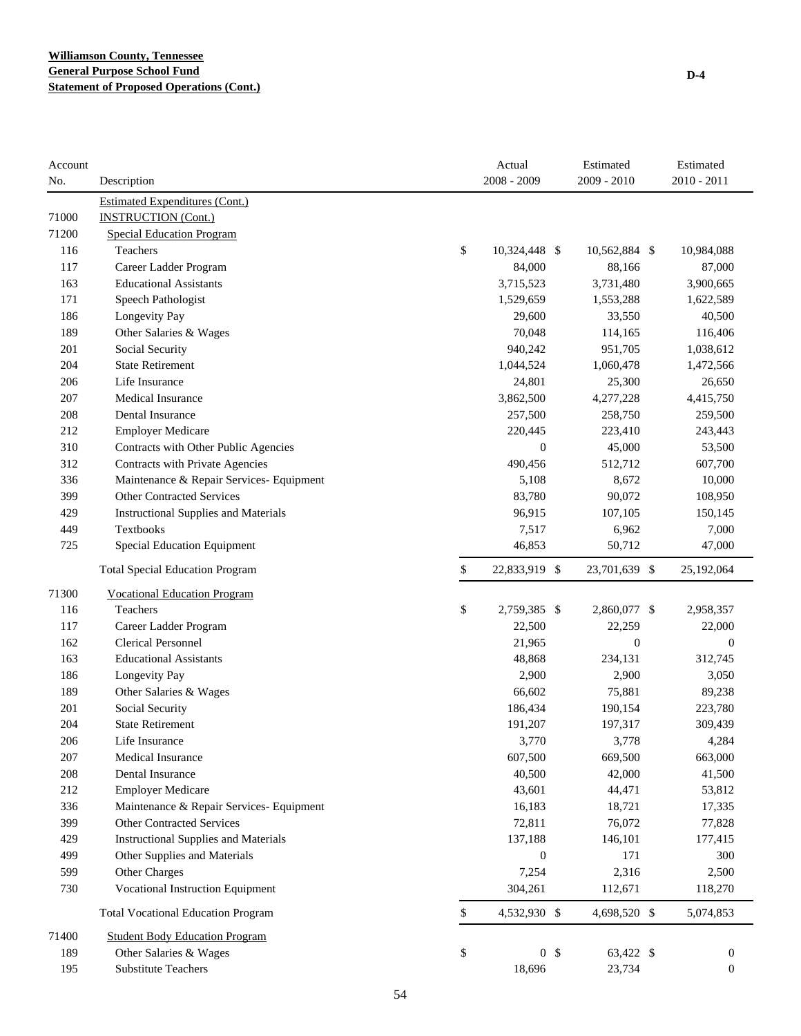**Williamson County, Tennessee**
**General Purpose School Fund**
**Statement of Proposed Operations (Cont.)**

D-4

| Account No. | Description | Actual 2008 - 2009 | Estimated 2009 - 2010 | Estimated 2010 - 2011 |
|---|---|---|---|---|
| | Estimated Expenditures (Cont.) | | | |
| 71000 | INSTRUCTION (Cont.) | | | |
| 71200 | Special Education Program | | | |
| 116 | Teachers | $ 10,324,448 | $ 10,562,884 | $ 10,984,088 |
| 117 | Career Ladder Program | 84,000 | 88,166 | 87,000 |
| 163 | Educational Assistants | 3,715,523 | 3,731,480 | 3,900,665 |
| 171 | Speech Pathologist | 1,529,659 | 1,553,288 | 1,622,589 |
| 186 | Longevity Pay | 29,600 | 33,550 | 40,500 |
| 189 | Other Salaries & Wages | 70,048 | 114,165 | 116,406 |
| 201 | Social Security | 940,242 | 951,705 | 1,038,612 |
| 204 | State Retirement | 1,044,524 | 1,060,478 | 1,472,566 |
| 206 | Life Insurance | 24,801 | 25,300 | 26,650 |
| 207 | Medical Insurance | 3,862,500 | 4,277,228 | 4,415,750 |
| 208 | Dental Insurance | 257,500 | 258,750 | 259,500 |
| 212 | Employer Medicare | 220,445 | 223,410 | 243,443 |
| 310 | Contracts with Other Public Agencies | 0 | 45,000 | 53,500 |
| 312 | Contracts with Private Agencies | 490,456 | 512,712 | 607,700 |
| 336 | Maintenance & Repair Services- Equipment | 5,108 | 8,672 | 10,000 |
| 399 | Other Contracted Services | 83,780 | 90,072 | 108,950 |
| 429 | Instructional Supplies and Materials | 96,915 | 107,105 | 150,145 |
| 449 | Textbooks | 7,517 | 6,962 | 7,000 |
| 725 | Special Education Equipment | 46,853 | 50,712 | 47,000 |
| | Total Special Education Program | $ 22,833,919 | $ 23,701,639 | $ 25,192,064 |
| 71300 | Vocational Education Program | | | |
| 116 | Teachers | $ 2,759,385 | $ 2,860,077 | $ 2,958,357 |
| 117 | Career Ladder Program | 22,500 | 22,259 | 22,000 |
| 162 | Clerical Personnel | 21,965 | 0 | 0 |
| 163 | Educational Assistants | 48,868 | 234,131 | 312,745 |
| 186 | Longevity Pay | 2,900 | 2,900 | 3,050 |
| 189 | Other Salaries & Wages | 66,602 | 75,881 | 89,238 |
| 201 | Social Security | 186,434 | 190,154 | 223,780 |
| 204 | State Retirement | 191,207 | 197,317 | 309,439 |
| 206 | Life Insurance | 3,770 | 3,778 | 4,284 |
| 207 | Medical Insurance | 607,500 | 669,500 | 663,000 |
| 208 | Dental Insurance | 40,500 | 42,000 | 41,500 |
| 212 | Employer Medicare | 43,601 | 44,471 | 53,812 |
| 336 | Maintenance & Repair Services- Equipment | 16,183 | 18,721 | 17,335 |
| 399 | Other Contracted Services | 72,811 | 76,072 | 77,828 |
| 429 | Instructional Supplies and Materials | 137,188 | 146,101 | 177,415 |
| 499 | Other Supplies and Materials | 0 | 171 | 300 |
| 599 | Other Charges | 7,254 | 2,316 | 2,500 |
| 730 | Vocational Instruction Equipment | 304,261 | 112,671 | 118,270 |
| | Total Vocational Education Program | $ 4,532,930 | $ 4,698,520 | $ 5,074,853 |
| 71400 | Student Body Education Program | | | |
| 189 | Other Salaries & Wages | $ 0 | $ 63,422 | $ 0 |
| 195 | Substitute Teachers | 18,696 | 23,734 | 0 |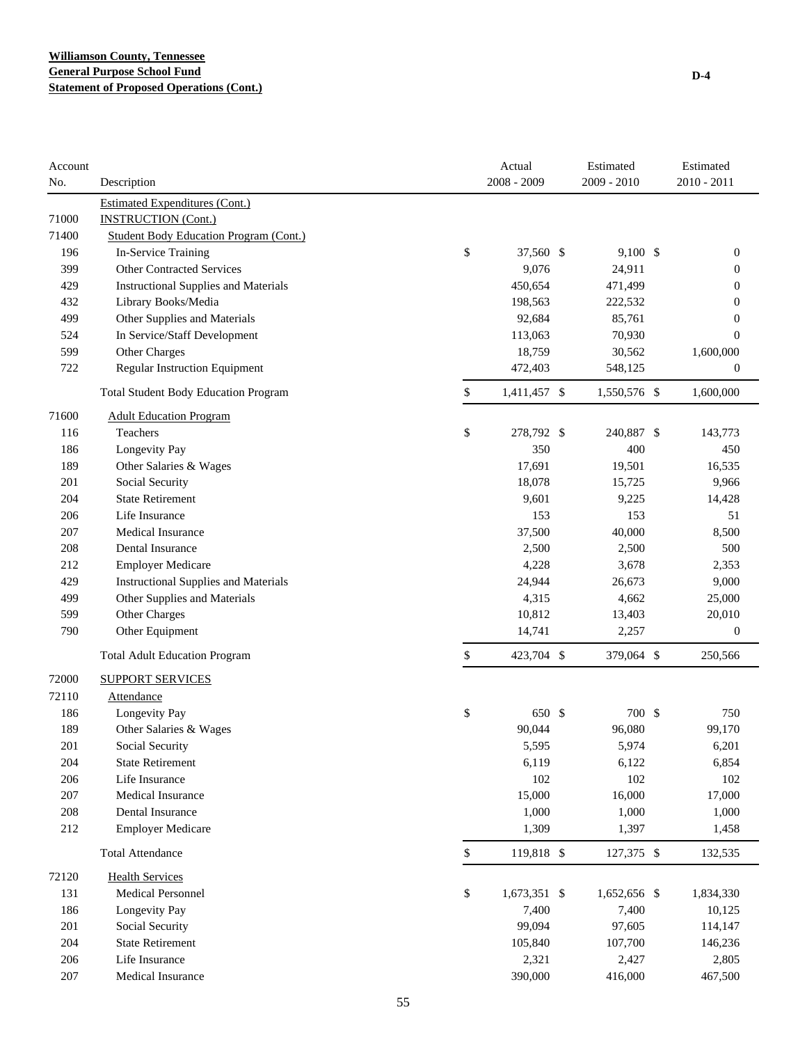**Williamson County, Tennessee**
**General Purpose School Fund**
**Statement of Proposed Operations (Cont.)**

D-4

| Account No. | Description | Actual 2008 - 2009 | Estimated 2009 - 2010 | Estimated 2010 - 2011 |
|---|---|---|---|---|
| | Estimated Expenditures (Cont.) | | | |
| 71000 | INSTRUCTION (Cont.) | | | |
| 71400 | Student Body Education Program (Cont.) | | | |
| 196 | In-Service Training | $ 37,560 | $ 9,100 | $ 0 |
| 399 | Other Contracted Services | 9,076 | 24,911 | 0 |
| 429 | Instructional Supplies and Materials | 450,654 | 471,499 | 0 |
| 432 | Library Books/Media | 198,563 | 222,532 | 0 |
| 499 | Other Supplies and Materials | 92,684 | 85,761 | 0 |
| 524 | In Service/Staff Development | 113,063 | 70,930 | 0 |
| 599 | Other Charges | 18,759 | 30,562 | 1,600,000 |
| 722 | Regular Instruction Equipment | 472,403 | 548,125 | 0 |
| | Total Student Body Education Program | $ 1,411,457 | $ 1,550,576 | $ 1,600,000 |
| 71600 | Adult Education Program | | | |
| 116 | Teachers | $ 278,792 | $ 240,887 | $ 143,773 |
| 186 | Longevity Pay | 350 | 400 | 450 |
| 189 | Other Salaries & Wages | 17,691 | 19,501 | 16,535 |
| 201 | Social Security | 18,078 | 15,725 | 9,966 |
| 204 | State Retirement | 9,601 | 9,225 | 14,428 |
| 206 | Life Insurance | 153 | 153 | 51 |
| 207 | Medical Insurance | 37,500 | 40,000 | 8,500 |
| 208 | Dental Insurance | 2,500 | 2,500 | 500 |
| 212 | Employer Medicare | 4,228 | 3,678 | 2,353 |
| 429 | Instructional Supplies and Materials | 24,944 | 26,673 | 9,000 |
| 499 | Other Supplies and Materials | 4,315 | 4,662 | 25,000 |
| 599 | Other Charges | 10,812 | 13,403 | 20,010 |
| 790 | Other Equipment | 14,741 | 2,257 | 0 |
| | Total Adult Education Program | $ 423,704 | $ 379,064 | $ 250,566 |
| 72000 | SUPPORT SERVICES | | | |
| 72110 | Attendance | | | |
| 186 | Longevity Pay | $ 650 | $ 700 | $ 750 |
| 189 | Other Salaries & Wages | 90,044 | 96,080 | 99,170 |
| 201 | Social Security | 5,595 | 5,974 | 6,201 |
| 204 | State Retirement | 6,119 | 6,122 | 6,854 |
| 206 | Life Insurance | 102 | 102 | 102 |
| 207 | Medical Insurance | 15,000 | 16,000 | 17,000 |
| 208 | Dental Insurance | 1,000 | 1,000 | 1,000 |
| 212 | Employer Medicare | 1,309 | 1,397 | 1,458 |
| | Total Attendance | $ 119,818 | $ 127,375 | $ 132,535 |
| 72120 | Health Services | | | |
| 131 | Medical Personnel | $ 1,673,351 | $ 1,652,656 | $ 1,834,330 |
| 186 | Longevity Pay | 7,400 | 7,400 | 10,125 |
| 201 | Social Security | 99,094 | 97,605 | 114,147 |
| 204 | State Retirement | 105,840 | 107,700 | 146,236 |
| 206 | Life Insurance | 2,321 | 2,427 | 2,805 |
| 207 | Medical Insurance | 390,000 | 416,000 | 467,500 |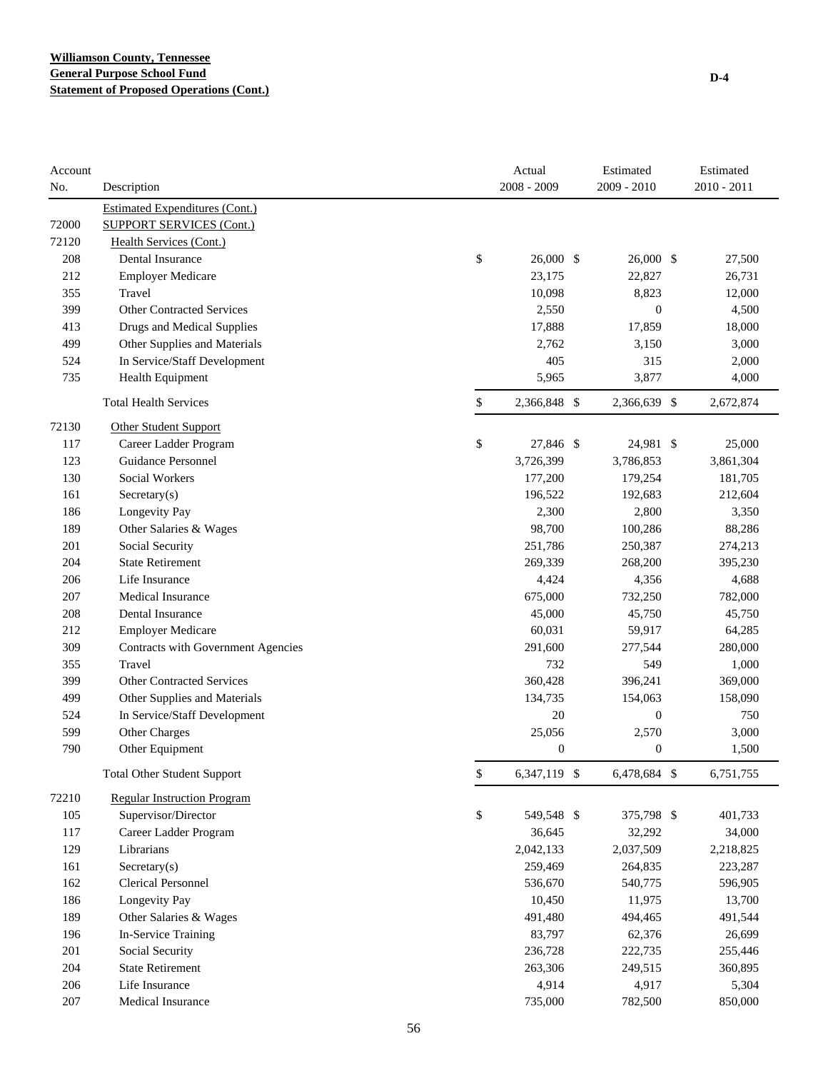**Williamson County, Tennessee**
**General Purpose School Fund**
**Statement of Proposed Operations (Cont.)**

D-4

| Account No. | Description | Actual 2008 - 2009 | Estimated 2009 - 2010 | Estimated 2010 - 2011 |
|---|---|---|---|---|
| | Estimated Expenditures (Cont.) | | | |
| 72000 | SUPPORT SERVICES (Cont.) | | | |
| 72120 | Health Services (Cont.) | | | |
| 208 | Dental Insurance | $ 26,000 | $ 26,000 | $ 27,500 |
| 212 | Employer Medicare | 23,175 | 22,827 | 26,731 |
| 355 | Travel | 10,098 | 8,823 | 12,000 |
| 399 | Other Contracted Services | 2,550 | 0 | 4,500 |
| 413 | Drugs and Medical Supplies | 17,888 | 17,859 | 18,000 |
| 499 | Other Supplies and Materials | 2,762 | 3,150 | 3,000 |
| 524 | In Service/Staff Development | 405 | 315 | 2,000 |
| 735 | Health Equipment | 5,965 | 3,877 | 4,000 |
| | Total Health Services | $ 2,366,848 | $ 2,366,639 | $ 2,672,874 |
| 72130 | Other Student Support | | | |
| 117 | Career Ladder Program | $ 27,846 | $ 24,981 | $ 25,000 |
| 123 | Guidance Personnel | 3,726,399 | 3,786,853 | 3,861,304 |
| 130 | Social Workers | 177,200 | 179,254 | 181,705 |
| 161 | Secretary(s) | 196,522 | 192,683 | 212,604 |
| 186 | Longevity Pay | 2,300 | 2,800 | 3,350 |
| 189 | Other Salaries & Wages | 98,700 | 100,286 | 88,286 |
| 201 | Social Security | 251,786 | 250,387 | 274,213 |
| 204 | State Retirement | 269,339 | 268,200 | 395,230 |
| 206 | Life Insurance | 4,424 | 4,356 | 4,688 |
| 207 | Medical Insurance | 675,000 | 732,250 | 782,000 |
| 208 | Dental Insurance | 45,000 | 45,750 | 45,750 |
| 212 | Employer Medicare | 60,031 | 59,917 | 64,285 |
| 309 | Contracts with Government Agencies | 291,600 | 277,544 | 280,000 |
| 355 | Travel | 732 | 549 | 1,000 |
| 399 | Other Contracted Services | 360,428 | 396,241 | 369,000 |
| 499 | Other Supplies and Materials | 134,735 | 154,063 | 158,090 |
| 524 | In Service/Staff Development | 20 | 0 | 750 |
| 599 | Other Charges | 25,056 | 2,570 | 3,000 |
| 790 | Other Equipment | 0 | 0 | 1,500 |
| | Total Other Student Support | $ 6,347,119 | $ 6,478,684 | $ 6,751,755 |
| 72210 | Regular Instruction Program | | | |
| 105 | Supervisor/Director | $ 549,548 | $ 375,798 | $ 401,733 |
| 117 | Career Ladder Program | 36,645 | 32,292 | 34,000 |
| 129 | Librarians | 2,042,133 | 2,037,509 | 2,218,825 |
| 161 | Secretary(s) | 259,469 | 264,835 | 223,287 |
| 162 | Clerical Personnel | 536,670 | 540,775 | 596,905 |
| 186 | Longevity Pay | 10,450 | 11,975 | 13,700 |
| 189 | Other Salaries & Wages | 491,480 | 494,465 | 491,544 |
| 196 | In-Service Training | 83,797 | 62,376 | 26,699 |
| 201 | Social Security | 236,728 | 222,735 | 255,446 |
| 204 | State Retirement | 263,306 | 249,515 | 360,895 |
| 206 | Life Insurance | 4,914 | 4,917 | 5,304 |
| 207 | Medical Insurance | 735,000 | 782,500 | 850,000 |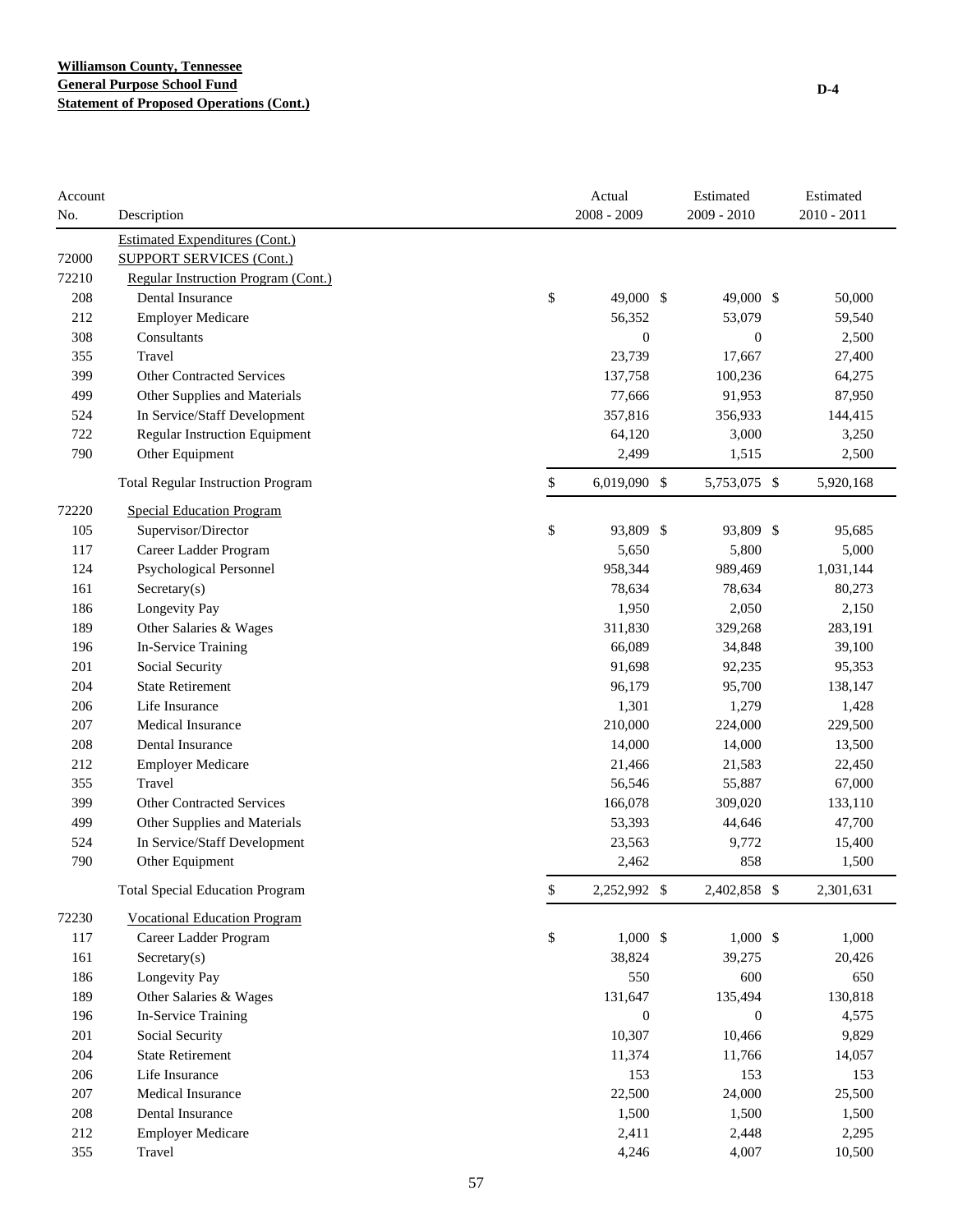**Williamson County, Tennessee**
**General Purpose School Fund**
**Statement of Proposed Operations (Cont.)**

D-4

| Account No. | Description | Actual 2008 - 2009 | Estimated 2009 - 2010 | Estimated 2010 - 2011 |
|---|---|---|---|---|
| | Estimated Expenditures (Cont.) | | | |
| 72000 | SUPPORT SERVICES (Cont.) | | | |
| 72210 | Regular Instruction Program (Cont.) | | | |
| 208 | Dental Insurance | $ 49,000 | $ 49,000 | $ 50,000 |
| 212 | Employer Medicare | 56,352 | 53,079 | 59,540 |
| 308 | Consultants | 0 | 0 | 2,500 |
| 355 | Travel | 23,739 | 17,667 | 27,400 |
| 399 | Other Contracted Services | 137,758 | 100,236 | 64,275 |
| 499 | Other Supplies and Materials | 77,666 | 91,953 | 87,950 |
| 524 | In Service/Staff Development | 357,816 | 356,933 | 144,415 |
| 722 | Regular Instruction Equipment | 64,120 | 3,000 | 3,250 |
| 790 | Other Equipment | 2,499 | 1,515 | 2,500 |
| | Total Regular Instruction Program | $ 6,019,090 | $ 5,753,075 | $ 5,920,168 |
| 72220 | Special Education Program | | | |
| 105 | Supervisor/Director | $ 93,809 | $ 93,809 | $ 95,685 |
| 117 | Career Ladder Program | 5,650 | 5,800 | 5,000 |
| 124 | Psychological Personnel | 958,344 | 989,469 | 1,031,144 |
| 161 | Secretary(s) | 78,634 | 78,634 | 80,273 |
| 186 | Longevity Pay | 1,950 | 2,050 | 2,150 |
| 189 | Other Salaries & Wages | 311,830 | 329,268 | 283,191 |
| 196 | In-Service Training | 66,089 | 34,848 | 39,100 |
| 201 | Social Security | 91,698 | 92,235 | 95,353 |
| 204 | State Retirement | 96,179 | 95,700 | 138,147 |
| 206 | Life Insurance | 1,301 | 1,279 | 1,428 |
| 207 | Medical Insurance | 210,000 | 224,000 | 229,500 |
| 208 | Dental Insurance | 14,000 | 14,000 | 13,500 |
| 212 | Employer Medicare | 21,466 | 21,583 | 22,450 |
| 355 | Travel | 56,546 | 55,887 | 67,000 |
| 399 | Other Contracted Services | 166,078 | 309,020 | 133,110 |
| 499 | Other Supplies and Materials | 53,393 | 44,646 | 47,700 |
| 524 | In Service/Staff Development | 23,563 | 9,772 | 15,400 |
| 790 | Other Equipment | 2,462 | 858 | 1,500 |
| | Total Special Education Program | $ 2,252,992 | $ 2,402,858 | $ 2,301,631 |
| 72230 | Vocational Education Program | | | |
| 117 | Career Ladder Program | $ 1,000 | $ 1,000 | $ 1,000 |
| 161 | Secretary(s) | 38,824 | 39,275 | 20,426 |
| 186 | Longevity Pay | 550 | 600 | 650 |
| 189 | Other Salaries & Wages | 131,647 | 135,494 | 130,818 |
| 196 | In-Service Training | 0 | 0 | 4,575 |
| 201 | Social Security | 10,307 | 10,466 | 9,829 |
| 204 | State Retirement | 11,374 | 11,766 | 14,057 |
| 206 | Life Insurance | 153 | 153 | 153 |
| 207 | Medical Insurance | 22,500 | 24,000 | 25,500 |
| 208 | Dental Insurance | 1,500 | 1,500 | 1,500 |
| 212 | Employer Medicare | 2,411 | 2,448 | 2,295 |
| 355 | Travel | 4,246 | 4,007 | 10,500 |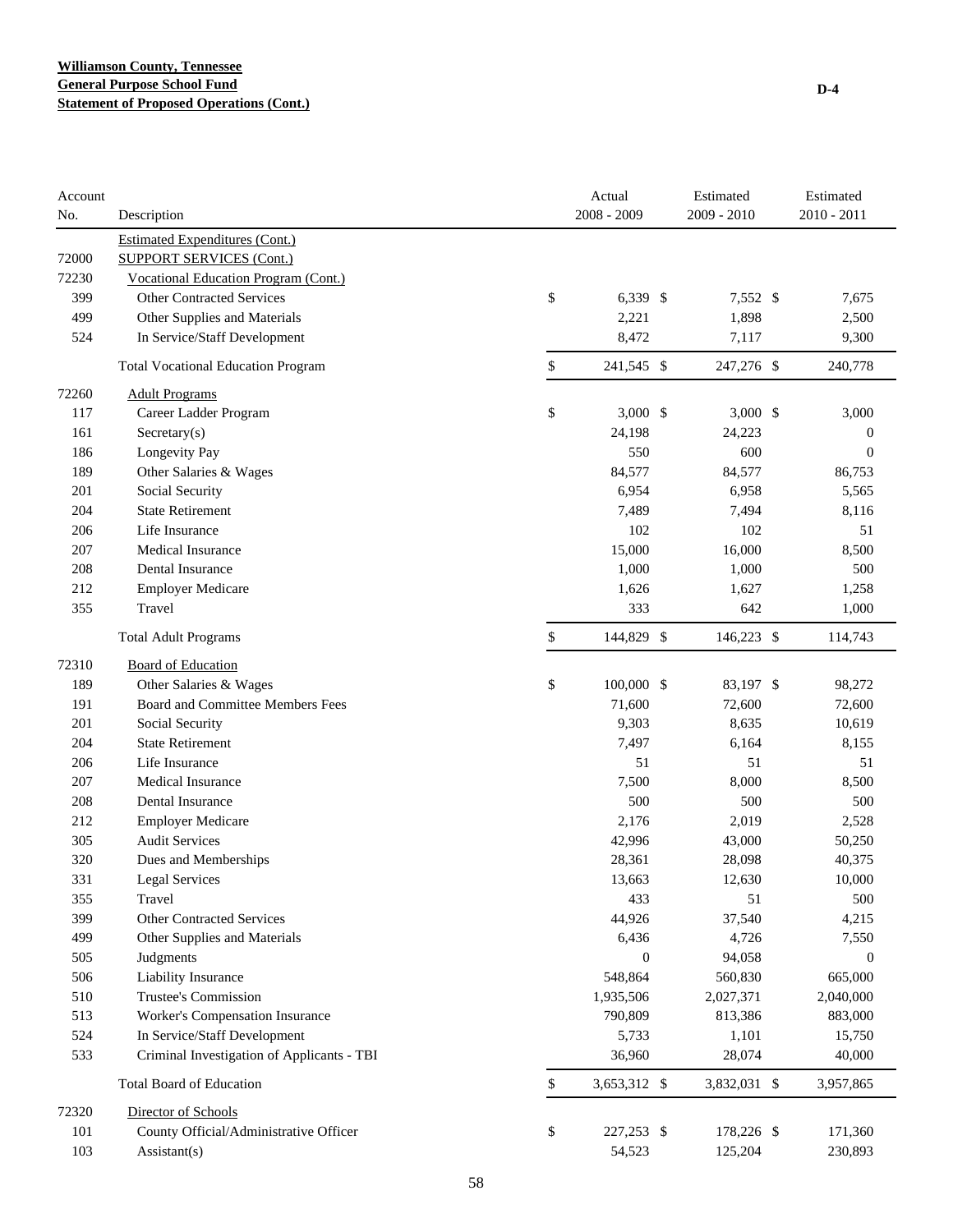**Williamson County, Tennessee**
**General Purpose School Fund**
**Statement of Proposed Operations (Cont.)**

D-4

| Account No. | Description | Actual 2008 - 2009 | Estimated 2009 - 2010 | Estimated 2010 - 2011 |
|---|---|---|---|---|
| | Estimated Expenditures (Cont.) | | | |
| 72000 | SUPPORT SERVICES (Cont.) | | | |
| 72230 | Vocational Education Program (Cont.) | | | |
| 399 | Other Contracted Services | $ 6,339 | $ 7,552 | $ 7,675 |
| 499 | Other Supplies and Materials | 2,221 | 1,898 | 2,500 |
| 524 | In Service/Staff Development | 8,472 | 7,117 | 9,300 |
| | Total Vocational Education Program | $ 241,545 | $ 247,276 | $ 240,778 |
| 72260 | Adult Programs | | | |
| 117 | Career Ladder Program | $ 3,000 | $ 3,000 | $ 3,000 |
| 161 | Secretary(s) | 24,198 | 24,223 | 0 |
| 186 | Longevity Pay | 550 | 600 | 0 |
| 189 | Other Salaries & Wages | 84,577 | 84,577 | 86,753 |
| 201 | Social Security | 6,954 | 6,958 | 5,565 |
| 204 | State Retirement | 7,489 | 7,494 | 8,116 |
| 206 | Life Insurance | 102 | 102 | 51 |
| 207 | Medical Insurance | 15,000 | 16,000 | 8,500 |
| 208 | Dental Insurance | 1,000 | 1,000 | 500 |
| 212 | Employer Medicare | 1,626 | 1,627 | 1,258 |
| 355 | Travel | 333 | 642 | 1,000 |
| | Total Adult Programs | $ 144,829 | $ 146,223 | $ 114,743 |
| 72310 | Board of Education | | | |
| 189 | Other Salaries & Wages | $ 100,000 | $ 83,197 | $ 98,272 |
| 191 | Board and Committee Members Fees | 71,600 | 72,600 | 72,600 |
| 201 | Social Security | 9,303 | 8,635 | 10,619 |
| 204 | State Retirement | 7,497 | 6,164 | 8,155 |
| 206 | Life Insurance | 51 | 51 | 51 |
| 207 | Medical Insurance | 7,500 | 8,000 | 8,500 |
| 208 | Dental Insurance | 500 | 500 | 500 |
| 212 | Employer Medicare | 2,176 | 2,019 | 2,528 |
| 305 | Audit Services | 42,996 | 43,000 | 50,250 |
| 320 | Dues and Memberships | 28,361 | 28,098 | 40,375 |
| 331 | Legal Services | 13,663 | 12,630 | 10,000 |
| 355 | Travel | 433 | 51 | 500 |
| 399 | Other Contracted Services | 44,926 | 37,540 | 4,215 |
| 499 | Other Supplies and Materials | 6,436 | 4,726 | 7,550 |
| 505 | Judgments | 0 | 94,058 | 0 |
| 506 | Liability Insurance | 548,864 | 560,830 | 665,000 |
| 510 | Trustee's Commission | 1,935,506 | 2,027,371 | 2,040,000 |
| 513 | Worker's Compensation Insurance | 790,809 | 813,386 | 883,000 |
| 524 | In Service/Staff Development | 5,733 | 1,101 | 15,750 |
| 533 | Criminal Investigation of Applicants - TBI | 36,960 | 28,074 | 40,000 |
| | Total Board of Education | $ 3,653,312 | $ 3,832,031 | $ 3,957,865 |
| 72320 | Director of Schools | | | |
| 101 | County Official/Administrative Officer | $ 227,253 | $ 178,226 | $ 171,360 |
| 103 | Assistant(s) | 54,523 | 125,204 | 230,893 |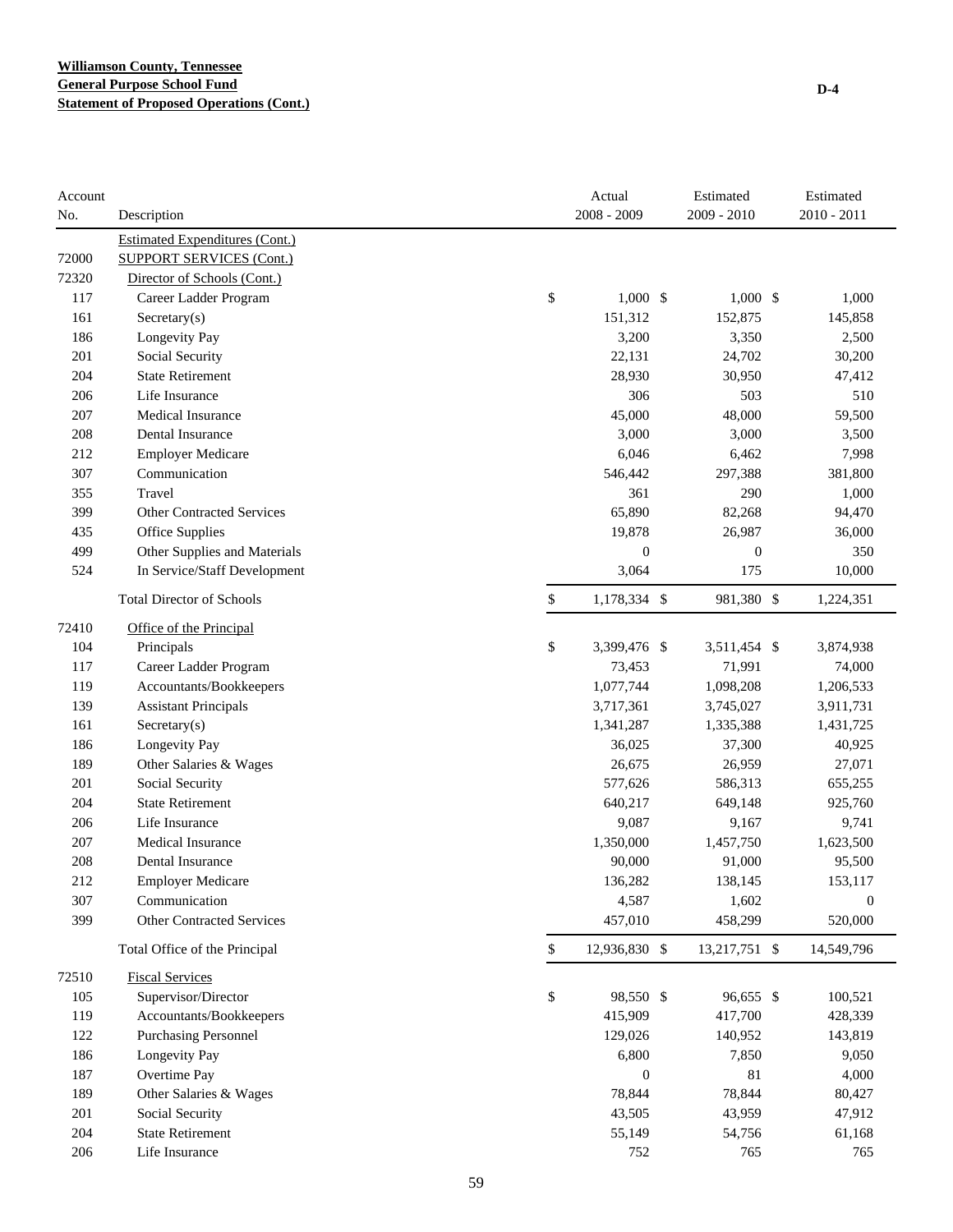**Williamson County, Tennessee**
**General Purpose School Fund**
**Statement of Proposed Operations (Cont.)**

D-4

| Account No. | Description | Actual 2008 - 2009 | Estimated 2009 - 2010 | Estimated 2010 - 2011 |
|---|---|---|---|---|
| | Estimated Expenditures (Cont.) | | | |
| 72000 | SUPPORT SERVICES (Cont.) | | | |
| 72320 | Director of Schools (Cont.) | | | |
| 117 | Career Ladder Program | $ 1,000 | $ 1,000 | $ 1,000 |
| 161 | Secretary(s) | 151,312 | 152,875 | 145,858 |
| 186 | Longevity Pay | 3,200 | 3,350 | 2,500 |
| 201 | Social Security | 22,131 | 24,702 | 30,200 |
| 204 | State Retirement | 28,930 | 30,950 | 47,412 |
| 206 | Life Insurance | 306 | 503 | 510 |
| 207 | Medical Insurance | 45,000 | 48,000 | 59,500 |
| 208 | Dental Insurance | 3,000 | 3,000 | 3,500 |
| 212 | Employer Medicare | 6,046 | 6,462 | 7,998 |
| 307 | Communication | 546,442 | 297,388 | 381,800 |
| 355 | Travel | 361 | 290 | 1,000 |
| 399 | Other Contracted Services | 65,890 | 82,268 | 94,470 |
| 435 | Office Supplies | 19,878 | 26,987 | 36,000 |
| 499 | Other Supplies and Materials | 0 | 0 | 350 |
| 524 | In Service/Staff Development | 3,064 | 175 | 10,000 |
| | Total Director of Schools | $ 1,178,334 | $ 981,380 | $ 1,224,351 |
| 72410 | Office of the Principal | | | |
| 104 | Principals | $ 3,399,476 | $ 3,511,454 | $ 3,874,938 |
| 117 | Career Ladder Program | 73,453 | 71,991 | 74,000 |
| 119 | Accountants/Bookkeepers | 1,077,744 | 1,098,208 | 1,206,533 |
| 139 | Assistant Principals | 3,717,361 | 3,745,027 | 3,911,731 |
| 161 | Secretary(s) | 1,341,287 | 1,335,388 | 1,431,725 |
| 186 | Longevity Pay | 36,025 | 37,300 | 40,925 |
| 189 | Other Salaries & Wages | 26,675 | 26,959 | 27,071 |
| 201 | Social Security | 577,626 | 586,313 | 655,255 |
| 204 | State Retirement | 640,217 | 649,148 | 925,760 |
| 206 | Life Insurance | 9,087 | 9,167 | 9,741 |
| 207 | Medical Insurance | 1,350,000 | 1,457,750 | 1,623,500 |
| 208 | Dental Insurance | 90,000 | 91,000 | 95,500 |
| 212 | Employer Medicare | 136,282 | 138,145 | 153,117 |
| 307 | Communication | 4,587 | 1,602 | 0 |
| 399 | Other Contracted Services | 457,010 | 458,299 | 520,000 |
| | Total Office of the Principal | $ 12,936,830 | $ 13,217,751 | $ 14,549,796 |
| 72510 | Fiscal Services | | | |
| 105 | Supervisor/Director | $ 98,550 | $ 96,655 | $ 100,521 |
| 119 | Accountants/Bookkeepers | 415,909 | 417,700 | 428,339 |
| 122 | Purchasing Personnel | 129,026 | 140,952 | 143,819 |
| 186 | Longevity Pay | 6,800 | 7,850 | 9,050 |
| 187 | Overtime Pay | 0 | 81 | 4,000 |
| 189 | Other Salaries & Wages | 78,844 | 78,844 | 80,427 |
| 201 | Social Security | 43,505 | 43,959 | 47,912 |
| 204 | State Retirement | 55,149 | 54,756 | 61,168 |
| 206 | Life Insurance | 752 | 765 | 765 |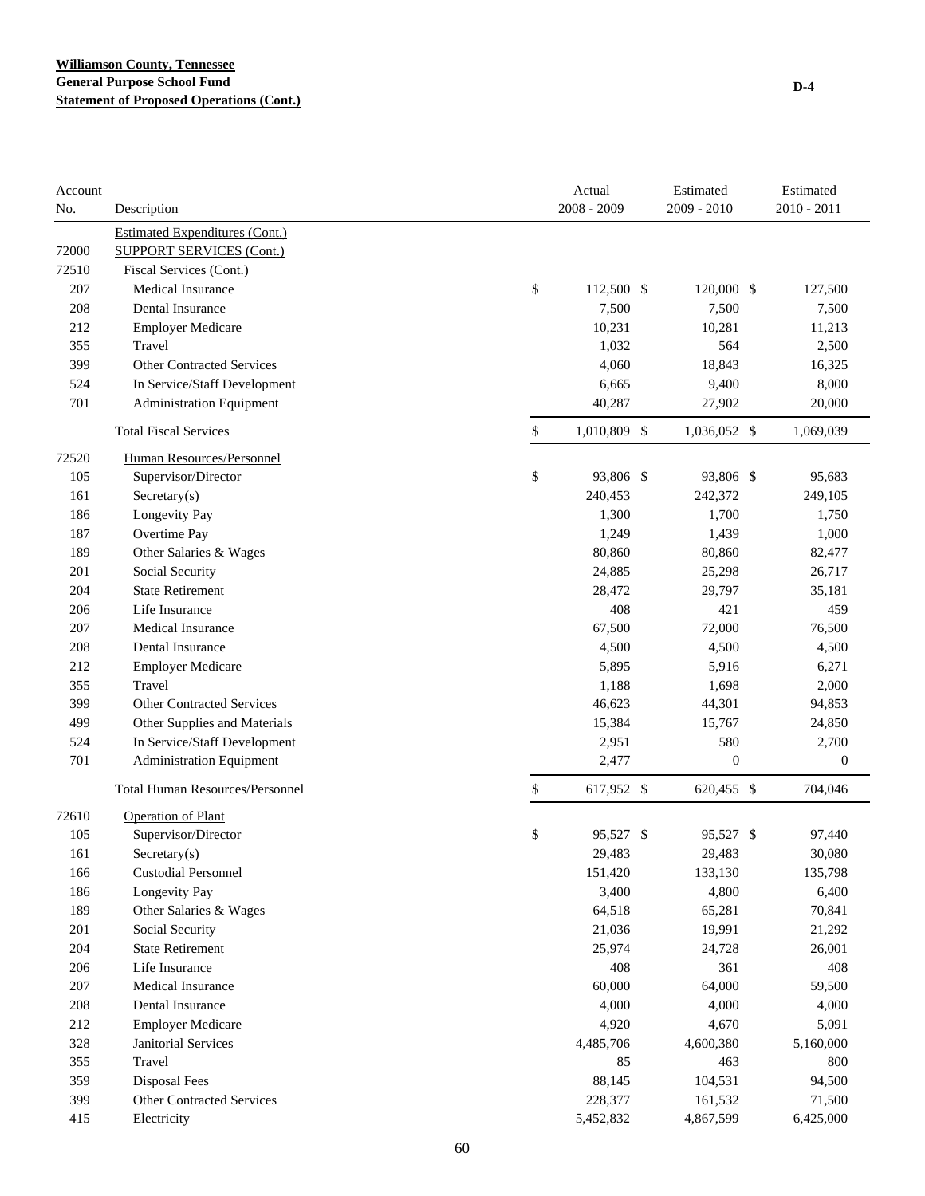**Williamson County, Tennessee**
**General Purpose School Fund**
**Statement of Proposed Operations (Cont.)**

D-4

| Account No. | Description | Actual 2008 - 2009 | Estimated 2009 - 2010 | Estimated 2010 - 2011 |
|---|---|---|---|---|
| | Estimated Expenditures (Cont.) | | | |
| 72000 | SUPPORT SERVICES (Cont.) | | | |
| 72510 | Fiscal Services (Cont.) | | | |
| 207 | Medical Insurance | $ 112,500 | $ 120,000 | $ 127,500 |
| 208 | Dental Insurance | 7,500 | 7,500 | 7,500 |
| 212 | Employer Medicare | 10,231 | 10,281 | 11,213 |
| 355 | Travel | 1,032 | 564 | 2,500 |
| 399 | Other Contracted Services | 4,060 | 18,843 | 16,325 |
| 524 | In Service/Staff Development | 6,665 | 9,400 | 8,000 |
| 701 | Administration Equipment | 40,287 | 27,902 | 20,000 |
| | Total Fiscal Services | $ 1,010,809 | $ 1,036,052 | $ 1,069,039 |
| 72520 | Human Resources/Personnel | | | |
| 105 | Supervisor/Director | $ 93,806 | $ 93,806 | $ 95,683 |
| 161 | Secretary(s) | 240,453 | 242,372 | 249,105 |
| 186 | Longevity Pay | 1,300 | 1,700 | 1,750 |
| 187 | Overtime Pay | 1,249 | 1,439 | 1,000 |
| 189 | Other Salaries & Wages | 80,860 | 80,860 | 82,477 |
| 201 | Social Security | 24,885 | 25,298 | 26,717 |
| 204 | State Retirement | 28,472 | 29,797 | 35,181 |
| 206 | Life Insurance | 408 | 421 | 459 |
| 207 | Medical Insurance | 67,500 | 72,000 | 76,500 |
| 208 | Dental Insurance | 4,500 | 4,500 | 4,500 |
| 212 | Employer Medicare | 5,895 | 5,916 | 6,271 |
| 355 | Travel | 1,188 | 1,698 | 2,000 |
| 399 | Other Contracted Services | 46,623 | 44,301 | 94,853 |
| 499 | Other Supplies and Materials | 15,384 | 15,767 | 24,850 |
| 524 | In Service/Staff Development | 2,951 | 580 | 2,700 |
| 701 | Administration Equipment | 2,477 | 0 | 0 |
| | Total Human Resources/Personnel | $ 617,952 | $ 620,455 | $ 704,046 |
| 72610 | Operation of Plant | | | |
| 105 | Supervisor/Director | $ 95,527 | $ 95,527 | $ 97,440 |
| 161 | Secretary(s) | 29,483 | 29,483 | 30,080 |
| 166 | Custodial Personnel | 151,420 | 133,130 | 135,798 |
| 186 | Longevity Pay | 3,400 | 4,800 | 6,400 |
| 189 | Other Salaries & Wages | 64,518 | 65,281 | 70,841 |
| 201 | Social Security | 21,036 | 19,991 | 21,292 |
| 204 | State Retirement | 25,974 | 24,728 | 26,001 |
| 206 | Life Insurance | 408 | 361 | 408 |
| 207 | Medical Insurance | 60,000 | 64,000 | 59,500 |
| 208 | Dental Insurance | 4,000 | 4,000 | 4,000 |
| 212 | Employer Medicare | 4,920 | 4,670 | 5,091 |
| 328 | Janitorial Services | 4,485,706 | 4,600,380 | 5,160,000 |
| 355 | Travel | 85 | 463 | 800 |
| 359 | Disposal Fees | 88,145 | 104,531 | 94,500 |
| 399 | Other Contracted Services | 228,377 | 161,532 | 71,500 |
| 415 | Electricity | 5,452,832 | 4,867,599 | 6,425,000 |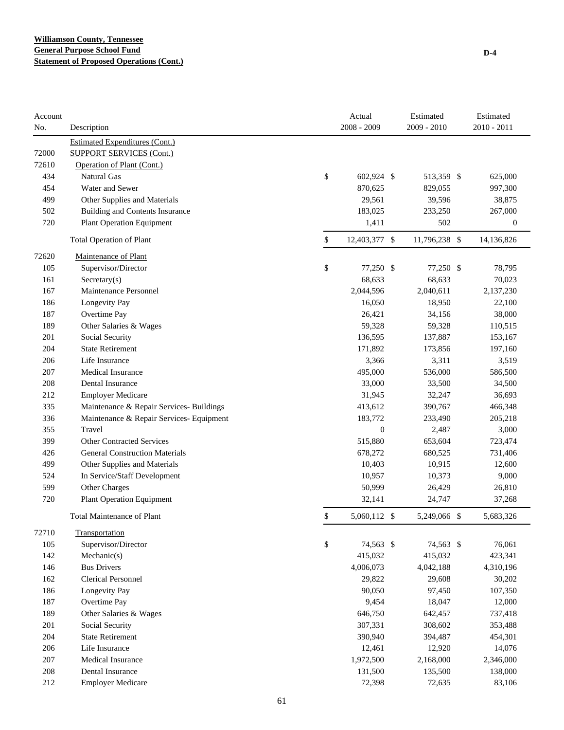**Williamson County, Tennessee**
**General Purpose School Fund**
**Statement of Proposed Operations (Cont.)**

D-4

| Account No. | Description | Actual 2008 - 2009 | Estimated 2009 - 2010 | Estimated 2010 - 2011 |
|---|---|---|---|---|
| | Estimated Expenditures (Cont.) | | | |
| 72000 | SUPPORT SERVICES (Cont.) | | | |
| 72610 | Operation of Plant (Cont.) | | | |
| 434 | Natural Gas | $ 602,924 | $ 513,359 | $ 625,000 |
| 454 | Water and Sewer | 870,625 | 829,055 | 997,300 |
| 499 | Other Supplies and Materials | 29,561 | 39,596 | 38,875 |
| 502 | Building and Contents Insurance | 183,025 | 233,250 | 267,000 |
| 720 | Plant Operation Equipment | 1,411 | 502 | 0 |
| | Total Operation of Plant | $ 12,403,377 | $ 11,796,238 | $ 14,136,826 |
| 72620 | Maintenance of Plant | | | |
| 105 | Supervisor/Director | $ 77,250 | $ 77,250 | $ 78,795 |
| 161 | Secretary(s) | 68,633 | 68,633 | 70,023 |
| 167 | Maintenance Personnel | 2,044,596 | 2,040,611 | 2,137,230 |
| 186 | Longevity Pay | 16,050 | 18,950 | 22,100 |
| 187 | Overtime Pay | 26,421 | 34,156 | 38,000 |
| 189 | Other Salaries & Wages | 59,328 | 59,328 | 110,515 |
| 201 | Social Security | 136,595 | 137,887 | 153,167 |
| 204 | State Retirement | 171,892 | 173,856 | 197,160 |
| 206 | Life Insurance | 3,366 | 3,311 | 3,519 |
| 207 | Medical Insurance | 495,000 | 536,000 | 586,500 |
| 208 | Dental Insurance | 33,000 | 33,500 | 34,500 |
| 212 | Employer Medicare | 31,945 | 32,247 | 36,693 |
| 335 | Maintenance & Repair Services- Buildings | 413,612 | 390,767 | 466,348 |
| 336 | Maintenance & Repair Services- Equipment | 183,772 | 233,490 | 205,218 |
| 355 | Travel | 0 | 2,487 | 3,000 |
| 399 | Other Contracted Services | 515,880 | 653,604 | 723,474 |
| 426 | General Construction Materials | 678,272 | 680,525 | 731,406 |
| 499 | Other Supplies and Materials | 10,403 | 10,915 | 12,600 |
| 524 | In Service/Staff Development | 10,957 | 10,373 | 9,000 |
| 599 | Other Charges | 50,999 | 26,429 | 26,810 |
| 720 | Plant Operation Equipment | 32,141 | 24,747 | 37,268 |
| | Total Maintenance of Plant | $ 5,060,112 | $ 5,249,066 | $ 5,683,326 |
| 72710 | Transportation | | | |
| 105 | Supervisor/Director | $ 74,563 | $ 74,563 | $ 76,061 |
| 142 | Mechanic(s) | 415,032 | 415,032 | 423,341 |
| 146 | Bus Drivers | 4,006,073 | 4,042,188 | 4,310,196 |
| 162 | Clerical Personnel | 29,822 | 29,608 | 30,202 |
| 186 | Longevity Pay | 90,050 | 97,450 | 107,350 |
| 187 | Overtime Pay | 9,454 | 18,047 | 12,000 |
| 189 | Other Salaries & Wages | 646,750 | 642,457 | 737,418 |
| 201 | Social Security | 307,331 | 308,602 | 353,488 |
| 204 | State Retirement | 390,940 | 394,487 | 454,301 |
| 206 | Life Insurance | 12,461 | 12,920 | 14,076 |
| 207 | Medical Insurance | 1,972,500 | 2,168,000 | 2,346,000 |
| 208 | Dental Insurance | 131,500 | 135,500 | 138,000 |
| 212 | Employer Medicare | 72,398 | 72,635 | 83,106 |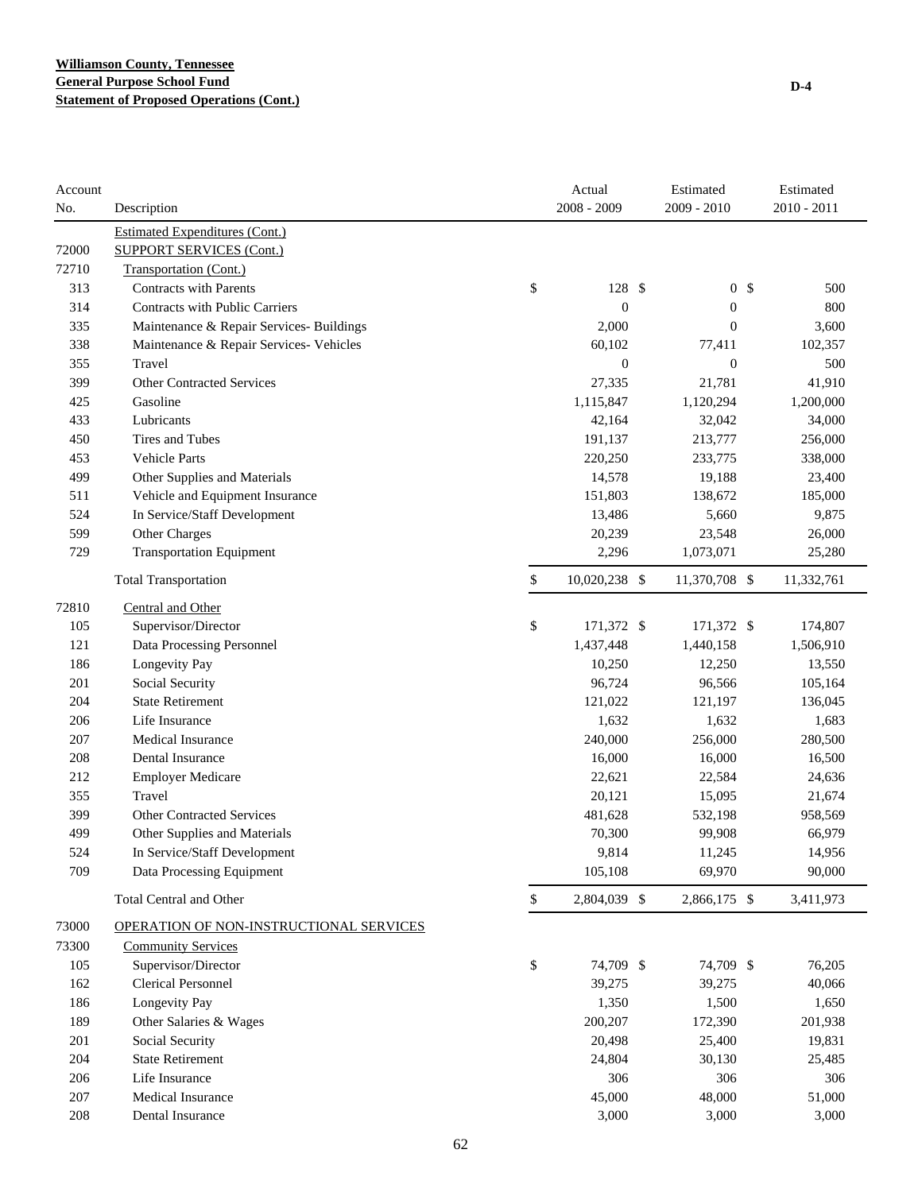**Williamson County, Tennessee**
**General Purpose School Fund**
**Statement of Proposed Operations (Cont.)**

**D-4**

| Account No. | Description | Actual 2008 - 2009 | Estimated 2009 - 2010 | Estimated 2010 - 2011 |
|---|---|---|---|---|
| | Estimated Expenditures (Cont.) | | | |
| 72000 | SUPPORT SERVICES (Cont.) | | | |
| 72710 | Transportation (Cont.) | | | |
| 313 | Contracts with Parents | $ 128 | $ 0 | $ 500 |
| 314 | Contracts with Public Carriers | 0 | 0 | 800 |
| 335 | Maintenance & Repair Services- Buildings | 2,000 | 0 | 3,600 |
| 338 | Maintenance & Repair Services- Vehicles | 60,102 | 77,411 | 102,357 |
| 355 | Travel | 0 | 0 | 500 |
| 399 | Other Contracted Services | 27,335 | 21,781 | 41,910 |
| 425 | Gasoline | 1,115,847 | 1,120,294 | 1,200,000 |
| 433 | Lubricants | 42,164 | 32,042 | 34,000 |
| 450 | Tires and Tubes | 191,137 | 213,777 | 256,000 |
| 453 | Vehicle Parts | 220,250 | 233,775 | 338,000 |
| 499 | Other Supplies and Materials | 14,578 | 19,188 | 23,400 |
| 511 | Vehicle and Equipment Insurance | 151,803 | 138,672 | 185,000 |
| 524 | In Service/Staff Development | 13,486 | 5,660 | 9,875 |
| 599 | Other Charges | 20,239 | 23,548 | 26,000 |
| 729 | Transportation Equipment | 2,296 | 1,073,071 | 25,280 |
| | Total Transportation | $ 10,020,238 | $ 11,370,708 | $ 11,332,761 |
| 72810 | Central and Other | | | |
| 105 | Supervisor/Director | $ 171,372 | $ 171,372 | $ 174,807 |
| 121 | Data Processing Personnel | 1,437,448 | 1,440,158 | 1,506,910 |
| 186 | Longevity Pay | 10,250 | 12,250 | 13,550 |
| 201 | Social Security | 96,724 | 96,566 | 105,164 |
| 204 | State Retirement | 121,022 | 121,197 | 136,045 |
| 206 | Life Insurance | 1,632 | 1,632 | 1,683 |
| 207 | Medical Insurance | 240,000 | 256,000 | 280,500 |
| 208 | Dental Insurance | 16,000 | 16,000 | 16,500 |
| 212 | Employer Medicare | 22,621 | 22,584 | 24,636 |
| 355 | Travel | 20,121 | 15,095 | 21,674 |
| 399 | Other Contracted Services | 481,628 | 532,198 | 958,569 |
| 499 | Other Supplies and Materials | 70,300 | 99,908 | 66,979 |
| 524 | In Service/Staff Development | 9,814 | 11,245 | 14,956 |
| 709 | Data Processing Equipment | 105,108 | 69,970 | 90,000 |
| | Total Central and Other | $ 2,804,039 | $ 2,866,175 | $ 3,411,973 |
| 73000 | OPERATION OF NON-INSTRUCTIONAL SERVICES | | | |
| 73300 | Community Services | | | |
| 105 | Supervisor/Director | $ 74,709 | $ 74,709 | $ 76,205 |
| 162 | Clerical Personnel | 39,275 | 39,275 | 40,066 |
| 186 | Longevity Pay | 1,350 | 1,500 | 1,650 |
| 189 | Other Salaries & Wages | 200,207 | 172,390 | 201,938 |
| 201 | Social Security | 20,498 | 25,400 | 19,831 |
| 204 | State Retirement | 24,804 | 30,130 | 25,485 |
| 206 | Life Insurance | 306 | 306 | 306 |
| 207 | Medical Insurance | 45,000 | 48,000 | 51,000 |
| 208 | Dental Insurance | 3,000 | 3,000 | 3,000 |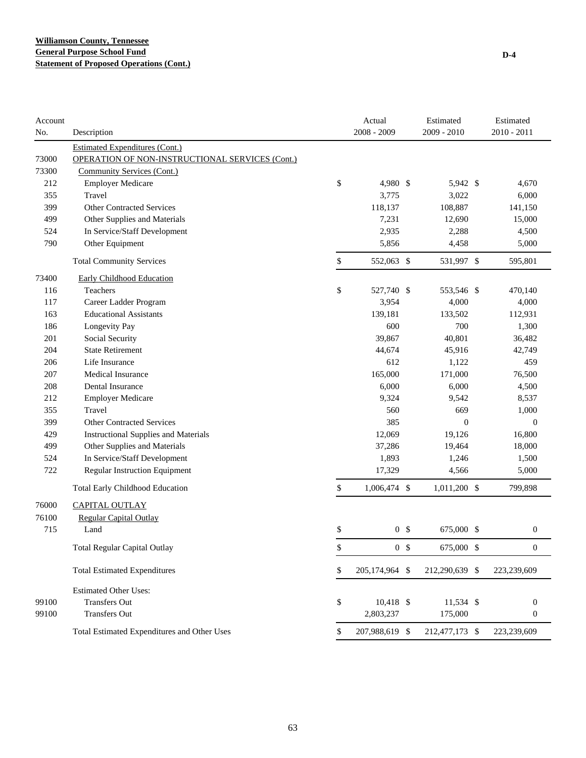**Williamson County, Tennessee**
**General Purpose School Fund**
**Statement of Proposed Operations (Cont.)**

D-4

| Account No. | Description | Actual 2008 - 2009 | Estimated 2009 - 2010 | Estimated 2010 - 2011 |
|---|---|---|---|---|
| | Estimated Expenditures (Cont.) | | | |
| 73000 | OPERATION OF NON-INSTRUCTIONAL SERVICES (Cont.) | | | |
| 73300 | Community Services (Cont.) | | | |
| 212 | Employer Medicare | $ 4,980 | $ 5,942 | $ 4,670 |
| 355 | Travel | 3,775 | 3,022 | 6,000 |
| 399 | Other Contracted Services | 118,137 | 108,887 | 141,150 |
| 499 | Other Supplies and Materials | 7,231 | 12,690 | 15,000 |
| 524 | In Service/Staff Development | 2,935 | 2,288 | 4,500 |
| 790 | Other Equipment | 5,856 | 4,458 | 5,000 |
| | Total Community Services | $ 552,063 | $ 531,997 | $ 595,801 |
| 73400 | Early Childhood Education | | | |
| 116 | Teachers | $ 527,740 | $ 553,546 | $ 470,140 |
| 117 | Career Ladder Program | 3,954 | 4,000 | 4,000 |
| 163 | Educational Assistants | 139,181 | 133,502 | 112,931 |
| 186 | Longevity Pay | 600 | 700 | 1,300 |
| 201 | Social Security | 39,867 | 40,801 | 36,482 |
| 204 | State Retirement | 44,674 | 45,916 | 42,749 |
| 206 | Life Insurance | 612 | 1,122 | 459 |
| 207 | Medical Insurance | 165,000 | 171,000 | 76,500 |
| 208 | Dental Insurance | 6,000 | 6,000 | 4,500 |
| 212 | Employer Medicare | 9,324 | 9,542 | 8,537 |
| 355 | Travel | 560 | 669 | 1,000 |
| 399 | Other Contracted Services | 385 | 0 | 0 |
| 429 | Instructional Supplies and Materials | 12,069 | 19,126 | 16,800 |
| 499 | Other Supplies and Materials | 37,286 | 19,464 | 18,000 |
| 524 | In Service/Staff Development | 1,893 | 1,246 | 1,500 |
| 722 | Regular Instruction Equipment | 17,329 | 4,566 | 5,000 |
| | Total Early Childhood Education | $ 1,006,474 | $ 1,011,200 | $ 799,898 |
| 76000 | CAPITAL OUTLAY | | | |
| 76100 | Regular Capital Outlay | | | |
| 715 | Land | $ 0 | $ 675,000 | $ 0 |
| | Total Regular Capital Outlay | $ 0 | $ 675,000 | $ 0 |
| | Total Estimated Expenditures | $ 205,174,964 | $ 212,290,639 | $ 223,239,609 |
| | Estimated Other Uses: | | | |
| 99100 | Transfers Out | $ 10,418 | $ 11,534 | $ 0 |
| 99100 | Transfers Out | 2,803,237 | 175,000 | 0 |
| | Total Estimated Expenditures and Other Uses | $ 207,988,619 | $ 212,477,173 | $ 223,239,609 |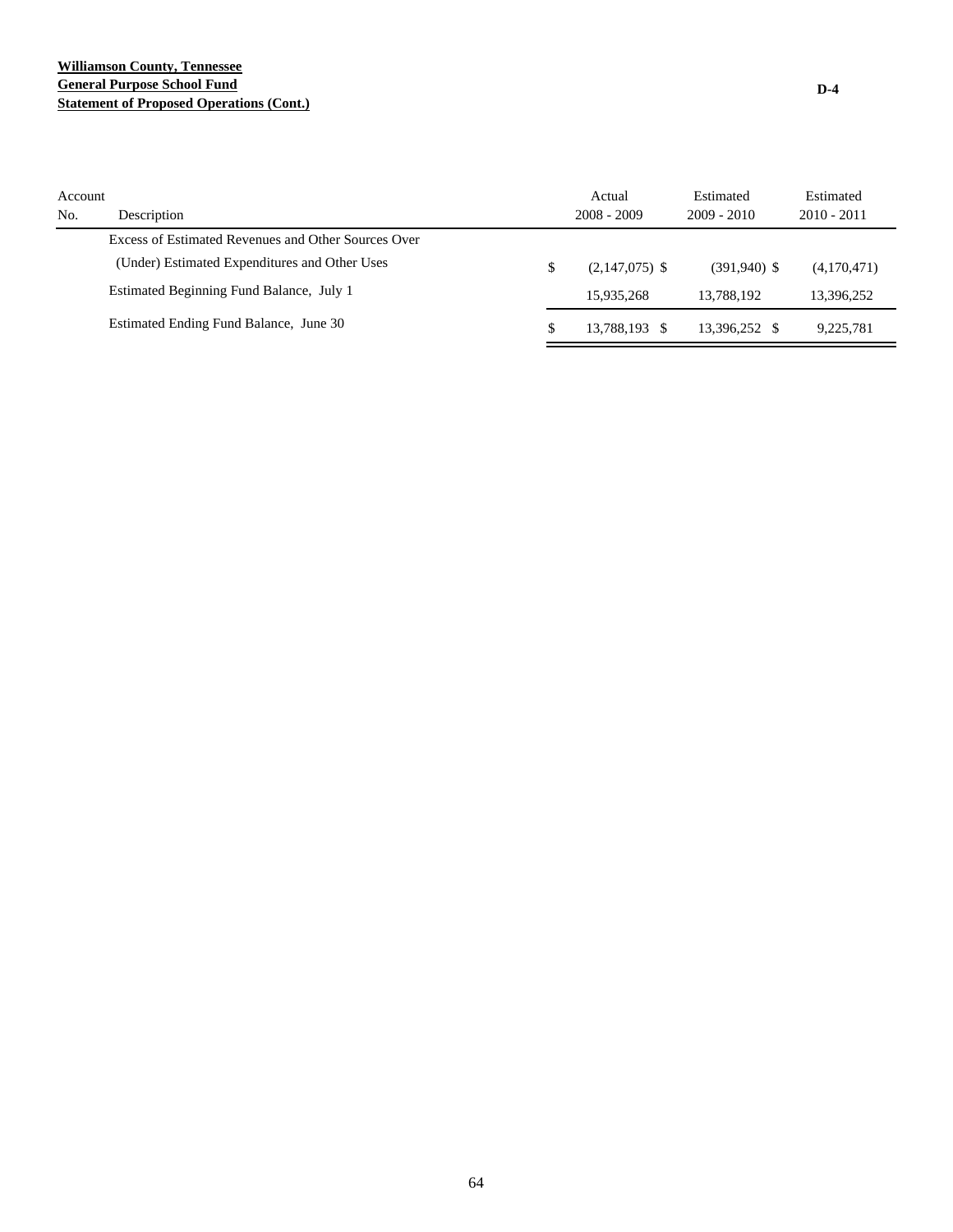**Williamson County, Tennessee**
**General Purpose School Fund**
**Statement of Proposed Operations (Cont.)**

D-4

| Account No. | Description | Actual 2008 - 2009 | Estimated 2009 - 2010 | Estimated 2010 - 2011 |
|---|---|---|---|---|
| | Excess of Estimated Revenues and Other Sources Over (Under) Estimated Expenditures and Other Uses | $ (2,147,075) | $ (391,940) | $ (4,170,471) |
| | Estimated Beginning Fund Balance, July 1 | 15,935,268 | 13,788,192 | 13,396,252 |
| | Estimated Ending Fund Balance, June 30 | $ 13,788,193 | $ 13,396,252 | $ 9,225,781 |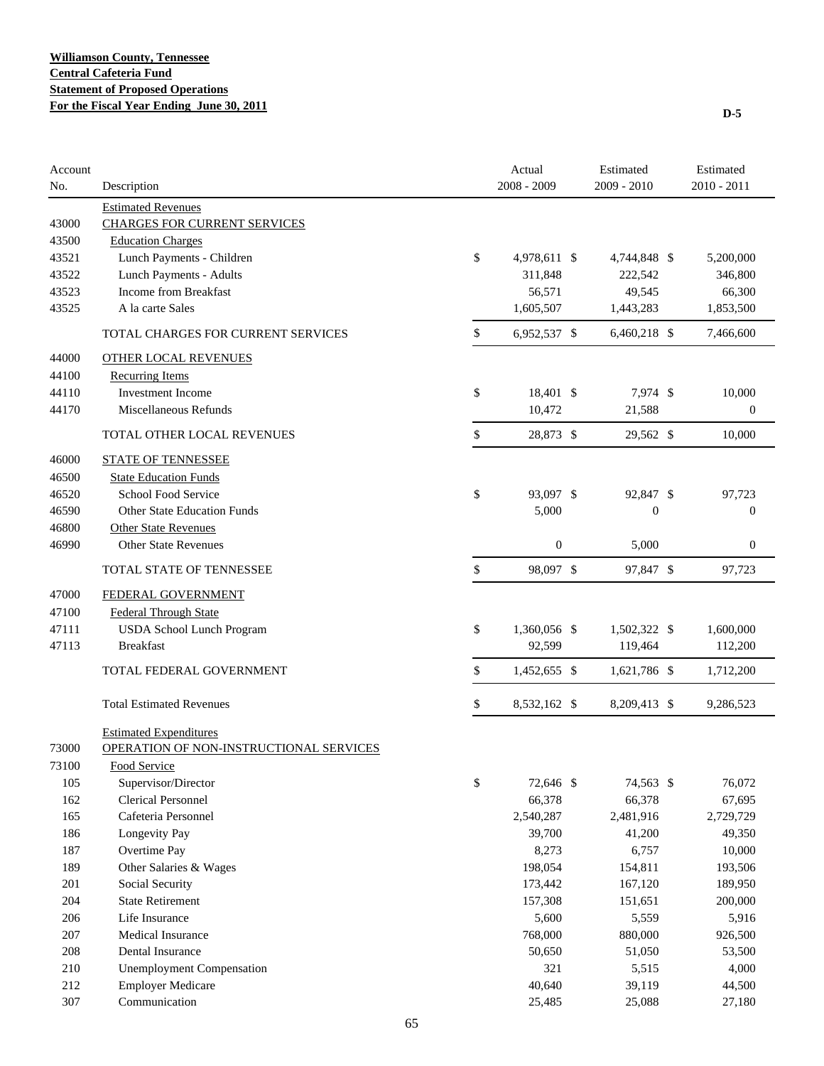**Williamson County, Tennessee**
**Central Cafeteria Fund**
**Statement of Proposed Operations**
**For the Fiscal Year Ending June 30, 2011**

**D-5**

| Account No. | Description | Actual 2008 - 2009 | Estimated 2009 - 2010 | Estimated 2010 - 2011 |
|---|---|---|---|---|
| | Estimated Revenues | | | |
| 43000 | CHARGES FOR CURRENT SERVICES | | | |
| 43500 | Education Charges | | | |
| 43521 | Lunch Payments - Children | $ 4,978,611 | $ 4,744,848 | $ 5,200,000 |
| 43522 | Lunch Payments - Adults | 311,848 | 222,542 | 346,800 |
| 43523 | Income from Breakfast | 56,571 | 49,545 | 66,300 |
| 43525 | A la carte Sales | 1,605,507 | 1,443,283 | 1,853,500 |
| | TOTAL CHARGES FOR CURRENT SERVICES | $ 6,952,537 | $ 6,460,218 | $ 7,466,600 |
| 44000 | OTHER LOCAL REVENUES | | | |
| 44100 | Recurring Items | | | |
| 44110 | Investment Income | $ 18,401 | $ 7,974 | $ 10,000 |
| 44170 | Miscellaneous Refunds | 10,472 | 21,588 | 0 |
| | TOTAL OTHER LOCAL REVENUES | $ 28,873 | $ 29,562 | $ 10,000 |
| 46000 | STATE OF TENNESSEE | | | |
| 46500 | State Education Funds | | | |
| 46520 | School Food Service | $ 93,097 | $ 92,847 | $ 97,723 |
| 46590 | Other State Education Funds | 5,000 | 0 | 0 |
| 46800 | Other State Revenues | | | |
| 46990 | Other State Revenues | 0 | 5,000 | 0 |
| | TOTAL STATE OF TENNESSEE | $ 98,097 | $ 97,847 | $ 97,723 |
| 47000 | FEDERAL GOVERNMENT | | | |
| 47100 | Federal Through State | | | |
| 47111 | USDA School Lunch Program | $ 1,360,056 | $ 1,502,322 | $ 1,600,000 |
| 47113 | Breakfast | 92,599 | 119,464 | 112,200 |
| | TOTAL FEDERAL GOVERNMENT | $ 1,452,655 | $ 1,621,786 | $ 1,712,200 |
| | Total Estimated Revenues | $ 8,532,162 | $ 8,209,413 | $ 9,286,523 |
| | Estimated Expenditures | | | |
| 73000 | OPERATION OF NON-INSTRUCTIONAL SERVICES | | | |
| 73100 | Food Service | | | |
| 105 | Supervisor/Director | $ 72,646 | $ 74,563 | $ 76,072 |
| 162 | Clerical Personnel | 66,378 | 66,378 | 67,695 |
| 165 | Cafeteria Personnel | 2,540,287 | 2,481,916 | 2,729,729 |
| 186 | Longevity Pay | 39,700 | 41,200 | 49,350 |
| 187 | Overtime Pay | 8,273 | 6,757 | 10,000 |
| 189 | Other Salaries & Wages | 198,054 | 154,811 | 193,506 |
| 201 | Social Security | 173,442 | 167,120 | 189,950 |
| 204 | State Retirement | 157,308 | 151,651 | 200,000 |
| 206 | Life Insurance | 5,600 | 5,559 | 5,916 |
| 207 | Medical Insurance | 768,000 | 880,000 | 926,500 |
| 208 | Dental Insurance | 50,650 | 51,050 | 53,500 |
| 210 | Unemployment Compensation | 321 | 5,515 | 4,000 |
| 212 | Employer Medicare | 40,640 | 39,119 | 44,500 |
| 307 | Communication | 25,485 | 25,088 | 27,180 |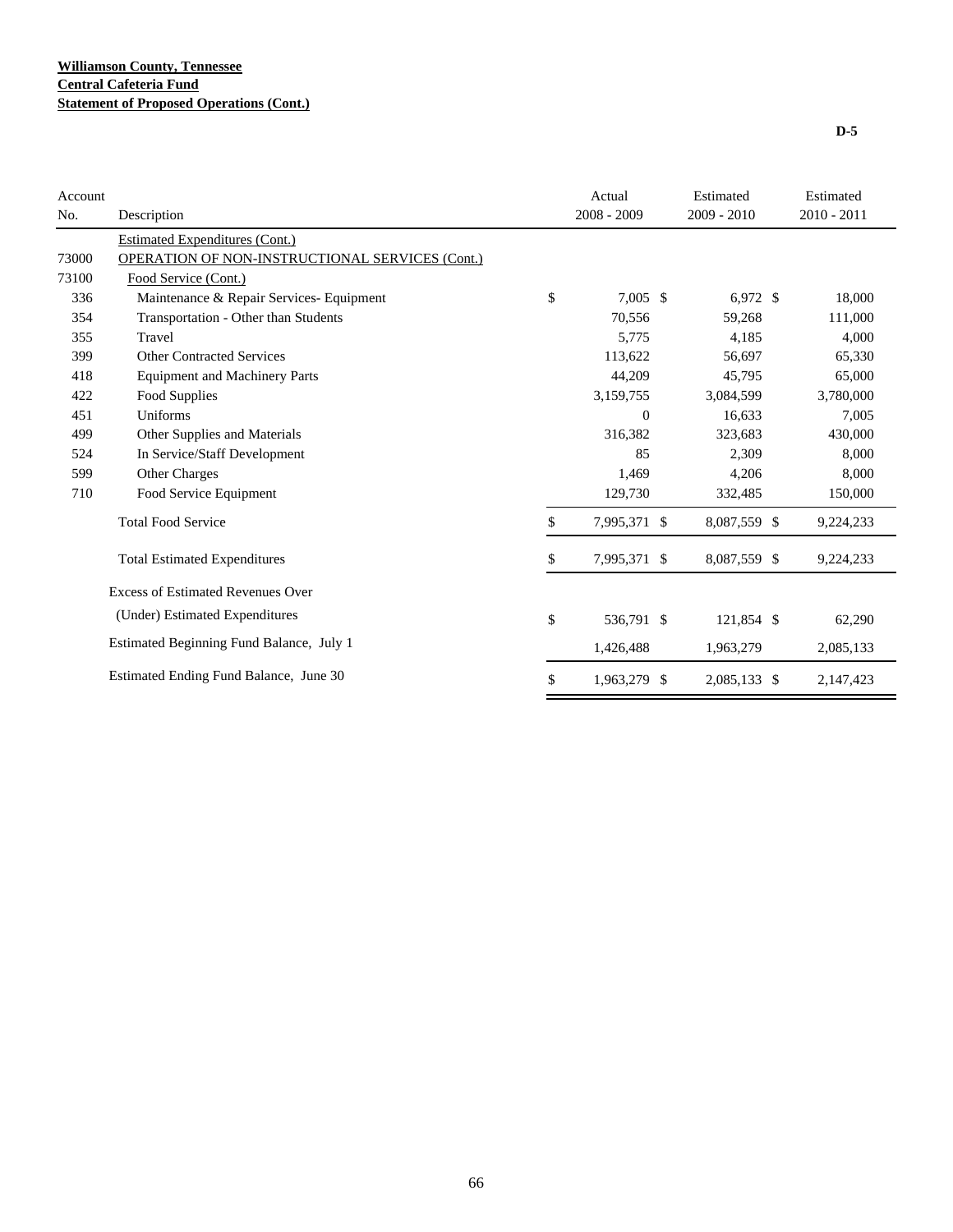**Williamson County, Tennessee**
**Central Cafeteria Fund**
**Statement of Proposed Operations (Cont.)**

**D-5**

| Account No. | Description | Actual 2008 - 2009 | Estimated 2009 - 2010 | Estimated 2010 - 2011 |
|---|---|---|---|---|
| | Estimated Expenditures (Cont.) | | | |
| 73000 | OPERATION OF NON-INSTRUCTIONAL SERVICES (Cont.) | | | |
| 73100 | Food Service (Cont.) | | | |
| 336 | Maintenance & Repair Services- Equipment | $ 7,005 | $ 6,972 | $ 18,000 |
| 354 | Transportation - Other than Students | 70,556 | 59,268 | 111,000 |
| 355 | Travel | 5,775 | 4,185 | 4,000 |
| 399 | Other Contracted Services | 113,622 | 56,697 | 65,330 |
| 418 | Equipment and Machinery Parts | 44,209 | 45,795 | 65,000 |
| 422 | Food Supplies | 3,159,755 | 3,084,599 | 3,780,000 |
| 451 | Uniforms | 0 | 16,633 | 7,005 |
| 499 | Other Supplies and Materials | 316,382 | 323,683 | 430,000 |
| 524 | In Service/Staff Development | 85 | 2,309 | 8,000 |
| 599 | Other Charges | 1,469 | 4,206 | 8,000 |
| 710 | Food Service Equipment | 129,730 | 332,485 | 150,000 |
| | Total Food Service | $ 7,995,371 | $ 8,087,559 | $ 9,224,233 |
| | Total Estimated Expenditures | $ 7,995,371 | $ 8,087,559 | $ 9,224,233 |
| | Excess of Estimated Revenues Over (Under) Estimated Expenditures | $ 536,791 | $ 121,854 | $ 62,290 |
| | Estimated Beginning Fund Balance, July 1 | 1,426,488 | 1,963,279 | 2,085,133 |
| | Estimated Ending Fund Balance, June 30 | $ 1,963,279 | $ 2,085,133 | $ 2,147,423 |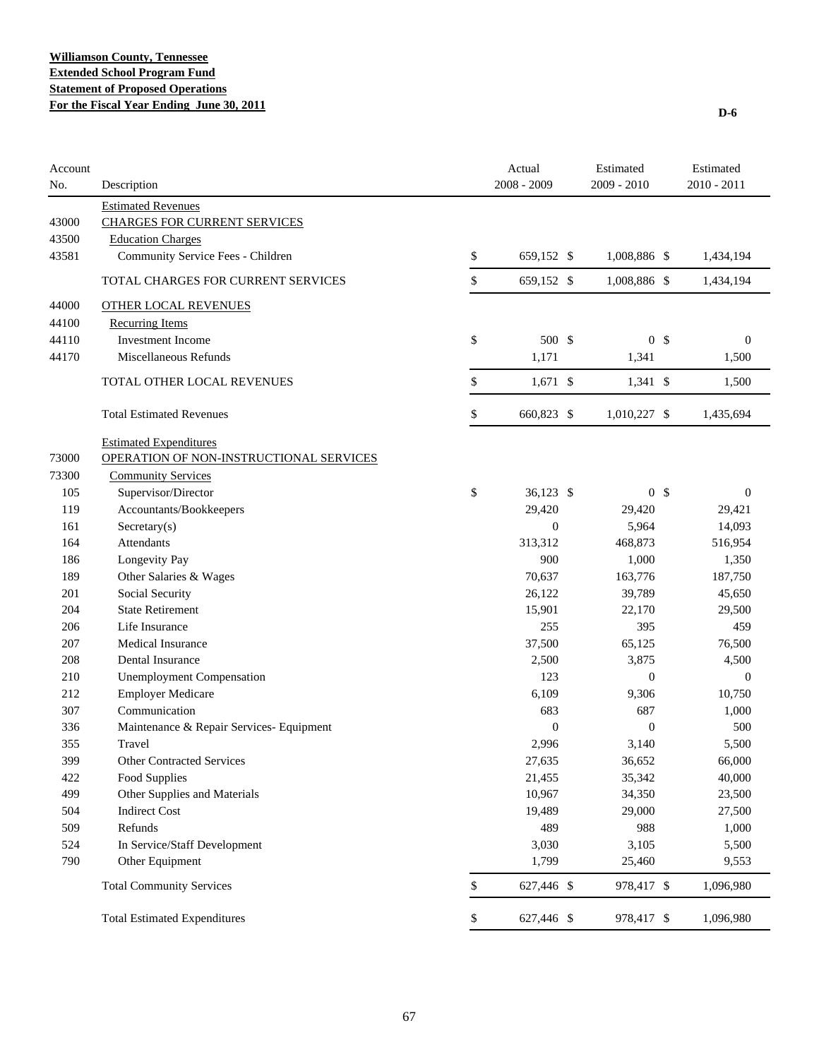**Williamson County, Tennessee**
**Extended School Program Fund**
**Statement of Proposed Operations**
**For the Fiscal Year Ending June 30, 2011**

D-6

| Account No. | Description | Actual 2008 - 2009 | Estimated 2009 - 2010 | Estimated 2010 - 2011 |
|---|---|---|---|---|
| | Estimated Revenues | | | |
| 43000 | CHARGES FOR CURRENT SERVICES | | | |
| 43500 | Education Charges | | | |
| 43581 | Community Service Fees - Children | $ 659,152 | $ 1,008,886 | $ 1,434,194 |
| | TOTAL CHARGES FOR CURRENT SERVICES | $ 659,152 | $ 1,008,886 | $ 1,434,194 |
| 44000 | OTHER LOCAL REVENUES | | | |
| 44100 | Recurring Items | | | |
| 44110 | Investment Income | $ 500 | $ 0 | $ 0 |
| 44170 | Miscellaneous Refunds | 1,171 | 1,341 | 1,500 |
| | TOTAL OTHER LOCAL REVENUES | $ 1,671 | $ 1,341 | $ 1,500 |
| | Total Estimated Revenues | $ 660,823 | $ 1,010,227 | $ 1,435,694 |
| | Estimated Expenditures | | | |
| 73000 | OPERATION OF NON-INSTRUCTIONAL SERVICES | | | |
| 73300 | Community Services | | | |
| 105 | Supervisor/Director | $ 36,123 | $ 0 | $ 0 |
| 119 | Accountants/Bookkeepers | 29,420 | 29,420 | 29,421 |
| 161 | Secretary(s) | 0 | 5,964 | 14,093 |
| 164 | Attendants | 313,312 | 468,873 | 516,954 |
| 186 | Longevity Pay | 900 | 1,000 | 1,350 |
| 189 | Other Salaries & Wages | 70,637 | 163,776 | 187,750 |
| 201 | Social Security | 26,122 | 39,789 | 45,650 |
| 204 | State Retirement | 15,901 | 22,170 | 29,500 |
| 206 | Life Insurance | 255 | 395 | 459 |
| 207 | Medical Insurance | 37,500 | 65,125 | 76,500 |
| 208 | Dental Insurance | 2,500 | 3,875 | 4,500 |
| 210 | Unemployment Compensation | 123 | 0 | 0 |
| 212 | Employer Medicare | 6,109 | 9,306 | 10,750 |
| 307 | Communication | 683 | 687 | 1,000 |
| 336 | Maintenance & Repair Services- Equipment | 0 | 0 | 500 |
| 355 | Travel | 2,996 | 3,140 | 5,500 |
| 399 | Other Contracted Services | 27,635 | 36,652 | 66,000 |
| 422 | Food Supplies | 21,455 | 35,342 | 40,000 |
| 499 | Other Supplies and Materials | 10,967 | 34,350 | 23,500 |
| 504 | Indirect Cost | 19,489 | 29,000 | 27,500 |
| 509 | Refunds | 489 | 988 | 1,000 |
| 524 | In Service/Staff Development | 3,030 | 3,105 | 5,500 |
| 790 | Other Equipment | 1,799 | 25,460 | 9,553 |
| | Total Community Services | $ 627,446 | $ 978,417 | $ 1,096,980 |
| | Total Estimated Expenditures | $ 627,446 | $ 978,417 | $ 1,096,980 |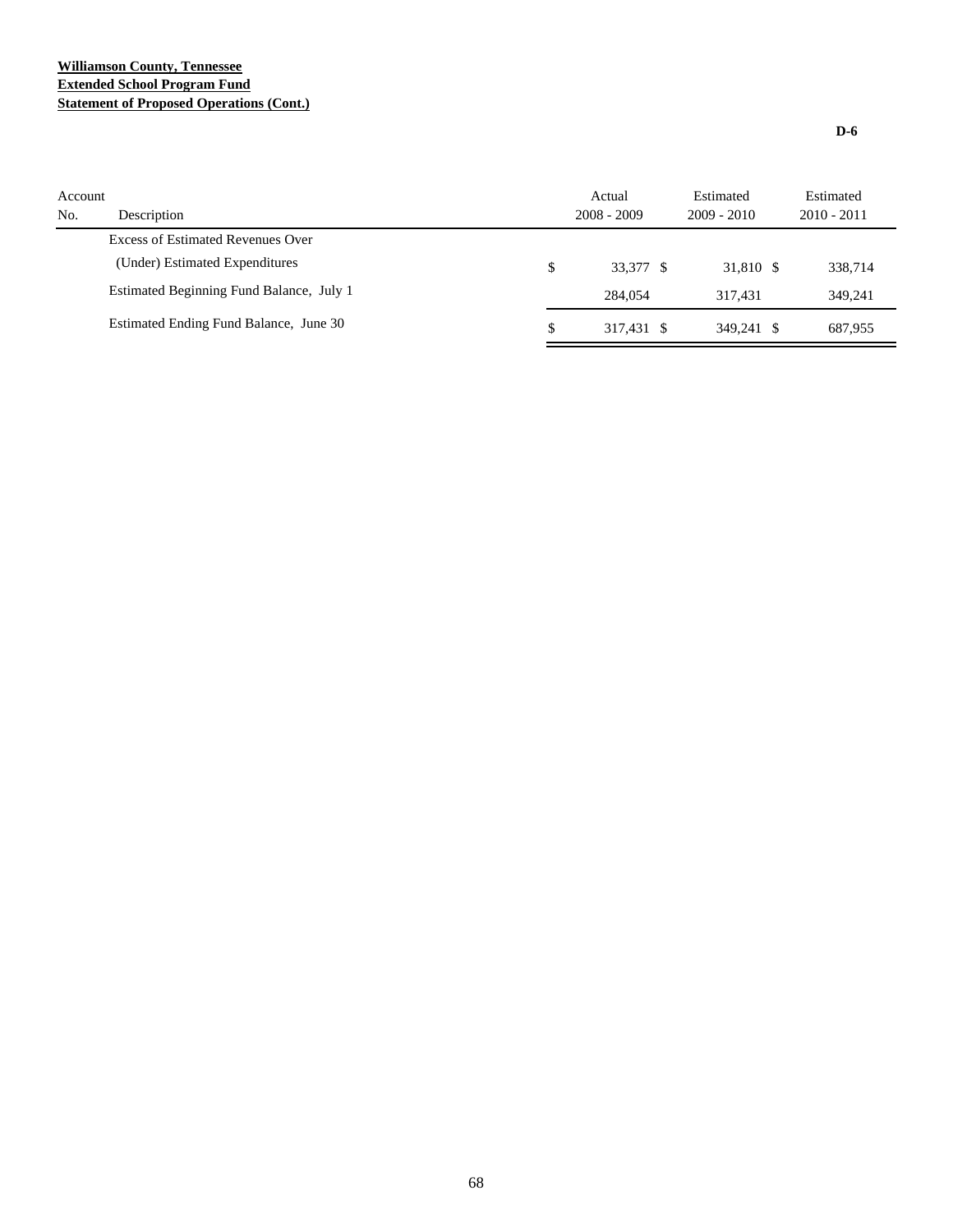**Williamson County, Tennessee**
**Extended School Program Fund**
**Statement of Proposed Operations (Cont.)**

**D-6**

| Account No. | Description | Actual 2008 - 2009 | Estimated 2009 - 2010 | Estimated 2010 - 2011 |
|---|---|---|---|---|
| | Excess of Estimated Revenues Over (Under) Estimated Expenditures | $ 33,377 | $ 31,810 | $ 338,714 |
| | Estimated Beginning Fund Balance, July 1 | 284,054 | 317,431 | 349,241 |
| | Estimated Ending Fund Balance, June 30 | $ 317,431 | $ 349,241 | $ 687,955 |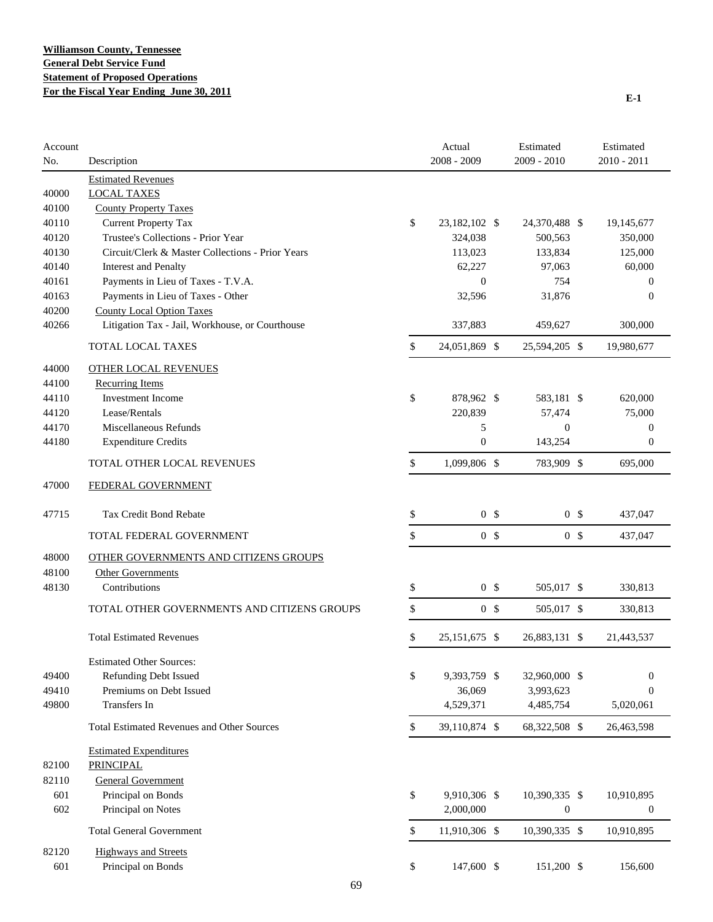**Williamson County, Tennessee**
**General Debt Service Fund**
**Statement of Proposed Operations**
**For the Fiscal Year Ending June 30, 2011**

E-1

| Account No. | Description | Actual 2008 - 2009 | Estimated 2009 - 2010 | Estimated 2010 - 2011 |
|---|---|---|---|---|
| | Estimated Revenues | | | |
| 40000 | LOCAL TAXES | | | |
| 40100 | County Property Taxes | | | |
| 40110 | Current Property Tax | $ 23,182,102 | $ 24,370,488 | $ 19,145,677 |
| 40120 | Trustee's Collections - Prior Year | 324,038 | 500,563 | 350,000 |
| 40130 | Circuit/Clerk & Master Collections - Prior Years | 113,023 | 133,834 | 125,000 |
| 40140 | Interest and Penalty | 62,227 | 97,063 | 60,000 |
| 40161 | Payments in Lieu of Taxes - T.V.A. | 0 | 754 | 0 |
| 40163 | Payments in Lieu of Taxes - Other | 32,596 | 31,876 | 0 |
| 40200 | County Local Option Taxes | | | |
| 40266 | Litigation Tax - Jail, Workhouse, or Courthouse | 337,883 | 459,627 | 300,000 |
| | TOTAL LOCAL TAXES | $ 24,051,869 | $ 25,594,205 | $ 19,980,677 |
| 44000 | OTHER LOCAL REVENUES | | | |
| 44100 | Recurring Items | | | |
| 44110 | Investment Income | $ 878,962 | $ 583,181 | $ 620,000 |
| 44120 | Lease/Rentals | 220,839 | 57,474 | 75,000 |
| 44170 | Miscellaneous Refunds | 5 | 0 | 0 |
| 44180 | Expenditure Credits | 0 | 143,254 | 0 |
| | TOTAL OTHER LOCAL REVENUES | $ 1,099,806 | $ 783,909 | $ 695,000 |
| 47000 | FEDERAL GOVERNMENT | | | |
| 47715 | Tax Credit Bond Rebate | $ 0 | $ 0 | $ 437,047 |
| | TOTAL FEDERAL GOVERNMENT | $ 0 | $ 0 | $ 437,047 |
| 48000 | OTHER GOVERNMENTS AND CITIZENS GROUPS | | | |
| 48100 | Other Governments | | | |
| 48130 | Contributions | $ 0 | $ 505,017 | $ 330,813 |
| | TOTAL OTHER GOVERNMENTS AND CITIZENS GROUPS | $ 0 | $ 505,017 | $ 330,813 |
| | Total Estimated Revenues | $ 25,151,675 | $ 26,883,131 | $ 21,443,537 |
| | Estimated Other Sources: | | | |
| 49400 | Refunding Debt Issued | $ 9,393,759 | $ 32,960,000 | $ 0 |
| 49410 | Premiums on Debt Issued | 36,069 | 3,993,623 | 0 |
| 49800 | Transfers In | 4,529,371 | 4,485,754 | 5,020,061 |
| | Total Estimated Revenues and Other Sources | $ 39,110,874 | $ 68,322,508 | $ 26,463,598 |
| | Estimated Expenditures | | | |
| 82100 | PRINCIPAL | | | |
| 82110 | General Government | | | |
| 601 | Principal on Bonds | $ 9,910,306 | $ 10,390,335 | $ 10,910,895 |
| 602 | Principal on Notes | 2,000,000 | 0 | 0 |
| | Total General Government | $ 11,910,306 | $ 10,390,335 | $ 10,910,895 |
| 82120 | Highways and Streets | | | |
| 601 | Principal on Bonds | $ 147,600 | $ 151,200 | $ 156,600 |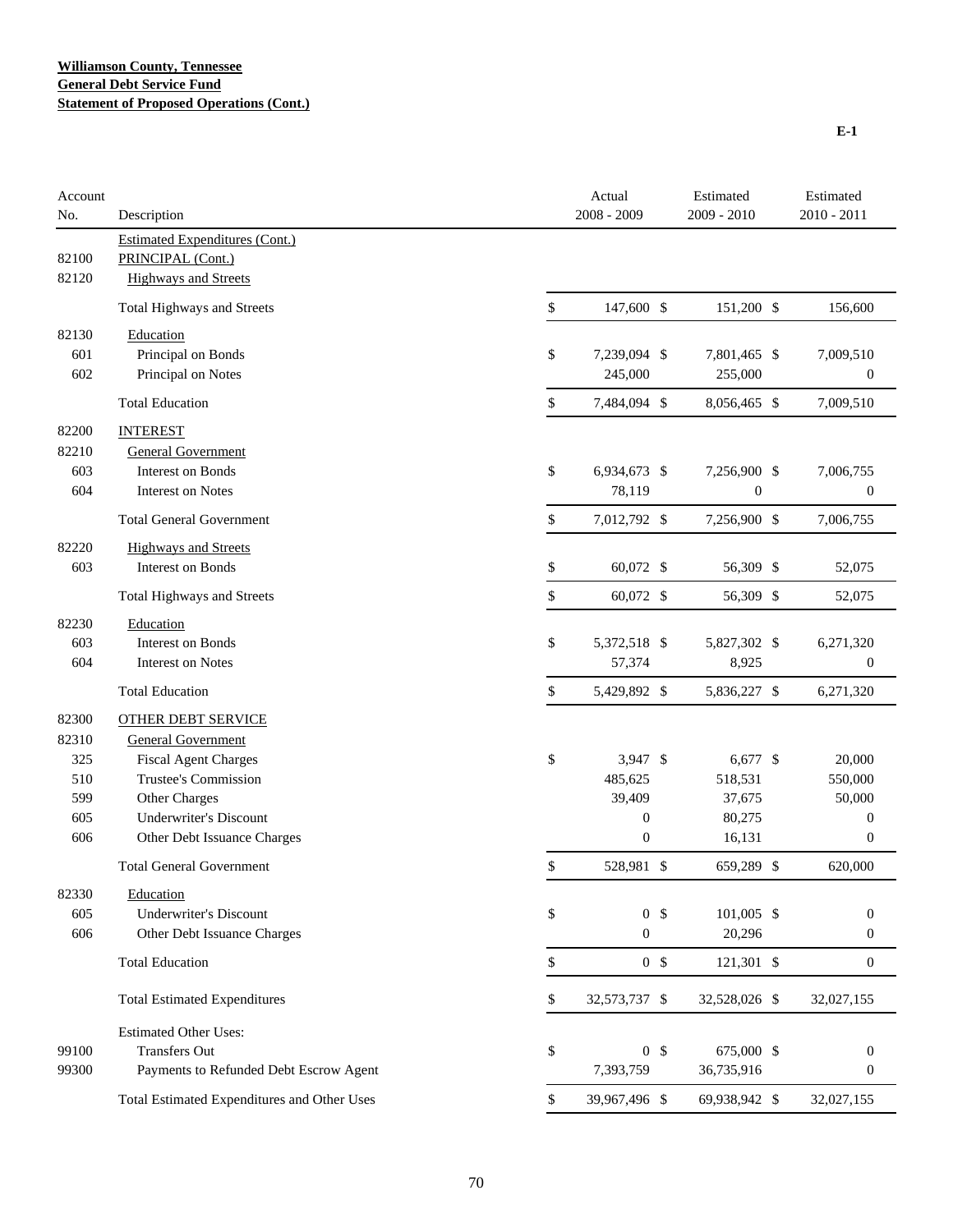**Williamson County, Tennessee**
**General Debt Service Fund**
**Statement of Proposed Operations (Cont.)**

**E-1**

| Account No. | Description | Actual 2008 - 2009 | Estimated 2009 - 2010 | Estimated 2010 - 2011 |
|---|---|---|---|---|
| | Estimated Expenditures (Cont.) | | | |
| 82100 | PRINCIPAL (Cont.) | | | |
| 82120 | Highways and Streets | | | |
| | Total Highways and Streets | $ 147,600 | $ 151,200 | $ 156,600 |
| 82130 | Education | | | |
| 601 | Principal on Bonds | $ 7,239,094 | $ 7,801,465 | $ 7,009,510 |
| 602 | Principal on Notes | 245,000 | 255,000 | 0 |
| | Total Education | $ 7,484,094 | $ 8,056,465 | $ 7,009,510 |
| 82200 | INTEREST | | | |
| 82210 | General Government | | | |
| 603 | Interest on Bonds | $ 6,934,673 | $ 7,256,900 | $ 7,006,755 |
| 604 | Interest on Notes | 78,119 | 0 | 0 |
| | Total General Government | $ 7,012,792 | $ 7,256,900 | $ 7,006,755 |
| 82220 | Highways and Streets | | | |
| 603 | Interest on Bonds | $ 60,072 | $ 56,309 | $ 52,075 |
| | Total Highways and Streets | $ 60,072 | $ 56,309 | $ 52,075 |
| 82230 | Education | | | |
| 603 | Interest on Bonds | $ 5,372,518 | $ 5,827,302 | $ 6,271,320 |
| 604 | Interest on Notes | 57,374 | 8,925 | 0 |
| | Total Education | $ 5,429,892 | $ 5,836,227 | $ 6,271,320 |
| 82300 | OTHER DEBT SERVICE | | | |
| 82310 | General Government | | | |
| 325 | Fiscal Agent Charges | $ 3,947 | $ 6,677 | $ 20,000 |
| 510 | Trustee's Commission | 485,625 | 518,531 | 550,000 |
| 599 | Other Charges | 39,409 | 37,675 | 50,000 |
| 605 | Underwriter's Discount | 0 | 80,275 | 0 |
| 606 | Other Debt Issuance Charges | 0 | 16,131 | 0 |
| | Total General Government | $ 528,981 | $ 659,289 | $ 620,000 |
| 82330 | Education | | | |
| 605 | Underwriter's Discount | $ 0 | $ 101,005 | $ 0 |
| 606 | Other Debt Issuance Charges | 0 | 20,296 | 0 |
| | Total Education | $ 0 | $ 121,301 | $ 0 |
| | Total Estimated Expenditures | $ 32,573,737 | $ 32,528,026 | $ 32,027,155 |
| | Estimated Other Uses: | | | |
| 99100 | Transfers Out | $ 0 | $ 675,000 | $ 0 |
| 99300 | Payments to Refunded Debt Escrow Agent | 7,393,759 | 36,735,916 | 0 |
| | Total Estimated Expenditures and Other Uses | $ 39,967,496 | $ 69,938,942 | $ 32,027,155 |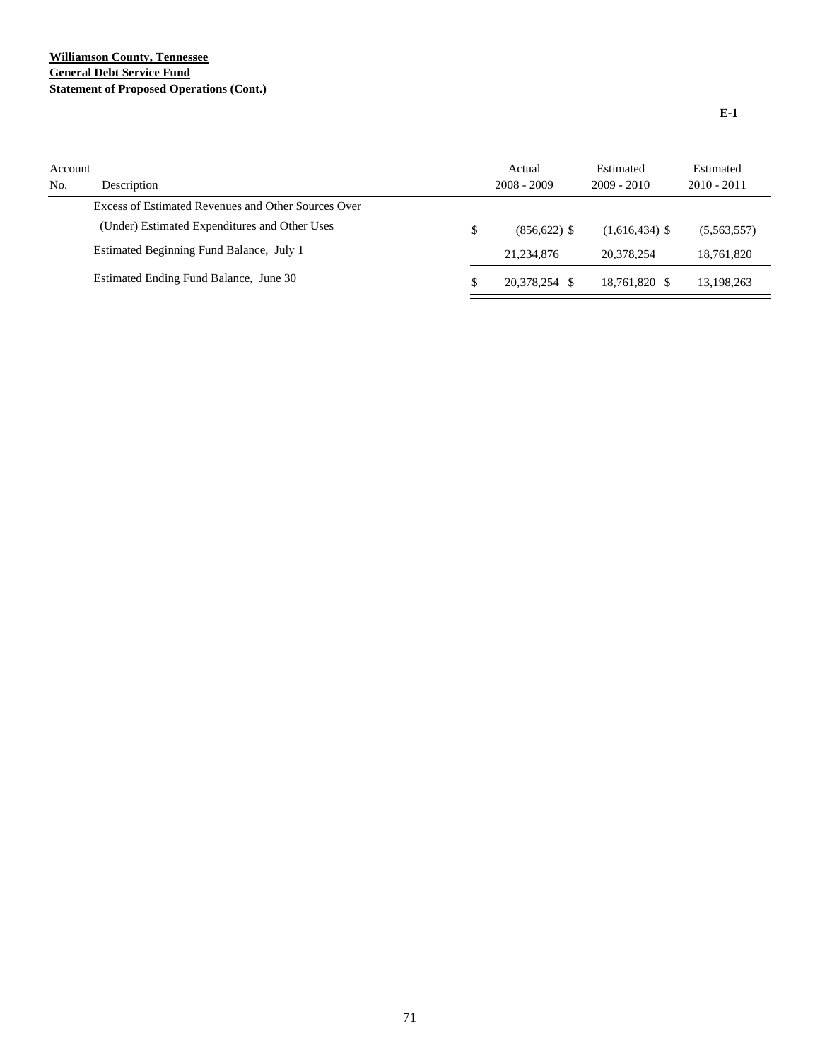**Williamson County, Tennessee**
**General Debt Service Fund**
**Statement of Proposed Operations (Cont.)**

**E-1**

| Account No. | Description | Actual 2008 - 2009 | Estimated 2009 - 2010 | Estimated 2010 - 2011 |
|---|---|---|---|---|
| | Excess of Estimated Revenues and Other Sources Over (Under) Estimated Expenditures and Other Uses | $ (856,622) | $ (1,616,434) | $ (5,563,557) |
| | Estimated Beginning Fund Balance, July 1 | 21,234,876 | 20,378,254 | 18,761,820 |
| | Estimated Ending Fund Balance, June 30 | $ 20,378,254 | $ 18,761,820 | $ 13,198,263 |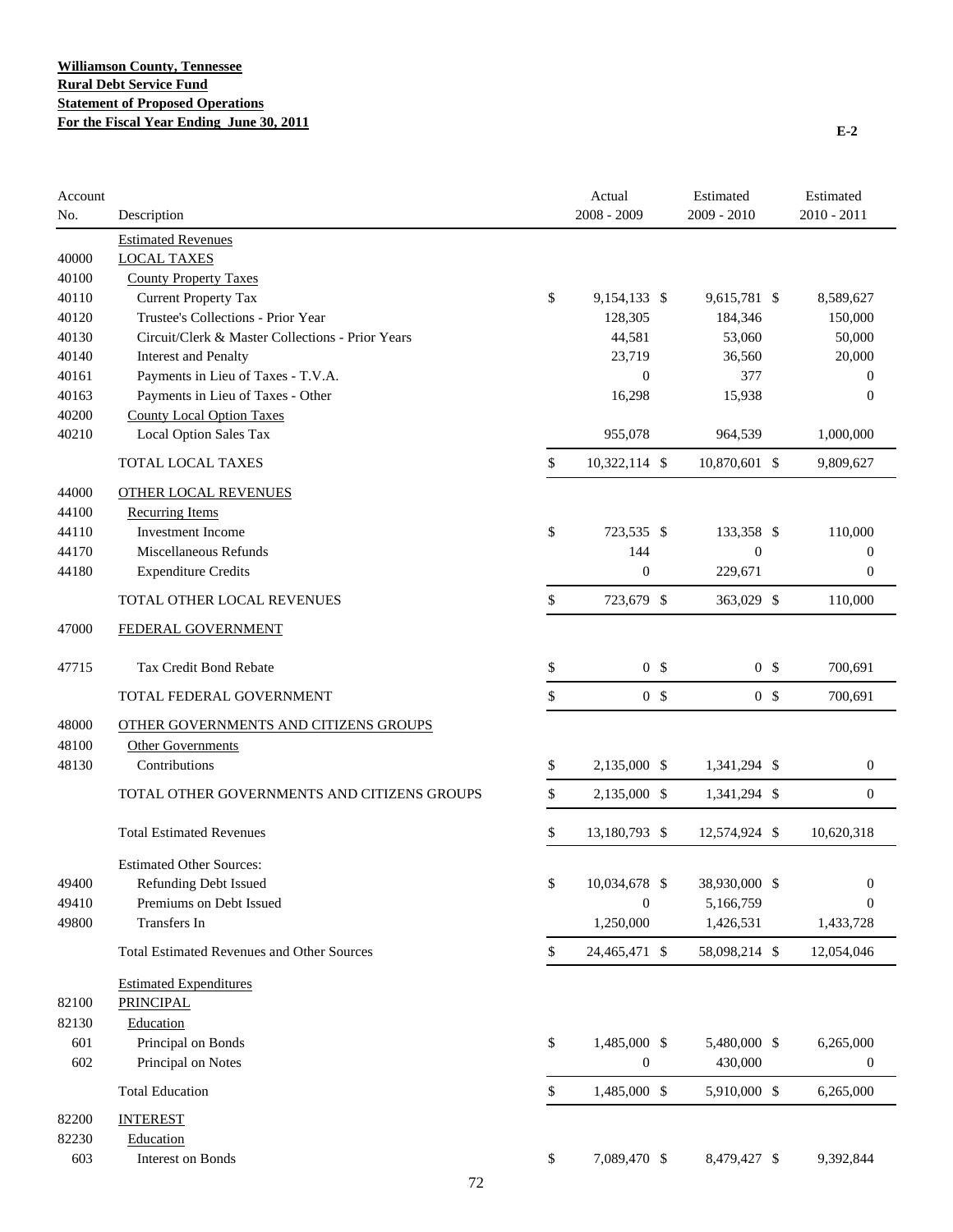**Williamson County, Tennessee**
**Rural Debt Service Fund**
**Statement of Proposed Operations**
**For the Fiscal Year Ending June 30, 2011**

E-2

| Account No. | Description | Actual 2008 - 2009 | Estimated 2009 - 2010 | Estimated 2010 - 2011 |
|---|---|---|---|---|
| | Estimated Revenues | | | |
| 40000 | LOCAL TAXES | | | |
| 40100 | County Property Taxes | | | |
| 40110 | Current Property Tax | $ 9,154,133 | $ 9,615,781 | $ 8,589,627 |
| 40120 | Trustee's Collections - Prior Year | 128,305 | 184,346 | 150,000 |
| 40130 | Circuit/Clerk & Master Collections - Prior Years | 44,581 | 53,060 | 50,000 |
| 40140 | Interest and Penalty | 23,719 | 36,560 | 20,000 |
| 40161 | Payments in Lieu of Taxes - T.V.A. | 0 | 377 | 0 |
| 40163 | Payments in Lieu of Taxes - Other | 16,298 | 15,938 | 0 |
| 40200 | County Local Option Taxes | | | |
| 40210 | Local Option Sales Tax | 955,078 | 964,539 | 1,000,000 |
| | TOTAL LOCAL TAXES | $ 10,322,114 | $ 10,870,601 | $ 9,809,627 |
| 44000 | OTHER LOCAL REVENUES | | | |
| 44100 | Recurring Items | | | |
| 44110 | Investment Income | $ 723,535 | $ 133,358 | $ 110,000 |
| 44170 | Miscellaneous Refunds | 144 | 0 | 0 |
| 44180 | Expenditure Credits | 0 | 229,671 | 0 |
| | TOTAL OTHER LOCAL REVENUES | $ 723,679 | $ 363,029 | $ 110,000 |
| 47000 | FEDERAL GOVERNMENT | | | |
| 47715 | Tax Credit Bond Rebate | $ 0 | $ 0 | $ 700,691 |
| | TOTAL FEDERAL GOVERNMENT | $ 0 | $ 0 | $ 700,691 |
| 48000 | OTHER GOVERNMENTS AND CITIZENS GROUPS | | | |
| 48100 | Other Governments | | | |
| 48130 | Contributions | $ 2,135,000 | $ 1,341,294 | $ 0 |
| | TOTAL OTHER GOVERNMENTS AND CITIZENS GROUPS | $ 2,135,000 | $ 1,341,294 | $ 0 |
| | Total Estimated Revenues | $ 13,180,793 | $ 12,574,924 | $ 10,620,318 |
| | Estimated Other Sources: | | | |
| 49400 | Refunding Debt Issued | $ 10,034,678 | $ 38,930,000 | $ 0 |
| 49410 | Premiums on Debt Issued | 0 | 5,166,759 | 0 |
| 49800 | Transfers In | 1,250,000 | 1,426,531 | 1,433,728 |
| | Total Estimated Revenues and Other Sources | $ 24,465,471 | $ 58,098,214 | $ 12,054,046 |
| | Estimated Expenditures | | | |
| 82100 | PRINCIPAL | | | |
| 82130 | Education | | | |
| 601 | Principal on Bonds | $ 1,485,000 | $ 5,480,000 | $ 6,265,000 |
| 602 | Principal on Notes | 0 | 430,000 | 0 |
| | Total Education | $ 1,485,000 | $ 5,910,000 | $ 6,265,000 |
| 82200 | INTEREST | | | |
| 82230 | Education | | | |
| 603 | Interest on Bonds | $ 7,089,470 | $ 8,479,427 | $ 9,392,844 |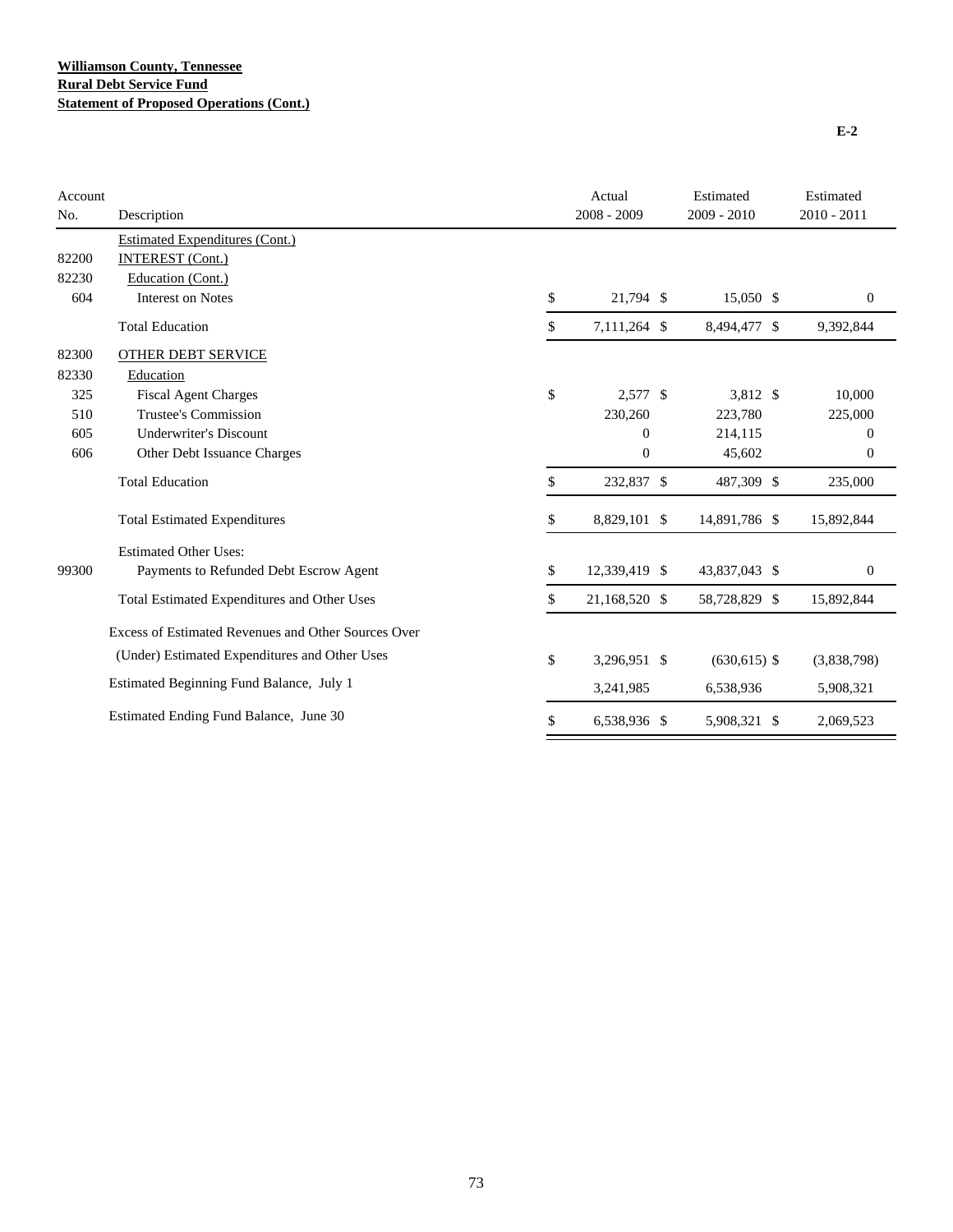**Williamson County, Tennessee**
**Rural Debt Service Fund**
**Statement of Proposed Operations (Cont.)**

**E-2**

| Account No. | Description | Actual 2008 - 2009 | Estimated 2009 - 2010 | Estimated 2010 - 2011 |
|---|---|---|---|---|
| | Estimated Expenditures (Cont.) | | | |
| 82200 | INTEREST (Cont.) | | | |
| 82230 | Education (Cont.) | | | |
| 604 | Interest on Notes | $ 21,794 | $ 15,050 | $ 0 |
| | Total Education | $ 7,111,264 | $ 8,494,477 | $ 9,392,844 |
| 82300 | OTHER DEBT SERVICE | | | |
| 82330 | Education | | | |
| 325 | Fiscal Agent Charges | $ 2,577 | $ 3,812 | $ 10,000 |
| 510 | Trustee's Commission | 230,260 | 223,780 | 225,000 |
| 605 | Underwriter's Discount | 0 | 214,115 | 0 |
| 606 | Other Debt Issuance Charges | 0 | 45,602 | 0 |
| | Total Education | $ 232,837 | $ 487,309 | $ 235,000 |
| | Total Estimated Expenditures | $ 8,829,101 | $ 14,891,786 | $ 15,892,844 |
| | Estimated Other Uses: | | | |
| 99300 | Payments to Refunded Debt Escrow Agent | $ 12,339,419 | $ 43,837,043 | $ 0 |
| | Total Estimated Expenditures and Other Uses | $ 21,168,520 | $ 58,728,829 | $ 15,892,844 |
| | Excess of Estimated Revenues and Other Sources Over (Under) Estimated Expenditures and Other Uses | $ 3,296,951 | $ (630,615) | $ (3,838,798) |
| | Estimated Beginning Fund Balance, July 1 | 3,241,985 | 6,538,936 | 5,908,321 |
| | Estimated Ending Fund Balance, June 30 | $ 6,538,936 | $ 5,908,321 | $ 2,069,523 |